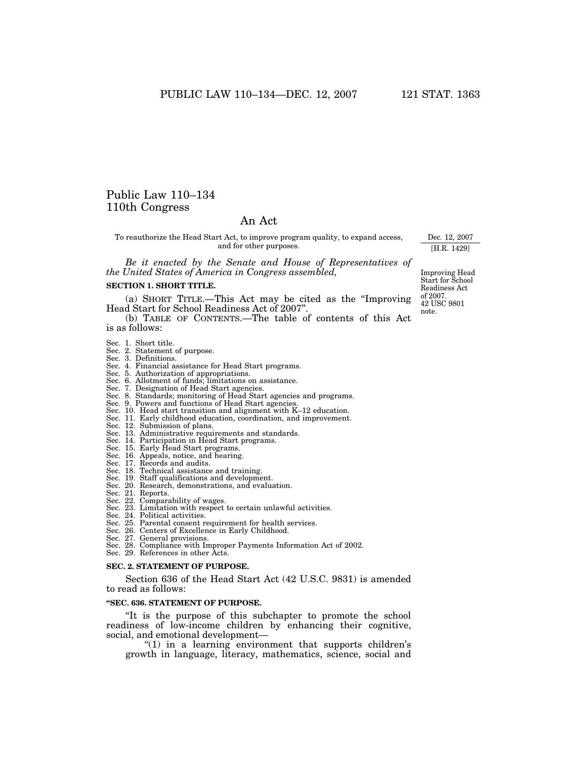# Public Law 110–134
## 110th Congress

## An Act

To reauthorize the Head Start Act, to improve program quality, to expand access, and for other purposes.

Dec. 12, 2007
[H.R. 1429]

*Be it enacted by the Senate and House of Representatives of the United States of America in Congress assembled,*

Improving Head Start for School Readiness Act of 2007.
42 USC 9801 note.

**SECTION 1. SHORT TITLE.**

(a) SHORT TITLE.—This Act may be cited as the "Improving Head Start for School Readiness Act of 2007".

(b) TABLE OF CONTENTS.—The table of contents of this Act is as follows:

Sec. 1. Short title.
Sec. 2. Statement of purpose.
Sec. 3. Definitions.
Sec. 4. Financial assistance for Head Start programs.
Sec. 5. Authorization of appropriations.
Sec. 6. Allotment of funds; limitations on assistance.
Sec. 7. Designation of Head Start agencies.
Sec. 8. Standards; monitoring of Head Start agencies and programs.
Sec. 9. Powers and functions of Head Start agencies.
Sec. 10. Head start transition and alignment with K–12 education.
Sec. 11. Early childhood education, coordination, and improvement.
Sec. 12. Submission of plans.
Sec. 13. Administrative requirements and standards.
Sec. 14. Participation in Head Start programs.
Sec. 15. Early Head Start programs.
Sec. 16. Appeals, notice, and hearing.
Sec. 17. Records and audits.
Sec. 18. Technical assistance and training.
Sec. 19. Staff qualifications and development.
Sec. 20. Research, demonstrations, and evaluation.
Sec. 21. Reports.
Sec. 22. Comparability of wages.
Sec. 23. Limitation with respect to certain unlawful activities.
Sec. 24. Political activities.
Sec. 25. Parental consent requirement for health services.
Sec. 26. Centers of Excellence in Early Childhood.
Sec. 27. General provisions.
Sec. 28. Compliance with Improper Payments Information Act of 2002.
Sec. 29. References in other Acts.

**SEC. 2. STATEMENT OF PURPOSE.**

Section 636 of the Head Start Act (42 U.S.C. 9831) is amended to read as follows:

**"SEC. 636. STATEMENT OF PURPOSE.**

"It is the purpose of this subchapter to promote the school readiness of low-income children by enhancing their cognitive, social, and emotional development—

"(1) in a learning environment that supports children's growth in language, literacy, mathematics, science, social and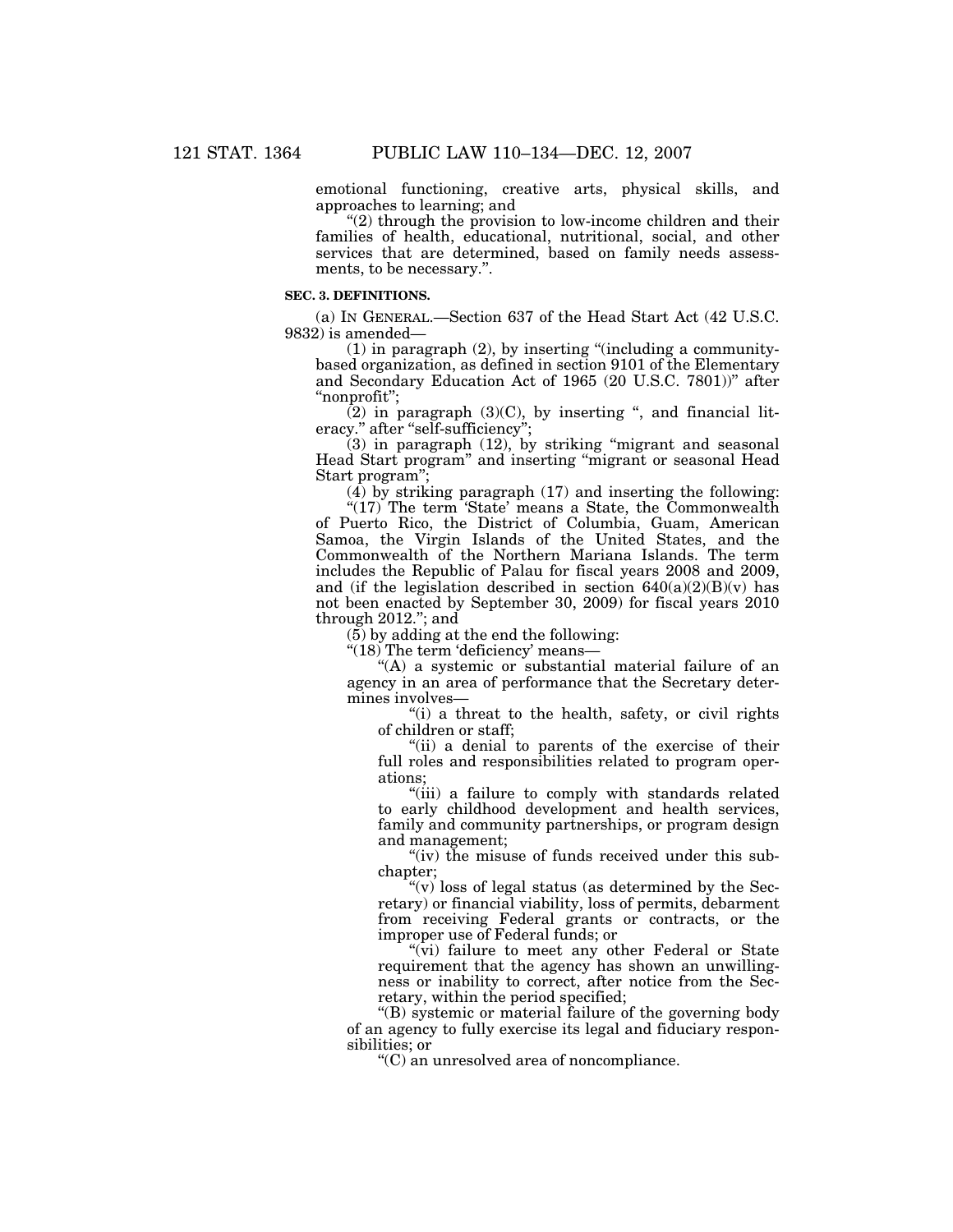emotional functioning, creative arts, physical skills, and approaches to learning; and

"(2) through the provision to low-income children and their families of health, educational, nutritional, social, and other services that are determined, based on family needs assessments, to be necessary.".

**SEC. 3. DEFINITIONS.**

(a) IN GENERAL.—Section 637 of the Head Start Act (42 U.S.C. 9832) is amended—

(1) in paragraph (2), by inserting "(including a community-based organization, as defined in section 9101 of the Elementary and Secondary Education Act of 1965 (20 U.S.C. 7801))" after "nonprofit";

(2) in paragraph (3)(C), by inserting ", and financial literacy." after "self-sufficiency";

(3) in paragraph (12), by striking "migrant and seasonal Head Start program" and inserting "migrant or seasonal Head Start program";

(4) by striking paragraph (17) and inserting the following:

"(17) The term 'State' means a State, the Commonwealth of Puerto Rico, the District of Columbia, Guam, American Samoa, the Virgin Islands of the United States, and the Commonwealth of the Northern Mariana Islands. The term includes the Republic of Palau for fiscal years 2008 and 2009, and (if the legislation described in section 640(a)(2)(B)(v) has not been enacted by September 30, 2009) for fiscal years 2010 through 2012."; and

(5) by adding at the end the following:

"(18) The term 'deficiency' means—

"(A) a systemic or substantial material failure of an agency in an area of performance that the Secretary determines involves—

"(i) a threat to the health, safety, or civil rights of children or staff;

"(ii) a denial to parents of the exercise of their full roles and responsibilities related to program operations;

"(iii) a failure to comply with standards related to early childhood development and health services, family and community partnerships, or program design and management;

"(iv) the misuse of funds received under this subchapter;

"(v) loss of legal status (as determined by the Secretary) or financial viability, loss of permits, debarment from receiving Federal grants or contracts, or the improper use of Federal funds; or

"(vi) failure to meet any other Federal or State requirement that the agency has shown an unwillingness or inability to correct, after notice from the Secretary, within the period specified;

"(B) systemic or material failure of the governing body of an agency to fully exercise its legal and fiduciary responsibilities; or

"(C) an unresolved area of noncompliance.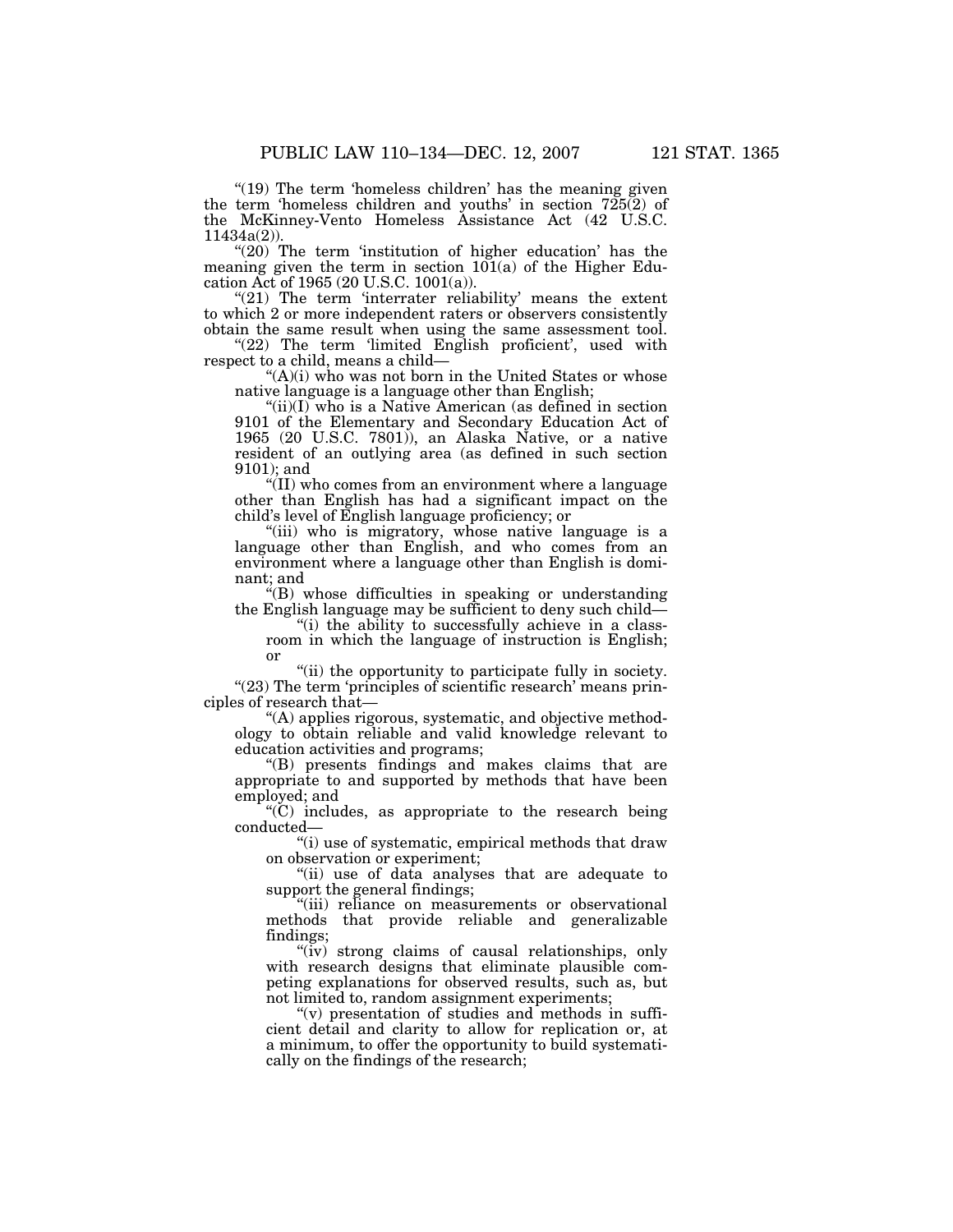"(19) The term 'homeless children' has the meaning given the term 'homeless children and youths' in section 725(2) of the McKinney-Vento Homeless Assistance Act (42 U.S.C. 11434a(2)).

"(20) The term 'institution of higher education' has the meaning given the term in section 101(a) of the Higher Education Act of 1965 (20 U.S.C. 1001(a)).

"(21) The term 'interrater reliability' means the extent to which 2 or more independent raters or observers consistently obtain the same result when using the same assessment tool.

"(22) The term 'limited English proficient', used with respect to a child, means a child—

"(A)(i) who was not born in the United States or whose native language is a language other than English;

"(ii)(I) who is a Native American (as defined in section 9101 of the Elementary and Secondary Education Act of 1965 (20 U.S.C. 7801)), an Alaska Native, or a native resident of an outlying area (as defined in such section 9101); and

"(II) who comes from an environment where a language other than English has had a significant impact on the child's level of English language proficiency; or

"(iii) who is migratory, whose native language is a language other than English, and who comes from an environment where a language other than English is dominant; and

"(B) whose difficulties in speaking or understanding the English language may be sufficient to deny such child—

"(i) the ability to successfully achieve in a classroom in which the language of instruction is English; or

"(ii) the opportunity to participate fully in society.

"(23) The term 'principles of scientific research' means principles of research that—

"(A) applies rigorous, systematic, and objective methodology to obtain reliable and valid knowledge relevant to education activities and programs;

"(B) presents findings and makes claims that are appropriate to and supported by methods that have been employed; and

"(C) includes, as appropriate to the research being conducted—

"(i) use of systematic, empirical methods that draw on observation or experiment;

"(ii) use of data analyses that are adequate to support the general findings;

"(iii) reliance on measurements or observational methods that provide reliable and generalizable findings;

"(iv) strong claims of causal relationships, only with research designs that eliminate plausible competing explanations for observed results, such as, but not limited to, random assignment experiments;

"(v) presentation of studies and methods in sufficient detail and clarity to allow for replication or, at a minimum, to offer the opportunity to build systematically on the findings of the research;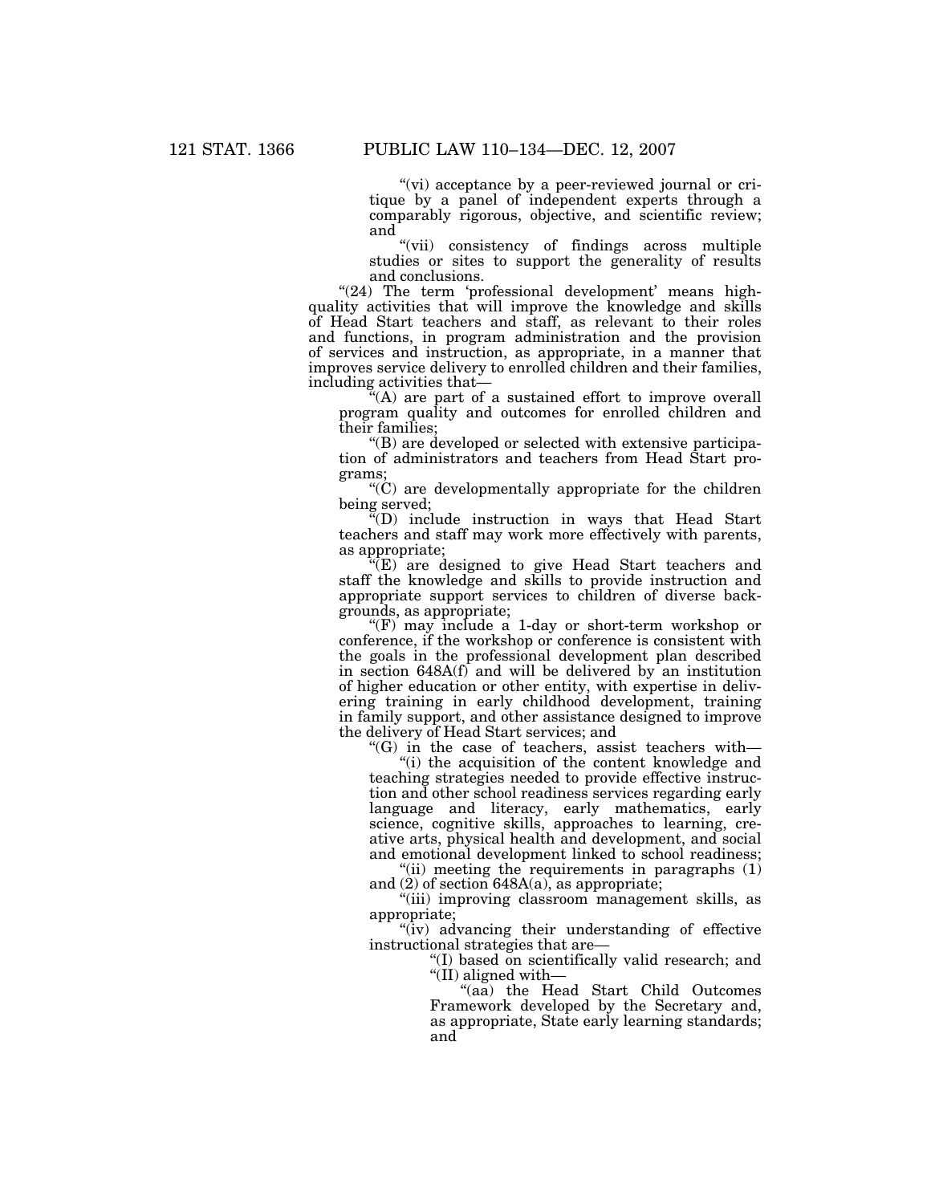"(vi) acceptance by a peer-reviewed journal or critique by a panel of independent experts through a comparably rigorous, objective, and scientific review; and

"(vii) consistency of findings across multiple studies or sites to support the generality of results and conclusions.

"(24) The term 'professional development' means high-quality activities that will improve the knowledge and skills of Head Start teachers and staff, as relevant to their roles and functions, in program administration and the provision of services and instruction, as appropriate, in a manner that improves service delivery to enrolled children and their families, including activities that—

"(A) are part of a sustained effort to improve overall program quality and outcomes for enrolled children and their families;

"(B) are developed or selected with extensive participation of administrators and teachers from Head Start programs;

"(C) are developmentally appropriate for the children being served;

"(D) include instruction in ways that Head Start teachers and staff may work more effectively with parents, as appropriate;

"(E) are designed to give Head Start teachers and staff the knowledge and skills to provide instruction and appropriate support services to children of diverse backgrounds, as appropriate;

"(F) may include a 1-day or short-term workshop or conference, if the workshop or conference is consistent with the goals in the professional development plan described in section 648A(f) and will be delivered by an institution of higher education or other entity, with expertise in delivering training in early childhood development, training in family support, and other assistance designed to improve the delivery of Head Start services; and

"(G) in the case of teachers, assist teachers with—

"(i) the acquisition of the content knowledge and teaching strategies needed to provide effective instruction and other school readiness services regarding early language and literacy, early mathematics, early science, cognitive skills, approaches to learning, creative arts, physical health and development, and social and emotional development linked to school readiness;

"(ii) meeting the requirements in paragraphs (1) and (2) of section 648A(a), as appropriate;

"(iii) improving classroom management skills, as appropriate;

"(iv) advancing their understanding of effective instructional strategies that are—

"(I) based on scientifically valid research; and

"(II) aligned with—

"(aa) the Head Start Child Outcomes Framework developed by the Secretary and, as appropriate, State early learning standards; and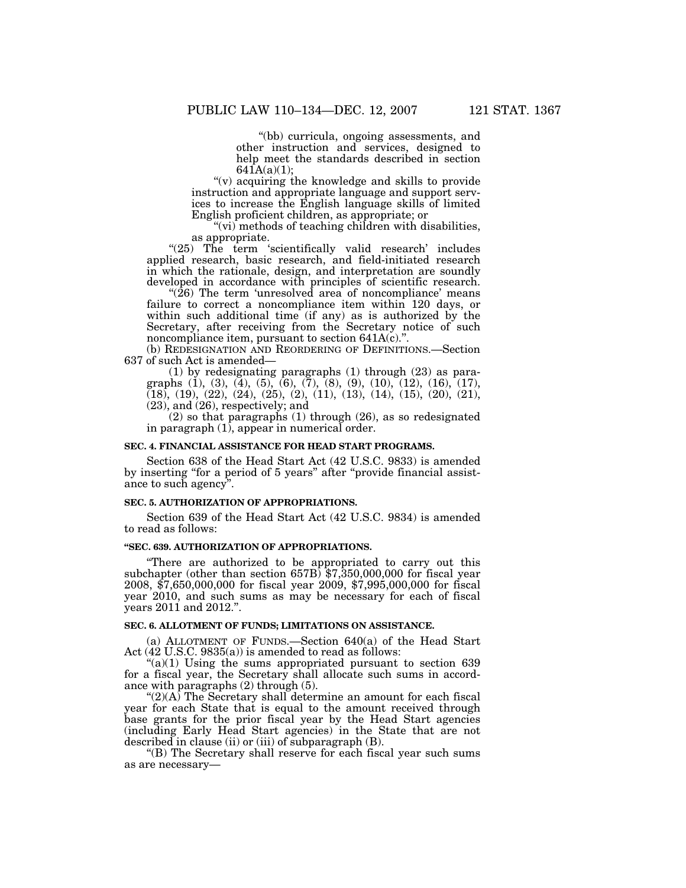"(bb) curricula, ongoing assessments, and other instruction and services, designed to help meet the standards described in section 641A(a)(1);

"(v) acquiring the knowledge and skills to provide instruction and appropriate language and support services to increase the English language skills of limited English proficient children, as appropriate; or

"(vi) methods of teaching children with disabilities, as appropriate.

"(25) The term 'scientifically valid research' includes applied research, basic research, and field-initiated research in which the rationale, design, and interpretation are soundly developed in accordance with principles of scientific research.

"(26) The term 'unresolved area of noncompliance' means failure to correct a noncompliance item within 120 days, or within such additional time (if any) as is authorized by the Secretary, after receiving from the Secretary notice of such noncompliance item, pursuant to section 641A(c).".

(b) REDESIGNATION AND REORDERING OF DEFINITIONS.—Section 637 of such Act is amended—

(1) by redesignating paragraphs (1) through (23) as paragraphs (1), (3), (4), (5), (6), (7), (8), (9), (10), (12), (16), (17), (18), (19), (22), (24), (25), (2), (11), (13), (14), (15), (20), (21), (23), and (26), respectively; and

(2) so that paragraphs (1) through (26), as so redesignated in paragraph (1), appear in numerical order.

**SEC. 4. FINANCIAL ASSISTANCE FOR HEAD START PROGRAMS.**

Section 638 of the Head Start Act (42 U.S.C. 9833) is amended by inserting "for a period of 5 years" after "provide financial assistance to such agency".

**SEC. 5. AUTHORIZATION OF APPROPRIATIONS.**

Section 639 of the Head Start Act (42 U.S.C. 9834) is amended to read as follows:

**"SEC. 639. AUTHORIZATION OF APPROPRIATIONS.**

"There are authorized to be appropriated to carry out this subchapter (other than section 657B) $7,350,000,000 for fiscal year 2008, $7,650,000,000 for fiscal year 2009, $7,995,000,000 for fiscal year 2010, and such sums as may be necessary for each of fiscal years 2011 and 2012.".

**SEC. 6. ALLOTMENT OF FUNDS; LIMITATIONS ON ASSISTANCE.**

(a) ALLOTMENT OF FUNDS.—Section 640(a) of the Head Start Act (42 U.S.C. 9835(a)) is amended to read as follows:

"(a)(1) Using the sums appropriated pursuant to section 639 for a fiscal year, the Secretary shall allocate such sums in accordance with paragraphs (2) through (5).

"(2)(A) The Secretary shall determine an amount for each fiscal year for each State that is equal to the amount received through base grants for the prior fiscal year by the Head Start agencies (including Early Head Start agencies) in the State that are not described in clause (ii) or (iii) of subparagraph (B).

"(B) The Secretary shall reserve for each fiscal year such sums as are necessary—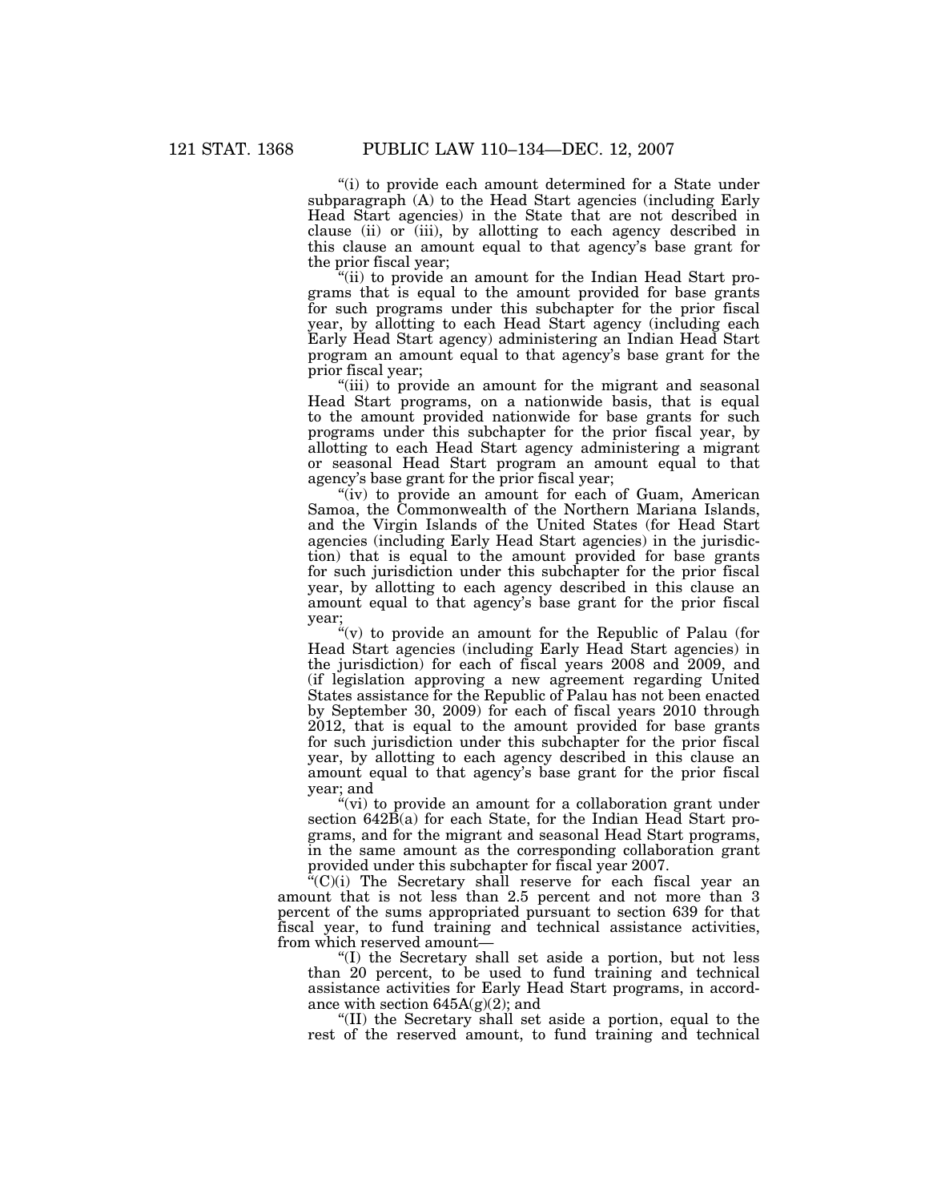"(i) to provide each amount determined for a State under subparagraph (A) to the Head Start agencies (including Early Head Start agencies) in the State that are not described in clause (ii) or (iii), by allotting to each agency described in this clause an amount equal to that agency's base grant for the prior fiscal year;

"(ii) to provide an amount for the Indian Head Start programs that is equal to the amount provided for base grants for such programs under this subchapter for the prior fiscal year, by allotting to each Head Start agency (including each Early Head Start agency) administering an Indian Head Start program an amount equal to that agency's base grant for the prior fiscal year;

"(iii) to provide an amount for the migrant and seasonal Head Start programs, on a nationwide basis, that is equal to the amount provided nationwide for base grants for such programs under this subchapter for the prior fiscal year, by allotting to each Head Start agency administering a migrant or seasonal Head Start program an amount equal to that agency's base grant for the prior fiscal year;

"(iv) to provide an amount for each of Guam, American Samoa, the Commonwealth of the Northern Mariana Islands, and the Virgin Islands of the United States (for Head Start agencies (including Early Head Start agencies) in the jurisdiction) that is equal to the amount provided for base grants for such jurisdiction under this subchapter for the prior fiscal year, by allotting to each agency described in this clause an amount equal to that agency's base grant for the prior fiscal year;

"(v) to provide an amount for the Republic of Palau (for Head Start agencies (including Early Head Start agencies) in the jurisdiction) for each of fiscal years 2008 and 2009, and (if legislation approving a new agreement regarding United States assistance for the Republic of Palau has not been enacted by September 30, 2009) for each of fiscal years 2010 through 2012, that is equal to the amount provided for base grants for such jurisdiction under this subchapter for the prior fiscal year, by allotting to each agency described in this clause an amount equal to that agency's base grant for the prior fiscal year; and

"(vi) to provide an amount for a collaboration grant under section 642B(a) for each State, for the Indian Head Start programs, and for the migrant and seasonal Head Start programs, in the same amount as the corresponding collaboration grant provided under this subchapter for fiscal year 2007.

"(C)(i) The Secretary shall reserve for each fiscal year an amount that is not less than 2.5 percent and not more than 3 percent of the sums appropriated pursuant to section 639 for that fiscal year, to fund training and technical assistance activities, from which reserved amount—

"(I) the Secretary shall set aside a portion, but not less than 20 percent, to be used to fund training and technical assistance activities for Early Head Start programs, in accordance with section 645A(g)(2); and

"(II) the Secretary shall set aside a portion, equal to the rest of the reserved amount, to fund training and technical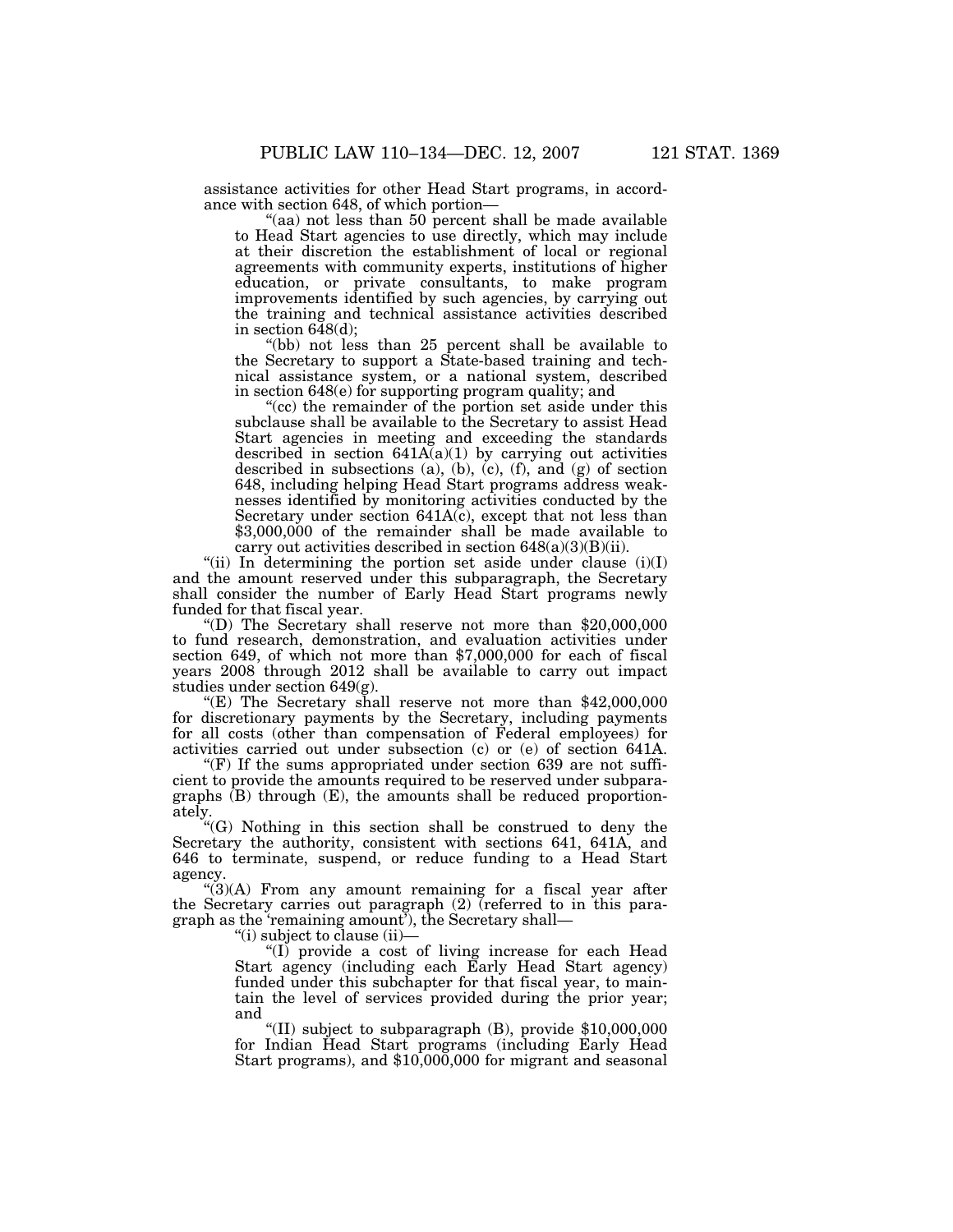assistance activities for other Head Start programs, in accordance with section 648, of which portion—

"(aa) not less than 50 percent shall be made available to Head Start agencies to use directly, which may include at their discretion the establishment of local or regional agreements with community experts, institutions of higher education, or private consultants, to make program improvements identified by such agencies, by carrying out the training and technical assistance activities described in section 648(d);

"(bb) not less than 25 percent shall be available to the Secretary to support a State-based training and technical assistance system, or a national system, described in section 648(e) for supporting program quality; and

"(cc) the remainder of the portion set aside under this subclause shall be available to the Secretary to assist Head Start agencies in meeting and exceeding the standards described in section 641A(a)(1) by carrying out activities described in subsections (a), (b), (c), (f), and (g) of section 648, including helping Head Start programs address weaknesses identified by monitoring activities conducted by the Secretary under section 641A(c), except that not less than $3,000,000 of the remainder shall be made available to carry out activities described in section 648(a)(3)(B)(ii).

"(ii) In determining the portion set aside under clause (i)(I) and the amount reserved under this subparagraph, the Secretary shall consider the number of Early Head Start programs newly funded for that fiscal year.

"(D) The Secretary shall reserve not more than $20,000,000 to fund research, demonstration, and evaluation activities under section 649, of which not more than $7,000,000 for each of fiscal years 2008 through 2012 shall be available to carry out impact studies under section 649(g).

"(E) The Secretary shall reserve not more than $42,000,000 for discretionary payments by the Secretary, including payments for all costs (other than compensation of Federal employees) for activities carried out under subsection (c) or (e) of section 641A.

"(F) If the sums appropriated under section 639 are not sufficient to provide the amounts required to be reserved under subparagraphs (B) through (E), the amounts shall be reduced proportionately.

"(G) Nothing in this section shall be construed to deny the Secretary the authority, consistent with sections 641, 641A, and 646 to terminate, suspend, or reduce funding to a Head Start agency.

"(3)(A) From any amount remaining for a fiscal year after the Secretary carries out paragraph (2) (referred to in this paragraph as the 'remaining amount'), the Secretary shall—

"(i) subject to clause (ii)—

"(I) provide a cost of living increase for each Head Start agency (including each Early Head Start agency) funded under this subchapter for that fiscal year, to maintain the level of services provided during the prior year; and

"(II) subject to subparagraph (B), provide $10,000,000 for Indian Head Start programs (including Early Head Start programs), and $10,000,000 for migrant and seasonal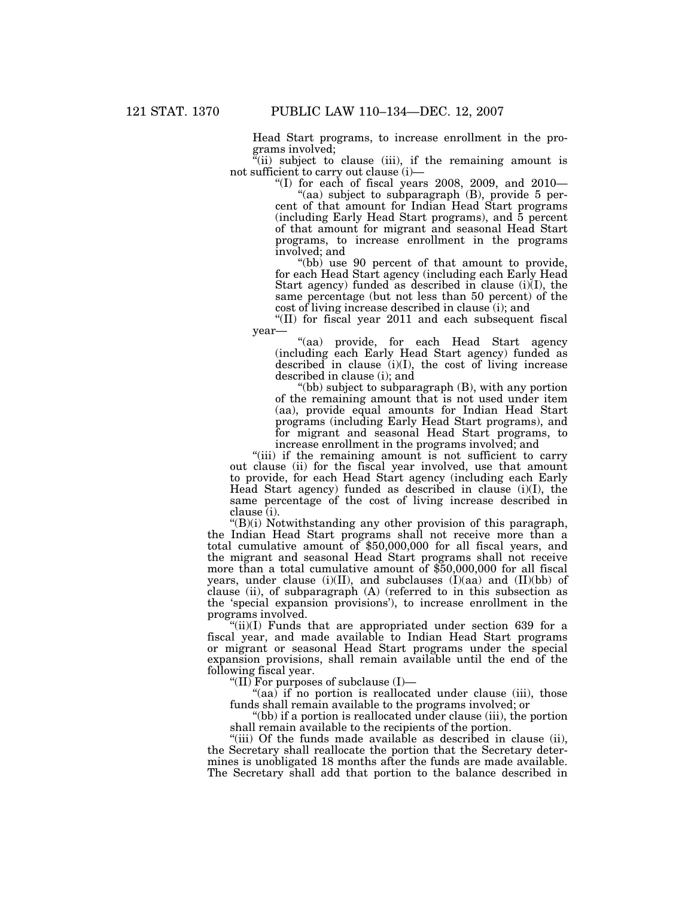Head Start programs, to increase enrollment in the programs involved;

"(ii) subject to clause (iii), if the remaining amount is not sufficient to carry out clause (i)—

"(I) for each of fiscal years 2008, 2009, and 2010—

"(aa) subject to subparagraph (B), provide 5 percent of that amount for Indian Head Start programs (including Early Head Start programs), and 5 percent of that amount for migrant and seasonal Head Start programs, to increase enrollment in the programs involved; and

"(bb) use 90 percent of that amount to provide, for each Head Start agency (including each Early Head Start agency) funded as described in clause (i)(I), the same percentage (but not less than 50 percent) of the cost of living increase described in clause (i); and

"(II) for fiscal year 2011 and each subsequent fiscal year—

"(aa) provide, for each Head Start agency (including each Early Head Start agency) funded as described in clause (i)(I), the cost of living increase described in clause (i); and

"(bb) subject to subparagraph (B), with any portion of the remaining amount that is not used under item (aa), provide equal amounts for Indian Head Start programs (including Early Head Start programs), and for migrant and seasonal Head Start programs, to increase enrollment in the programs involved; and

"(iii) if the remaining amount is not sufficient to carry out clause (ii) for the fiscal year involved, use that amount to provide, for each Head Start agency (including each Early Head Start agency) funded as described in clause (i)(I), the same percentage of the cost of living increase described in clause (i).

"(B)(i) Notwithstanding any other provision of this paragraph, the Indian Head Start programs shall not receive more than a total cumulative amount of $50,000,000 for all fiscal years, and the migrant and seasonal Head Start programs shall not receive more than a total cumulative amount of $50,000,000 for all fiscal years, under clause (i)(II), and subclauses (I)(aa) and (II)(bb) of clause (ii), of subparagraph (A) (referred to in this subsection as the 'special expansion provisions'), to increase enrollment in the programs involved.

"(ii)(I) Funds that are appropriated under section 639 for a fiscal year, and made available to Indian Head Start programs or migrant or seasonal Head Start programs under the special expansion provisions, shall remain available until the end of the following fiscal year.

"(II) For purposes of subclause (I)—

"(aa) if no portion is reallocated under clause (iii), those funds shall remain available to the programs involved; or

"(bb) if a portion is reallocated under clause (iii), the portion shall remain available to the recipients of the portion.

"(iii) Of the funds made available as described in clause (ii), the Secretary shall reallocate the portion that the Secretary determines is unobligated 18 months after the funds are made available. The Secretary shall add that portion to the balance described in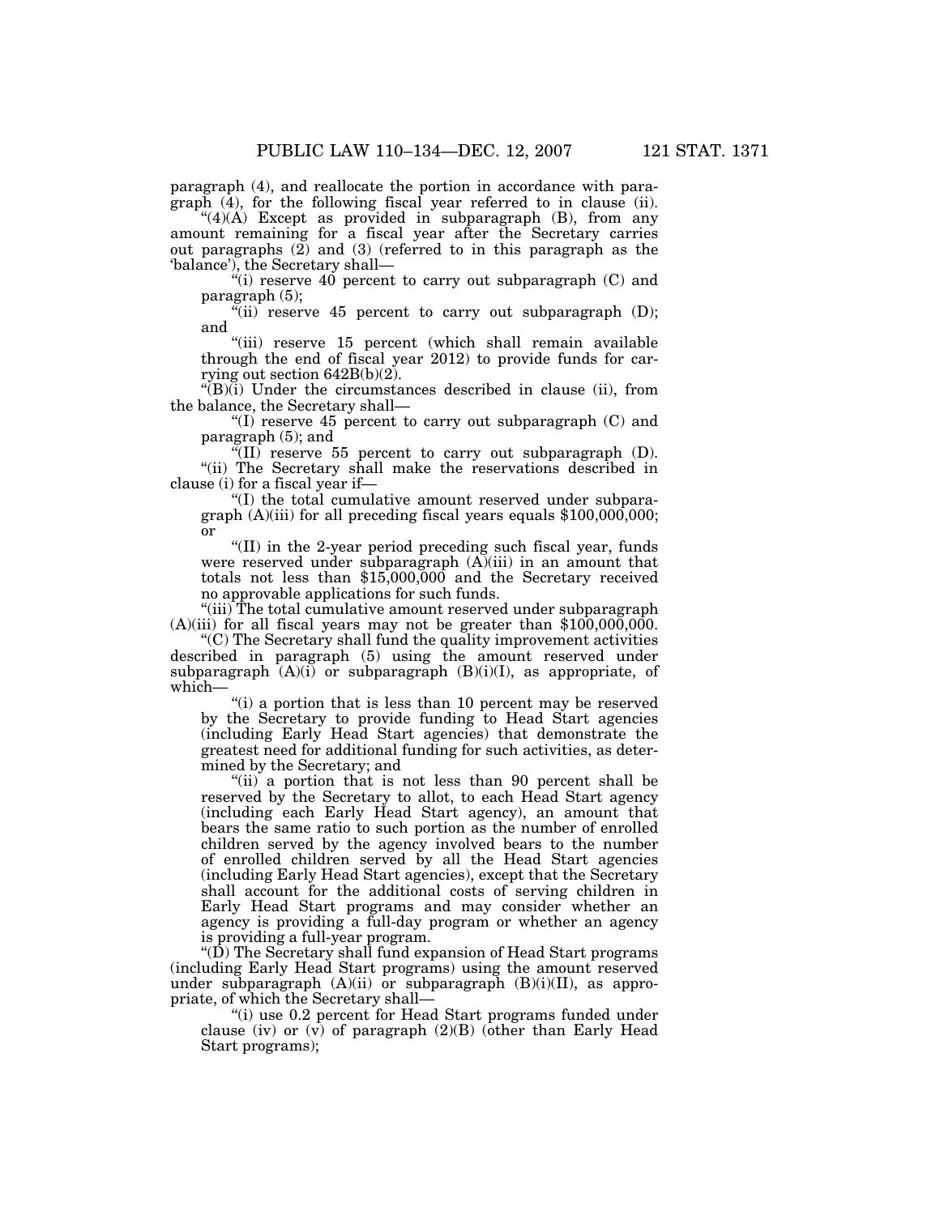paragraph (4), and reallocate the portion in accordance with paragraph (4), for the following fiscal year referred to in clause (ii).

"(4)(A) Except as provided in subparagraph (B), from any amount remaining for a fiscal year after the Secretary carries out paragraphs (2) and (3) (referred to in this paragraph as the 'balance'), the Secretary shall—

"(i) reserve 40 percent to carry out subparagraph (C) and paragraph (5);

"(ii) reserve 45 percent to carry out subparagraph (D); and

"(iii) reserve 15 percent (which shall remain available through the end of fiscal year 2012) to provide funds for carrying out section 642B(b)(2).

"(B)(i) Under the circumstances described in clause (ii), from the balance, the Secretary shall—

"(I) reserve 45 percent to carry out subparagraph (C) and paragraph (5); and

"(II) reserve 55 percent to carry out subparagraph (D).

"(ii) The Secretary shall make the reservations described in clause (i) for a fiscal year if—

"(I) the total cumulative amount reserved under subparagraph (A)(iii) for all preceding fiscal years equals $100,000,000; or

"(II) in the 2-year period preceding such fiscal year, funds were reserved under subparagraph (A)(iii) in an amount that totals not less than $15,000,000 and the Secretary received no approvable applications for such funds.

"(iii) The total cumulative amount reserved under subparagraph (A)(iii) for all fiscal years may not be greater than $100,000,000.

"(C) The Secretary shall fund the quality improvement activities described in paragraph (5) using the amount reserved under subparagraph (A)(i) or subparagraph (B)(i)(I), as appropriate, of which—

"(i) a portion that is less than 10 percent may be reserved by the Secretary to provide funding to Head Start agencies (including Early Head Start agencies) that demonstrate the greatest need for additional funding for such activities, as determined by the Secretary; and

"(ii) a portion that is not less than 90 percent shall be reserved by the Secretary to allot, to each Head Start agency (including each Early Head Start agency), an amount that bears the same ratio to such portion as the number of enrolled children served by the agency involved bears to the number of enrolled children served by all the Head Start agencies (including Early Head Start agencies), except that the Secretary shall account for the additional costs of serving children in Early Head Start programs and may consider whether an agency is providing a full-day program or whether an agency is providing a full-year program.

"(D) The Secretary shall fund expansion of Head Start programs (including Early Head Start programs) using the amount reserved under subparagraph (A)(ii) or subparagraph (B)(i)(II), as appropriate, of which the Secretary shall—

"(i) use 0.2 percent for Head Start programs funded under clause (iv) or (v) of paragraph (2)(B) (other than Early Head Start programs);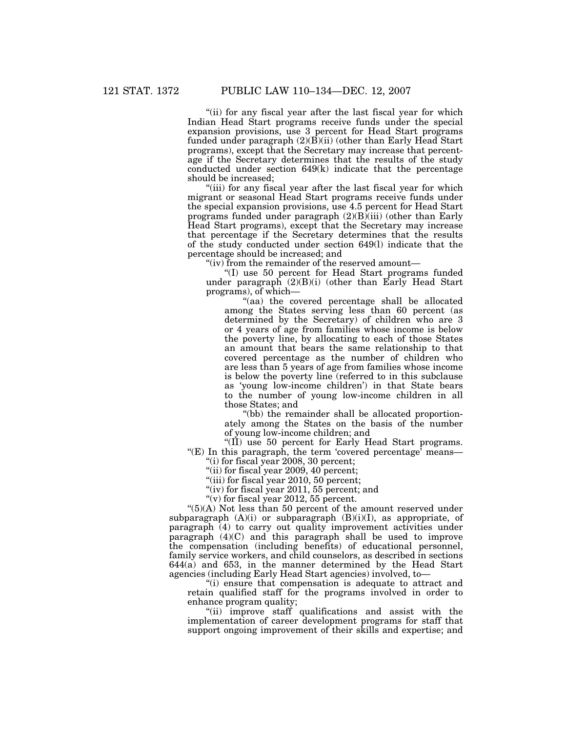"(ii) for any fiscal year after the last fiscal year for which Indian Head Start programs receive funds under the special expansion provisions, use 3 percent for Head Start programs funded under paragraph (2)(B)(ii) (other than Early Head Start programs), except that the Secretary may increase that percentage if the Secretary determines that the results of the study conducted under section 649(k) indicate that the percentage should be increased;

"(iii) for any fiscal year after the last fiscal year for which migrant or seasonal Head Start programs receive funds under the special expansion provisions, use 4.5 percent for Head Start programs funded under paragraph (2)(B)(iii) (other than Early Head Start programs), except that the Secretary may increase that percentage if the Secretary determines that the results of the study conducted under section 649(l) indicate that the percentage should be increased; and

"(iv) from the remainder of the reserved amount—

"(I) use 50 percent for Head Start programs funded under paragraph (2)(B)(i) (other than Early Head Start programs), of which—

"(aa) the covered percentage shall be allocated among the States serving less than 60 percent (as determined by the Secretary) of children who are 3 or 4 years of age from families whose income is below the poverty line, by allocating to each of those States an amount that bears the same relationship to that covered percentage as the number of children who are less than 5 years of age from families whose income is below the poverty line (referred to in this subclause as 'young low-income children') in that State bears to the number of young low-income children in all those States; and

"(bb) the remainder shall be allocated proportionately among the States on the basis of the number of young low-income children; and

"(II) use 50 percent for Early Head Start programs.

"(E) In this paragraph, the term 'covered percentage' means—

"(i) for fiscal year 2008, 30 percent;

"(ii) for fiscal year 2009, 40 percent;

"(iii) for fiscal year 2010, 50 percent;

"(iv) for fiscal year 2011, 55 percent; and

"(v) for fiscal year 2012, 55 percent.

"(5)(A) Not less than 50 percent of the amount reserved under subparagraph (A)(i) or subparagraph (B)(i)(I), as appropriate, of paragraph (4) to carry out quality improvement activities under paragraph (4)(C) and this paragraph shall be used to improve the compensation (including benefits) of educational personnel, family service workers, and child counselors, as described in sections 644(a) and 653, in the manner determined by the Head Start agencies (including Early Head Start agencies) involved, to—

"(i) ensure that compensation is adequate to attract and retain qualified staff for the programs involved in order to enhance program quality;

"(ii) improve staff qualifications and assist with the implementation of career development programs for staff that support ongoing improvement of their skills and expertise; and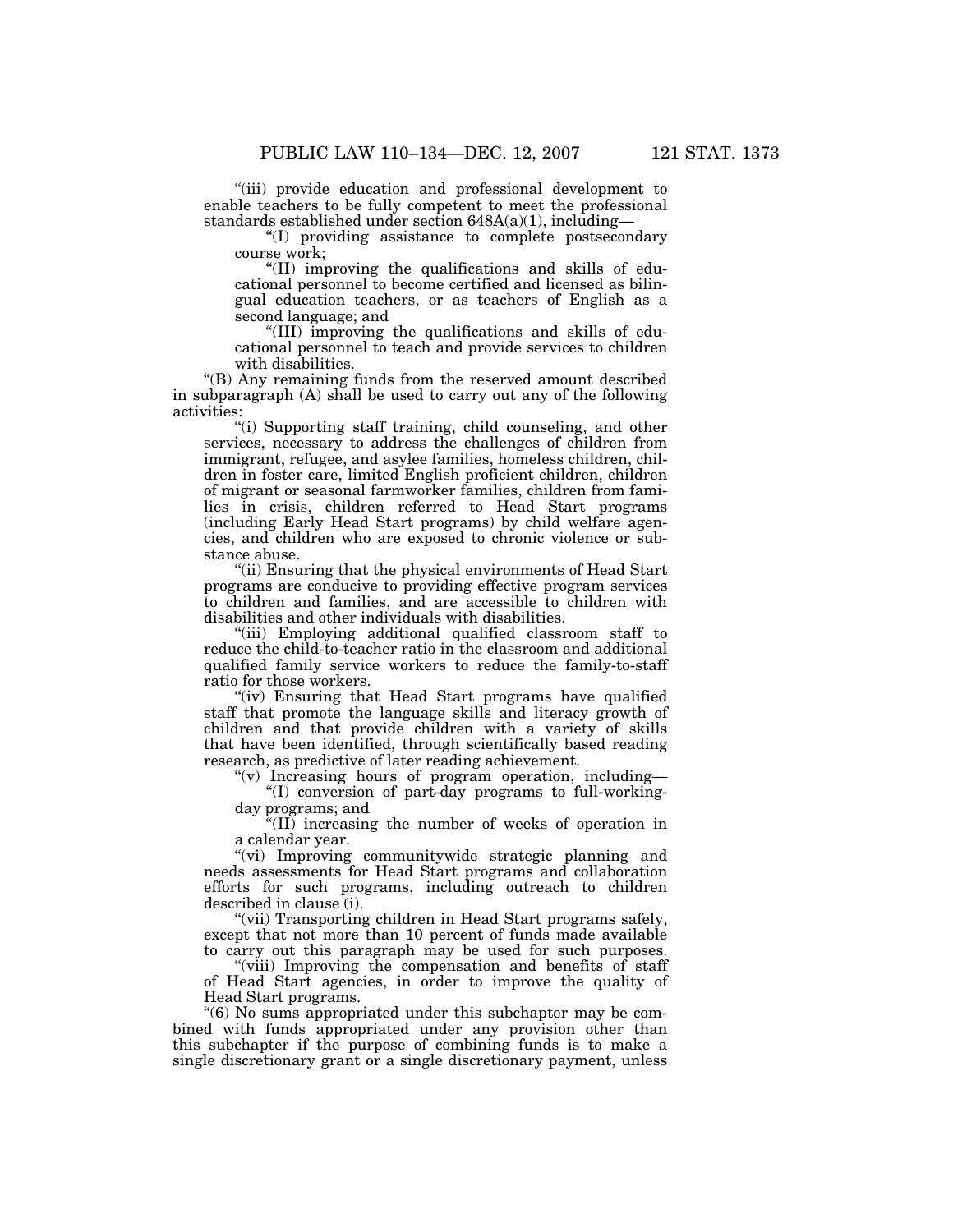"(iii) provide education and professional development to enable teachers to be fully competent to meet the professional standards established under section 648A(a)(1), including—

"(I) providing assistance to complete postsecondary course work;

"(II) improving the qualifications and skills of educational personnel to become certified and licensed as bilingual education teachers, or as teachers of English as a second language; and

"(III) improving the qualifications and skills of educational personnel to teach and provide services to children with disabilities.

"(B) Any remaining funds from the reserved amount described in subparagraph (A) shall be used to carry out any of the following activities:

"(i) Supporting staff training, child counseling, and other services, necessary to address the challenges of children from immigrant, refugee, and asylee families, homeless children, children in foster care, limited English proficient children, children of migrant or seasonal farmworker families, children from families in crisis, children referred to Head Start programs (including Early Head Start programs) by child welfare agencies, and children who are exposed to chronic violence or substance abuse.

"(ii) Ensuring that the physical environments of Head Start programs are conducive to providing effective program services to children and families, and are accessible to children with disabilities and other individuals with disabilities.

"(iii) Employing additional qualified classroom staff to reduce the child-to-teacher ratio in the classroom and additional qualified family service workers to reduce the family-to-staff ratio for those workers.

"(iv) Ensuring that Head Start programs have qualified staff that promote the language skills and literacy growth of children and that provide children with a variety of skills that have been identified, through scientifically based reading research, as predictive of later reading achievement.

"(v) Increasing hours of program operation, including—

"(I) conversion of part-day programs to full-working-day programs; and

"(II) increasing the number of weeks of operation in a calendar year.

"(vi) Improving communitywide strategic planning and needs assessments for Head Start programs and collaboration efforts for such programs, including outreach to children described in clause (i).

"(vii) Transporting children in Head Start programs safely, except that not more than 10 percent of funds made available to carry out this paragraph may be used for such purposes.

"(viii) Improving the compensation and benefits of staff of Head Start agencies, in order to improve the quality of Head Start programs.

"(6) No sums appropriated under this subchapter may be combined with funds appropriated under any provision other than this subchapter if the purpose of combining funds is to make a single discretionary grant or a single discretionary payment, unless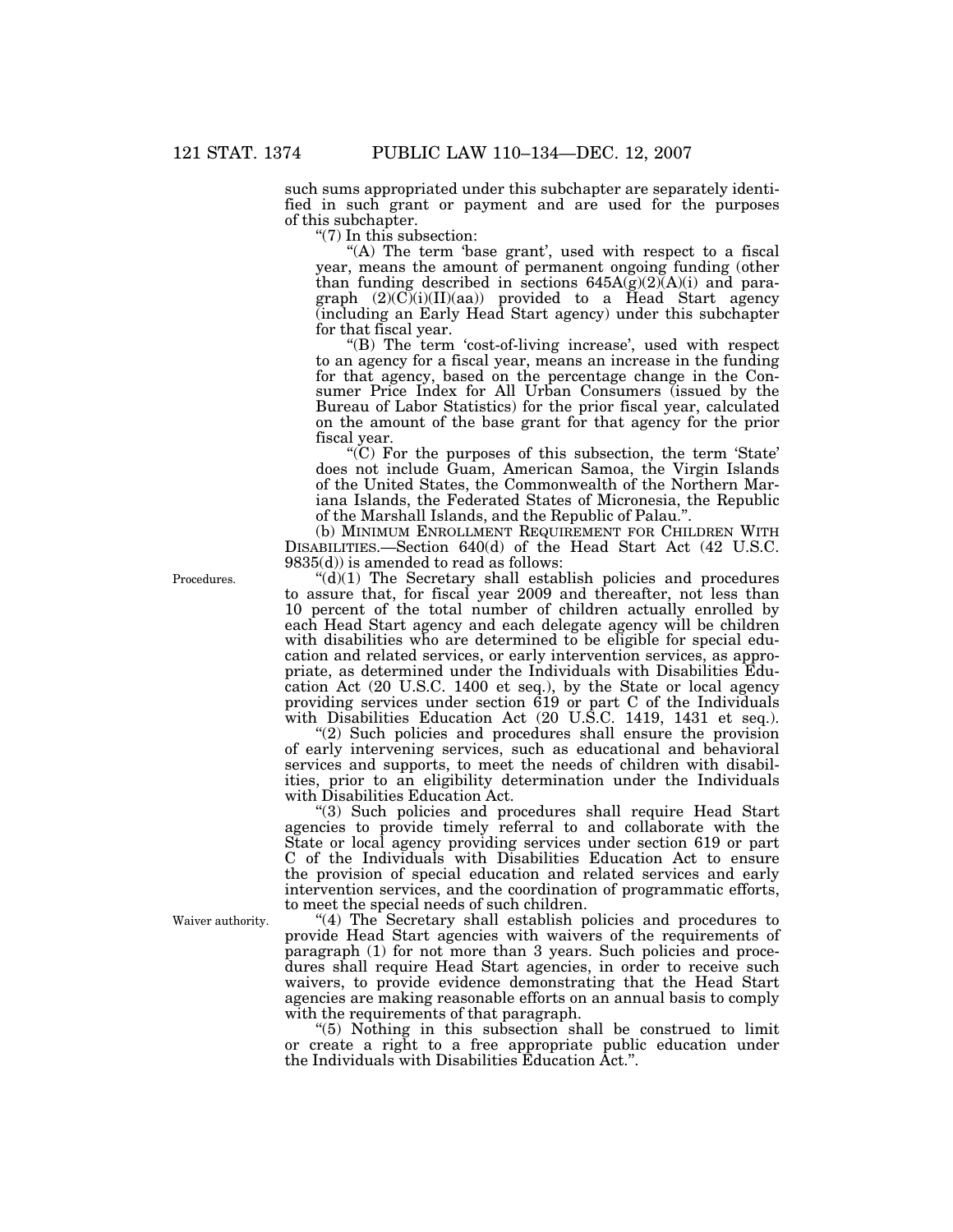such sums appropriated under this subchapter are separately identified in such grant or payment and are used for the purposes of this subchapter.

"(7) In this subsection:

"(A) The term 'base grant', used with respect to a fiscal year, means the amount of permanent ongoing funding (other than funding described in sections 645A(g)(2)(A)(i) and paragraph (2)(C)(i)(II)(aa)) provided to a Head Start agency (including an Early Head Start agency) under this subchapter for that fiscal year.

"(B) The term 'cost-of-living increase', used with respect to an agency for a fiscal year, means an increase in the funding for that agency, based on the percentage change in the Consumer Price Index for All Urban Consumers (issued by the Bureau of Labor Statistics) for the prior fiscal year, calculated on the amount of the base grant for that agency for the prior fiscal year.

"(C) For the purposes of this subsection, the term 'State' does not include Guam, American Samoa, the Virgin Islands of the United States, the Commonwealth of the Northern Mariana Islands, the Federated States of Micronesia, the Republic of the Marshall Islands, and the Republic of Palau.".

(b) MINIMUM ENROLLMENT REQUIREMENT FOR CHILDREN WITH DISABILITIES.—Section 640(d) of the Head Start Act (42 U.S.C. 9835(d)) is amended to read as follows:

Procedures.

"(d)(1) The Secretary shall establish policies and procedures to assure that, for fiscal year 2009 and thereafter, not less than 10 percent of the total number of children actually enrolled by each Head Start agency and each delegate agency will be children with disabilities who are determined to be eligible for special education and related services, or early intervention services, as appropriate, as determined under the Individuals with Disabilities Education Act (20 U.S.C. 1400 et seq.), by the State or local agency providing services under section 619 or part C of the Individuals with Disabilities Education Act (20 U.S.C. 1419, 1431 et seq.).

"(2) Such policies and procedures shall ensure the provision of early intervening services, such as educational and behavioral services and supports, to meet the needs of children with disabilities, prior to an eligibility determination under the Individuals with Disabilities Education Act.

"(3) Such policies and procedures shall require Head Start agencies to provide timely referral to and collaborate with the State or local agency providing services under section 619 or part C of the Individuals with Disabilities Education Act to ensure the provision of special education and related services and early intervention services, and the coordination of programmatic efforts, to meet the special needs of such children.

Waiver authority.

"(4) The Secretary shall establish policies and procedures to provide Head Start agencies with waivers of the requirements of paragraph (1) for not more than 3 years. Such policies and procedures shall require Head Start agencies, in order to receive such waivers, to provide evidence demonstrating that the Head Start agencies are making reasonable efforts on an annual basis to comply with the requirements of that paragraph.

"(5) Nothing in this subsection shall be construed to limit or create a right to a free appropriate public education under the Individuals with Disabilities Education Act.".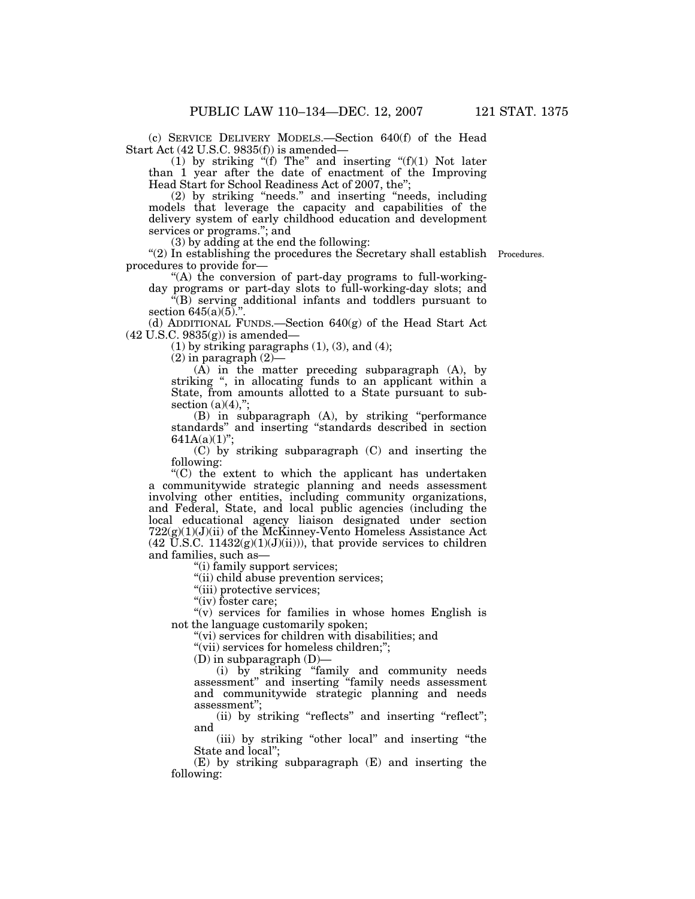(c) SERVICE DELIVERY MODELS.—Section 640(f) of the Head Start Act (42 U.S.C. 9835(f)) is amended—

(1) by striking "(f) The" and inserting "(f)(1) Not later than 1 year after the date of enactment of the Improving Head Start for School Readiness Act of 2007, the";

(2) by striking "needs." and inserting "needs, including models that leverage the capacity and capabilities of the delivery system of early childhood education and development services or programs."; and

(3) by adding at the end the following:

"(2) In establishing the procedures the Secretary shall establish procedures to provide for—

Procedures.

"(A) the conversion of part-day programs to full-working-day programs or part-day slots to full-working-day slots; and

"(B) serving additional infants and toddlers pursuant to section 645(a)(5).".

(d) ADDITIONAL FUNDS.—Section 640(g) of the Head Start Act (42 U.S.C. 9835(g)) is amended—

(1) by striking paragraphs (1), (3), and (4);

(2) in paragraph (2)—

(A) in the matter preceding subparagraph (A), by striking ", in allocating funds to an applicant within a State, from amounts allotted to a State pursuant to subsection (a)(4),";

(B) in subparagraph (A), by striking "performance standards" and inserting "standards described in section 641A(a)(1)";

(C) by striking subparagraph (C) and inserting the following:

"(C) the extent to which the applicant has undertaken a communitywide strategic planning and needs assessment involving other entities, including community organizations, and Federal, State, and local public agencies (including the local educational agency liaison designated under section 722(g)(1)(J)(ii) of the McKinney-Vento Homeless Assistance Act (42 U.S.C. 11432(g)(1)(J)(ii))), that provide services to children and families, such as—

"(i) family support services;

"(ii) child abuse prevention services;

"(iii) protective services;

"(iv) foster care;

"(v) services for families in whose homes English is not the language customarily spoken;

"(vi) services for children with disabilities; and

"(vii) services for homeless children;";

(D) in subparagraph (D)—

(i) by striking "family and community needs assessment" and inserting "family needs assessment and communitywide strategic planning and needs assessment";

(ii) by striking "reflects" and inserting "reflect"; and

(iii) by striking "other local" and inserting "the State and local";

(E) by striking subparagraph (E) and inserting the following: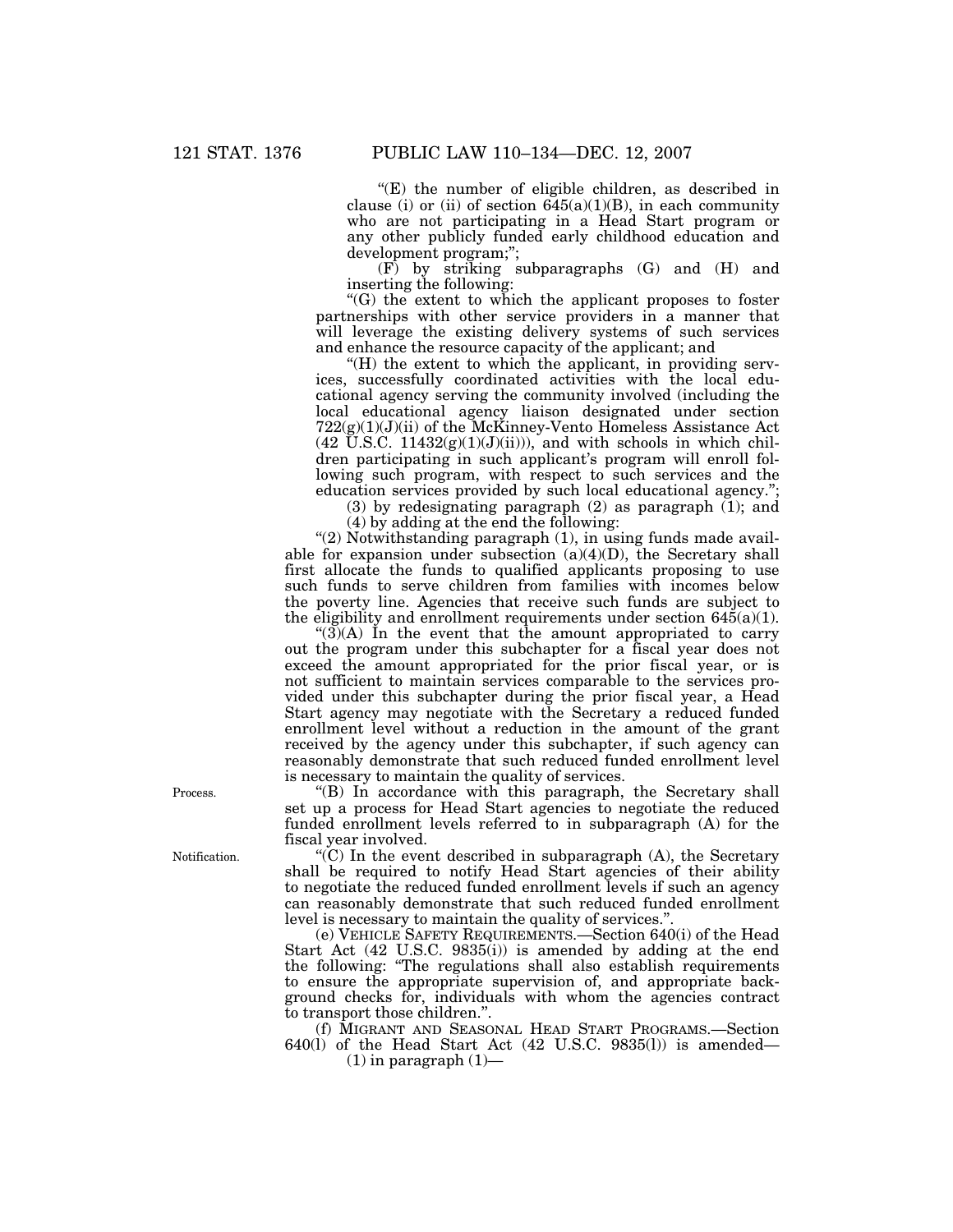"(E) the number of eligible children, as described in clause (i) or (ii) of section 645(a)(1)(B), in each community who are not participating in a Head Start program or any other publicly funded early childhood education and development program;";

(F) by striking subparagraphs (G) and (H) and inserting the following:

"(G) the extent to which the applicant proposes to foster partnerships with other service providers in a manner that will leverage the existing delivery systems of such services and enhance the resource capacity of the applicant; and

"(H) the extent to which the applicant, in providing services, successfully coordinated activities with the local educational agency serving the community involved (including the local educational agency liaison designated under section 722(g)(1)(J)(ii) of the McKinney-Vento Homeless Assistance Act (42 U.S.C. 11432(g)(1)(J)(ii))), and with schools in which children participating in such applicant's program will enroll following such program, with respect to such services and the education services provided by such local educational agency.";

(3) by redesignating paragraph (2) as paragraph (1); and

(4) by adding at the end the following:

"(2) Notwithstanding paragraph (1), in using funds made available for expansion under subsection (a)(4)(D), the Secretary shall first allocate the funds to qualified applicants proposing to use such funds to serve children from families with incomes below the poverty line. Agencies that receive such funds are subject to the eligibility and enrollment requirements under section 645(a)(1).

"(3)(A) In the event that the amount appropriated to carry out the program under this subchapter for a fiscal year does not exceed the amount appropriated for the prior fiscal year, or is not sufficient to maintain services comparable to the services provided under this subchapter during the prior fiscal year, a Head Start agency may negotiate with the Secretary a reduced funded enrollment level without a reduction in the amount of the grant received by the agency under this subchapter, if such agency can reasonably demonstrate that such reduced funded enrollment level is necessary to maintain the quality of services.

Process.

"(B) In accordance with this paragraph, the Secretary shall set up a process for Head Start agencies to negotiate the reduced funded enrollment levels referred to in subparagraph (A) for the fiscal year involved.

Notification.

"(C) In the event described in subparagraph (A), the Secretary shall be required to notify Head Start agencies of their ability to negotiate the reduced funded enrollment levels if such an agency can reasonably demonstrate that such reduced funded enrollment level is necessary to maintain the quality of services.".

(e) VEHICLE SAFETY REQUIREMENTS.—Section 640(i) of the Head Start Act (42 U.S.C. 9835(i)) is amended by adding at the end the following: "The regulations shall also establish requirements to ensure the appropriate supervision of, and appropriate background checks for, individuals with whom the agencies contract to transport those children.".

(f) MIGRANT AND SEASONAL HEAD START PROGRAMS.—Section 640(l) of the Head Start Act (42 U.S.C. 9835(l)) is amended—

(1) in paragraph (1)—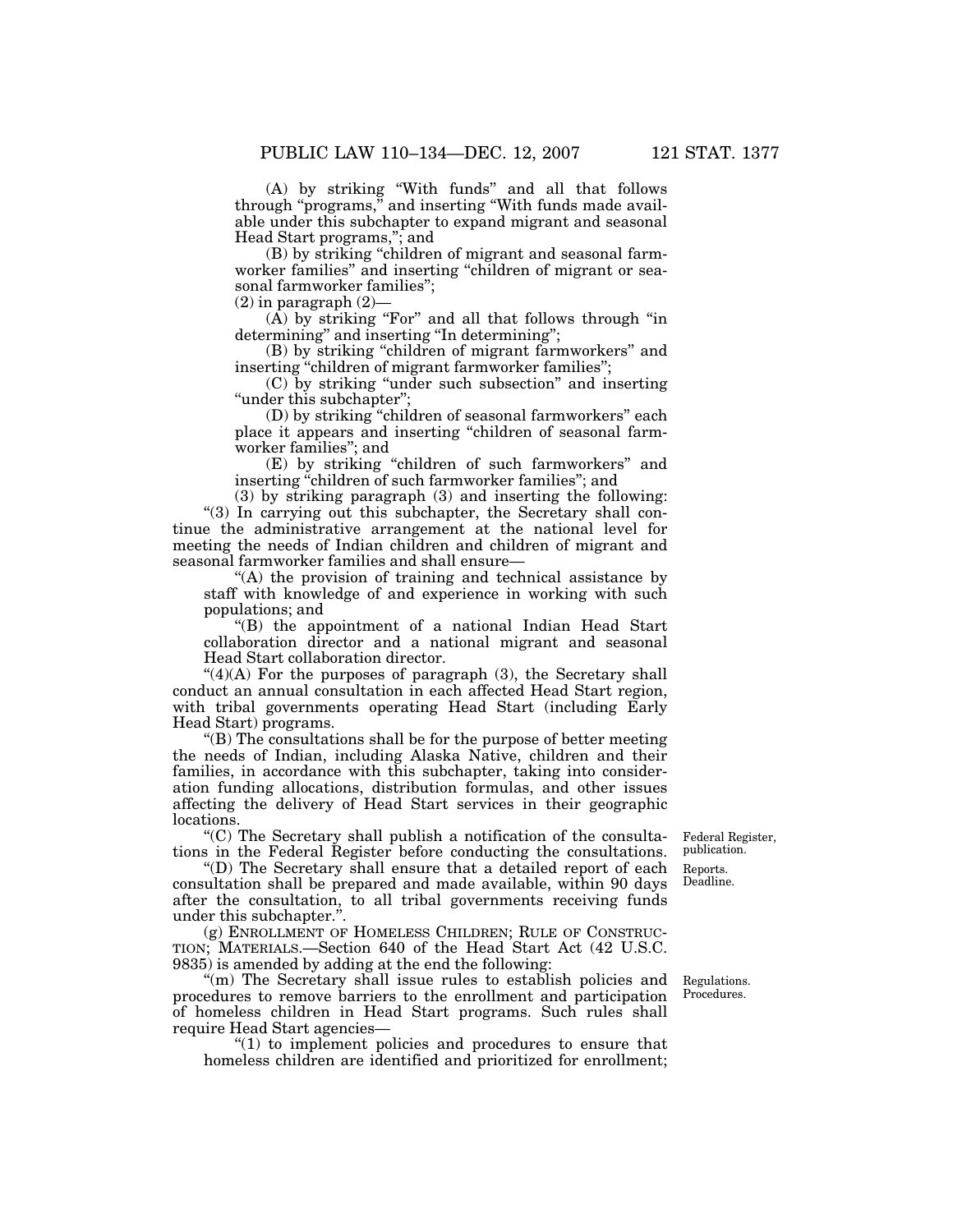(A) by striking "With funds" and all that follows through "programs," and inserting "With funds made available under this subchapter to expand migrant and seasonal Head Start programs,"; and

(B) by striking "children of migrant and seasonal farmworker families" and inserting "children of migrant or seasonal farmworker families";

(2) in paragraph (2)—

(A) by striking "For" and all that follows through "in determining" and inserting "In determining";

(B) by striking "children of migrant farmworkers" and inserting "children of migrant farmworker families";

(C) by striking "under such subsection" and inserting "under this subchapter";

(D) by striking "children of seasonal farmworkers" each place it appears and inserting "children of seasonal farmworker families"; and

(E) by striking "children of such farmworkers" and inserting "children of such farmworker families"; and

(3) by striking paragraph (3) and inserting the following:

"(3) In carrying out this subchapter, the Secretary shall continue the administrative arrangement at the national level for meeting the needs of Indian children and children of migrant and seasonal farmworker families and shall ensure—

"(A) the provision of training and technical assistance by staff with knowledge of and experience in working with such populations; and

"(B) the appointment of a national Indian Head Start collaboration director and a national migrant and seasonal Head Start collaboration director.

"(4)(A) For the purposes of paragraph (3), the Secretary shall conduct an annual consultation in each affected Head Start region, with tribal governments operating Head Start (including Early Head Start) programs.

"(B) The consultations shall be for the purpose of better meeting the needs of Indian, including Alaska Native, children and their families, in accordance with this subchapter, taking into consideration funding allocations, distribution formulas, and other issues affecting the delivery of Head Start services in their geographic locations.

Federal Register, publication.

"(C) The Secretary shall publish a notification of the consultations in the Federal Register before conducting the consultations.

Reports. Deadline.

"(D) The Secretary shall ensure that a detailed report of each consultation shall be prepared and made available, within 90 days after the consultation, to all tribal governments receiving funds under this subchapter.".

(g) ENROLLMENT OF HOMELESS CHILDREN; RULE OF CONSTRUCTION; MATERIALS.—Section 640 of the Head Start Act (42 U.S.C. 9835) is amended by adding at the end the following:

Regulations. Procedures.

"(m) The Secretary shall issue rules to establish policies and procedures to remove barriers to the enrollment and participation of homeless children in Head Start programs. Such rules shall require Head Start agencies—

"(1) to implement policies and procedures to ensure that homeless children are identified and prioritized for enrollment;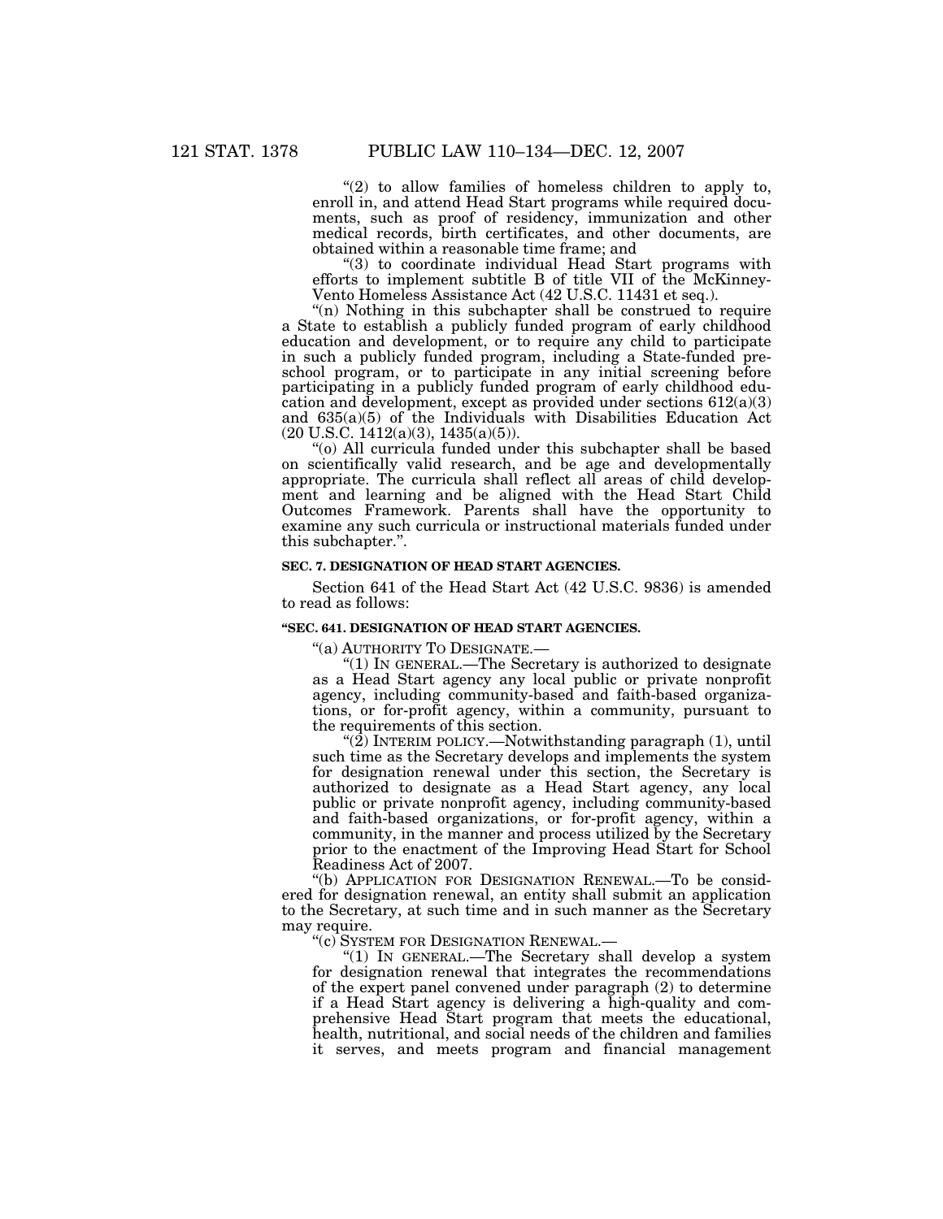"(2) to allow families of homeless children to apply to, enroll in, and attend Head Start programs while required documents, such as proof of residency, immunization and other medical records, birth certificates, and other documents, are obtained within a reasonable time frame; and

"(3) to coordinate individual Head Start programs with efforts to implement subtitle B of title VII of the McKinney-Vento Homeless Assistance Act (42 U.S.C. 11431 et seq.).

"(n) Nothing in this subchapter shall be construed to require a State to establish a publicly funded program of early childhood education and development, or to require any child to participate in such a publicly funded program, including a State-funded preschool program, or to participate in any initial screening before participating in a publicly funded program of early childhood education and development, except as provided under sections 612(a)(3) and 635(a)(5) of the Individuals with Disabilities Education Act (20 U.S.C. 1412(a)(3), 1435(a)(5)).

"(o) All curricula funded under this subchapter shall be based on scientifically valid research, and be age and developmentally appropriate. The curricula shall reflect all areas of child development and learning and be aligned with the Head Start Child Outcomes Framework. Parents shall have the opportunity to examine any such curricula or instructional materials funded under this subchapter.".

**SEC. 7. DESIGNATION OF HEAD START AGENCIES.**

Section 641 of the Head Start Act (42 U.S.C. 9836) is amended to read as follows:

**"SEC. 641. DESIGNATION OF HEAD START AGENCIES.**

"(a) AUTHORITY TO DESIGNATE.—

"(1) IN GENERAL.—The Secretary is authorized to designate as a Head Start agency any local public or private nonprofit agency, including community-based and faith-based organizations, or for-profit agency, within a community, pursuant to the requirements of this section.

"(2) INTERIM POLICY.—Notwithstanding paragraph (1), until such time as the Secretary develops and implements the system for designation renewal under this section, the Secretary is authorized to designate as a Head Start agency, any local public or private nonprofit agency, including community-based and faith-based organizations, or for-profit agency, within a community, in the manner and process utilized by the Secretary prior to the enactment of the Improving Head Start for School Readiness Act of 2007.

"(b) APPLICATION FOR DESIGNATION RENEWAL.—To be considered for designation renewal, an entity shall submit an application to the Secretary, at such time and in such manner as the Secretary may require.

"(c) SYSTEM FOR DESIGNATION RENEWAL.—

"(1) IN GENERAL.—The Secretary shall develop a system for designation renewal that integrates the recommendations of the expert panel convened under paragraph (2) to determine if a Head Start agency is delivering a high-quality and comprehensive Head Start program that meets the educational, health, nutritional, and social needs of the children and families it serves, and meets program and financial management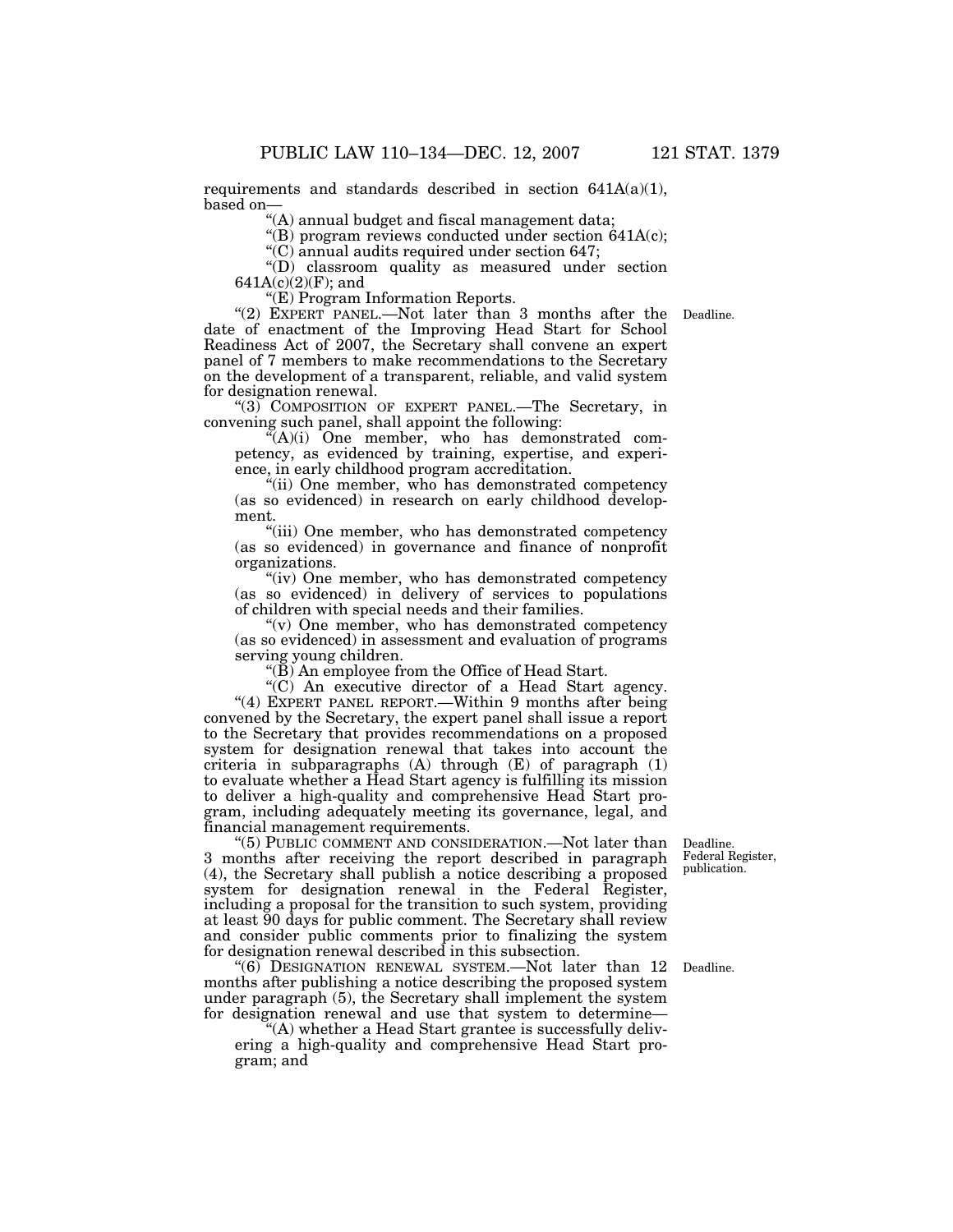requirements and standards described in section 641A(a)(1), based on—

"(A) annual budget and fiscal management data;

"(B) program reviews conducted under section 641A(c);

"(C) annual audits required under section 647;

"(D) classroom quality as measured under section 641A(c)(2)(F); and

"(E) Program Information Reports.

"(2) EXPERT PANEL.—Not later than 3 months after the date of enactment of the Improving Head Start for School Readiness Act of 2007, the Secretary shall convene an expert panel of 7 members to make recommendations to the Secretary on the development of a transparent, reliable, and valid system for designation renewal.

Deadline.

"(3) COMPOSITION OF EXPERT PANEL.—The Secretary, in convening such panel, shall appoint the following:

"(A)(i) One member, who has demonstrated competency, as evidenced by training, expertise, and experience, in early childhood program accreditation.

"(ii) One member, who has demonstrated competency (as so evidenced) in research on early childhood development.

"(iii) One member, who has demonstrated competency (as so evidenced) in governance and finance of nonprofit organizations.

"(iv) One member, who has demonstrated competency (as so evidenced) in delivery of services to populations of children with special needs and their families.

"(v) One member, who has demonstrated competency (as so evidenced) in assessment and evaluation of programs serving young children.

"(B) An employee from the Office of Head Start.

"(C) An executive director of a Head Start agency.

"(4) EXPERT PANEL REPORT.—Within 9 months after being convened by the Secretary, the expert panel shall issue a report to the Secretary that provides recommendations on a proposed system for designation renewal that takes into account the criteria in subparagraphs (A) through (E) of paragraph (1) to evaluate whether a Head Start agency is fulfilling its mission to deliver a high-quality and comprehensive Head Start program, including adequately meeting its governance, legal, and financial management requirements.

"(5) PUBLIC COMMENT AND CONSIDERATION.—Not later than 3 months after receiving the report described in paragraph (4), the Secretary shall publish a notice describing a proposed system for designation renewal in the Federal Register, including a proposal for the transition to such system, providing at least 90 days for public comment. The Secretary shall review and consider public comments prior to finalizing the system for designation renewal described in this subsection.

Deadline. Federal Register, publication.

"(6) DESIGNATION RENEWAL SYSTEM.—Not later than 12 months after publishing a notice describing the proposed system under paragraph (5), the Secretary shall implement the system for designation renewal and use that system to determine—

Deadline.

"(A) whether a Head Start grantee is successfully delivering a high-quality and comprehensive Head Start program; and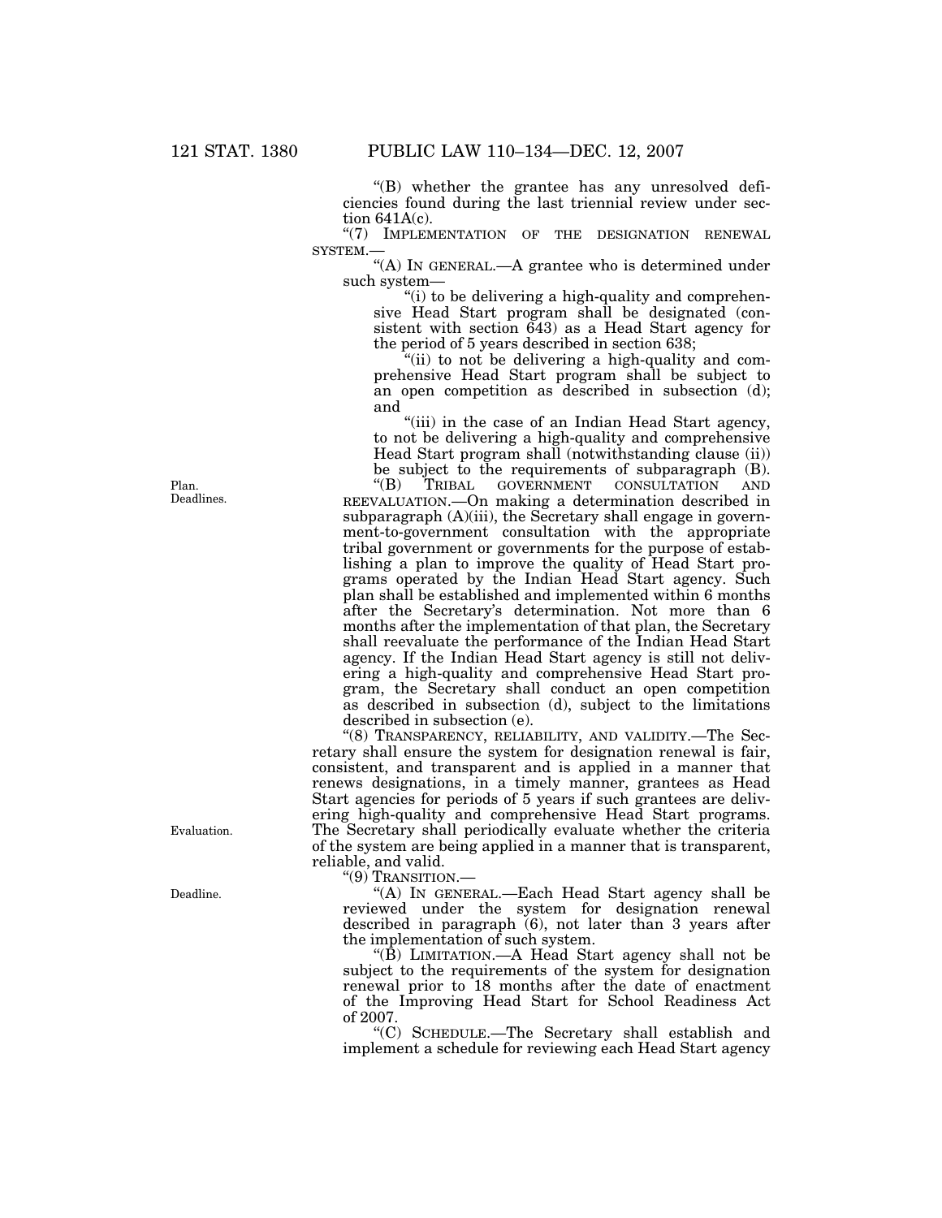"(B) whether the grantee has any unresolved deficiencies found during the last triennial review under section 641A(c).

"(7) IMPLEMENTATION OF THE DESIGNATION RENEWAL SYSTEM.—

"(A) IN GENERAL.—A grantee who is determined under such system—

"(i) to be delivering a high-quality and comprehensive Head Start program shall be designated (consistent with section 643) as a Head Start agency for the period of 5 years described in section 638;

"(ii) to not be delivering a high-quality and comprehensive Head Start program shall be subject to an open competition as described in subsection (d); and

"(iii) in the case of an Indian Head Start agency, to not be delivering a high-quality and comprehensive Head Start program shall (notwithstanding clause (ii)) be subject to the requirements of subparagraph (B).

Plan. Deadlines.

"(B) TRIBAL GOVERNMENT CONSULTATION AND REEVALUATION.—On making a determination described in subparagraph (A)(iii), the Secretary shall engage in government-to-government consultation with the appropriate tribal government or governments for the purpose of establishing a plan to improve the quality of Head Start programs operated by the Indian Head Start agency. Such plan shall be established and implemented within 6 months after the Secretary's determination. Not more than 6 months after the implementation of that plan, the Secretary shall reevaluate the performance of the Indian Head Start agency. If the Indian Head Start agency is still not delivering a high-quality and comprehensive Head Start program, the Secretary shall conduct an open competition as described in subsection (d), subject to the limitations described in subsection (e).

"(8) TRANSPARENCY, RELIABILITY, AND VALIDITY.—The Secretary shall ensure the system for designation renewal is fair, consistent, and transparent and is applied in a manner that renews designations, in a timely manner, grantees as Head Start agencies for periods of 5 years if such grantees are delivering high-quality and comprehensive Head Start programs. The Secretary shall periodically evaluate whether the criteria of the system are being applied in a manner that is transparent, reliable, and valid.

Evaluation.

"(9) TRANSITION.—

Deadline.

"(A) IN GENERAL.—Each Head Start agency shall be reviewed under the system for designation renewal described in paragraph (6), not later than 3 years after the implementation of such system.

"(B) LIMITATION.—A Head Start agency shall not be subject to the requirements of the system for designation renewal prior to 18 months after the date of enactment of the Improving Head Start for School Readiness Act of 2007.

"(C) SCHEDULE.—The Secretary shall establish and implement a schedule for reviewing each Head Start agency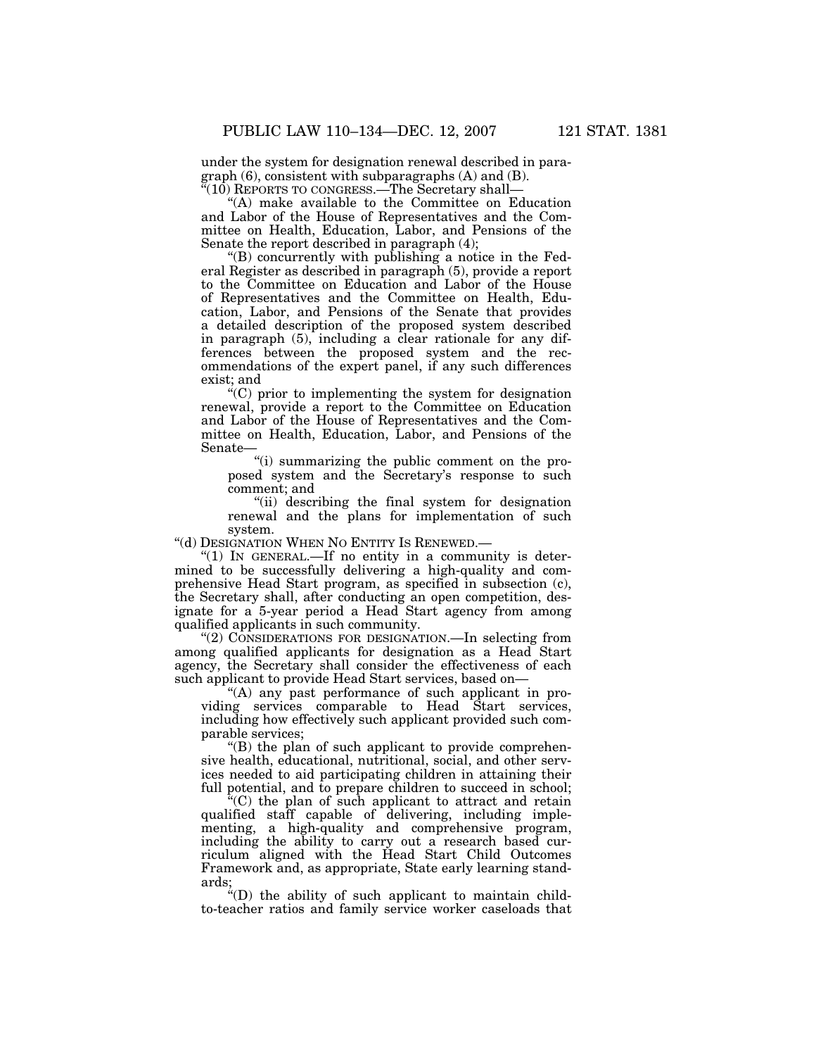under the system for designation renewal described in paragraph (6), consistent with subparagraphs (A) and (B).

"(10) REPORTS TO CONGRESS.—The Secretary shall—

"(A) make available to the Committee on Education and Labor of the House of Representatives and the Committee on Health, Education, Labor, and Pensions of the Senate the report described in paragraph (4);

"(B) concurrently with publishing a notice in the Federal Register as described in paragraph (5), provide a report to the Committee on Education and Labor of the House of Representatives and the Committee on Health, Education, Labor, and Pensions of the Senate that provides a detailed description of the proposed system described in paragraph (5), including a clear rationale for any differences between the proposed system and the recommendations of the expert panel, if any such differences exist; and

"(C) prior to implementing the system for designation renewal, provide a report to the Committee on Education and Labor of the House of Representatives and the Committee on Health, Education, Labor, and Pensions of the Senate—

"(i) summarizing the public comment on the proposed system and the Secretary's response to such comment; and

"(ii) describing the final system for designation renewal and the plans for implementation of such system.

"(d) DESIGNATION WHEN NO ENTITY IS RENEWED.—

"(1) IN GENERAL.—If no entity in a community is determined to be successfully delivering a high-quality and comprehensive Head Start program, as specified in subsection (c), the Secretary shall, after conducting an open competition, designate for a 5-year period a Head Start agency from among qualified applicants in such community.

"(2) CONSIDERATIONS FOR DESIGNATION.—In selecting from among qualified applicants for designation as a Head Start agency, the Secretary shall consider the effectiveness of each such applicant to provide Head Start services, based on—

"(A) any past performance of such applicant in providing services comparable to Head Start services, including how effectively such applicant provided such comparable services;

"(B) the plan of such applicant to provide comprehensive health, educational, nutritional, social, and other services needed to aid participating children in attaining their full potential, and to prepare children to succeed in school;

"(C) the plan of such applicant to attract and retain qualified staff capable of delivering, including implementing, a high-quality and comprehensive program, including the ability to carry out a research based curriculum aligned with the Head Start Child Outcomes Framework and, as appropriate, State early learning standards;

"(D) the ability of such applicant to maintain child-to-teacher ratios and family service worker caseloads that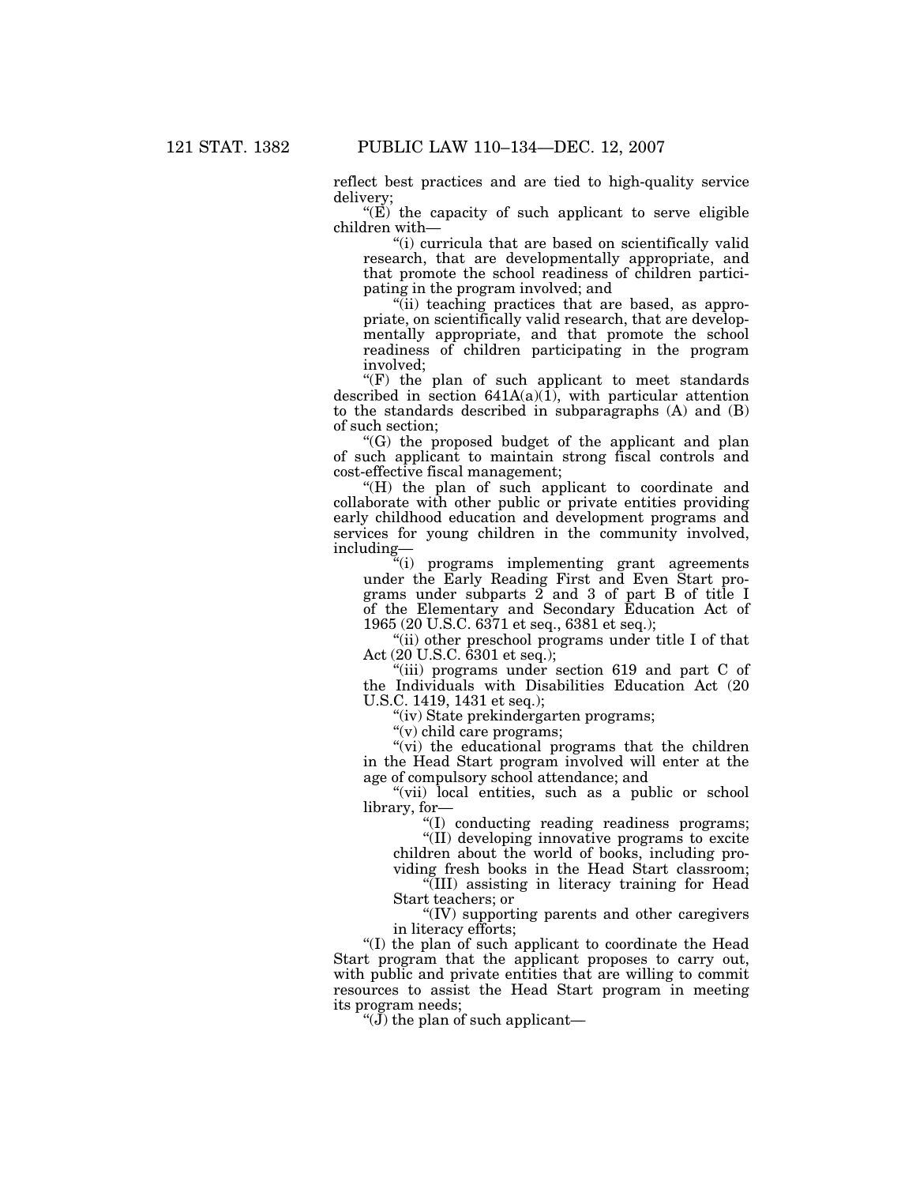reflect best practices and are tied to high-quality service delivery;

"(E) the capacity of such applicant to serve eligible children with—

"(i) curricula that are based on scientifically valid research, that are developmentally appropriate, and that promote the school readiness of children participating in the program involved; and

"(ii) teaching practices that are based, as appropriate, on scientifically valid research, that are developmentally appropriate, and that promote the school readiness of children participating in the program involved;

"(F) the plan of such applicant to meet standards described in section 641A(a)(1), with particular attention to the standards described in subparagraphs (A) and (B) of such section;

"(G) the proposed budget of the applicant and plan of such applicant to maintain strong fiscal controls and cost-effective fiscal management;

"(H) the plan of such applicant to coordinate and collaborate with other public or private entities providing early childhood education and development programs and services for young children in the community involved, including—

"(i) programs implementing grant agreements under the Early Reading First and Even Start programs under subparts 2 and 3 of part B of title I of the Elementary and Secondary Education Act of 1965 (20 U.S.C. 6371 et seq., 6381 et seq.);

"(ii) other preschool programs under title I of that Act (20 U.S.C. 6301 et seq.);

"(iii) programs under section 619 and part C of the Individuals with Disabilities Education Act (20 U.S.C. 1419, 1431 et seq.);

"(iv) State prekindergarten programs;

"(v) child care programs;

"(vi) the educational programs that the children in the Head Start program involved will enter at the age of compulsory school attendance; and

"(vii) local entities, such as a public or school library, for—

"(I) conducting reading readiness programs;

"(II) developing innovative programs to excite children about the world of books, including providing fresh books in the Head Start classroom;

"(III) assisting in literacy training for Head Start teachers; or

"(IV) supporting parents and other caregivers in literacy efforts;

"(I) the plan of such applicant to coordinate the Head Start program that the applicant proposes to carry out, with public and private entities that are willing to commit resources to assist the Head Start program in meeting its program needs;

"(J) the plan of such applicant—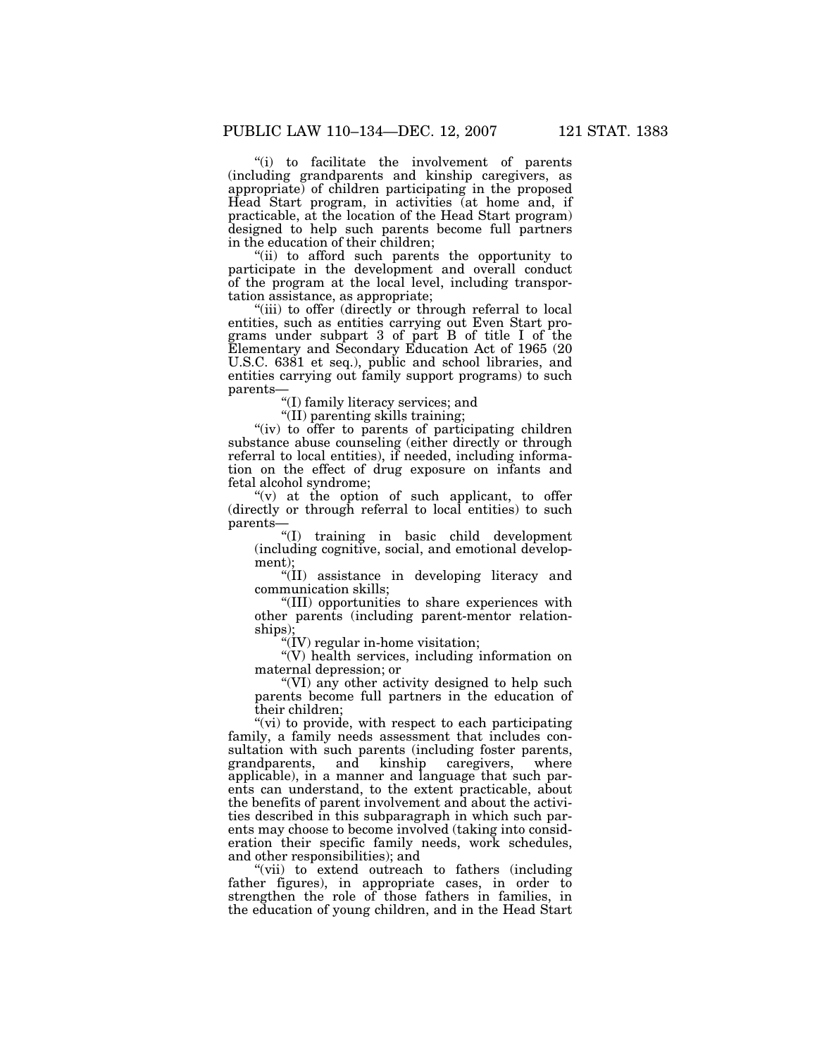"(i) to facilitate the involvement of parents (including grandparents and kinship caregivers, as appropriate) of children participating in the proposed Head Start program, in activities (at home and, if practicable, at the location of the Head Start program) designed to help such parents become full partners in the education of their children;

"(ii) to afford such parents the opportunity to participate in the development and overall conduct of the program at the local level, including transportation assistance, as appropriate;

"(iii) to offer (directly or through referral to local entities, such as entities carrying out Even Start programs under subpart 3 of part B of title I of the Elementary and Secondary Education Act of 1965 (20 U.S.C. 6381 et seq.), public and school libraries, and entities carrying out family support programs) to such parents—

"(I) family literacy services; and

"(II) parenting skills training;

"(iv) to offer to parents of participating children substance abuse counseling (either directly or through referral to local entities), if needed, including information on the effect of drug exposure on infants and fetal alcohol syndrome;

"(v) at the option of such applicant, to offer (directly or through referral to local entities) to such parents—

"(I) training in basic child development (including cognitive, social, and emotional development);

"(II) assistance in developing literacy and communication skills;

"(III) opportunities to share experiences with other parents (including parent-mentor relationships);

"(IV) regular in-home visitation;

"(V) health services, including information on maternal depression; or

"(VI) any other activity designed to help such parents become full partners in the education of their children;

"(vi) to provide, with respect to each participating family, a family needs assessment that includes consultation with such parents (including foster parents, grandparents, and kinship caregivers, where applicable), in a manner and language that such parents can understand, to the extent practicable, about the benefits of parent involvement and about the activities described in this subparagraph in which such parents may choose to become involved (taking into consideration their specific family needs, work schedules, and other responsibilities); and

"(vii) to extend outreach to fathers (including father figures), in appropriate cases, in order to strengthen the role of those fathers in families, in the education of young children, and in the Head Start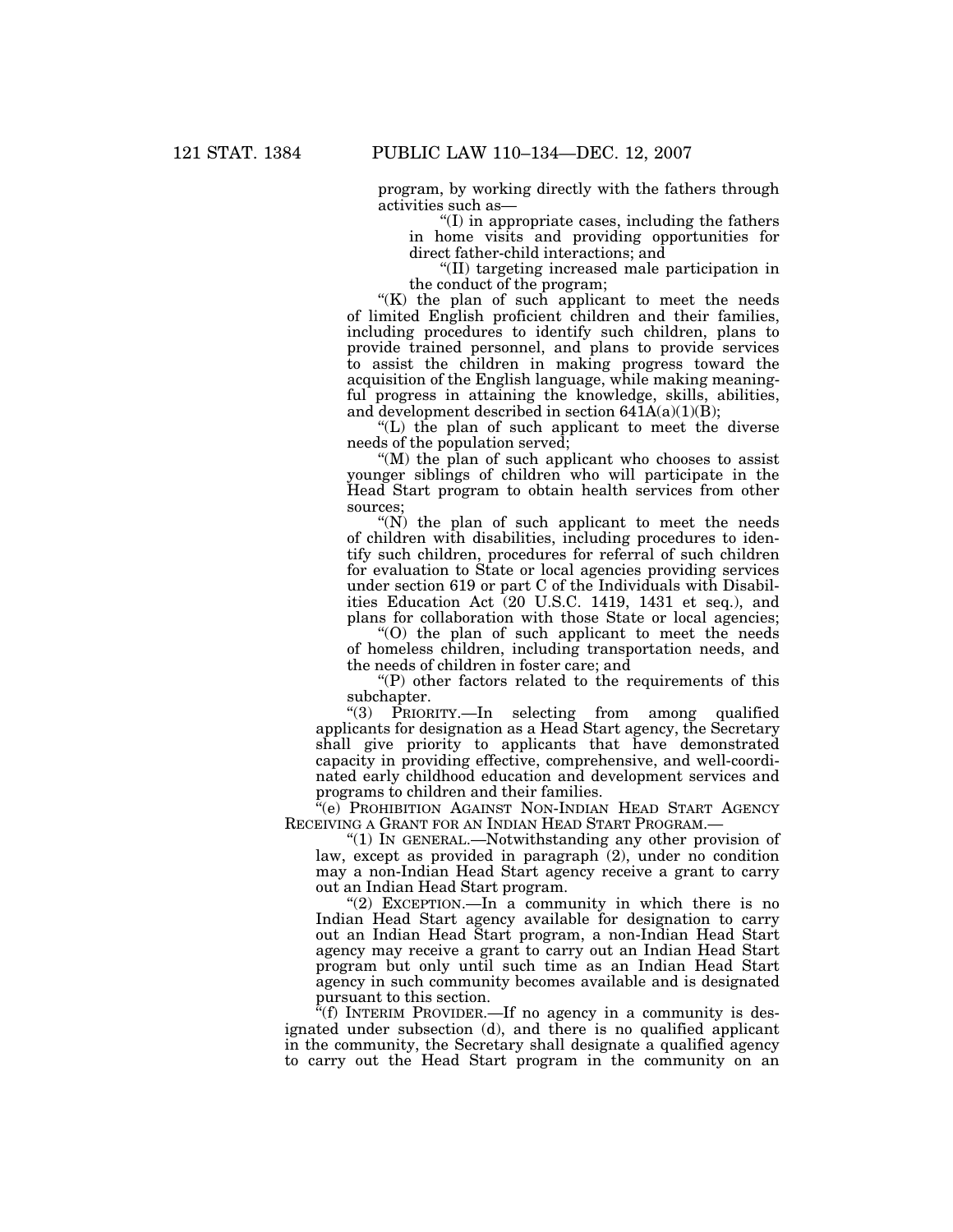program, by working directly with the fathers through activities such as—

"(I) in appropriate cases, including the fathers in home visits and providing opportunities for direct father-child interactions; and

"(II) targeting increased male participation in the conduct of the program;

"(K) the plan of such applicant to meet the needs of limited English proficient children and their families, including procedures to identify such children, plans to provide trained personnel, and plans to provide services to assist the children in making progress toward the acquisition of the English language, while making meaningful progress in attaining the knowledge, skills, abilities, and development described in section 641A(a)(1)(B);

"(L) the plan of such applicant to meet the diverse needs of the population served;

"(M) the plan of such applicant who chooses to assist younger siblings of children who will participate in the Head Start program to obtain health services from other sources;

"(N) the plan of such applicant to meet the needs of children with disabilities, including procedures to identify such children, procedures for referral of such children for evaluation to State or local agencies providing services under section 619 or part C of the Individuals with Disabilities Education Act (20 U.S.C. 1419, 1431 et seq.), and plans for collaboration with those State or local agencies;

"(O) the plan of such applicant to meet the needs of homeless children, including transportation needs, and the needs of children in foster care; and

"(P) other factors related to the requirements of this subchapter.

"(3) PRIORITY.—In selecting from among qualified applicants for designation as a Head Start agency, the Secretary shall give priority to applicants that have demonstrated capacity in providing effective, comprehensive, and well-coordinated early childhood education and development services and programs to children and their families.

"(e) PROHIBITION AGAINST NON-INDIAN HEAD START AGENCY RECEIVING A GRANT FOR AN INDIAN HEAD START PROGRAM.—

"(1) IN GENERAL.—Notwithstanding any other provision of law, except as provided in paragraph (2), under no condition may a non-Indian Head Start agency receive a grant to carry out an Indian Head Start program.

"(2) EXCEPTION.—In a community in which there is no Indian Head Start agency available for designation to carry out an Indian Head Start program, a non-Indian Head Start agency may receive a grant to carry out an Indian Head Start program but only until such time as an Indian Head Start agency in such community becomes available and is designated pursuant to this section.

"(f) INTERIM PROVIDER.—If no agency in a community is designated under subsection (d), and there is no qualified applicant in the community, the Secretary shall designate a qualified agency to carry out the Head Start program in the community on an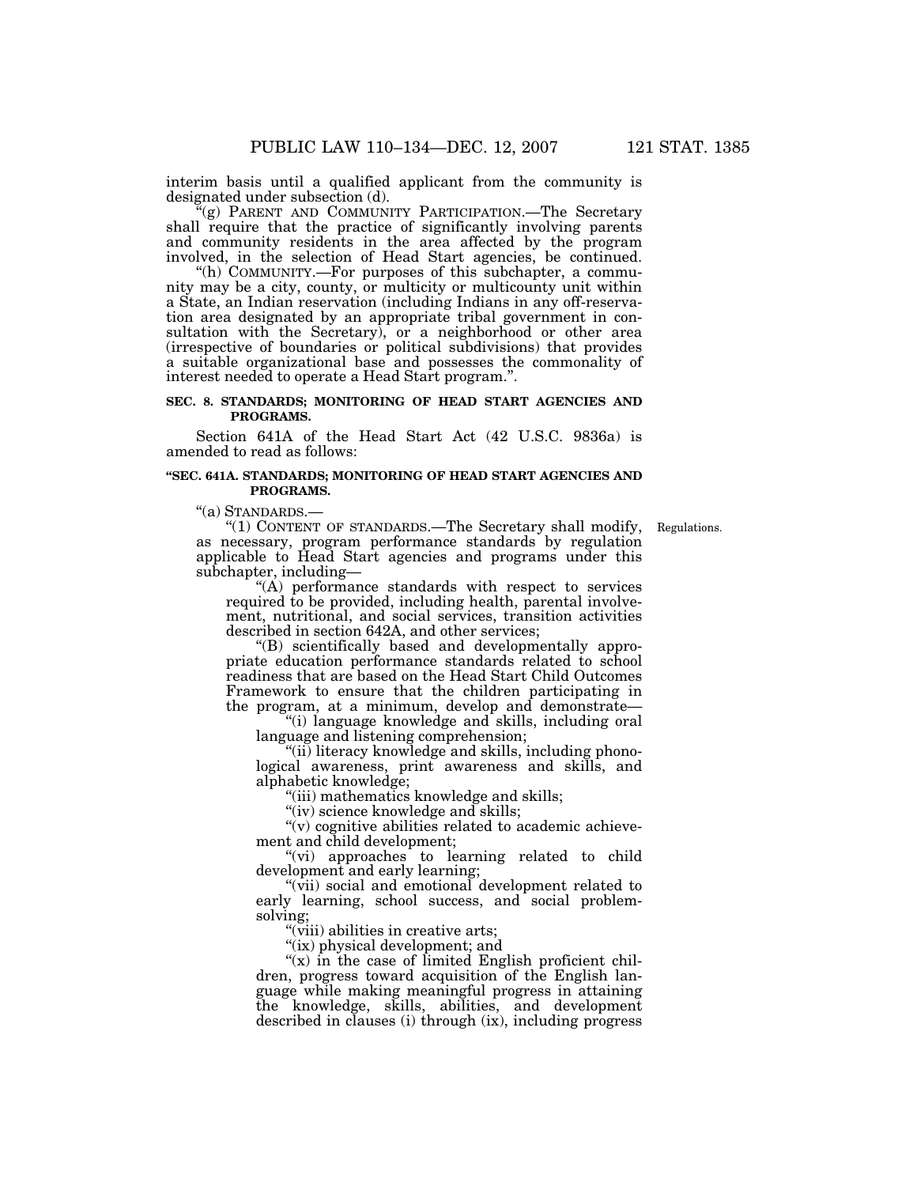interim basis until a qualified applicant from the community is designated under subsection (d).

"(g) PARENT AND COMMUNITY PARTICIPATION.—The Secretary shall require that the practice of significantly involving parents and community residents in the area affected by the program involved, in the selection of Head Start agencies, be continued.

"(h) COMMUNITY.—For purposes of this subchapter, a community may be a city, county, or multicity or multicounty unit within a State, an Indian reservation (including Indians in any off-reservation area designated by an appropriate tribal government in consultation with the Secretary), or a neighborhood or other area (irrespective of boundaries or political subdivisions) that provides a suitable organizational base and possesses the commonality of interest needed to operate a Head Start program.".

**SEC. 8. STANDARDS; MONITORING OF HEAD START AGENCIES AND PROGRAMS.**

Section 641A of the Head Start Act (42 U.S.C. 9836a) is amended to read as follows:

**"SEC. 641A. STANDARDS; MONITORING OF HEAD START AGENCIES AND PROGRAMS.**

"(a) STANDARDS.—

"(1) CONTENT OF STANDARDS.—The Secretary shall modify, as necessary, program performance standards by regulation applicable to Head Start agencies and programs under this subchapter, including—

Regulations.

"(A) performance standards with respect to services required to be provided, including health, parental involvement, nutritional, and social services, transition activities described in section 642A, and other services;

"(B) scientifically based and developmentally appropriate education performance standards related to school readiness that are based on the Head Start Child Outcomes Framework to ensure that the children participating in the program, at a minimum, develop and demonstrate—

"(i) language knowledge and skills, including oral language and listening comprehension;

"(ii) literacy knowledge and skills, including phonological awareness, print awareness and skills, and alphabetic knowledge;

"(iii) mathematics knowledge and skills;

"(iv) science knowledge and skills;

"(v) cognitive abilities related to academic achievement and child development;

"(vi) approaches to learning related to child development and early learning;

"(vii) social and emotional development related to early learning, school success, and social problem-solving;

"(viii) abilities in creative arts;

"(ix) physical development; and

"(x) in the case of limited English proficient children, progress toward acquisition of the English language while making meaningful progress in attaining the knowledge, skills, abilities, and development described in clauses (i) through (ix), including progress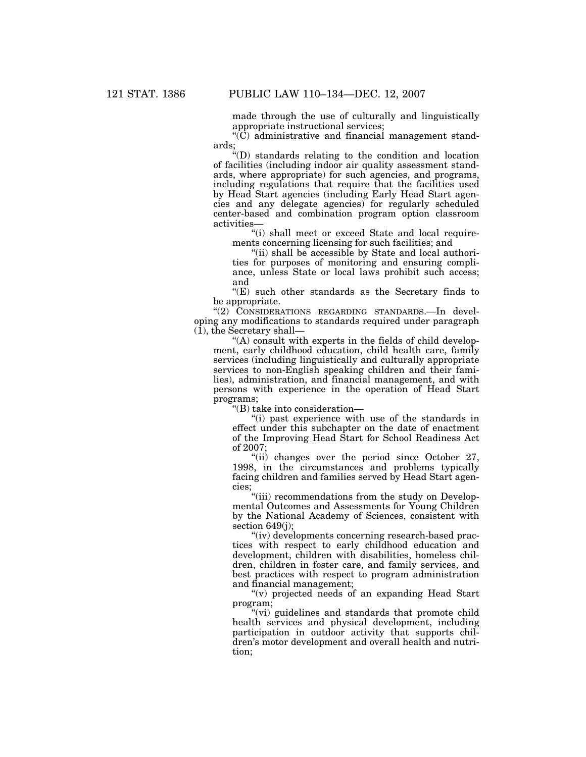made through the use of culturally and linguistically appropriate instructional services;

"(C) administrative and financial management standards;

"(D) standards relating to the condition and location of facilities (including indoor air quality assessment standards, where appropriate) for such agencies, and programs, including regulations that require that the facilities used by Head Start agencies (including Early Head Start agencies and any delegate agencies) for regularly scheduled center-based and combination program option classroom activities—

"(i) shall meet or exceed State and local requirements concerning licensing for such facilities; and

"(ii) shall be accessible by State and local authorities for purposes of monitoring and ensuring compliance, unless State or local laws prohibit such access; and

"(E) such other standards as the Secretary finds to be appropriate.

"(2) CONSIDERATIONS REGARDING STANDARDS.—In developing any modifications to standards required under paragraph (1), the Secretary shall—

"(A) consult with experts in the fields of child development, early childhood education, child health care, family services (including linguistically and culturally appropriate services to non-English speaking children and their families), administration, and financial management, and with persons with experience in the operation of Head Start programs;

"(B) take into consideration—

"(i) past experience with use of the standards in effect under this subchapter on the date of enactment of the Improving Head Start for School Readiness Act of 2007;

"(ii) changes over the period since October 27, 1998, in the circumstances and problems typically facing children and families served by Head Start agencies;

"(iii) recommendations from the study on Developmental Outcomes and Assessments for Young Children by the National Academy of Sciences, consistent with section 649(j);

"(iv) developments concerning research-based practices with respect to early childhood education and development, children with disabilities, homeless children, children in foster care, and family services, and best practices with respect to program administration and financial management;

"(v) projected needs of an expanding Head Start program;

"(vi) guidelines and standards that promote child health services and physical development, including participation in outdoor activity that supports children's motor development and overall health and nutrition;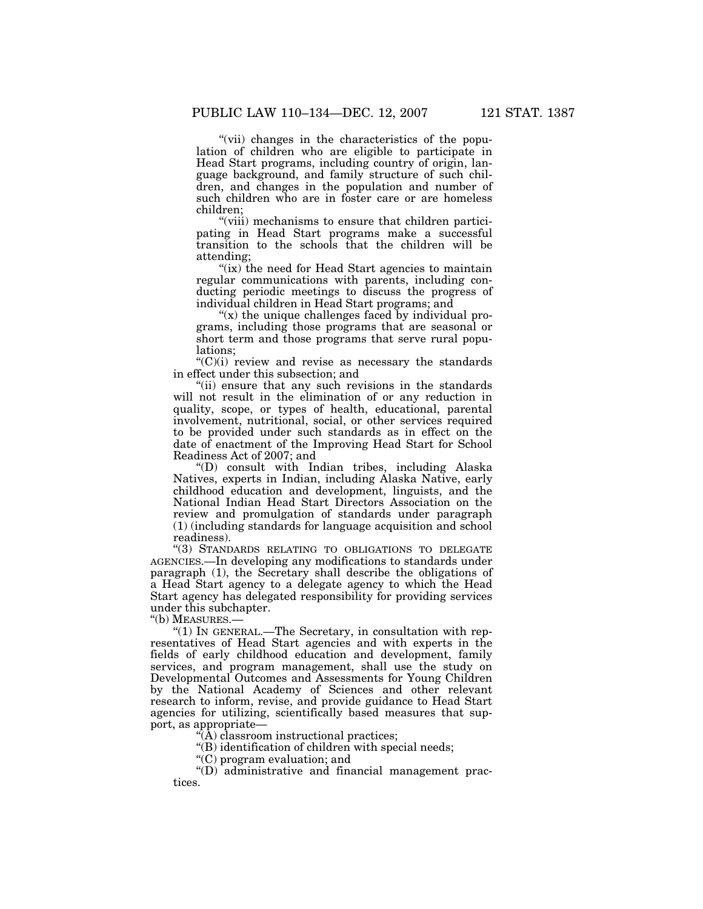"(vii) changes in the characteristics of the population of children who are eligible to participate in Head Start programs, including country of origin, language background, and family structure of such children, and changes in the population and number of such children who are in foster care or are homeless children;

"(viii) mechanisms to ensure that children participating in Head Start programs make a successful transition to the schools that the children will be attending;

"(ix) the need for Head Start agencies to maintain regular communications with parents, including conducting periodic meetings to discuss the progress of individual children in Head Start programs; and

"(x) the unique challenges faced by individual programs, including those programs that are seasonal or short term and those programs that serve rural populations;

"(C)(i) review and revise as necessary the standards in effect under this subsection; and

"(ii) ensure that any such revisions in the standards will not result in the elimination of or any reduction in quality, scope, or types of health, educational, parental involvement, nutritional, social, or other services required to be provided under such standards as in effect on the date of enactment of the Improving Head Start for School Readiness Act of 2007; and

"(D) consult with Indian tribes, including Alaska Natives, experts in Indian, including Alaska Native, early childhood education and development, linguists, and the National Indian Head Start Directors Association on the review and promulgation of standards under paragraph (1) (including standards for language acquisition and school readiness).

"(3) STANDARDS RELATING TO OBLIGATIONS TO DELEGATE AGENCIES.—In developing any modifications to standards under paragraph (1), the Secretary shall describe the obligations of a Head Start agency to a delegate agency to which the Head Start agency has delegated responsibility for providing services under this subchapter.

"(b) MEASURES.—

"(1) IN GENERAL.—The Secretary, in consultation with representatives of Head Start agencies and with experts in the fields of early childhood education and development, family services, and program management, shall use the study on Developmental Outcomes and Assessments for Young Children by the National Academy of Sciences and other relevant research to inform, revise, and provide guidance to Head Start agencies for utilizing, scientifically based measures that support, as appropriate—

"(A) classroom instructional practices;

"(B) identification of children with special needs;

"(C) program evaluation; and

"(D) administrative and financial management practices.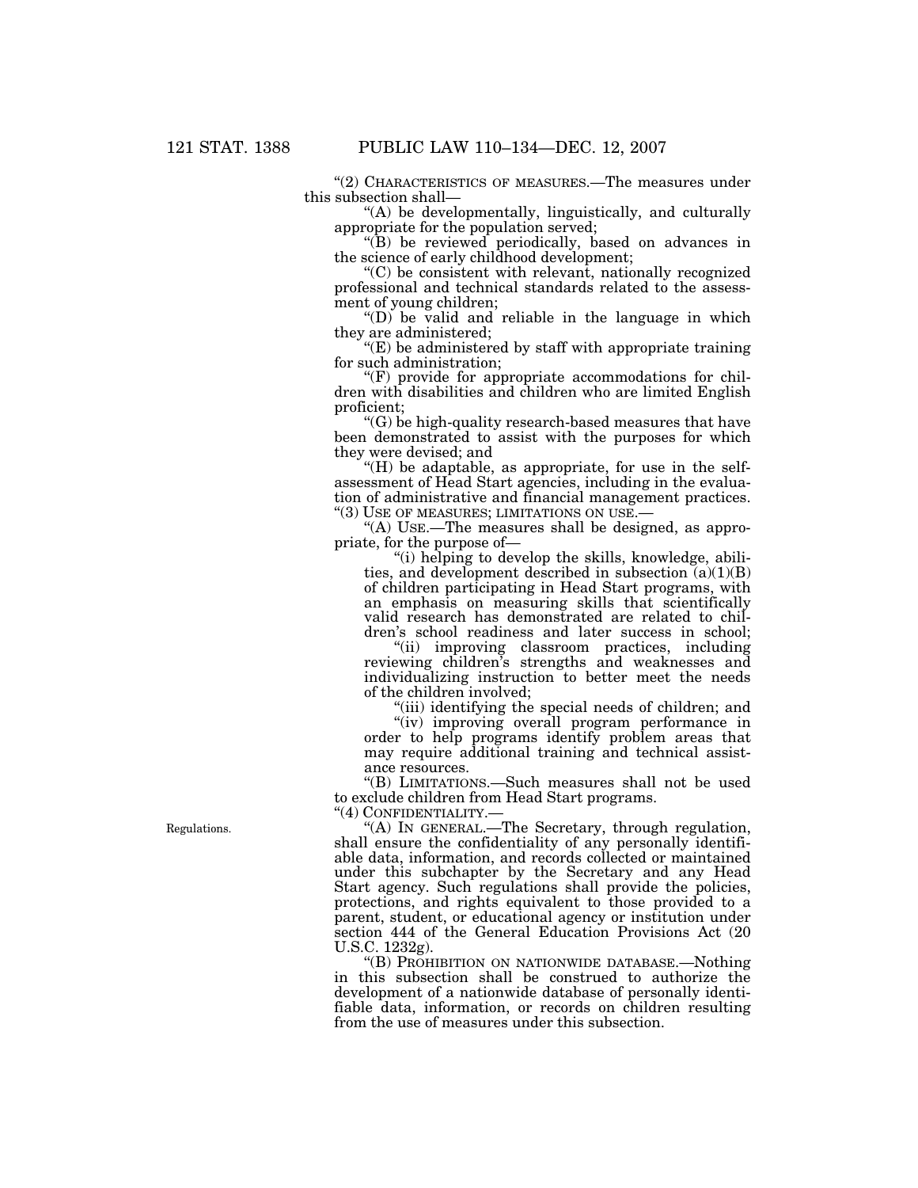"(2) CHARACTERISTICS OF MEASURES.—The measures under this subsection shall—

"(A) be developmentally, linguistically, and culturally appropriate for the population served;

"(B) be reviewed periodically, based on advances in the science of early childhood development;

"(C) be consistent with relevant, nationally recognized professional and technical standards related to the assessment of young children;

"(D) be valid and reliable in the language in which they are administered;

"(E) be administered by staff with appropriate training for such administration;

"(F) provide for appropriate accommodations for children with disabilities and children who are limited English proficient;

"(G) be high-quality research-based measures that have been demonstrated to assist with the purposes for which they were devised; and

"(H) be adaptable, as appropriate, for use in the self-assessment of Head Start agencies, including in the evaluation of administrative and financial management practices.

"(3) USE OF MEASURES; LIMITATIONS ON USE.—

"(A) USE.—The measures shall be designed, as appropriate, for the purpose of—

"(i) helping to develop the skills, knowledge, abilities, and development described in subsection (a)(1)(B) of children participating in Head Start programs, with an emphasis on measuring skills that scientifically valid research has demonstrated are related to children's school readiness and later success in school;

"(ii) improving classroom practices, including reviewing children's strengths and weaknesses and individualizing instruction to better meet the needs of the children involved;

"(iii) identifying the special needs of children; and

"(iv) improving overall program performance in order to help programs identify problem areas that may require additional training and technical assistance resources.

"(B) LIMITATIONS.—Such measures shall not be used to exclude children from Head Start programs.

"(4) CONFIDENTIALITY.—

Regulations.

"(A) IN GENERAL.—The Secretary, through regulation, shall ensure the confidentiality of any personally identifiable data, information, and records collected or maintained under this subchapter by the Secretary and any Head Start agency. Such regulations shall provide the policies, protections, and rights equivalent to those provided to a parent, student, or educational agency or institution under section 444 of the General Education Provisions Act (20 U.S.C. 1232g).

"(B) PROHIBITION ON NATIONWIDE DATABASE.—Nothing in this subsection shall be construed to authorize the development of a nationwide database of personally identifiable data, information, or records on children resulting from the use of measures under this subsection.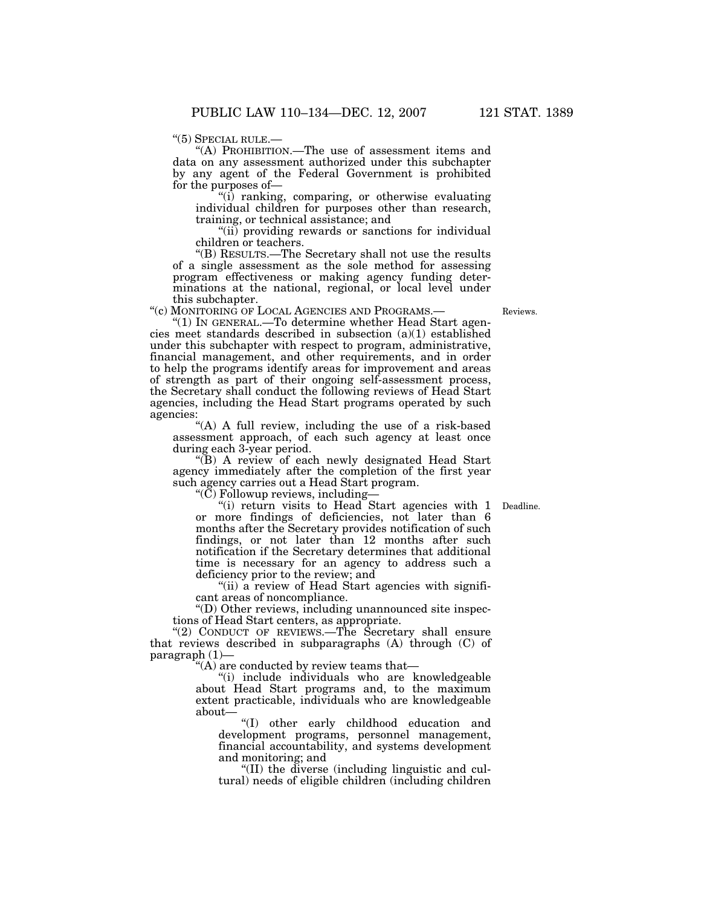"(5) SPECIAL RULE.—

"(A) PROHIBITION.—The use of assessment items and data on any assessment authorized under this subchapter by any agent of the Federal Government is prohibited for the purposes of—

"(i) ranking, comparing, or otherwise evaluating individual children for purposes other than research, training, or technical assistance; and

"(ii) providing rewards or sanctions for individual children or teachers.

"(B) RESULTS.—The Secretary shall not use the results of a single assessment as the sole method for assessing program effectiveness or making agency funding determinations at the national, regional, or local level under this subchapter.

"(c) MONITORING OF LOCAL AGENCIES AND PROGRAMS.—

Reviews.

"(1) IN GENERAL.—To determine whether Head Start agencies meet standards described in subsection (a)(1) established under this subchapter with respect to program, administrative, financial management, and other requirements, and in order to help the programs identify areas for improvement and areas of strength as part of their ongoing self-assessment process, the Secretary shall conduct the following reviews of Head Start agencies, including the Head Start programs operated by such agencies:

"(A) A full review, including the use of a risk-based assessment approach, of each such agency at least once during each 3-year period.

"(B) A review of each newly designated Head Start agency immediately after the completion of the first year such agency carries out a Head Start program.

"(C) Followup reviews, including—

Deadline.

"(i) return visits to Head Start agencies with 1 or more findings of deficiencies, not later than 6 months after the Secretary provides notification of such findings, or not later than 12 months after such notification if the Secretary determines that additional time is necessary for an agency to address such a deficiency prior to the review; and

"(ii) a review of Head Start agencies with significant areas of noncompliance.

"(D) Other reviews, including unannounced site inspections of Head Start centers, as appropriate.

"(2) CONDUCT OF REVIEWS.—The Secretary shall ensure that reviews described in subparagraphs (A) through (C) of paragraph (1)—

"(A) are conducted by review teams that—

"(i) include individuals who are knowledgeable about Head Start programs and, to the maximum extent practicable, individuals who are knowledgeable about—

"(I) other early childhood education and development programs, personnel management, financial accountability, and systems development and monitoring; and

"(II) the diverse (including linguistic and cultural) needs of eligible children (including children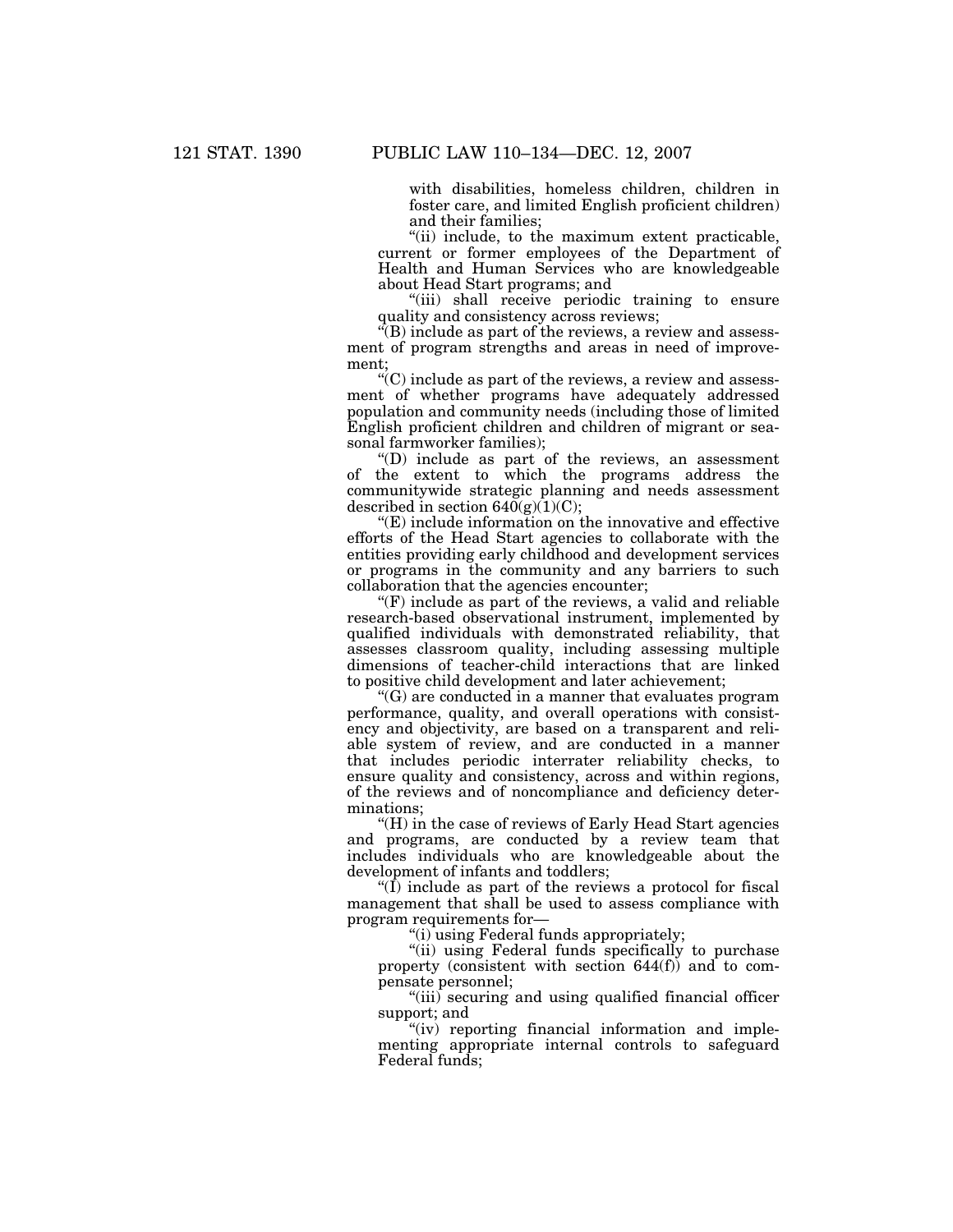with disabilities, homeless children, children in foster care, and limited English proficient children) and their families;

"(ii) include, to the maximum extent practicable, current or former employees of the Department of Health and Human Services who are knowledgeable about Head Start programs; and

"(iii) shall receive periodic training to ensure quality and consistency across reviews;

"(B) include as part of the reviews, a review and assessment of program strengths and areas in need of improvement;

"(C) include as part of the reviews, a review and assessment of whether programs have adequately addressed population and community needs (including those of limited English proficient children and children of migrant or seasonal farmworker families);

"(D) include as part of the reviews, an assessment of the extent to which the programs address the communitywide strategic planning and needs assessment described in section 640(g)(1)(C);

"(E) include information on the innovative and effective efforts of the Head Start agencies to collaborate with the entities providing early childhood and development services or programs in the community and any barriers to such collaboration that the agencies encounter;

"(F) include as part of the reviews, a valid and reliable research-based observational instrument, implemented by qualified individuals with demonstrated reliability, that assesses classroom quality, including assessing multiple dimensions of teacher-child interactions that are linked to positive child development and later achievement;

"(G) are conducted in a manner that evaluates program performance, quality, and overall operations with consistency and objectivity, are based on a transparent and reliable system of review, and are conducted in a manner that includes periodic interrater reliability checks, to ensure quality and consistency, across and within regions, of the reviews and of noncompliance and deficiency determinations;

"(H) in the case of reviews of Early Head Start agencies and programs, are conducted by a review team that includes individuals who are knowledgeable about the development of infants and toddlers;

"(I) include as part of the reviews a protocol for fiscal management that shall be used to assess compliance with program requirements for—

"(i) using Federal funds appropriately;

"(ii) using Federal funds specifically to purchase property (consistent with section 644(f)) and to compensate personnel;

"(iii) securing and using qualified financial officer support; and

"(iv) reporting financial information and implementing appropriate internal controls to safeguard Federal funds;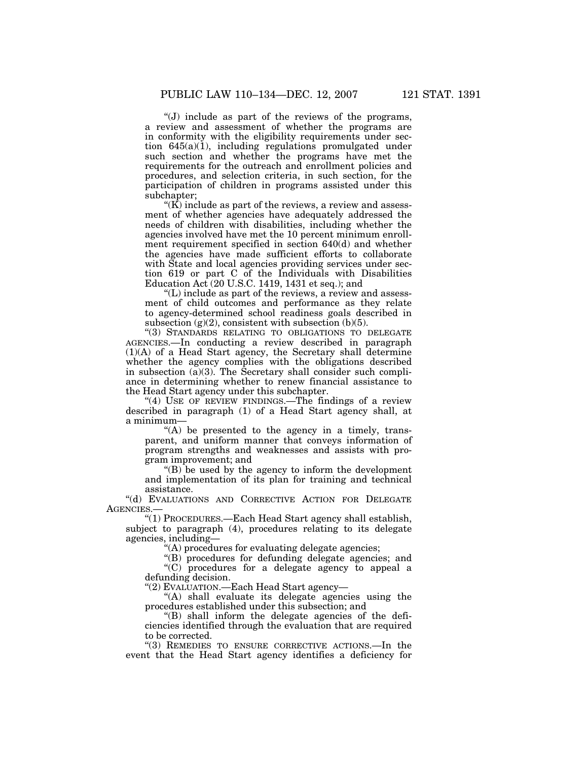"(J) include as part of the reviews of the programs, a review and assessment of whether the programs are in conformity with the eligibility requirements under section 645(a)(1), including regulations promulgated under such section and whether the programs have met the requirements for the outreach and enrollment policies and procedures, and selection criteria, in such section, for the participation of children in programs assisted under this subchapter;

"(K) include as part of the reviews, a review and assessment of whether agencies have adequately addressed the needs of children with disabilities, including whether the agencies involved have met the 10 percent minimum enrollment requirement specified in section 640(d) and whether the agencies have made sufficient efforts to collaborate with State and local agencies providing services under section 619 or part C of the Individuals with Disabilities Education Act (20 U.S.C. 1419, 1431 et seq.); and

"(L) include as part of the reviews, a review and assessment of child outcomes and performance as they relate to agency-determined school readiness goals described in subsection (g)(2), consistent with subsection (b)(5).

"(3) STANDARDS RELATING TO OBLIGATIONS TO DELEGATE AGENCIES.—In conducting a review described in paragraph (1)(A) of a Head Start agency, the Secretary shall determine whether the agency complies with the obligations described in subsection (a)(3). The Secretary shall consider such compliance in determining whether to renew financial assistance to the Head Start agency under this subchapter.

"(4) USE OF REVIEW FINDINGS.—The findings of a review described in paragraph (1) of a Head Start agency shall, at a minimum—

"(A) be presented to the agency in a timely, transparent, and uniform manner that conveys information of program strengths and weaknesses and assists with program improvement; and

"(B) be used by the agency to inform the development and implementation of its plan for training and technical assistance.

"(d) EVALUATIONS AND CORRECTIVE ACTION FOR DELEGATE AGENCIES.—

"(1) PROCEDURES.—Each Head Start agency shall establish, subject to paragraph (4), procedures relating to its delegate agencies, including—

"(A) procedures for evaluating delegate agencies;

"(B) procedures for defunding delegate agencies; and

"(C) procedures for a delegate agency to appeal a defunding decision.

"(2) EVALUATION.—Each Head Start agency—

"(A) shall evaluate its delegate agencies using the procedures established under this subsection; and

"(B) shall inform the delegate agencies of the deficiencies identified through the evaluation that are required to be corrected.

"(3) REMEDIES TO ENSURE CORRECTIVE ACTIONS.—In the event that the Head Start agency identifies a deficiency for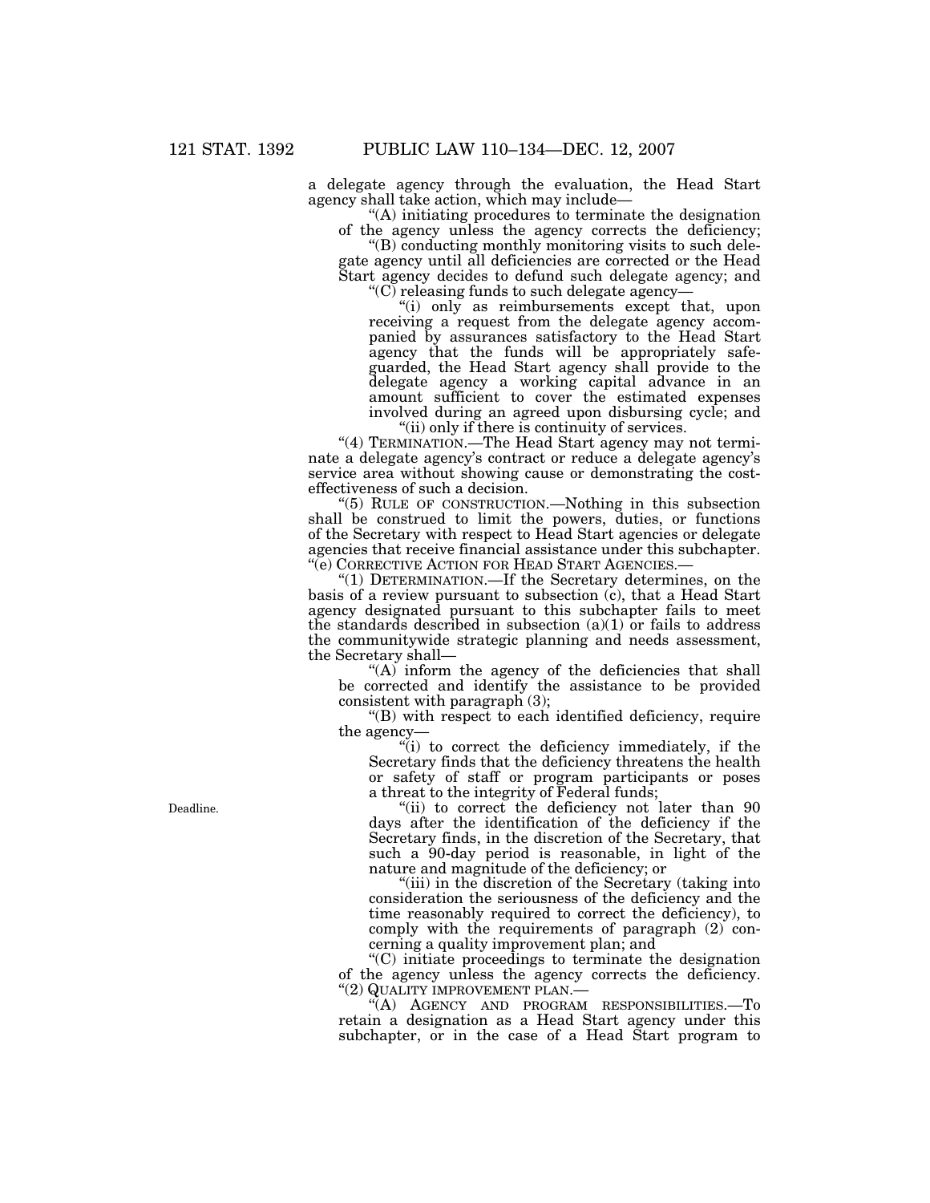a delegate agency through the evaluation, the Head Start agency shall take action, which may include—

"(A) initiating procedures to terminate the designation of the agency unless the agency corrects the deficiency;

"(B) conducting monthly monitoring visits to such delegate agency until all deficiencies are corrected or the Head Start agency decides to defund such delegate agency; and

"(C) releasing funds to such delegate agency—

"(i) only as reimbursements except that, upon receiving a request from the delegate agency accompanied by assurances satisfactory to the Head Start agency that the funds will be appropriately safeguarded, the Head Start agency shall provide to the delegate agency a working capital advance in an amount sufficient to cover the estimated expenses involved during an agreed upon disbursing cycle; and

"(ii) only if there is continuity of services.

"(4) TERMINATION.—The Head Start agency may not terminate a delegate agency's contract or reduce a delegate agency's service area without showing cause or demonstrating the cost-effectiveness of such a decision.

"(5) RULE OF CONSTRUCTION.—Nothing in this subsection shall be construed to limit the powers, duties, or functions of the Secretary with respect to Head Start agencies or delegate agencies that receive financial assistance under this subchapter.

"(e) CORRECTIVE ACTION FOR HEAD START AGENCIES.—

"(1) DETERMINATION.—If the Secretary determines, on the basis of a review pursuant to subsection (c), that a Head Start agency designated pursuant to this subchapter fails to meet the standards described in subsection (a)(1) or fails to address the communitywide strategic planning and needs assessment, the Secretary shall—

"(A) inform the agency of the deficiencies that shall be corrected and identify the assistance to be provided consistent with paragraph (3);

"(B) with respect to each identified deficiency, require the agency—

"(i) to correct the deficiency immediately, if the Secretary finds that the deficiency threatens the health or safety of staff or program participants or poses a threat to the integrity of Federal funds;

Deadline.

"(ii) to correct the deficiency not later than 90 days after the identification of the deficiency if the Secretary finds, in the discretion of the Secretary, that such a 90-day period is reasonable, in light of the nature and magnitude of the deficiency; or

"(iii) in the discretion of the Secretary (taking into consideration the seriousness of the deficiency and the time reasonably required to correct the deficiency), to comply with the requirements of paragraph (2) concerning a quality improvement plan; and

"(C) initiate proceedings to terminate the designation of the agency unless the agency corrects the deficiency.

"(2) QUALITY IMPROVEMENT PLAN.—

"(A) AGENCY AND PROGRAM RESPONSIBILITIES.—To retain a designation as a Head Start agency under this subchapter, or in the case of a Head Start program to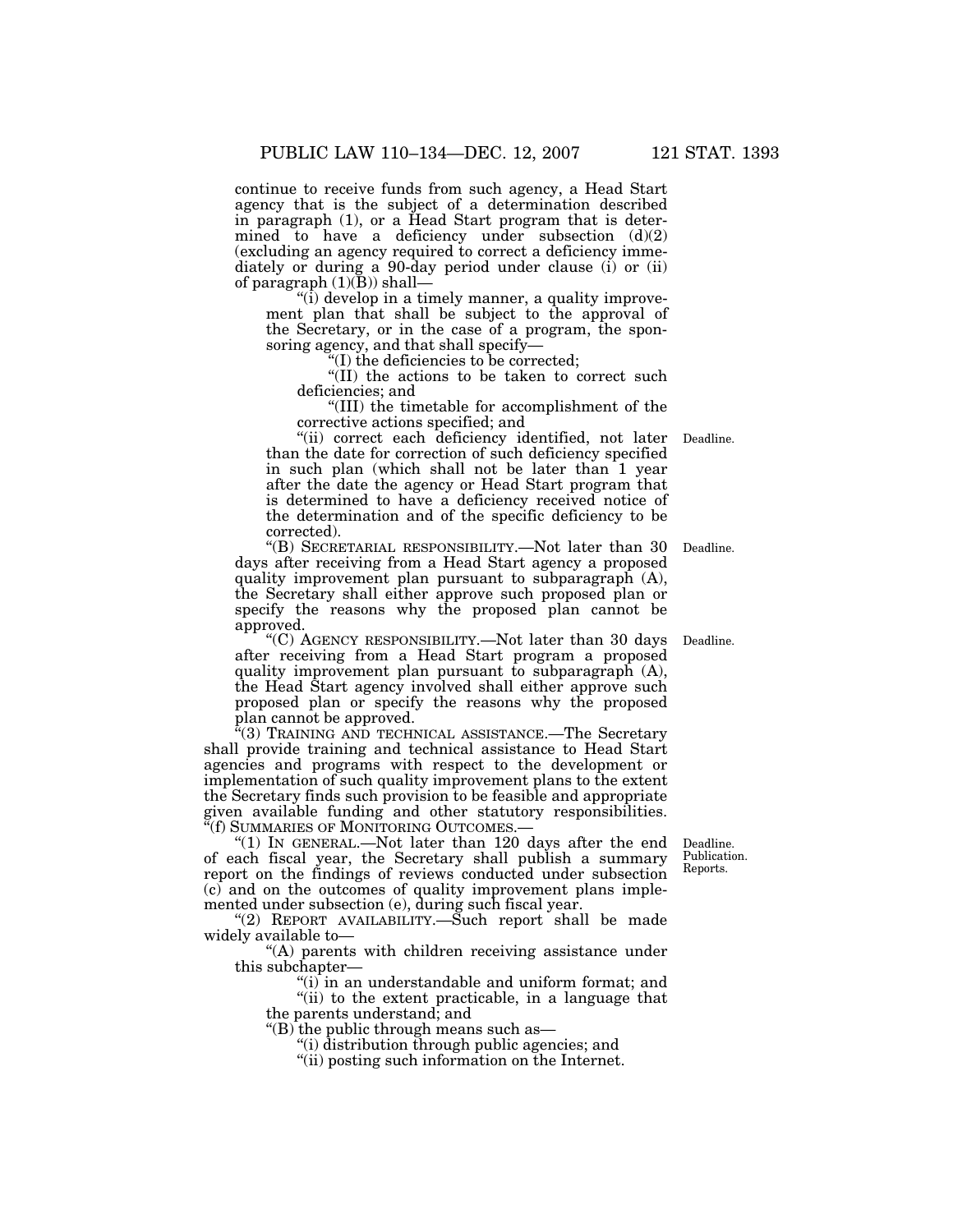continue to receive funds from such agency, a Head Start agency that is the subject of a determination described in paragraph (1), or a Head Start program that is determined to have a deficiency under subsection (d)(2) (excluding an agency required to correct a deficiency immediately or during a 90-day period under clause (i) or (ii) of paragraph (1)(B)) shall—

"(i) develop in a timely manner, a quality improvement plan that shall be subject to the approval of the Secretary, or in the case of a program, the sponsoring agency, and that shall specify—

"(I) the deficiencies to be corrected;

"(II) the actions to be taken to correct such deficiencies; and

"(III) the timetable for accomplishment of the corrective actions specified; and

"(ii) correct each deficiency identified, not later than the date for correction of such deficiency specified in such plan (which shall not be later than 1 year after the date the agency or Head Start program that is determined to have a deficiency received notice of the determination and of the specific deficiency to be corrected).

Deadline.

"(B) SECRETARIAL RESPONSIBILITY.—Not later than 30 days after receiving from a Head Start agency a proposed quality improvement plan pursuant to subparagraph (A), the Secretary shall either approve such proposed plan or specify the reasons why the proposed plan cannot be approved.

Deadline.

"(C) AGENCY RESPONSIBILITY.—Not later than 30 days after receiving from a Head Start program a proposed quality improvement plan pursuant to subparagraph (A), the Head Start agency involved shall either approve such proposed plan or specify the reasons why the proposed plan cannot be approved.

Deadline.

"(3) TRAINING AND TECHNICAL ASSISTANCE.—The Secretary shall provide training and technical assistance to Head Start agencies and programs with respect to the development or implementation of such quality improvement plans to the extent the Secretary finds such provision to be feasible and appropriate given available funding and other statutory responsibilities.

"(f) SUMMARIES OF MONITORING OUTCOMES.—

"(1) IN GENERAL.—Not later than 120 days after the end of each fiscal year, the Secretary shall publish a summary report on the findings of reviews conducted under subsection (c) and on the outcomes of quality improvement plans implemented under subsection (e), during such fiscal year.

Deadline. Publication. Reports.

"(2) REPORT AVAILABILITY.—Such report shall be made widely available to—

"(A) parents with children receiving assistance under this subchapter—

"(i) in an understandable and uniform format; and

"(ii) to the extent practicable, in a language that the parents understand; and

"(B) the public through means such as—

"(i) distribution through public agencies; and

"(ii) posting such information on the Internet.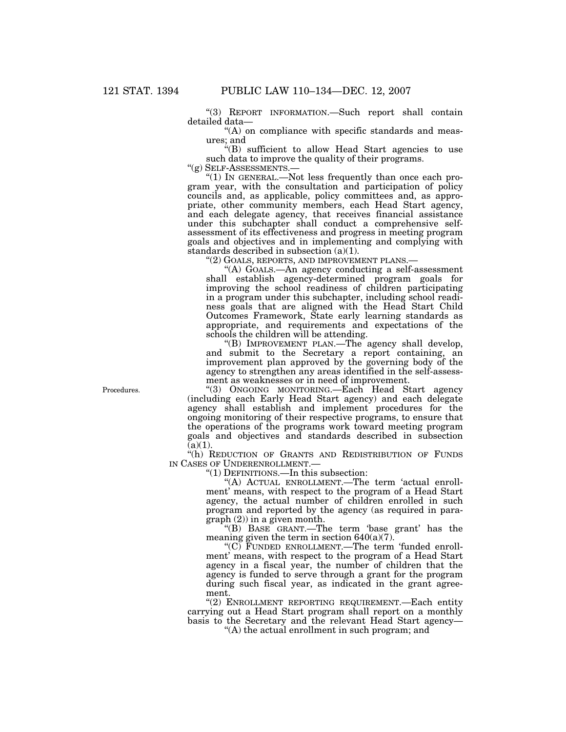"(3) REPORT INFORMATION.—Such report shall contain detailed data—

"(A) on compliance with specific standards and measures; and

"(B) sufficient to allow Head Start agencies to use such data to improve the quality of their programs.

"(g) SELF-ASSESSMENTS.—

"(1) IN GENERAL.—Not less frequently than once each program year, with the consultation and participation of policy councils and, as applicable, policy committees and, as appropriate, other community members, each Head Start agency, and each delegate agency, that receives financial assistance under this subchapter shall conduct a comprehensive self-assessment of its effectiveness and progress in meeting program goals and objectives and in implementing and complying with standards described in subsection (a)(1).

"(2) GOALS, REPORTS, AND IMPROVEMENT PLANS.—

"(A) GOALS.—An agency conducting a self-assessment shall establish agency-determined program goals for improving the school readiness of children participating in a program under this subchapter, including school readiness goals that are aligned with the Head Start Child Outcomes Framework, State early learning standards as appropriate, and requirements and expectations of the schools the children will be attending.

"(B) IMPROVEMENT PLAN.—The agency shall develop, and submit to the Secretary a report containing, an improvement plan approved by the governing body of the agency to strengthen any areas identified in the self-assessment as weaknesses or in need of improvement.

Procedures.

"(3) ONGOING MONITORING.—Each Head Start agency (including each Early Head Start agency) and each delegate agency shall establish and implement procedures for the ongoing monitoring of their respective programs, to ensure that the operations of the programs work toward meeting program goals and objectives and standards described in subsection (a)(1).

"(h) REDUCTION OF GRANTS AND REDISTRIBUTION OF FUNDS IN CASES OF UNDERENROLLMENT.—

"(1) DEFINITIONS.—In this subsection:

"(A) ACTUAL ENROLLMENT.—The term 'actual enrollment' means, with respect to the program of a Head Start agency, the actual number of children enrolled in such program and reported by the agency (as required in paragraph (2)) in a given month.

"(B) BASE GRANT.—The term 'base grant' has the meaning given the term in section 640(a)(7).

"(C) FUNDED ENROLLMENT.—The term 'funded enrollment' means, with respect to the program of a Head Start agency in a fiscal year, the number of children that the agency is funded to serve through a grant for the program during such fiscal year, as indicated in the grant agreement.

"(2) ENROLLMENT REPORTING REQUIREMENT.—Each entity carrying out a Head Start program shall report on a monthly basis to the Secretary and the relevant Head Start agency—

"(A) the actual enrollment in such program; and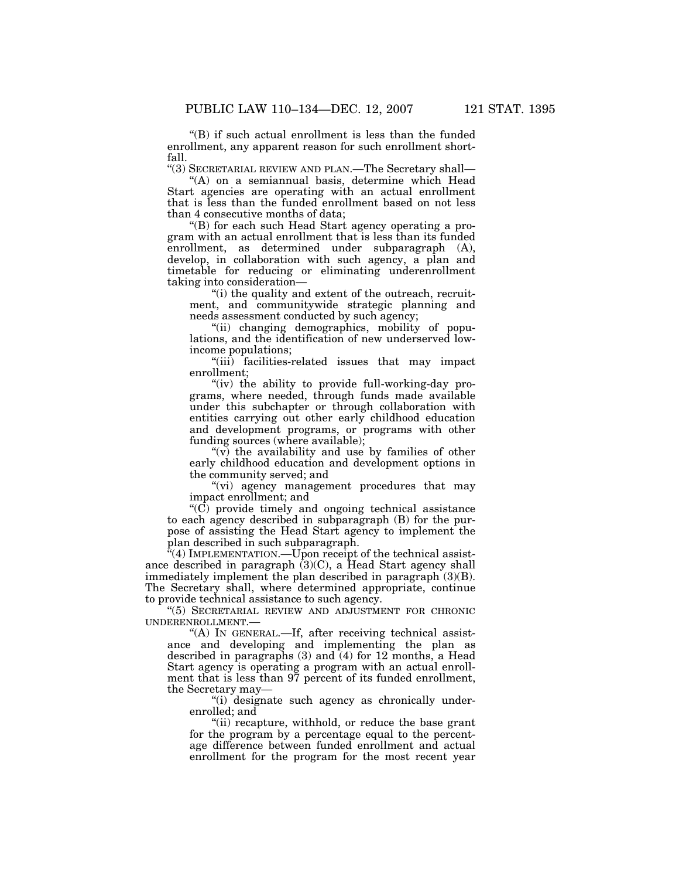"(B) if such actual enrollment is less than the funded enrollment, any apparent reason for such enrollment shortfall.

"(3) SECRETARIAL REVIEW AND PLAN.—The Secretary shall—

"(A) on a semiannual basis, determine which Head Start agencies are operating with an actual enrollment that is less than the funded enrollment based on not less than 4 consecutive months of data;

"(B) for each such Head Start agency operating a program with an actual enrollment that is less than its funded enrollment, as determined under subparagraph (A), develop, in collaboration with such agency, a plan and timetable for reducing or eliminating underenrollment taking into consideration—

"(i) the quality and extent of the outreach, recruitment, and communitywide strategic planning and needs assessment conducted by such agency;

"(ii) changing demographics, mobility of populations, and the identification of new underserved low-income populations;

"(iii) facilities-related issues that may impact enrollment;

"(iv) the ability to provide full-working-day programs, where needed, through funds made available under this subchapter or through collaboration with entities carrying out other early childhood education and development programs, or programs with other funding sources (where available);

"(v) the availability and use by families of other early childhood education and development options in the community served; and

"(vi) agency management procedures that may impact enrollment; and

"(C) provide timely and ongoing technical assistance to each agency described in subparagraph (B) for the purpose of assisting the Head Start agency to implement the plan described in such subparagraph.

"(4) IMPLEMENTATION.—Upon receipt of the technical assistance described in paragraph (3)(C), a Head Start agency shall immediately implement the plan described in paragraph (3)(B). The Secretary shall, where determined appropriate, continue to provide technical assistance to such agency.

"(5) SECRETARIAL REVIEW AND ADJUSTMENT FOR CHRONIC UNDERENROLLMENT.—

"(A) IN GENERAL.—If, after receiving technical assistance and developing and implementing the plan as described in paragraphs (3) and (4) for 12 months, a Head Start agency is operating a program with an actual enrollment that is less than 97 percent of its funded enrollment, the Secretary may—

"(i) designate such agency as chronically underenrolled; and

"(ii) recapture, withhold, or reduce the base grant for the program by a percentage equal to the percentage difference between funded enrollment and actual enrollment for the program for the most recent year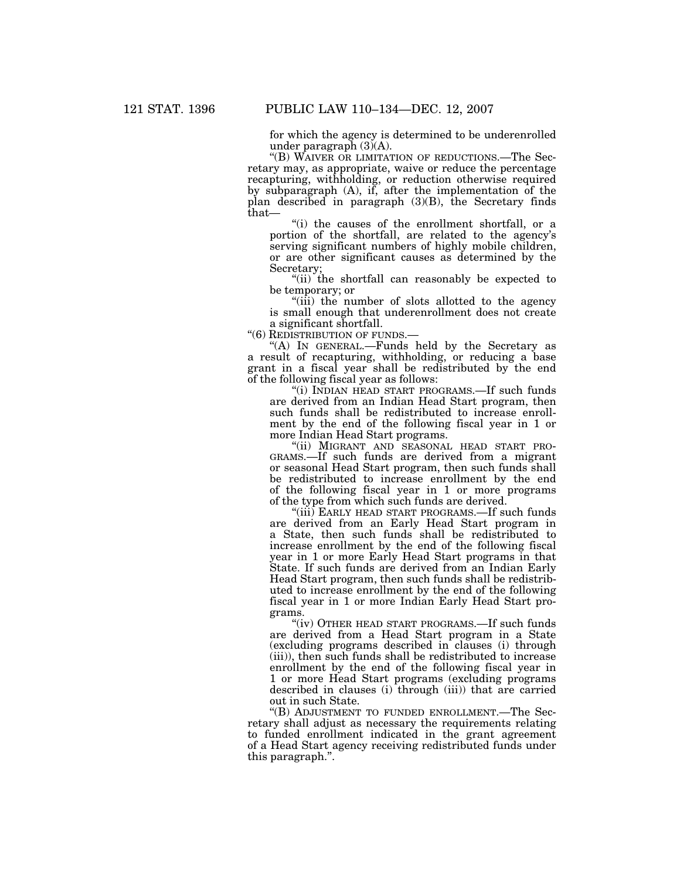for which the agency is determined to be underenrolled under paragraph (3)(A).

"(B) WAIVER OR LIMITATION OF REDUCTIONS.—The Secretary may, as appropriate, waive or reduce the percentage recapturing, withholding, or reduction otherwise required by subparagraph (A), if, after the implementation of the plan described in paragraph (3)(B), the Secretary finds that—

"(i) the causes of the enrollment shortfall, or a portion of the shortfall, are related to the agency's serving significant numbers of highly mobile children, or are other significant causes as determined by the Secretary;

"(ii) the shortfall can reasonably be expected to be temporary; or

"(iii) the number of slots allotted to the agency is small enough that underenrollment does not create a significant shortfall.

"(6) REDISTRIBUTION OF FUNDS.—

"(A) IN GENERAL.—Funds held by the Secretary as a result of recapturing, withholding, or reducing a base grant in a fiscal year shall be redistributed by the end of the following fiscal year as follows:

"(i) INDIAN HEAD START PROGRAMS.—If such funds are derived from an Indian Head Start program, then such funds shall be redistributed to increase enrollment by the end of the following fiscal year in 1 or more Indian Head Start programs.

"(ii) MIGRANT AND SEASONAL HEAD START PROGRAMS.—If such funds are derived from a migrant or seasonal Head Start program, then such funds shall be redistributed to increase enrollment by the end of the following fiscal year in 1 or more programs of the type from which such funds are derived.

"(iii) EARLY HEAD START PROGRAMS.—If such funds are derived from an Early Head Start program in a State, then such funds shall be redistributed to increase enrollment by the end of the following fiscal year in 1 or more Early Head Start programs in that State. If such funds are derived from an Indian Early Head Start program, then such funds shall be redistributed to increase enrollment by the end of the following fiscal year in 1 or more Indian Early Head Start programs.

"(iv) OTHER HEAD START PROGRAMS.—If such funds are derived from a Head Start program in a State (excluding programs described in clauses (i) through (iii)), then such funds shall be redistributed to increase enrollment by the end of the following fiscal year in 1 or more Head Start programs (excluding programs described in clauses (i) through (iii)) that are carried out in such State.

"(B) ADJUSTMENT TO FUNDED ENROLLMENT.—The Secretary shall adjust as necessary the requirements relating to funded enrollment indicated in the grant agreement of a Head Start agency receiving redistributed funds under this paragraph.".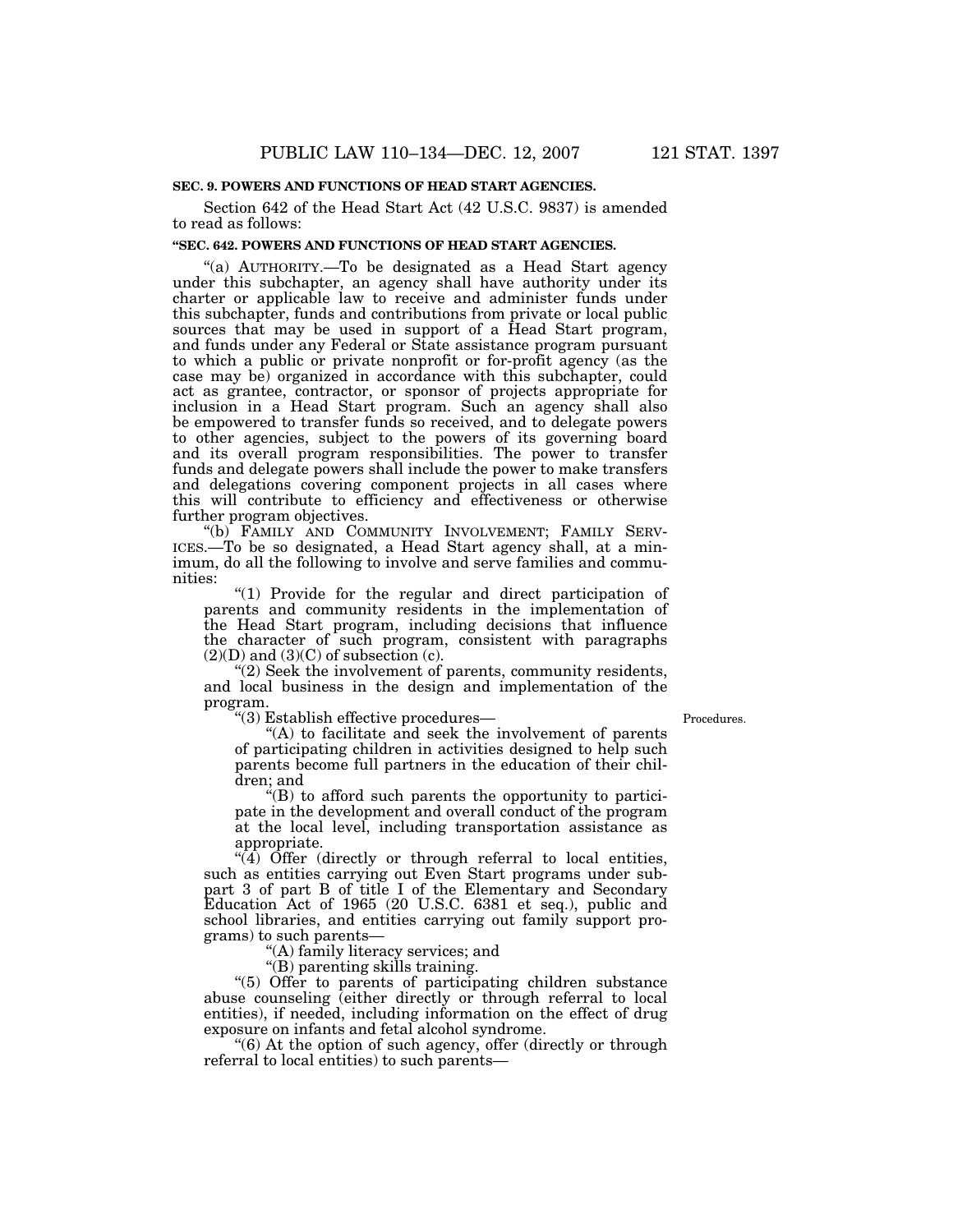**SEC. 9. POWERS AND FUNCTIONS OF HEAD START AGENCIES.**

Section 642 of the Head Start Act (42 U.S.C. 9837) is amended to read as follows:

**"SEC. 642. POWERS AND FUNCTIONS OF HEAD START AGENCIES.**

"(a) AUTHORITY.—To be designated as a Head Start agency under this subchapter, an agency shall have authority under its charter or applicable law to receive and administer funds under this subchapter, funds and contributions from private or local public sources that may be used in support of a Head Start program, and funds under any Federal or State assistance program pursuant to which a public or private nonprofit or for-profit agency (as the case may be) organized in accordance with this subchapter, could act as grantee, contractor, or sponsor of projects appropriate for inclusion in a Head Start program. Such an agency shall also be empowered to transfer funds so received, and to delegate powers to other agencies, subject to the powers of its governing board and its overall program responsibilities. The power to transfer funds and delegate powers shall include the power to make transfers and delegations covering component projects in all cases where this will contribute to efficiency and effectiveness or otherwise further program objectives.

"(b) FAMILY AND COMMUNITY INVOLVEMENT; FAMILY SERVICES.—To be so designated, a Head Start agency shall, at a minimum, do all the following to involve and serve families and communities:

"(1) Provide for the regular and direct participation of parents and community residents in the implementation of the Head Start program, including decisions that influence the character of such program, consistent with paragraphs (2)(D) and (3)(C) of subsection (c).

"(2) Seek the involvement of parents, community residents, and local business in the design and implementation of the program.

"(3) Establish effective procedures—

"(A) to facilitate and seek the involvement of parents of participating children in activities designed to help such parents become full partners in the education of their children; and

"(B) to afford such parents the opportunity to participate in the development and overall conduct of the program at the local level, including transportation assistance as appropriate.

"(4) Offer (directly or through referral to local entities, such as entities carrying out Even Start programs under subpart 3 of part B of title I of the Elementary and Secondary Education Act of 1965 (20 U.S.C. 6381 et seq.), public and school libraries, and entities carrying out family support programs) to such parents—

"(A) family literacy services; and

"(B) parenting skills training.

"(5) Offer to parents of participating children substance abuse counseling (either directly or through referral to local entities), if needed, including information on the effect of drug exposure on infants and fetal alcohol syndrome.

"(6) At the option of such agency, offer (directly or through referral to local entities) to such parents—

Procedures.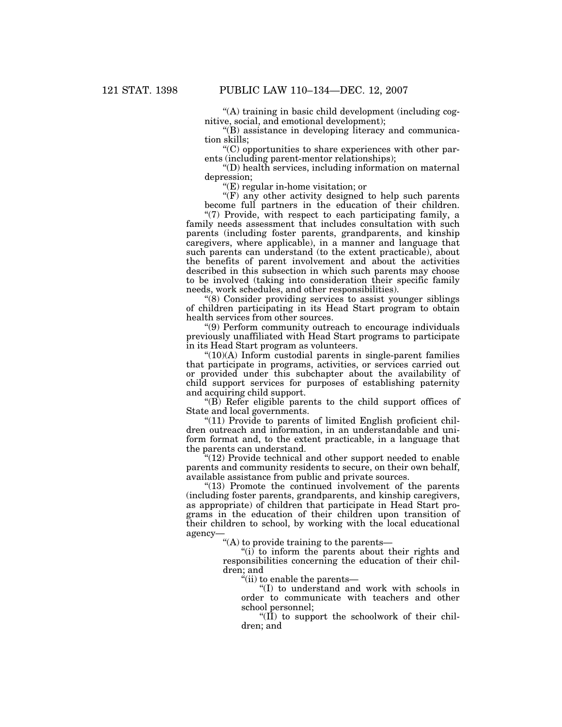"(A) training in basic child development (including cognitive, social, and emotional development);

"(B) assistance in developing literacy and communication skills;

"(C) opportunities to share experiences with other parents (including parent-mentor relationships);

"(D) health services, including information on maternal depression;

"(E) regular in-home visitation; or

"(F) any other activity designed to help such parents become full partners in the education of their children.

"(7) Provide, with respect to each participating family, a family needs assessment that includes consultation with such parents (including foster parents, grandparents, and kinship caregivers, where applicable), in a manner and language that such parents can understand (to the extent practicable), about the benefits of parent involvement and about the activities described in this subsection in which such parents may choose to be involved (taking into consideration their specific family needs, work schedules, and other responsibilities).

"(8) Consider providing services to assist younger siblings of children participating in its Head Start program to obtain health services from other sources.

"(9) Perform community outreach to encourage individuals previously unaffiliated with Head Start programs to participate in its Head Start program as volunteers.

"(10)(A) Inform custodial parents in single-parent families that participate in programs, activities, or services carried out or provided under this subchapter about the availability of child support services for purposes of establishing paternity and acquiring child support.

"(B) Refer eligible parents to the child support offices of State and local governments.

"(11) Provide to parents of limited English proficient children outreach and information, in an understandable and uniform format and, to the extent practicable, in a language that the parents can understand.

"(12) Provide technical and other support needed to enable parents and community residents to secure, on their own behalf, available assistance from public and private sources.

"(13) Promote the continued involvement of the parents (including foster parents, grandparents, and kinship caregivers, as appropriate) of children that participate in Head Start programs in the education of their children upon transition of their children to school, by working with the local educational agency—

"(A) to provide training to the parents—

"(i) to inform the parents about their rights and responsibilities concerning the education of their children; and

"(ii) to enable the parents—

"(I) to understand and work with schools in order to communicate with teachers and other school personnel;

"(II) to support the schoolwork of their children; and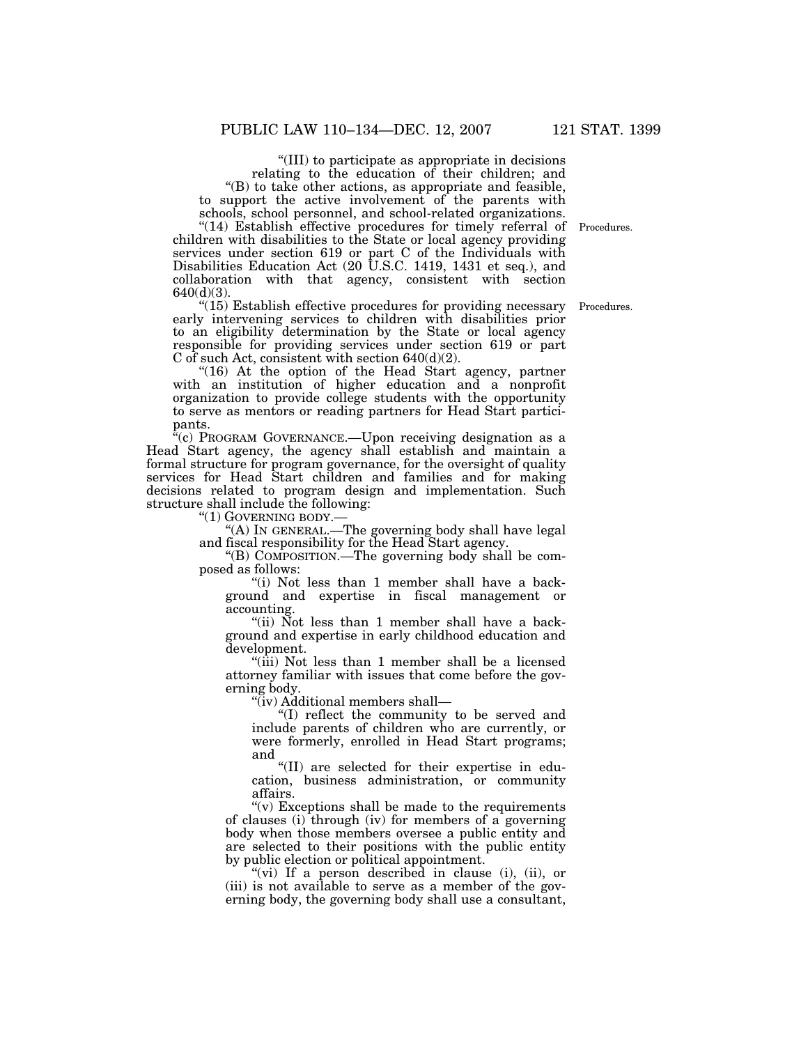"(III) to participate as appropriate in decisions relating to the education of their children; and

"(B) to take other actions, as appropriate and feasible, to support the active involvement of the parents with schools, school personnel, and school-related organizations.

"(14) Establish effective procedures for timely referral of children with disabilities to the State or local agency providing services under section 619 or part C of the Individuals with Disabilities Education Act (20 U.S.C. 1419, 1431 et seq.), and collaboration with that agency, consistent with section 640(d)(3).

Procedures.

"(15) Establish effective procedures for providing necessary early intervening services to children with disabilities prior to an eligibility determination by the State or local agency responsible for providing services under section 619 or part C of such Act, consistent with section 640(d)(2).

Procedures.

"(16) At the option of the Head Start agency, partner with an institution of higher education and a nonprofit organization to provide college students with the opportunity to serve as mentors or reading partners for Head Start participants.

"(c) PROGRAM GOVERNANCE.—Upon receiving designation as a Head Start agency, the agency shall establish and maintain a formal structure for program governance, for the oversight of quality services for Head Start children and families and for making decisions related to program design and implementation. Such structure shall include the following:

"(1) GOVERNING BODY.—

"(A) IN GENERAL.—The governing body shall have legal and fiscal responsibility for the Head Start agency.

"(B) COMPOSITION.—The governing body shall be composed as follows:

"(i) Not less than 1 member shall have a background and expertise in fiscal management or accounting.

"(ii) Not less than 1 member shall have a background and expertise in early childhood education and development.

"(iii) Not less than 1 member shall be a licensed attorney familiar with issues that come before the governing body.

"(iv) Additional members shall—

"(I) reflect the community to be served and include parents of children who are currently, or were formerly, enrolled in Head Start programs; and

"(II) are selected for their expertise in education, business administration, or community affairs.

"(v) Exceptions shall be made to the requirements of clauses (i) through (iv) for members of a governing body when those members oversee a public entity and are selected to their positions with the public entity by public election or political appointment.

"(vi) If a person described in clause (i), (ii), or (iii) is not available to serve as a member of the governing body, the governing body shall use a consultant,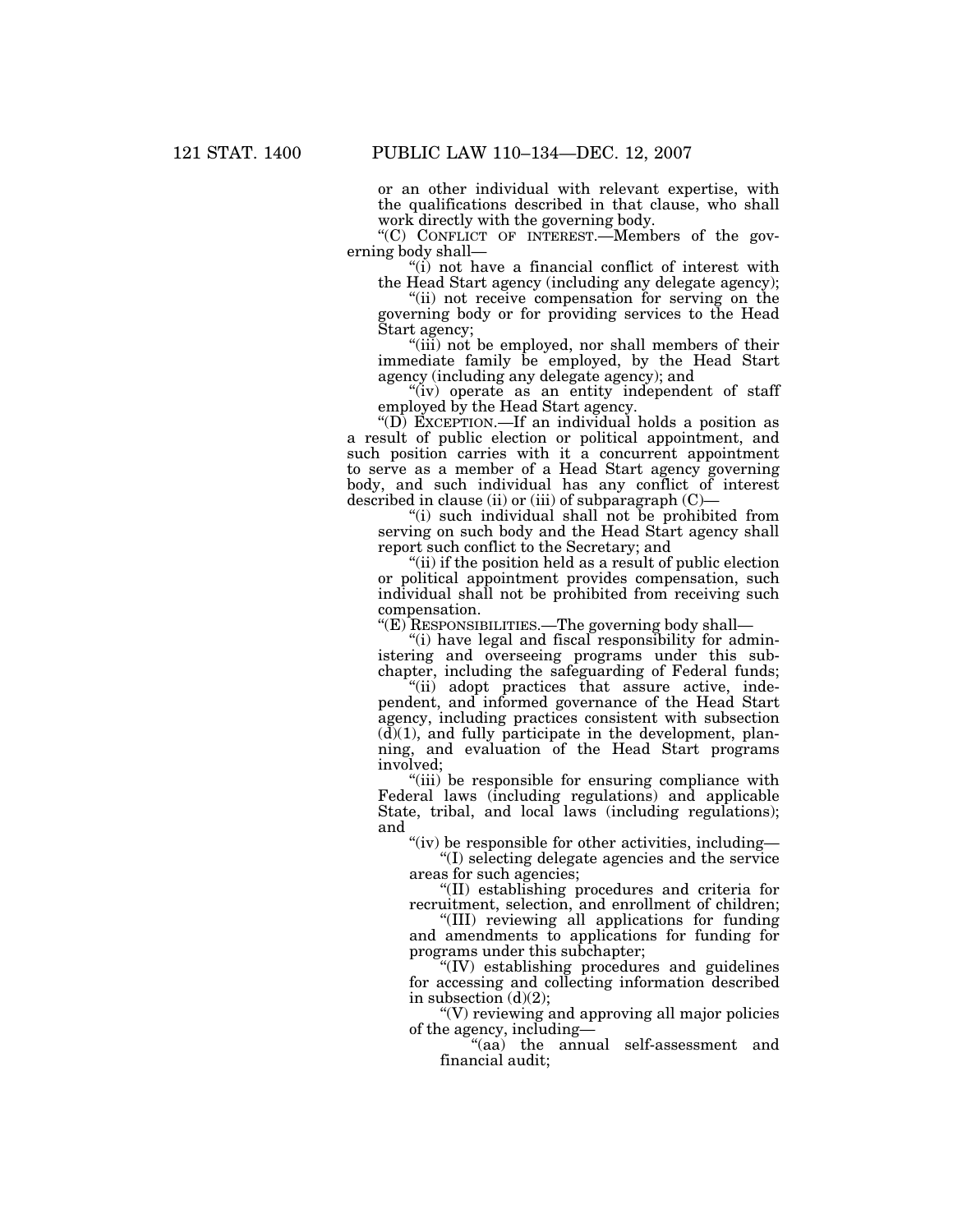or an other individual with relevant expertise, with the qualifications described in that clause, who shall work directly with the governing body.

"(C) CONFLICT OF INTEREST.—Members of the governing body shall—

"(i) not have a financial conflict of interest with the Head Start agency (including any delegate agency);

"(ii) not receive compensation for serving on the governing body or for providing services to the Head Start agency;

"(iii) not be employed, nor shall members of their immediate family be employed, by the Head Start agency (including any delegate agency); and

"(iv) operate as an entity independent of staff employed by the Head Start agency.

"(D) EXCEPTION.—If an individual holds a position as a result of public election or political appointment, and such position carries with it a concurrent appointment to serve as a member of a Head Start agency governing body, and such individual has any conflict of interest described in clause (ii) or (iii) of subparagraph (C)—

"(i) such individual shall not be prohibited from serving on such body and the Head Start agency shall report such conflict to the Secretary; and

"(ii) if the position held as a result of public election or political appointment provides compensation, such individual shall not be prohibited from receiving such compensation.

"(E) RESPONSIBILITIES.—The governing body shall—

"(i) have legal and fiscal responsibility for administering and overseeing programs under this subchapter, including the safeguarding of Federal funds;

"(ii) adopt practices that assure active, independent, and informed governance of the Head Start agency, including practices consistent with subsection (d)(1), and fully participate in the development, planning, and evaluation of the Head Start programs involved;

"(iii) be responsible for ensuring compliance with Federal laws (including regulations) and applicable State, tribal, and local laws (including regulations); and

"(iv) be responsible for other activities, including—

"(I) selecting delegate agencies and the service areas for such agencies;

"(II) establishing procedures and criteria for recruitment, selection, and enrollment of children;

"(III) reviewing all applications for funding and amendments to applications for funding for programs under this subchapter;

"(IV) establishing procedures and guidelines for accessing and collecting information described in subsection (d)(2);

"(V) reviewing and approving all major policies of the agency, including—

"(aa) the annual self-assessment and financial audit;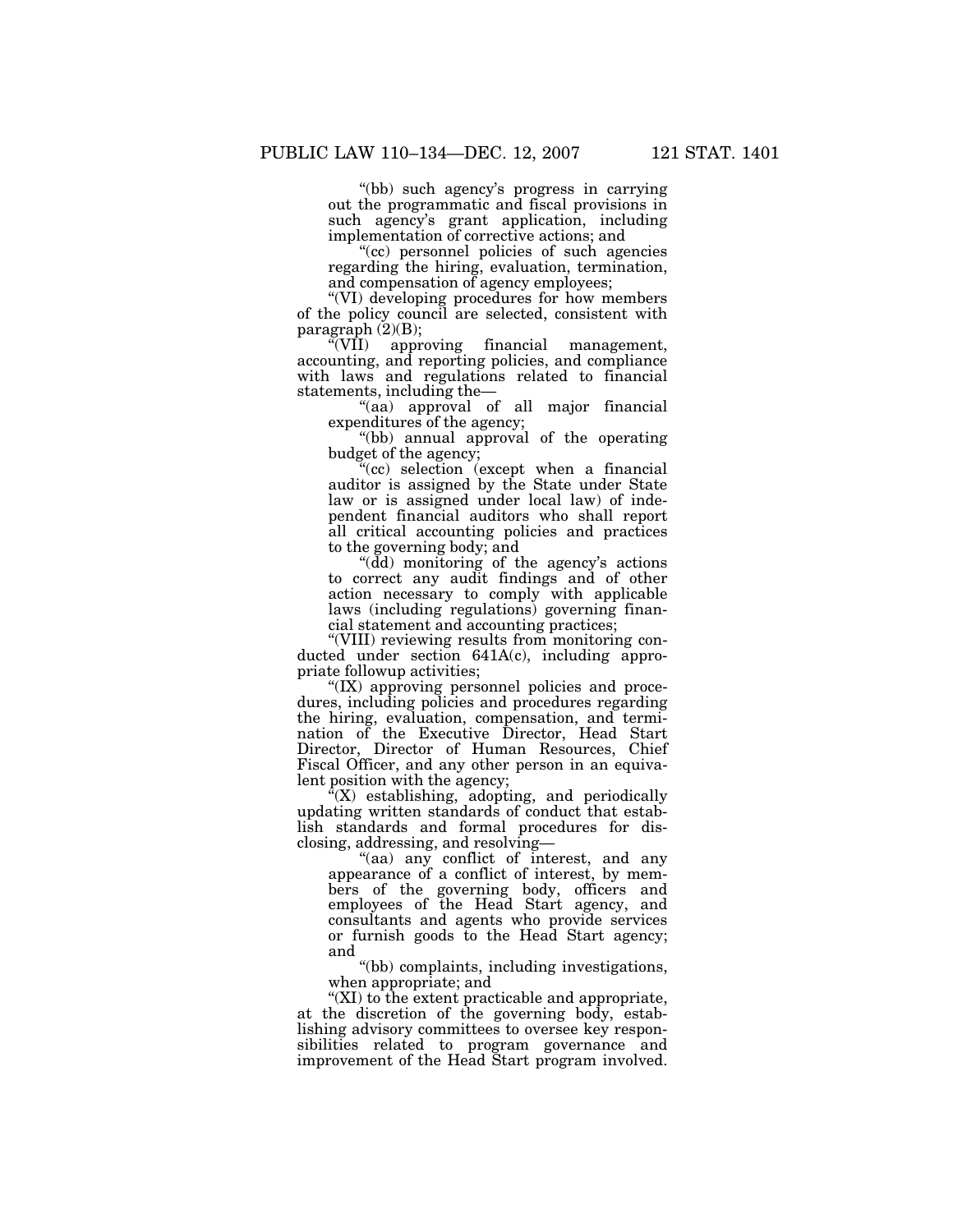“(bb) such agency’s progress in carrying out the programmatic and fiscal provisions in such agency’s grant application, including implementation of corrective actions; and

“(cc) personnel policies of such agencies regarding the hiring, evaluation, termination, and compensation of agency employees;

“(VI) developing procedures for how members of the policy council are selected, consistent with paragraph (2)(B);

“(VII) approving financial management, accounting, and reporting policies, and compliance with laws and regulations related to financial statements, including the—

“(aa) approval of all major financial expenditures of the agency;

“(bb) annual approval of the operating budget of the agency;

“(cc) selection (except when a financial auditor is assigned by the State under State law or is assigned under local law) of independent financial auditors who shall report all critical accounting policies and practices to the governing body; and

“(dd) monitoring of the agency’s actions to correct any audit findings and of other action necessary to comply with applicable laws (including regulations) governing financial statement and accounting practices;

“(VIII) reviewing results from monitoring conducted under section 641A(c), including appropriate followup activities;

“(IX) approving personnel policies and procedures, including policies and procedures regarding the hiring, evaluation, compensation, and termination of the Executive Director, Head Start Director, Director of Human Resources, Chief Fiscal Officer, and any other person in an equivalent position with the agency;

“(X) establishing, adopting, and periodically updating written standards of conduct that establish standards and formal procedures for disclosing, addressing, and resolving—

“(aa) any conflict of interest, and any appearance of a conflict of interest, by members of the governing body, officers and employees of the Head Start agency, and consultants and agents who provide services or furnish goods to the Head Start agency; and

“(bb) complaints, including investigations, when appropriate; and

“(XI) to the extent practicable and appropriate, at the discretion of the governing body, establishing advisory committees to oversee key responsibilities related to program governance and improvement of the Head Start program involved.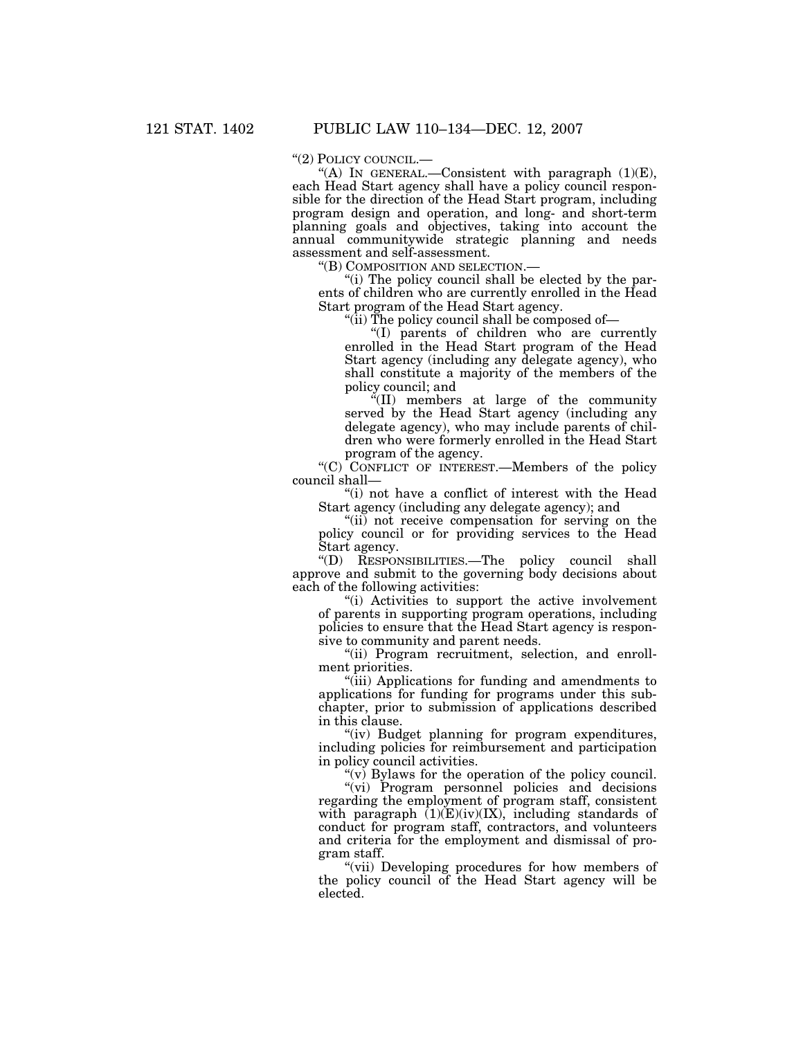"(2) POLICY COUNCIL.—

"(A) IN GENERAL.—Consistent with paragraph (1)(E), each Head Start agency shall have a policy council responsible for the direction of the Head Start program, including program design and operation, and long- and short-term planning goals and objectives, taking into account the annual communitywide strategic planning and needs assessment and self-assessment.

"(B) COMPOSITION AND SELECTION.—

"(i) The policy council shall be elected by the parents of children who are currently enrolled in the Head Start program of the Head Start agency.

"(ii) The policy council shall be composed of—

"(I) parents of children who are currently enrolled in the Head Start program of the Head Start agency (including any delegate agency), who shall constitute a majority of the members of the policy council; and

"(II) members at large of the community served by the Head Start agency (including any delegate agency), who may include parents of children who were formerly enrolled in the Head Start program of the agency.

"(C) CONFLICT OF INTEREST.—Members of the policy council shall—

"(i) not have a conflict of interest with the Head Start agency (including any delegate agency); and

"(ii) not receive compensation for serving on the policy council or for providing services to the Head Start agency.

"(D) RESPONSIBILITIES.—The policy council shall approve and submit to the governing body decisions about each of the following activities:

"(i) Activities to support the active involvement of parents in supporting program operations, including policies to ensure that the Head Start agency is responsive to community and parent needs.

"(ii) Program recruitment, selection, and enrollment priorities.

"(iii) Applications for funding and amendments to applications for funding for programs under this subchapter, prior to submission of applications described in this clause.

"(iv) Budget planning for program expenditures, including policies for reimbursement and participation in policy council activities.

"(v) Bylaws for the operation of the policy council.

"(vi) Program personnel policies and decisions regarding the employment of program staff, consistent with paragraph (1)(E)(iv)(IX), including standards of conduct for program staff, contractors, and volunteers and criteria for the employment and dismissal of program staff.

"(vii) Developing procedures for how members of the policy council of the Head Start agency will be elected.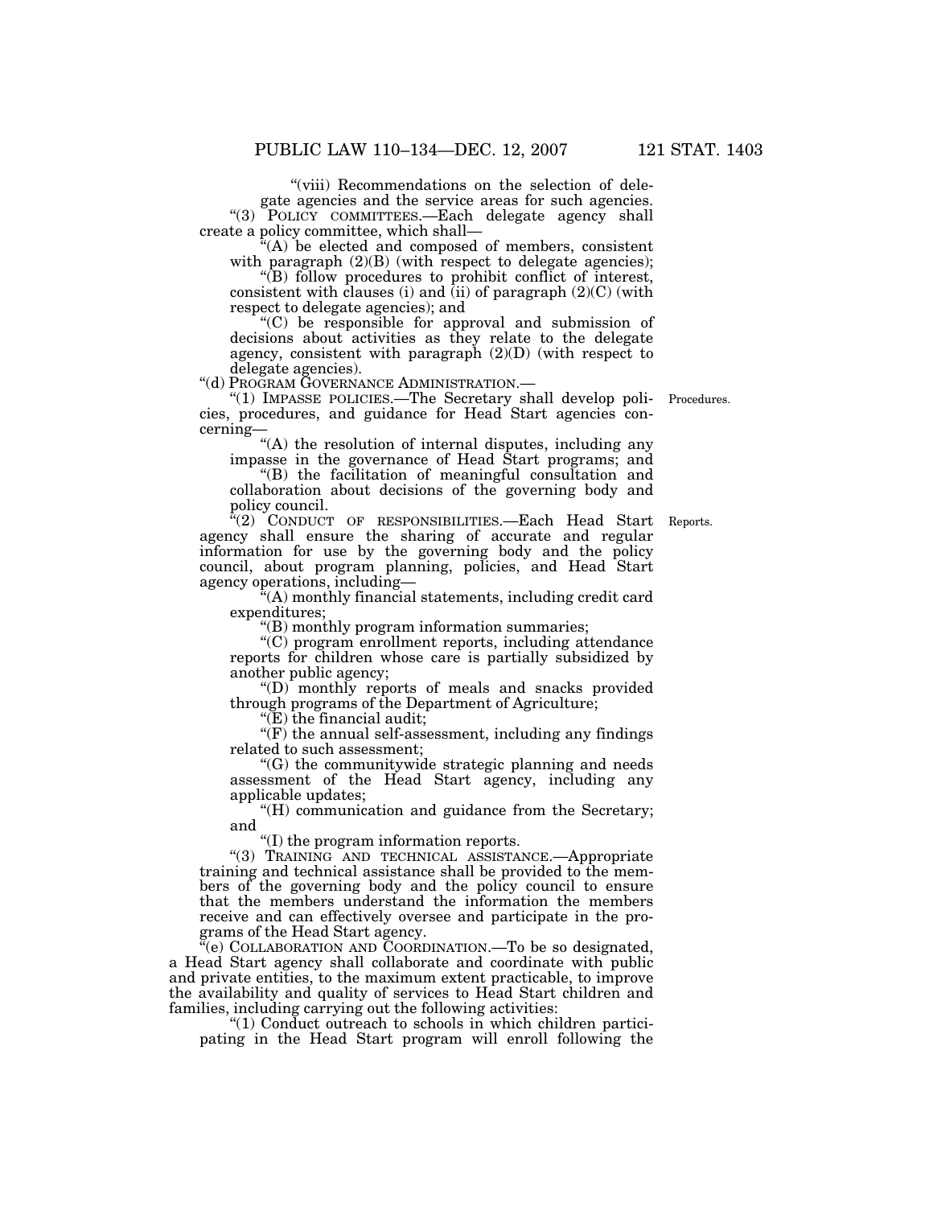"(viii) Recommendations on the selection of delegate agencies and the service areas for such agencies.

"(3) POLICY COMMITTEES.—Each delegate agency shall create a policy committee, which shall—

"(A) be elected and composed of members, consistent with paragraph (2)(B) (with respect to delegate agencies);

"(B) follow procedures to prohibit conflict of interest, consistent with clauses (i) and (ii) of paragraph (2)(C) (with respect to delegate agencies); and

"(C) be responsible for approval and submission of decisions about activities as they relate to the delegate agency, consistent with paragraph (2)(D) (with respect to delegate agencies).

"(d) PROGRAM GOVERNANCE ADMINISTRATION.—

"(1) IMPASSE POLICIES.—The Secretary shall develop policies, procedures, and guidance for Head Start agencies concerning—

Procedures.

"(A) the resolution of internal disputes, including any impasse in the governance of Head Start programs; and

"(B) the facilitation of meaningful consultation and collaboration about decisions of the governing body and policy council.

"(2) CONDUCT OF RESPONSIBILITIES.—Each Head Start agency shall ensure the sharing of accurate and regular information for use by the governing body and the policy council, about program planning, policies, and Head Start agency operations, including—

Reports.

"(A) monthly financial statements, including credit card expenditures;

"(B) monthly program information summaries;

"(C) program enrollment reports, including attendance reports for children whose care is partially subsidized by another public agency;

"(D) monthly reports of meals and snacks provided through programs of the Department of Agriculture;

"(E) the financial audit;

"(F) the annual self-assessment, including any findings related to such assessment;

"(G) the communitywide strategic planning and needs assessment of the Head Start agency, including any applicable updates;

"(H) communication and guidance from the Secretary; and

"(I) the program information reports.

"(3) TRAINING AND TECHNICAL ASSISTANCE.—Appropriate training and technical assistance shall be provided to the members of the governing body and the policy council to ensure that the members understand the information the members receive and can effectively oversee and participate in the programs of the Head Start agency.

"(e) COLLABORATION AND COORDINATION.—To be so designated, a Head Start agency shall collaborate and coordinate with public and private entities, to the maximum extent practicable, to improve the availability and quality of services to Head Start children and families, including carrying out the following activities:

"(1) Conduct outreach to schools in which children participating in the Head Start program will enroll following the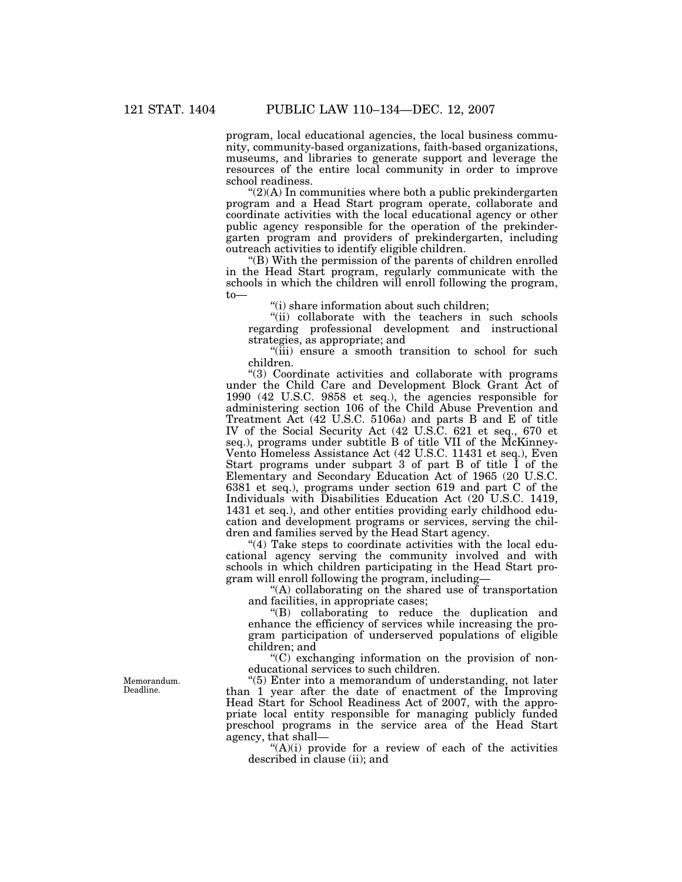program, local educational agencies, the local business community, community-based organizations, faith-based organizations, museums, and libraries to generate support and leverage the resources of the entire local community in order to improve school readiness.

"(2)(A) In communities where both a public prekindergarten program and a Head Start program operate, collaborate and coordinate activities with the local educational agency or other public agency responsible for the operation of the prekindergarten program and providers of prekindergarten, including outreach activities to identify eligible children.

"(B) With the permission of the parents of children enrolled in the Head Start program, regularly communicate with the schools in which the children will enroll following the program, to—

"(i) share information about such children;

"(ii) collaborate with the teachers in such schools regarding professional development and instructional strategies, as appropriate; and

"(iii) ensure a smooth transition to school for such children.

"(3) Coordinate activities and collaborate with programs under the Child Care and Development Block Grant Act of 1990 (42 U.S.C. 9858 et seq.), the agencies responsible for administering section 106 of the Child Abuse Prevention and Treatment Act (42 U.S.C. 5106a) and parts B and E of title IV of the Social Security Act (42 U.S.C. 621 et seq., 670 et seq.), programs under subtitle B of title VII of the McKinney-Vento Homeless Assistance Act (42 U.S.C. 11431 et seq.), Even Start programs under subpart 3 of part B of title I of the Elementary and Secondary Education Act of 1965 (20 U.S.C. 6381 et seq.), programs under section 619 and part C of the Individuals with Disabilities Education Act (20 U.S.C. 1419, 1431 et seq.), and other entities providing early childhood education and development programs or services, serving the children and families served by the Head Start agency.

"(4) Take steps to coordinate activities with the local educational agency serving the community involved and with schools in which children participating in the Head Start program will enroll following the program, including—

"(A) collaborating on the shared use of transportation and facilities, in appropriate cases;

"(B) collaborating to reduce the duplication and enhance the efficiency of services while increasing the program participation of underserved populations of eligible children; and

"(C) exchanging information on the provision of noneducational services to such children.

Memorandum.
Deadline.

"(5) Enter into a memorandum of understanding, not later than 1 year after the date of enactment of the Improving Head Start for School Readiness Act of 2007, with the appropriate local entity responsible for managing publicly funded preschool programs in the service area of the Head Start agency, that shall—

"(A)(i) provide for a review of each of the activities described in clause (ii); and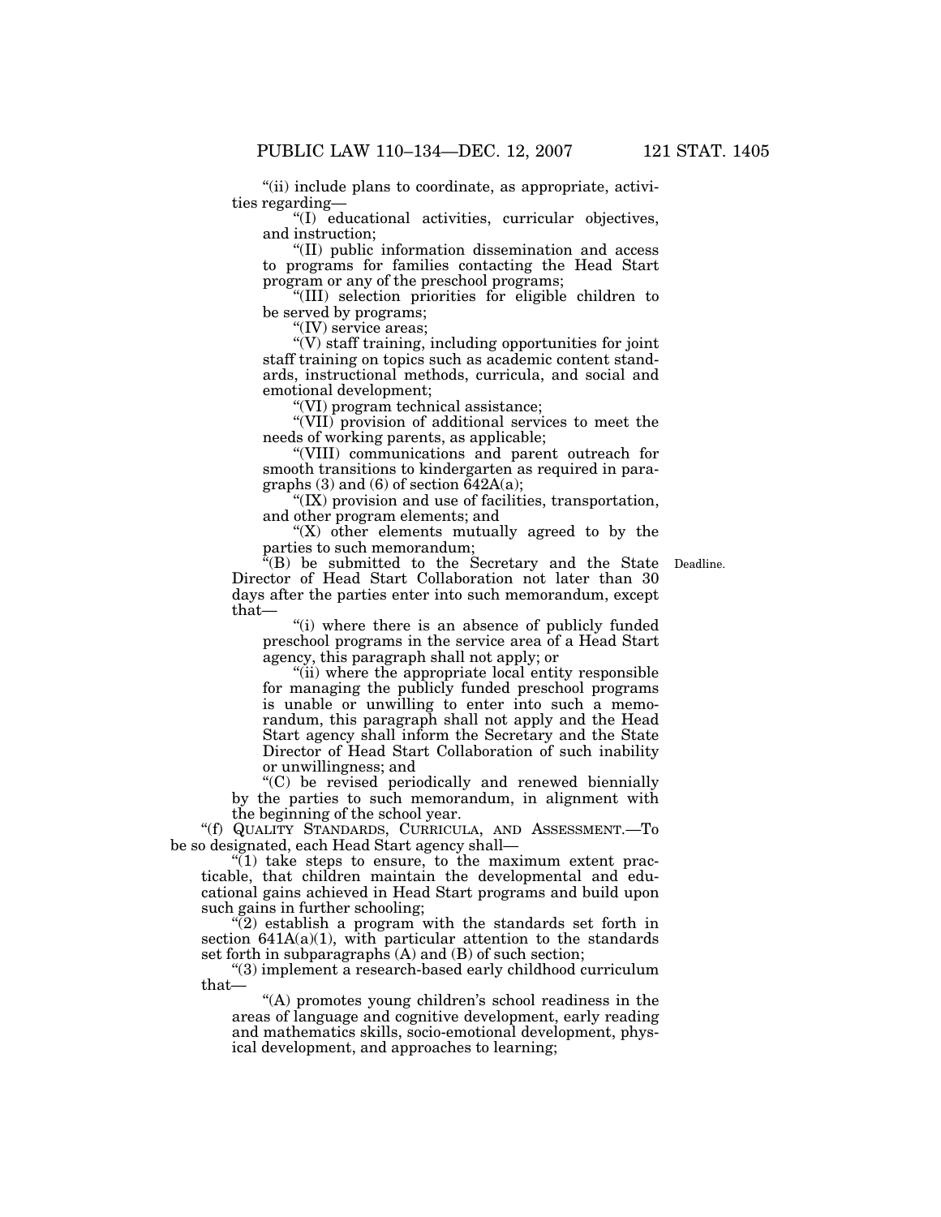"(ii) include plans to coordinate, as appropriate, activities regarding—

"(I) educational activities, curricular objectives, and instruction;

"(II) public information dissemination and access to programs for families contacting the Head Start program or any of the preschool programs;

"(III) selection priorities for eligible children to be served by programs;

"(IV) service areas;

"(V) staff training, including opportunities for joint staff training on topics such as academic content standards, instructional methods, curricula, and social and emotional development;

"(VI) program technical assistance;

"(VII) provision of additional services to meet the needs of working parents, as applicable;

"(VIII) communications and parent outreach for smooth transitions to kindergarten as required in paragraphs (3) and (6) of section 642A(a);

"(IX) provision and use of facilities, transportation, and other program elements; and

"(X) other elements mutually agreed to by the parties to such memorandum;

"(B) be submitted to the Secretary and the State Director of Head Start Collaboration not later than 30 days after the parties enter into such memorandum, except that—

Deadline.

"(i) where there is an absence of publicly funded preschool programs in the service area of a Head Start agency, this paragraph shall not apply; or

"(ii) where the appropriate local entity responsible for managing the publicly funded preschool programs is unable or unwilling to enter into such a memorandum, this paragraph shall not apply and the Head Start agency shall inform the Secretary and the State Director of Head Start Collaboration of such inability or unwillingness; and

"(C) be revised periodically and renewed biennially by the parties to such memorandum, in alignment with the beginning of the school year.

"(f) QUALITY STANDARDS, CURRICULA, AND ASSESSMENT.—To be so designated, each Head Start agency shall—

"(1) take steps to ensure, to the maximum extent practicable, that children maintain the developmental and educational gains achieved in Head Start programs and build upon such gains in further schooling;

"(2) establish a program with the standards set forth in section 641A(a)(1), with particular attention to the standards set forth in subparagraphs (A) and (B) of such section;

"(3) implement a research-based early childhood curriculum that—

"(A) promotes young children's school readiness in the areas of language and cognitive development, early reading and mathematics skills, socio-emotional development, physical development, and approaches to learning;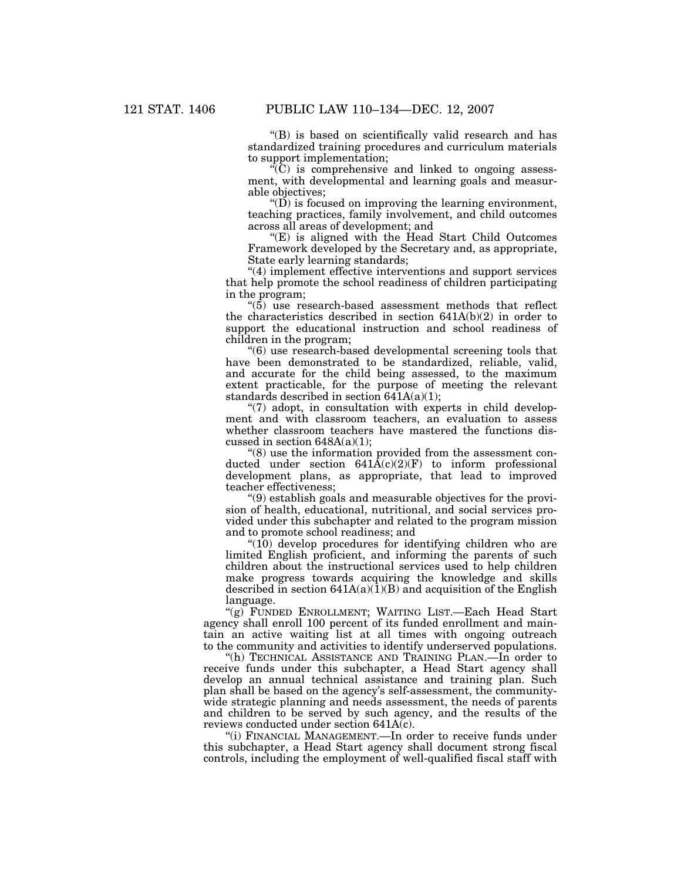"(B) is based on scientifically valid research and has standardized training procedures and curriculum materials to support implementation;

"(C) is comprehensive and linked to ongoing assessment, with developmental and learning goals and measurable objectives;

"(D) is focused on improving the learning environment, teaching practices, family involvement, and child outcomes across all areas of development; and

"(E) is aligned with the Head Start Child Outcomes Framework developed by the Secretary and, as appropriate, State early learning standards;

"(4) implement effective interventions and support services that help promote the school readiness of children participating in the program;

"(5) use research-based assessment methods that reflect the characteristics described in section 641A(b)(2) in order to support the educational instruction and school readiness of children in the program;

"(6) use research-based developmental screening tools that have been demonstrated to be standardized, reliable, valid, and accurate for the child being assessed, to the maximum extent practicable, for the purpose of meeting the relevant standards described in section 641A(a)(1);

"(7) adopt, in consultation with experts in child development and with classroom teachers, an evaluation to assess whether classroom teachers have mastered the functions discussed in section 648A(a)(1);

"(8) use the information provided from the assessment conducted under section 641A(c)(2)(F) to inform professional development plans, as appropriate, that lead to improved teacher effectiveness;

"(9) establish goals and measurable objectives for the provision of health, educational, nutritional, and social services provided under this subchapter and related to the program mission and to promote school readiness; and

"(10) develop procedures for identifying children who are limited English proficient, and informing the parents of such children about the instructional services used to help children make progress towards acquiring the knowledge and skills described in section 641A(a)(1)(B) and acquisition of the English language.

"(g) FUNDED ENROLLMENT; WAITING LIST.—Each Head Start agency shall enroll 100 percent of its funded enrollment and maintain an active waiting list at all times with ongoing outreach to the community and activities to identify underserved populations.

"(h) TECHNICAL ASSISTANCE AND TRAINING PLAN.—In order to receive funds under this subchapter, a Head Start agency shall develop an annual technical assistance and training plan. Such plan shall be based on the agency's self-assessment, the community-wide strategic planning and needs assessment, the needs of parents and children to be served by such agency, and the results of the reviews conducted under section 641A(c).

"(i) FINANCIAL MANAGEMENT.—In order to receive funds under this subchapter, a Head Start agency shall document strong fiscal controls, including the employment of well-qualified fiscal staff with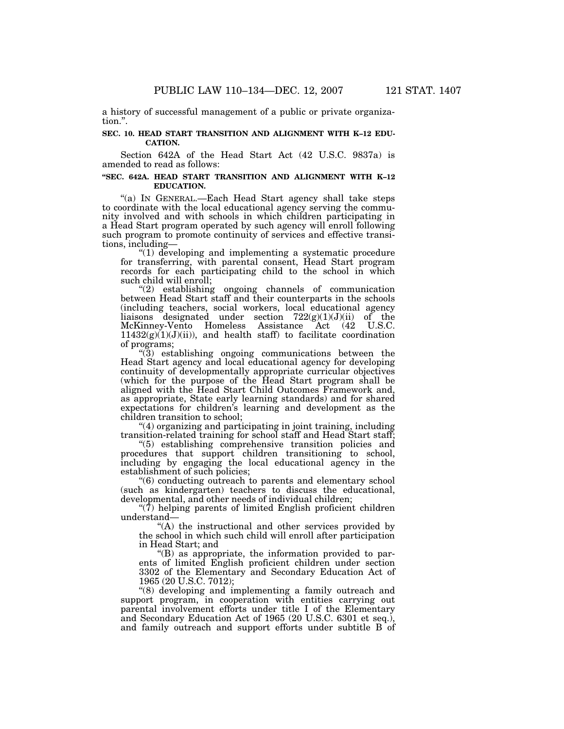a history of successful management of a public or private organization.''.

**SEC. 10. HEAD START TRANSITION AND ALIGNMENT WITH K–12 EDUCATION.**

Section 642A of the Head Start Act (42 U.S.C. 9837a) is amended to read as follows:

**''SEC. 642A. HEAD START TRANSITION AND ALIGNMENT WITH K–12 EDUCATION.**

''(a) IN GENERAL.—Each Head Start agency shall take steps to coordinate with the local educational agency serving the community involved and with schools in which children participating in a Head Start program operated by such agency will enroll following such program to promote continuity of services and effective transitions, including—

''(1) developing and implementing a systematic procedure for transferring, with parental consent, Head Start program records for each participating child to the school in which such child will enroll;

''(2) establishing ongoing channels of communication between Head Start staff and their counterparts in the schools (including teachers, social workers, local educational agency liaisons designated under section 722(g)(1)(J)(ii) of the McKinney-Vento Homeless Assistance Act (42 U.S.C. 11432(g)(1)(J)(ii)), and health staff) to facilitate coordination of programs;

''(3) establishing ongoing communications between the Head Start agency and local educational agency for developing continuity of developmentally appropriate curricular objectives (which for the purpose of the Head Start program shall be aligned with the Head Start Child Outcomes Framework and, as appropriate, State early learning standards) and for shared expectations for children's learning and development as the children transition to school;

''(4) organizing and participating in joint training, including transition-related training for school staff and Head Start staff;

''(5) establishing comprehensive transition policies and procedures that support children transitioning to school, including by engaging the local educational agency in the establishment of such policies;

''(6) conducting outreach to parents and elementary school (such as kindergarten) teachers to discuss the educational, developmental, and other needs of individual children;

''(7) helping parents of limited English proficient children understand—

''(A) the instructional and other services provided by the school in which such child will enroll after participation in Head Start; and

''(B) as appropriate, the information provided to parents of limited English proficient children under section 3302 of the Elementary and Secondary Education Act of 1965 (20 U.S.C. 7012);

''(8) developing and implementing a family outreach and support program, in cooperation with entities carrying out parental involvement efforts under title I of the Elementary and Secondary Education Act of 1965 (20 U.S.C. 6301 et seq.), and family outreach and support efforts under subtitle B of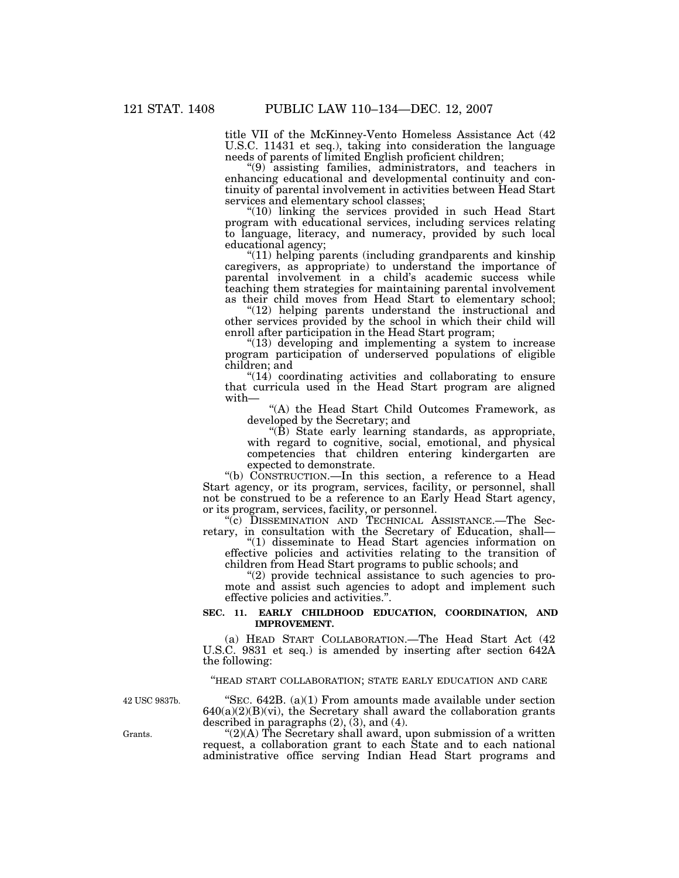title VII of the McKinney-Vento Homeless Assistance Act (42 U.S.C. 11431 et seq.), taking into consideration the language needs of parents of limited English proficient children;

"(9) assisting families, administrators, and teachers in enhancing educational and developmental continuity and continuity of parental involvement in activities between Head Start services and elementary school classes;

"(10) linking the services provided in such Head Start program with educational services, including services relating to language, literacy, and numeracy, provided by such local educational agency;

"(11) helping parents (including grandparents and kinship caregivers, as appropriate) to understand the importance of parental involvement in a child's academic success while teaching them strategies for maintaining parental involvement as their child moves from Head Start to elementary school;

"(12) helping parents understand the instructional and other services provided by the school in which their child will enroll after participation in the Head Start program;

"(13) developing and implementing a system to increase program participation of underserved populations of eligible children; and

"(14) coordinating activities and collaborating to ensure that curricula used in the Head Start program are aligned with—

"(A) the Head Start Child Outcomes Framework, as developed by the Secretary; and

"(B) State early learning standards, as appropriate, with regard to cognitive, social, emotional, and physical competencies that children entering kindergarten are expected to demonstrate.

"(b) CONSTRUCTION.—In this section, a reference to a Head Start agency, or its program, services, facility, or personnel, shall not be construed to be a reference to an Early Head Start agency, or its program, services, facility, or personnel.

"(c) DISSEMINATION AND TECHNICAL ASSISTANCE.—The Secretary, in consultation with the Secretary of Education, shall—

"(1) disseminate to Head Start agencies information on effective policies and activities relating to the transition of children from Head Start programs to public schools; and

"(2) provide technical assistance to such agencies to promote and assist such agencies to adopt and implement such effective policies and activities.".

**SEC. 11. EARLY CHILDHOOD EDUCATION, COORDINATION, AND IMPROVEMENT.**

(a) HEAD START COLLABORATION.—The Head Start Act (42 U.S.C. 9831 et seq.) is amended by inserting after section 642A the following:

"HEAD START COLLABORATION; STATE EARLY EDUCATION AND CARE

42 USC 9837b.

"SEC. 642B. (a)(1) From amounts made available under section 640(a)(2)(B)(vi), the Secretary shall award the collaboration grants described in paragraphs (2), (3), and (4).

Grants.

"(2)(A) The Secretary shall award, upon submission of a written request, a collaboration grant to each State and to each national administrative office serving Indian Head Start programs and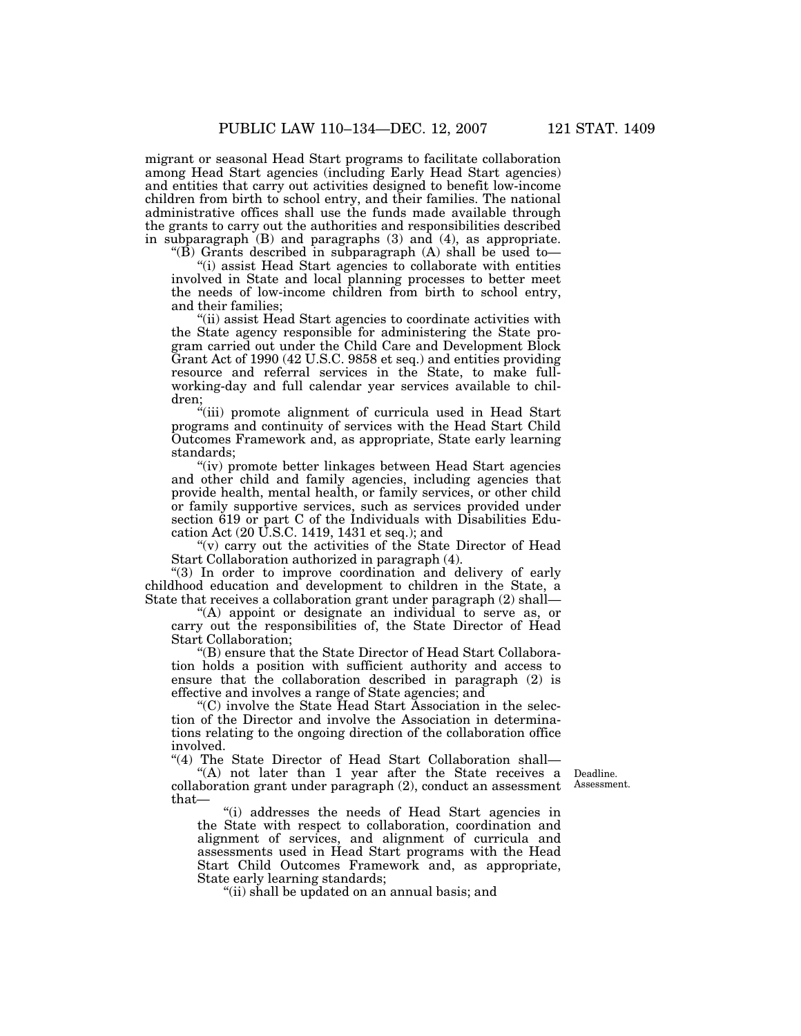migrant or seasonal Head Start programs to facilitate collaboration among Head Start agencies (including Early Head Start agencies) and entities that carry out activities designed to benefit low-income children from birth to school entry, and their families. The national administrative offices shall use the funds made available through the grants to carry out the authorities and responsibilities described in subparagraph (B) and paragraphs (3) and (4), as appropriate.

"(B) Grants described in subparagraph (A) shall be used to—

"(i) assist Head Start agencies to collaborate with entities involved in State and local planning processes to better meet the needs of low-income children from birth to school entry, and their families;

"(ii) assist Head Start agencies to coordinate activities with the State agency responsible for administering the State program carried out under the Child Care and Development Block Grant Act of 1990 (42 U.S.C. 9858 et seq.) and entities providing resource and referral services in the State, to make full-working-day and full calendar year services available to children;

"(iii) promote alignment of curricula used in Head Start programs and continuity of services with the Head Start Child Outcomes Framework and, as appropriate, State early learning standards;

"(iv) promote better linkages between Head Start agencies and other child and family agencies, including agencies that provide health, mental health, or family services, or other child or family supportive services, such as services provided under section 619 or part C of the Individuals with Disabilities Education Act (20 U.S.C. 1419, 1431 et seq.); and

"(v) carry out the activities of the State Director of Head Start Collaboration authorized in paragraph (4).

"(3) In order to improve coordination and delivery of early childhood education and development to children in the State, a State that receives a collaboration grant under paragraph (2) shall—

"(A) appoint or designate an individual to serve as, or carry out the responsibilities of, the State Director of Head Start Collaboration;

"(B) ensure that the State Director of Head Start Collaboration holds a position with sufficient authority and access to ensure that the collaboration described in paragraph (2) is effective and involves a range of State agencies; and

"(C) involve the State Head Start Association in the selection of the Director and involve the Association in determinations relating to the ongoing direction of the collaboration office involved.

"(4) The State Director of Head Start Collaboration shall—

"(A) not later than 1 year after the State receives a collaboration grant under paragraph (2), conduct an assessment that—

Deadline. Assessment.

"(i) addresses the needs of Head Start agencies in the State with respect to collaboration, coordination and alignment of services, and alignment of curricula and assessments used in Head Start programs with the Head Start Child Outcomes Framework and, as appropriate, State early learning standards;

"(ii) shall be updated on an annual basis; and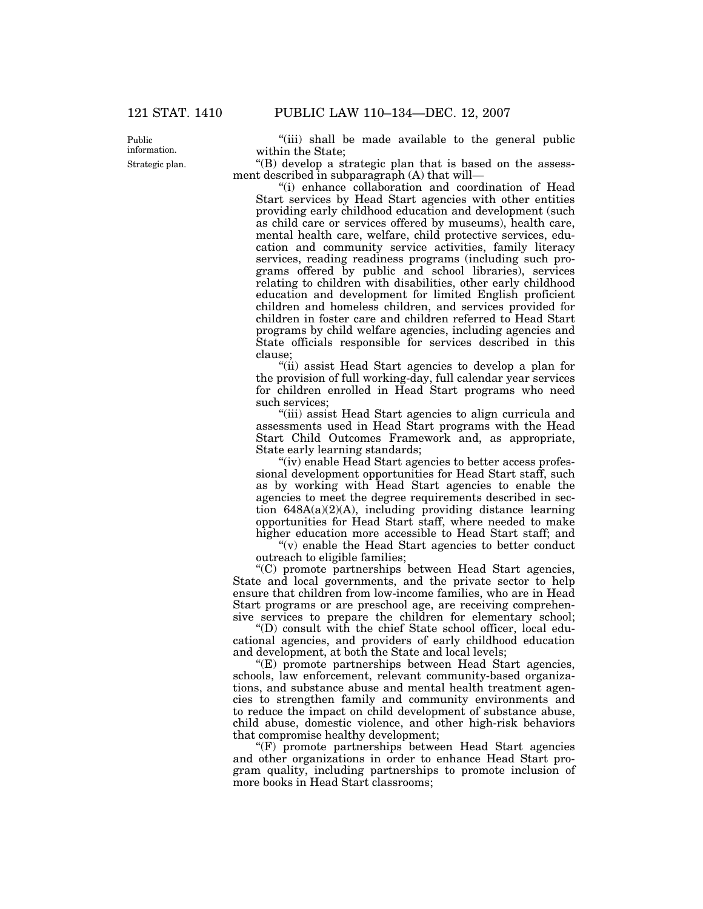Public information.

Strategic plan.

"(iii) shall be made available to the general public within the State;

"(B) develop a strategic plan that is based on the assessment described in subparagraph (A) that will—

"(i) enhance collaboration and coordination of Head Start services by Head Start agencies with other entities providing early childhood education and development (such as child care or services offered by museums), health care, mental health care, welfare, child protective services, education and community service activities, family literacy services, reading readiness programs (including such programs offered by public and school libraries), services relating to children with disabilities, other early childhood education and development for limited English proficient children and homeless children, and services provided for children in foster care and children referred to Head Start programs by child welfare agencies, including agencies and State officials responsible for services described in this clause;

"(ii) assist Head Start agencies to develop a plan for the provision of full working-day, full calendar year services for children enrolled in Head Start programs who need such services;

"(iii) assist Head Start agencies to align curricula and assessments used in Head Start programs with the Head Start Child Outcomes Framework and, as appropriate, State early learning standards;

"(iv) enable Head Start agencies to better access professional development opportunities for Head Start staff, such as by working with Head Start agencies to enable the agencies to meet the degree requirements described in section 648A(a)(2)(A), including providing distance learning opportunities for Head Start staff, where needed to make higher education more accessible to Head Start staff; and

"(v) enable the Head Start agencies to better conduct outreach to eligible families;

"(C) promote partnerships between Head Start agencies, State and local governments, and the private sector to help ensure that children from low-income families, who are in Head Start programs or are preschool age, are receiving comprehensive services to prepare the children for elementary school;

"(D) consult with the chief State school officer, local educational agencies, and providers of early childhood education and development, at both the State and local levels;

"(E) promote partnerships between Head Start agencies, schools, law enforcement, relevant community-based organizations, and substance abuse and mental health treatment agencies to strengthen family and community environments and to reduce the impact on child development of substance abuse, child abuse, domestic violence, and other high-risk behaviors that compromise healthy development;

"(F) promote partnerships between Head Start agencies and other organizations in order to enhance Head Start program quality, including partnerships to promote inclusion of more books in Head Start classrooms;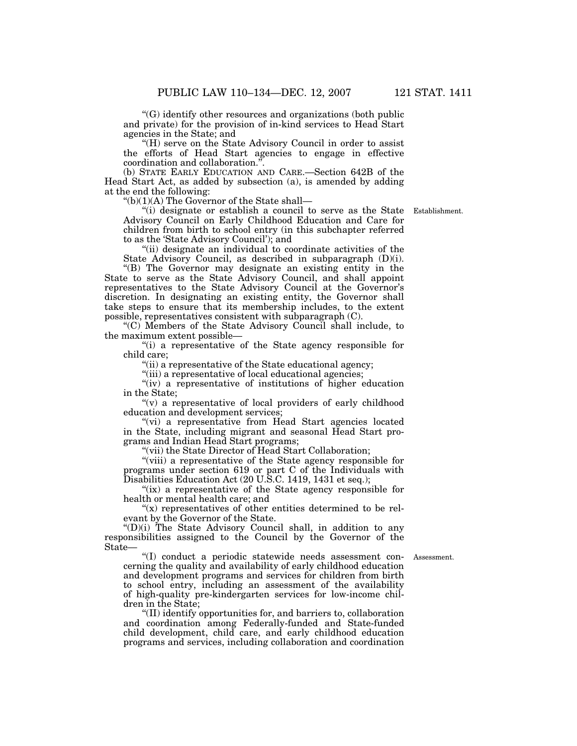"(G) identify other resources and organizations (both public and private) for the provision of in-kind services to Head Start agencies in the State; and

"(H) serve on the State Advisory Council in order to assist the efforts of Head Start agencies to engage in effective coordination and collaboration.".

(b) STATE EARLY EDUCATION AND CARE.—Section 642B of the Head Start Act, as added by subsection (a), is amended by adding at the end the following:

"(b)(1)(A) The Governor of the State shall—

Establishment.

"(i) designate or establish a council to serve as the State Advisory Council on Early Childhood Education and Care for children from birth to school entry (in this subchapter referred to as the 'State Advisory Council'); and

"(ii) designate an individual to coordinate activities of the State Advisory Council, as described in subparagraph (D)(i).

"(B) The Governor may designate an existing entity in the State to serve as the State Advisory Council, and shall appoint representatives to the State Advisory Council at the Governor's discretion. In designating an existing entity, the Governor shall take steps to ensure that its membership includes, to the extent possible, representatives consistent with subparagraph (C).

"(C) Members of the State Advisory Council shall include, to the maximum extent possible—

"(i) a representative of the State agency responsible for child care;

"(ii) a representative of the State educational agency;

"(iii) a representative of local educational agencies;

"(iv) a representative of institutions of higher education in the State;

"(v) a representative of local providers of early childhood education and development services;

"(vi) a representative from Head Start agencies located in the State, including migrant and seasonal Head Start programs and Indian Head Start programs;

"(vii) the State Director of Head Start Collaboration;

"(viii) a representative of the State agency responsible for programs under section 619 or part C of the Individuals with Disabilities Education Act (20 U.S.C. 1419, 1431 et seq.);

"(ix) a representative of the State agency responsible for health or mental health care; and

"(x) representatives of other entities determined to be relevant by the Governor of the State.

"(D)(i) The State Advisory Council shall, in addition to any responsibilities assigned to the Council by the Governor of the State—

Assessment.

"(I) conduct a periodic statewide needs assessment concerning the quality and availability of early childhood education and development programs and services for children from birth to school entry, including an assessment of the availability of high-quality pre-kindergarten services for low-income children in the State;

"(II) identify opportunities for, and barriers to, collaboration and coordination among Federally-funded and State-funded child development, child care, and early childhood education programs and services, including collaboration and coordination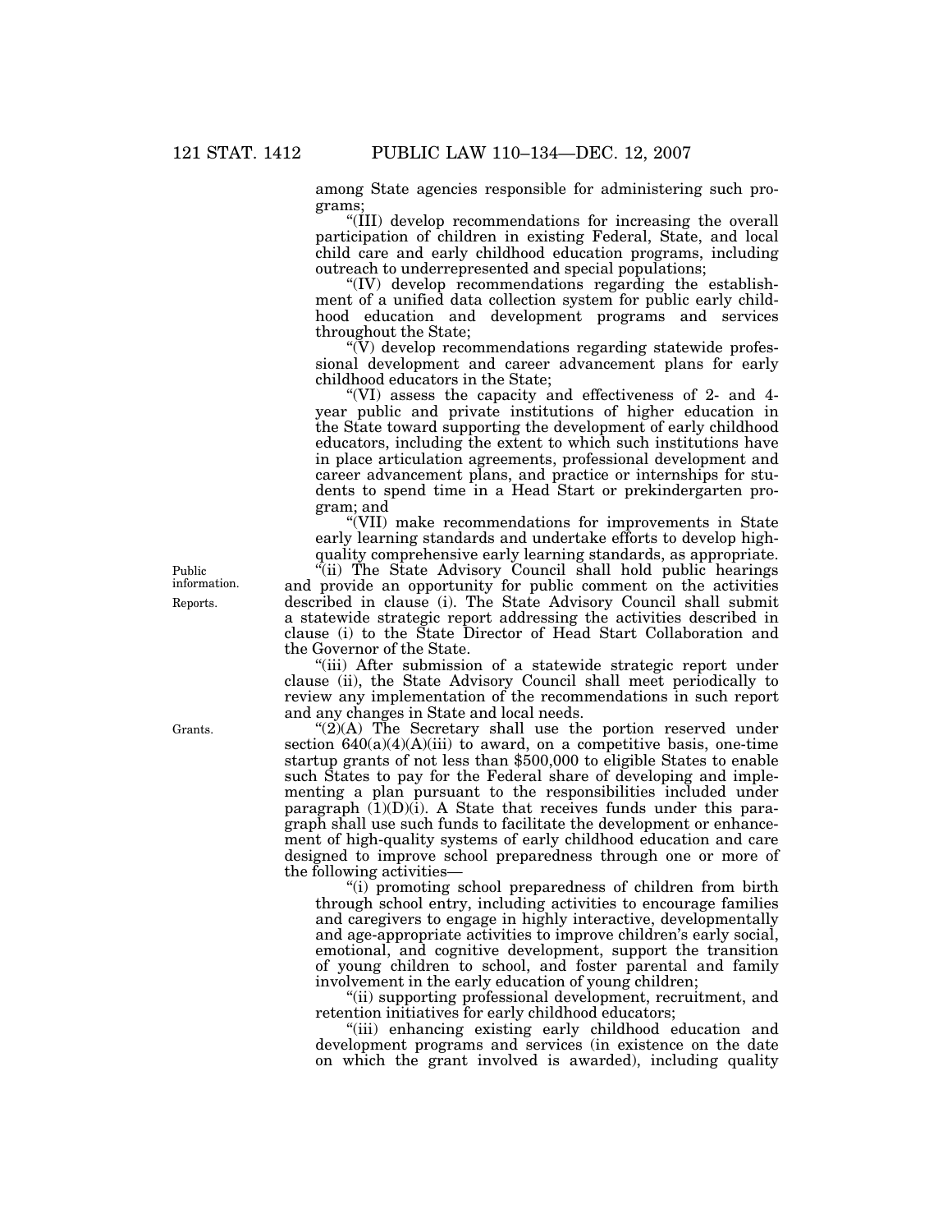among State agencies responsible for administering such programs;

"(III) develop recommendations for increasing the overall participation of children in existing Federal, State, and local child care and early childhood education programs, including outreach to underrepresented and special populations;

"(IV) develop recommendations regarding the establishment of a unified data collection system for public early childhood education and development programs and services throughout the State;

"(V) develop recommendations regarding statewide professional development and career advancement plans for early childhood educators in the State;

"(VI) assess the capacity and effectiveness of 2- and 4-year public and private institutions of higher education in the State toward supporting the development of early childhood educators, including the extent to which such institutions have in place articulation agreements, professional development and career advancement plans, and practice or internships for students to spend time in a Head Start or prekindergarten program; and

"(VII) make recommendations for improvements in State early learning standards and undertake efforts to develop high-quality comprehensive early learning standards, as appropriate.

Public information. Reports.

"(ii) The State Advisory Council shall hold public hearings and provide an opportunity for public comment on the activities described in clause (i). The State Advisory Council shall submit a statewide strategic report addressing the activities described in clause (i) to the State Director of Head Start Collaboration and the Governor of the State.

"(iii) After submission of a statewide strategic report under clause (ii), the State Advisory Council shall meet periodically to review any implementation of the recommendations in such report and any changes in State and local needs.

Grants.

"(2)(A) The Secretary shall use the portion reserved under section 640(a)(4)(A)(iii) to award, on a competitive basis, one-time startup grants of not less than $500,000 to eligible States to enable such States to pay for the Federal share of developing and implementing a plan pursuant to the responsibilities included under paragraph (1)(D)(i). A State that receives funds under this paragraph shall use such funds to facilitate the development or enhancement of high-quality systems of early childhood education and care designed to improve school preparedness through one or more of the following activities—

"(i) promoting school preparedness of children from birth through school entry, including activities to encourage families and caregivers to engage in highly interactive, developmentally and age-appropriate activities to improve children's early social, emotional, and cognitive development, support the transition of young children to school, and foster parental and family involvement in the early education of young children;

"(ii) supporting professional development, recruitment, and retention initiatives for early childhood educators;

"(iii) enhancing existing early childhood education and development programs and services (in existence on the date on which the grant involved is awarded), including quality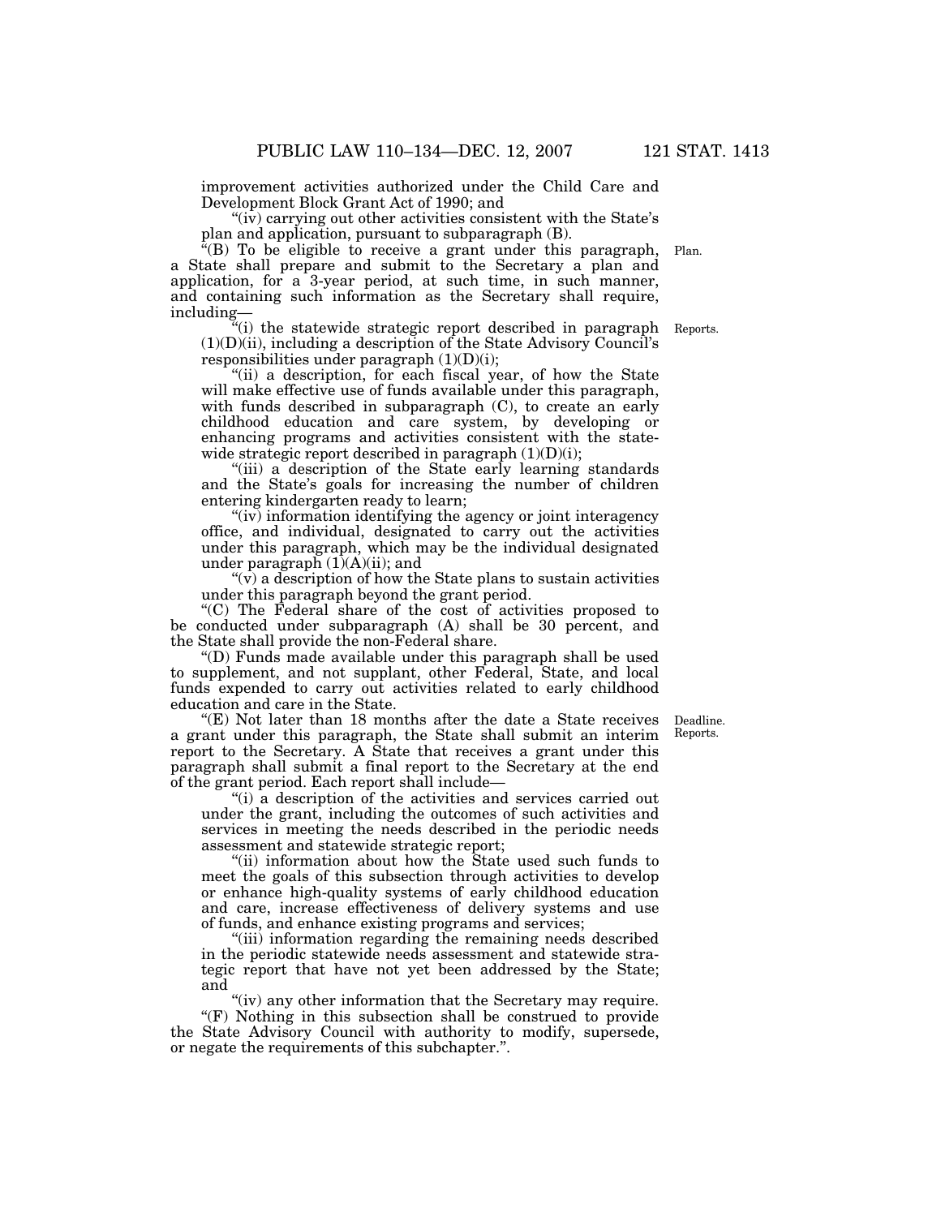improvement activities authorized under the Child Care and Development Block Grant Act of 1990; and

"(iv) carrying out other activities consistent with the State's plan and application, pursuant to subparagraph (B).

"(B) To be eligible to receive a grant under this paragraph, a State shall prepare and submit to the Secretary a plan and application, for a 3-year period, at such time, in such manner, and containing such information as the Secretary shall require, including—

Plan.

"(i) the statewide strategic report described in paragraph (1)(D)(ii), including a description of the State Advisory Council's responsibilities under paragraph (1)(D)(i);

Reports.

"(ii) a description, for each fiscal year, of how the State will make effective use of funds available under this paragraph, with funds described in subparagraph (C), to create an early childhood education and care system, by developing or enhancing programs and activities consistent with the statewide strategic report described in paragraph (1)(D)(i);

"(iii) a description of the State early learning standards and the State's goals for increasing the number of children entering kindergarten ready to learn;

"(iv) information identifying the agency or joint interagency office, and individual, designated to carry out the activities under this paragraph, which may be the individual designated under paragraph (1)(A)(ii); and

"(v) a description of how the State plans to sustain activities under this paragraph beyond the grant period.

"(C) The Federal share of the cost of activities proposed to be conducted under subparagraph (A) shall be 30 percent, and the State shall provide the non-Federal share.

"(D) Funds made available under this paragraph shall be used to supplement, and not supplant, other Federal, State, and local funds expended to carry out activities related to early childhood education and care in the State.

"(E) Not later than 18 months after the date a State receives a grant under this paragraph, the State shall submit an interim report to the Secretary. A State that receives a grant under this paragraph shall submit a final report to the Secretary at the end of the grant period. Each report shall include—

Deadline.
Reports.

"(i) a description of the activities and services carried out under the grant, including the outcomes of such activities and services in meeting the needs described in the periodic needs assessment and statewide strategic report;

"(ii) information about how the State used such funds to meet the goals of this subsection through activities to develop or enhance high-quality systems of early childhood education and care, increase effectiveness of delivery systems and use of funds, and enhance existing programs and services;

"(iii) information regarding the remaining needs described in the periodic statewide needs assessment and statewide strategic report that have not yet been addressed by the State; and

"(iv) any other information that the Secretary may require.

"(F) Nothing in this subsection shall be construed to provide the State Advisory Council with authority to modify, supersede, or negate the requirements of this subchapter.".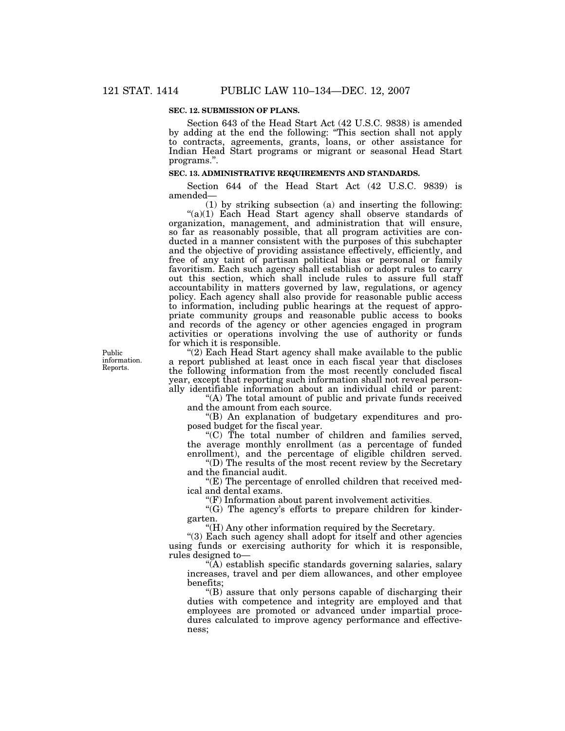**SEC. 12. SUBMISSION OF PLANS.**

Section 643 of the Head Start Act (42 U.S.C. 9838) is amended by adding at the end the following: "This section shall not apply to contracts, agreements, grants, loans, or other assistance for Indian Head Start programs or migrant or seasonal Head Start programs.".

**SEC. 13. ADMINISTRATIVE REQUIREMENTS AND STANDARDS.**

Section 644 of the Head Start Act (42 U.S.C. 9839) is amended—

(1) by striking subsection (a) and inserting the following:

"(a)(1) Each Head Start agency shall observe standards of organization, management, and administration that will ensure, so far as reasonably possible, that all program activities are conducted in a manner consistent with the purposes of this subchapter and the objective of providing assistance effectively, efficiently, and free of any taint of partisan political bias or personal or family favoritism. Each such agency shall establish or adopt rules to carry out this section, which shall include rules to assure full staff accountability in matters governed by law, regulations, or agency policy. Each agency shall also provide for reasonable public access to information, including public hearings at the request of appropriate community groups and reasonable public access to books and records of the agency or other agencies engaged in program activities or operations involving the use of authority or funds for which it is responsible.

Public information. Reports.

"(2) Each Head Start agency shall make available to the public a report published at least once in each fiscal year that discloses the following information from the most recently concluded fiscal year, except that reporting such information shall not reveal personally identifiable information about an individual child or parent:

"(A) The total amount of public and private funds received and the amount from each source.

"(B) An explanation of budgetary expenditures and proposed budget for the fiscal year.

"(C) The total number of children and families served, the average monthly enrollment (as a percentage of funded enrollment), and the percentage of eligible children served.

"(D) The results of the most recent review by the Secretary and the financial audit.

"(E) The percentage of enrolled children that received medical and dental exams.

"(F) Information about parent involvement activities.

"(G) The agency's efforts to prepare children for kindergarten.

"(H) Any other information required by the Secretary.

"(3) Each such agency shall adopt for itself and other agencies using funds or exercising authority for which it is responsible, rules designed to—

"(A) establish specific standards governing salaries, salary increases, travel and per diem allowances, and other employee benefits;

"(B) assure that only persons capable of discharging their duties with competence and integrity are employed and that employees are promoted or advanced under impartial procedures calculated to improve agency performance and effectiveness;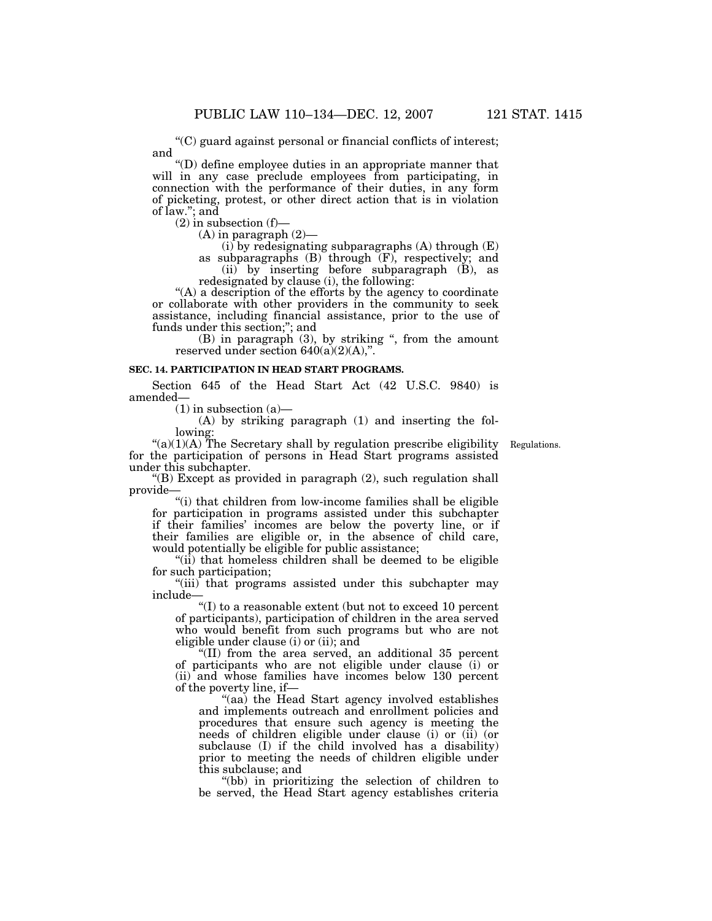"(C) guard against personal or financial conflicts of interest; and

"(D) define employee duties in an appropriate manner that will in any case preclude employees from participating, in connection with the performance of their duties, in any form of picketing, protest, or other direct action that is in violation of law."; and

(2) in subsection (f)—

(A) in paragraph (2)—

(i) by redesignating subparagraphs (A) through (E) as subparagraphs (B) through (F), respectively; and

(ii) by inserting before subparagraph (B), as redesignated by clause (i), the following:

"(A) a description of the efforts by the agency to coordinate or collaborate with other providers in the community to seek assistance, including financial assistance, prior to the use of funds under this section;"; and

(B) in paragraph (3), by striking ", from the amount reserved under section 640(a)(2)(A),".

**SEC. 14. PARTICIPATION IN HEAD START PROGRAMS.**

Section 645 of the Head Start Act (42 U.S.C. 9840) is amended—

(1) in subsection (a)—

(A) by striking paragraph (1) and inserting the following:

"(a)(1)(A) The Secretary shall by regulation prescribe eligibility for the participation of persons in Head Start programs assisted under this subchapter.

Regulations.

"(B) Except as provided in paragraph (2), such regulation shall provide—

"(i) that children from low-income families shall be eligible for participation in programs assisted under this subchapter if their families' incomes are below the poverty line, or if their families are eligible or, in the absence of child care, would potentially be eligible for public assistance;

"(ii) that homeless children shall be deemed to be eligible for such participation;

"(iii) that programs assisted under this subchapter may include—

"(I) to a reasonable extent (but not to exceed 10 percent of participants), participation of children in the area served who would benefit from such programs but who are not eligible under clause (i) or (ii); and

"(II) from the area served, an additional 35 percent of participants who are not eligible under clause (i) or (ii) and whose families have incomes below 130 percent of the poverty line, if—

"(aa) the Head Start agency involved establishes and implements outreach and enrollment policies and procedures that ensure such agency is meeting the needs of children eligible under clause (i) or (ii) (or subclause (I) if the child involved has a disability) prior to meeting the needs of children eligible under this subclause; and

"(bb) in prioritizing the selection of children to be served, the Head Start agency establishes criteria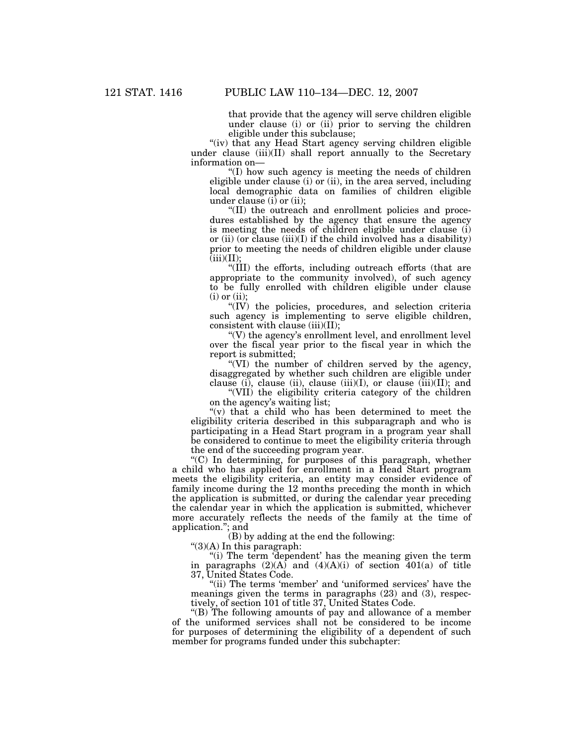that provide that the agency will serve children eligible under clause (i) or (ii) prior to serving the children eligible under this subclause;

"(iv) that any Head Start agency serving children eligible under clause (iii)(II) shall report annually to the Secretary information on—

"(I) how such agency is meeting the needs of children eligible under clause (i) or (ii), in the area served, including local demographic data on families of children eligible under clause (i) or (ii);

"(II) the outreach and enrollment policies and procedures established by the agency that ensure the agency is meeting the needs of children eligible under clause (i) or (ii) (or clause (iii)(I) if the child involved has a disability) prior to meeting the needs of children eligible under clause (iii)(II);

"(III) the efforts, including outreach efforts (that are appropriate to the community involved), of such agency to be fully enrolled with children eligible under clause (i) or (ii);

"(IV) the policies, procedures, and selection criteria such agency is implementing to serve eligible children, consistent with clause (iii)(II);

"(V) the agency's enrollment level, and enrollment level over the fiscal year prior to the fiscal year in which the report is submitted;

"(VI) the number of children served by the agency, disaggregated by whether such children are eligible under clause (i), clause (ii), clause (iii)(I), or clause (iii)(II); and

"(VII) the eligibility criteria category of the children on the agency's waiting list;

"(v) that a child who has been determined to meet the eligibility criteria described in this subparagraph and who is participating in a Head Start program in a program year shall be considered to continue to meet the eligibility criteria through the end of the succeeding program year.

"(C) In determining, for purposes of this paragraph, whether a child who has applied for enrollment in a Head Start program meets the eligibility criteria, an entity may consider evidence of family income during the 12 months preceding the month in which the application is submitted, or during the calendar year preceding the calendar year in which the application is submitted, whichever more accurately reflects the needs of the family at the time of application."; and

(B) by adding at the end the following:

"(3)(A) In this paragraph:

"(i) The term 'dependent' has the meaning given the term in paragraphs (2)(A) and (4)(A)(i) of section 401(a) of title 37, United States Code.

"(ii) The terms 'member' and 'uniformed services' have the meanings given the terms in paragraphs (23) and (3), respectively, of section 101 of title 37, United States Code.

"(B) The following amounts of pay and allowance of a member of the uniformed services shall not be considered to be income for purposes of determining the eligibility of a dependent of such member for programs funded under this subchapter: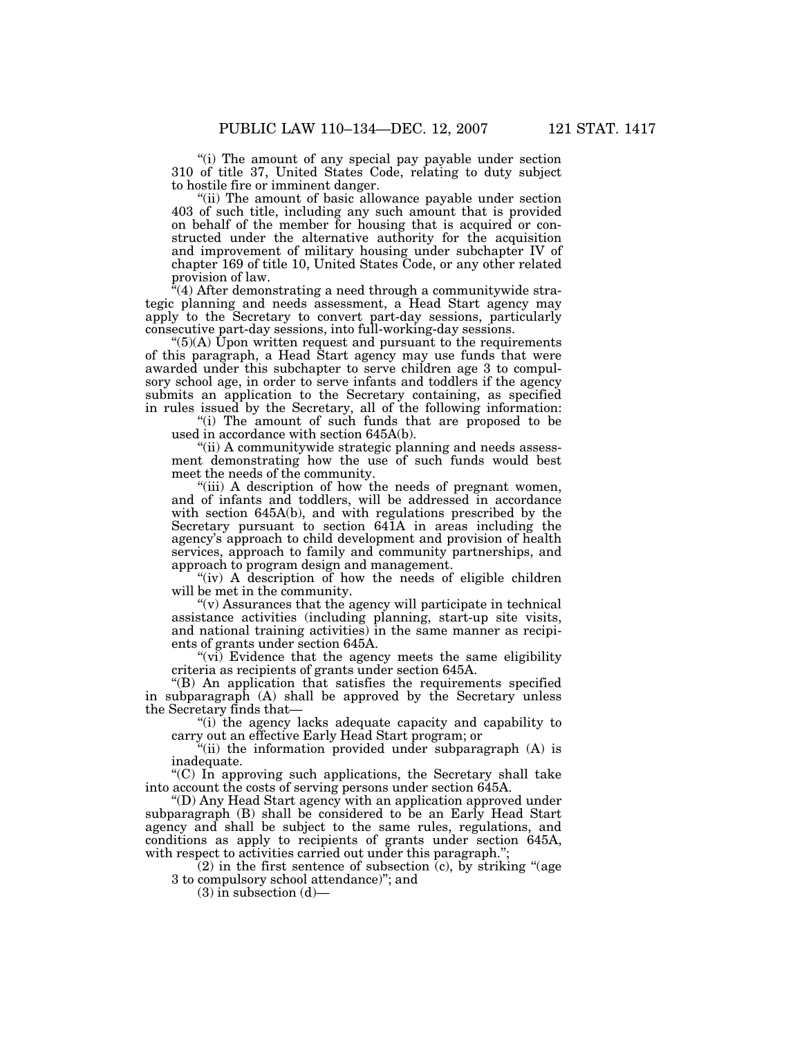"(i) The amount of any special pay payable under section 310 of title 37, United States Code, relating to duty subject to hostile fire or imminent danger.

"(ii) The amount of basic allowance payable under section 403 of such title, including any such amount that is provided on behalf of the member for housing that is acquired or constructed under the alternative authority for the acquisition and improvement of military housing under subchapter IV of chapter 169 of title 10, United States Code, or any other related provision of law.

"(4) After demonstrating a need through a communitywide strategic planning and needs assessment, a Head Start agency may apply to the Secretary to convert part-day sessions, particularly consecutive part-day sessions, into full-working-day sessions.

"(5)(A) Upon written request and pursuant to the requirements of this paragraph, a Head Start agency may use funds that were awarded under this subchapter to serve children age 3 to compulsory school age, in order to serve infants and toddlers if the agency submits an application to the Secretary containing, as specified in rules issued by the Secretary, all of the following information:

"(i) The amount of such funds that are proposed to be used in accordance with section 645A(b).

"(ii) A communitywide strategic planning and needs assessment demonstrating how the use of such funds would best meet the needs of the community.

"(iii) A description of how the needs of pregnant women, and of infants and toddlers, will be addressed in accordance with section 645A(b), and with regulations prescribed by the Secretary pursuant to section 641A in areas including the agency's approach to child development and provision of health services, approach to family and community partnerships, and approach to program design and management.

"(iv) A description of how the needs of eligible children will be met in the community.

"(v) Assurances that the agency will participate in technical assistance activities (including planning, start-up site visits, and national training activities) in the same manner as recipients of grants under section 645A.

"(vi) Evidence that the agency meets the same eligibility criteria as recipients of grants under section 645A.

"(B) An application that satisfies the requirements specified in subparagraph (A) shall be approved by the Secretary unless the Secretary finds that—

"(i) the agency lacks adequate capacity and capability to carry out an effective Early Head Start program; or

"(ii) the information provided under subparagraph (A) is inadequate.

"(C) In approving such applications, the Secretary shall take into account the costs of serving persons under section 645A.

"(D) Any Head Start agency with an application approved under subparagraph (B) shall be considered to be an Early Head Start agency and shall be subject to the same rules, regulations, and conditions as apply to recipients of grants under section 645A, with respect to activities carried out under this paragraph.";

(2) in the first sentence of subsection (c), by striking "(age 3 to compulsory school attendance)"; and

(3) in subsection (d)—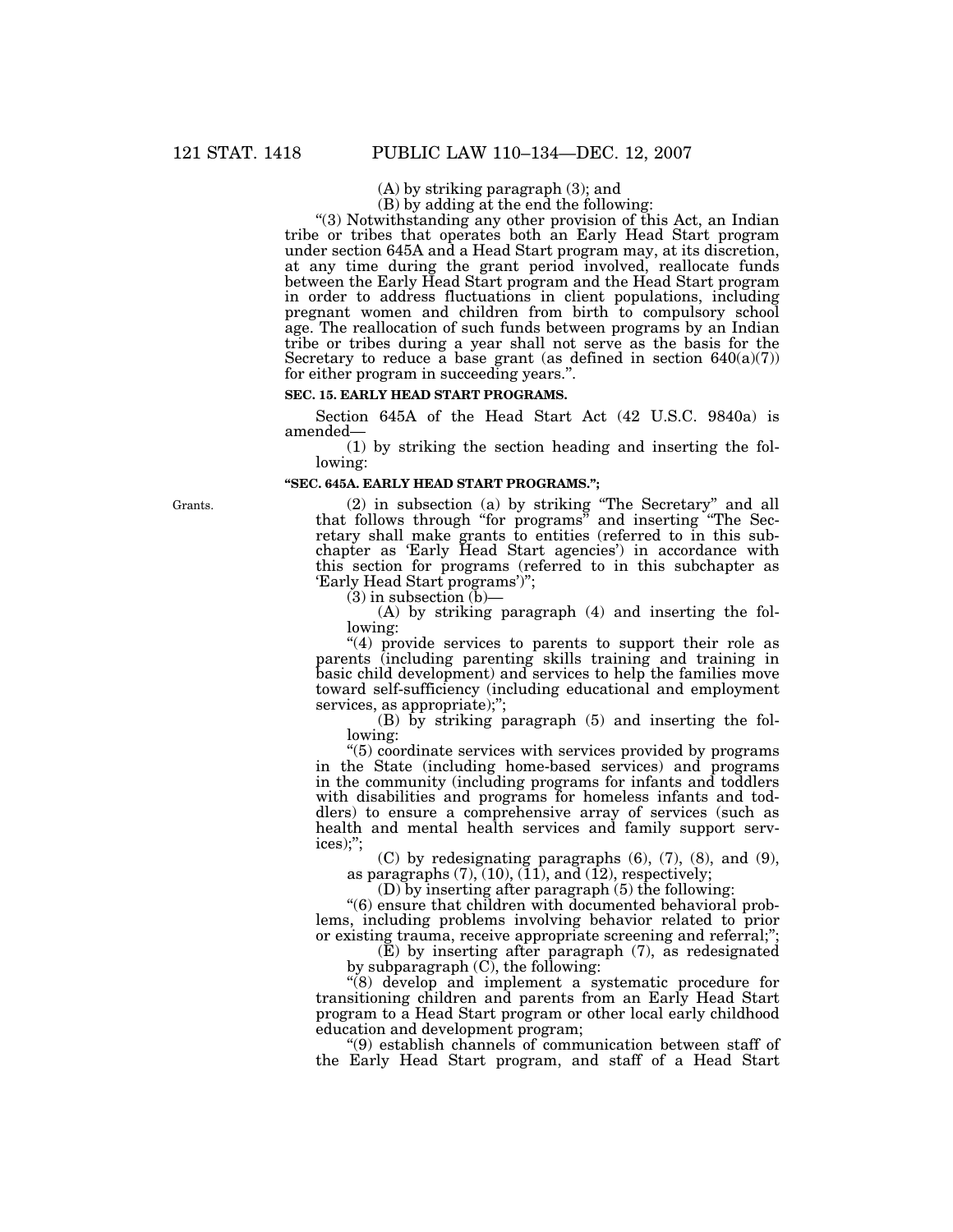(A) by striking paragraph (3); and

(B) by adding at the end the following:

"(3) Notwithstanding any other provision of this Act, an Indian tribe or tribes that operates both an Early Head Start program under section 645A and a Head Start program may, at its discretion, at any time during the grant period involved, reallocate funds between the Early Head Start program and the Head Start program in order to address fluctuations in client populations, including pregnant women and children from birth to compulsory school age. The reallocation of such funds between programs by an Indian tribe or tribes during a year shall not serve as the basis for the Secretary to reduce a base grant (as defined in section 640(a)(7)) for either program in succeeding years.".

**SEC. 15. EARLY HEAD START PROGRAMS.**

Section 645A of the Head Start Act (42 U.S.C. 9840a) is amended—

(1) by striking the section heading and inserting the following:

**"SEC. 645A. EARLY HEAD START PROGRAMS.";**

Grants.

(2) in subsection (a) by striking "The Secretary" and all that follows through "for programs" and inserting "The Secretary shall make grants to entities (referred to in this subchapter as 'Early Head Start agencies') in accordance with this section for programs (referred to in this subchapter as 'Early Head Start programs')";

(3) in subsection (b)—

(A) by striking paragraph (4) and inserting the following:

"(4) provide services to parents to support their role as parents (including parenting skills training and training in basic child development) and services to help the families move toward self-sufficiency (including educational and employment services, as appropriate);";

(B) by striking paragraph (5) and inserting the following:

"(5) coordinate services with services provided by programs in the State (including home-based services) and programs in the community (including programs for infants and toddlers with disabilities and programs for homeless infants and toddlers) to ensure a comprehensive array of services (such as health and mental health services and family support services);";

(C) by redesignating paragraphs (6), (7), (8), and (9), as paragraphs (7), (10), (11), and (12), respectively;

(D) by inserting after paragraph (5) the following:

"(6) ensure that children with documented behavioral problems, including problems involving behavior related to prior or existing trauma, receive appropriate screening and referral;";

(E) by inserting after paragraph (7), as redesignated by subparagraph (C), the following:

"(8) develop and implement a systematic procedure for transitioning children and parents from an Early Head Start program to a Head Start program or other local early childhood education and development program;

"(9) establish channels of communication between staff of the Early Head Start program, and staff of a Head Start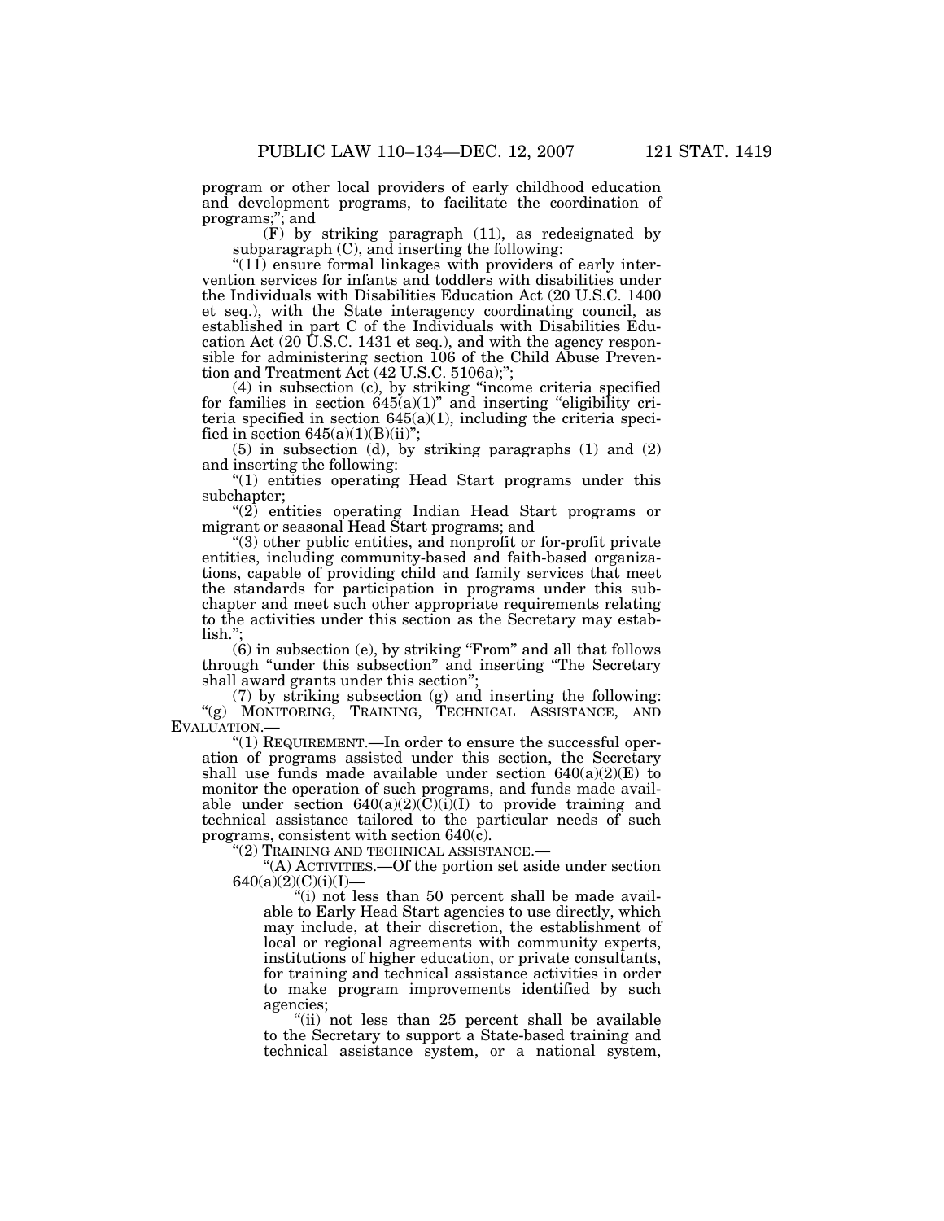program or other local providers of early childhood education and development programs, to facilitate the coordination of programs;''; and

(F) by striking paragraph (11), as redesignated by subparagraph (C), and inserting the following:

''(11) ensure formal linkages with providers of early intervention services for infants and toddlers with disabilities under the Individuals with Disabilities Education Act (20 U.S.C. 1400 et seq.), with the State interagency coordinating council, as established in part C of the Individuals with Disabilities Education Act (20 U.S.C. 1431 et seq.), and with the agency responsible for administering section 106 of the Child Abuse Prevention and Treatment Act (42 U.S.C. 5106a);'';

(4) in subsection (c), by striking ''income criteria specified for families in section 645(a)(1)'' and inserting ''eligibility criteria specified in section 645(a)(1), including the criteria specified in section 645(a)(1)(B)(ii)'';

(5) in subsection (d), by striking paragraphs (1) and (2) and inserting the following:

''(1) entities operating Head Start programs under this subchapter;

''(2) entities operating Indian Head Start programs or migrant or seasonal Head Start programs; and

''(3) other public entities, and nonprofit or for-profit private entities, including community-based and faith-based organizations, capable of providing child and family services that meet the standards for participation in programs under this subchapter and meet such other appropriate requirements relating to the activities under this section as the Secretary may establish.'';

(6) in subsection (e), by striking ''From'' and all that follows through ''under this subsection'' and inserting ''The Secretary shall award grants under this section'';

(7) by striking subsection (g) and inserting the following:

''(g) MONITORING, TRAINING, TECHNICAL ASSISTANCE, AND EVALUATION.—

''(1) REQUIREMENT.—In order to ensure the successful operation of programs assisted under this section, the Secretary shall use funds made available under section 640(a)(2)(E) to monitor the operation of such programs, and funds made available under section 640(a)(2)(C)(i)(I) to provide training and technical assistance tailored to the particular needs of such programs, consistent with section 640(c).

''(2) TRAINING AND TECHNICAL ASSISTANCE.—

''(A) ACTIVITIES.—Of the portion set aside under section 640(a)(2)(C)(i)(I)—

''(i) not less than 50 percent shall be made available to Early Head Start agencies to use directly, which may include, at their discretion, the establishment of local or regional agreements with community experts, institutions of higher education, or private consultants, for training and technical assistance activities in order to make program improvements identified by such agencies;

''(ii) not less than 25 percent shall be available to the Secretary to support a State-based training and technical assistance system, or a national system,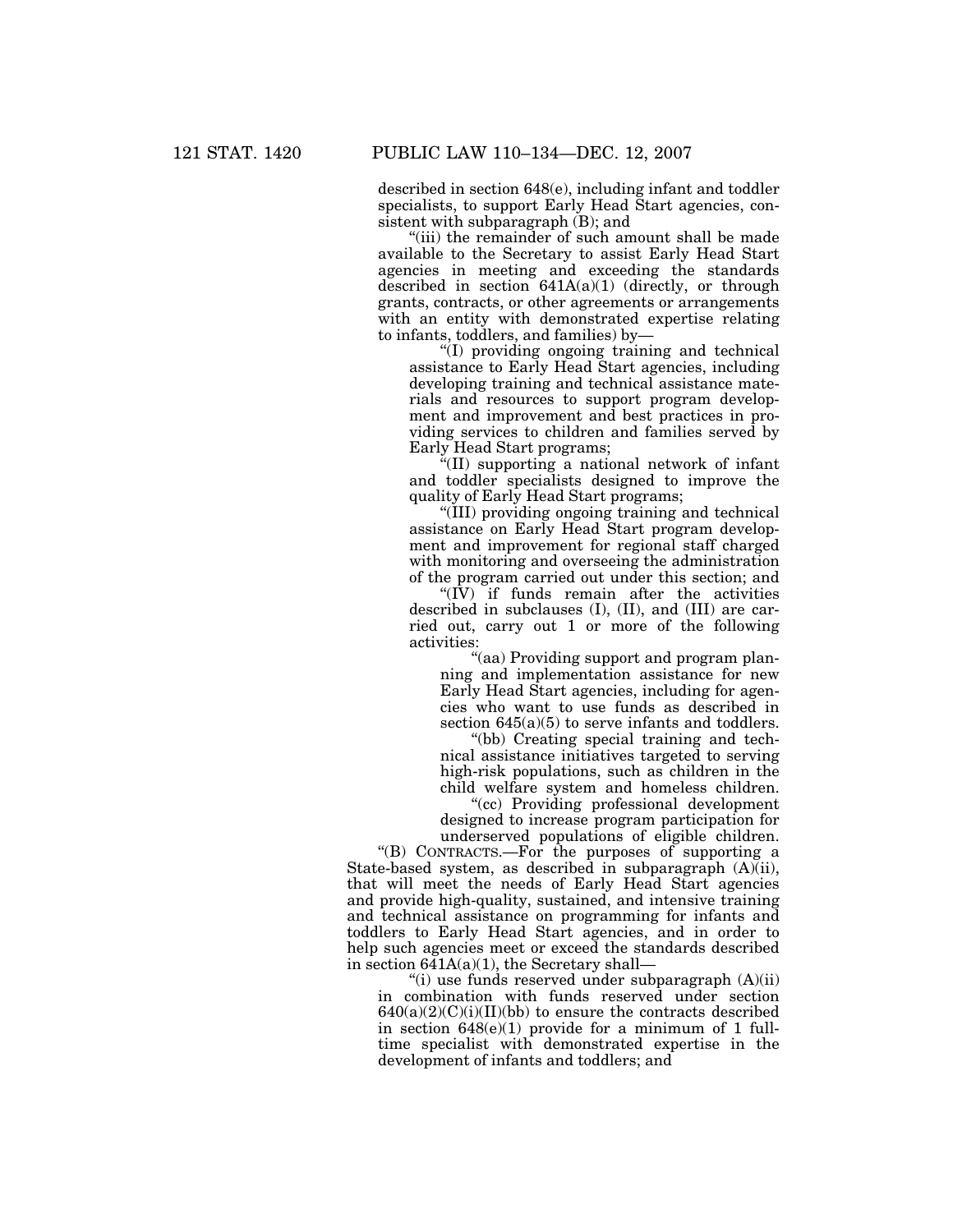described in section 648(e), including infant and toddler specialists, to support Early Head Start agencies, consistent with subparagraph (B); and

"(iii) the remainder of such amount shall be made available to the Secretary to assist Early Head Start agencies in meeting and exceeding the standards described in section 641A(a)(1) (directly, or through grants, contracts, or other agreements or arrangements with an entity with demonstrated expertise relating to infants, toddlers, and families) by—

"(I) providing ongoing training and technical assistance to Early Head Start agencies, including developing training and technical assistance materials and resources to support program development and improvement and best practices in providing services to children and families served by Early Head Start programs;

"(II) supporting a national network of infant and toddler specialists designed to improve the quality of Early Head Start programs;

"(III) providing ongoing training and technical assistance on Early Head Start program development and improvement for regional staff charged with monitoring and overseeing the administration of the program carried out under this section; and

"(IV) if funds remain after the activities described in subclauses (I), (II), and (III) are carried out, carry out 1 or more of the following activities:

"(aa) Providing support and program planning and implementation assistance for new Early Head Start agencies, including for agencies who want to use funds as described in section 645(a)(5) to serve infants and toddlers.

"(bb) Creating special training and technical assistance initiatives targeted to serving high-risk populations, such as children in the child welfare system and homeless children.

"(cc) Providing professional development designed to increase program participation for underserved populations of eligible children.

"(B) CONTRACTS.—For the purposes of supporting a State-based system, as described in subparagraph (A)(ii), that will meet the needs of Early Head Start agencies and provide high-quality, sustained, and intensive training and technical assistance on programming for infants and toddlers to Early Head Start agencies, and in order to help such agencies meet or exceed the standards described in section 641A(a)(1), the Secretary shall—

"(i) use funds reserved under subparagraph (A)(ii) in combination with funds reserved under section 640(a)(2)(C)(i)(II)(bb) to ensure the contracts described in section 648(e)(1) provide for a minimum of 1 full-time specialist with demonstrated expertise in the development of infants and toddlers; and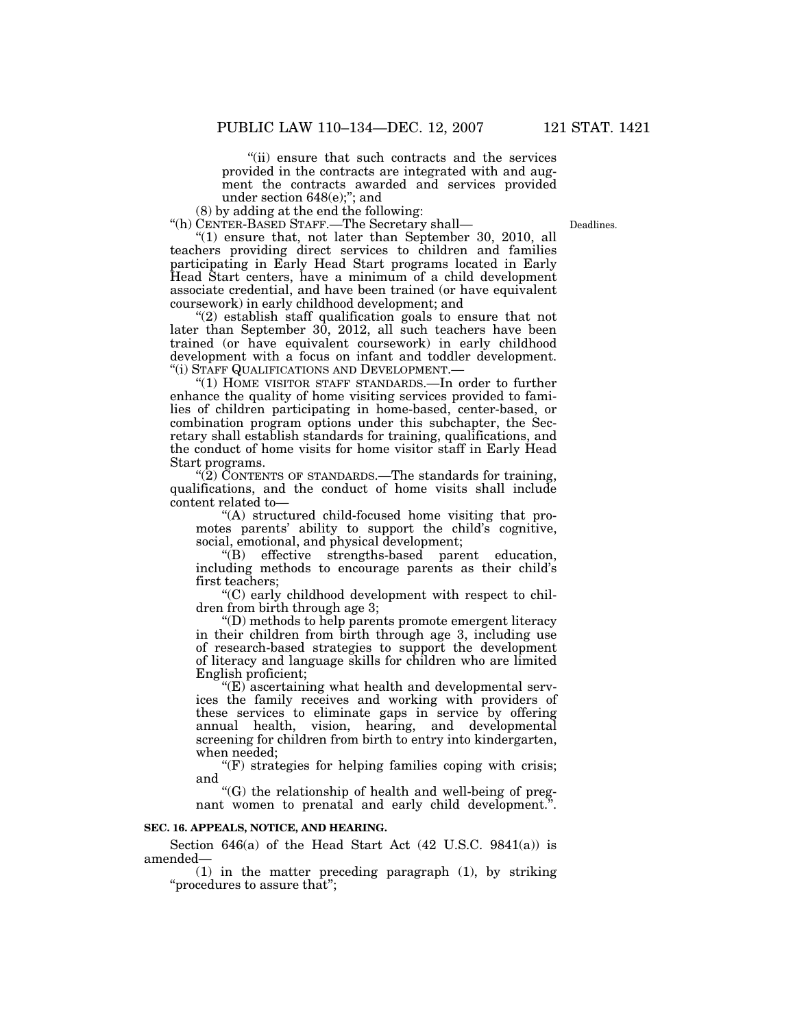"(ii) ensure that such contracts and the services provided in the contracts are integrated with and augment the contracts awarded and services provided under section 648(e);"; and

(8) by adding at the end the following:

"(h) CENTER-BASED STAFF.—The Secretary shall—

Deadlines.

"(1) ensure that, not later than September 30, 2010, all teachers providing direct services to children and families participating in Early Head Start programs located in Early Head Start centers, have a minimum of a child development associate credential, and have been trained (or have equivalent coursework) in early childhood development; and

"(2) establish staff qualification goals to ensure that not later than September 30, 2012, all such teachers have been trained (or have equivalent coursework) in early childhood development with a focus on infant and toddler development.

"(i) STAFF QUALIFICATIONS AND DEVELOPMENT.—

"(1) HOME VISITOR STAFF STANDARDS.—In order to further enhance the quality of home visiting services provided to families of children participating in home-based, center-based, or combination program options under this subchapter, the Secretary shall establish standards for training, qualifications, and the conduct of home visits for home visitor staff in Early Head Start programs.

"(2) CONTENTS OF STANDARDS.—The standards for training, qualifications, and the conduct of home visits shall include content related to—

"(A) structured child-focused home visiting that promotes parents' ability to support the child's cognitive, social, emotional, and physical development;

"(B) effective strengths-based parent education, including methods to encourage parents as their child's first teachers;

"(C) early childhood development with respect to children from birth through age 3;

"(D) methods to help parents promote emergent literacy in their children from birth through age 3, including use of research-based strategies to support the development of literacy and language skills for children who are limited English proficient;

"(E) ascertaining what health and developmental services the family receives and working with providers of these services to eliminate gaps in service by offering annual health, vision, hearing, and developmental screening for children from birth to entry into kindergarten, when needed;

"(F) strategies for helping families coping with crisis; and

"(G) the relationship of health and well-being of pregnant women to prenatal and early child development.".

**SEC. 16. APPEALS, NOTICE, AND HEARING.**

Section 646(a) of the Head Start Act (42 U.S.C. 9841(a)) is amended—

(1) in the matter preceding paragraph (1), by striking "procedures to assure that";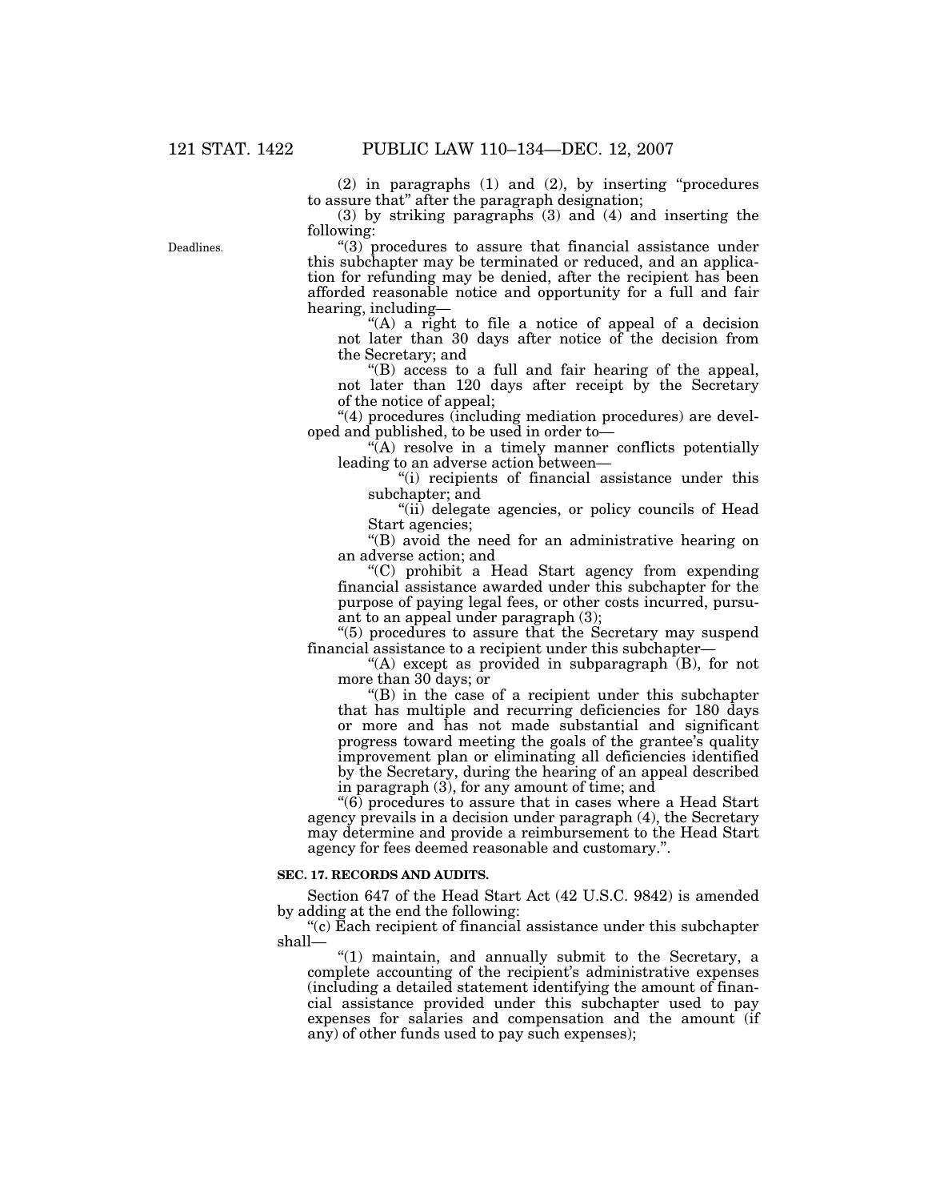(2) in paragraphs (1) and (2), by inserting "procedures to assure that" after the paragraph designation;

(3) by striking paragraphs (3) and (4) and inserting the following:

Deadlines.

"(3) procedures to assure that financial assistance under this subchapter may be terminated or reduced, and an application for refunding may be denied, after the recipient has been afforded reasonable notice and opportunity for a full and fair hearing, including—

"(A) a right to file a notice of appeal of a decision not later than 30 days after notice of the decision from the Secretary; and

"(B) access to a full and fair hearing of the appeal, not later than 120 days after receipt by the Secretary of the notice of appeal;

"(4) procedures (including mediation procedures) are developed and published, to be used in order to—

"(A) resolve in a timely manner conflicts potentially leading to an adverse action between—

"(i) recipients of financial assistance under this subchapter; and

"(ii) delegate agencies, or policy councils of Head Start agencies;

"(B) avoid the need for an administrative hearing on an adverse action; and

"(C) prohibit a Head Start agency from expending financial assistance awarded under this subchapter for the purpose of paying legal fees, or other costs incurred, pursuant to an appeal under paragraph (3);

"(5) procedures to assure that the Secretary may suspend financial assistance to a recipient under this subchapter—

"(A) except as provided in subparagraph (B), for not more than 30 days; or

"(B) in the case of a recipient under this subchapter that has multiple and recurring deficiencies for 180 days or more and has not made substantial and significant progress toward meeting the goals of the grantee's quality improvement plan or eliminating all deficiencies identified by the Secretary, during the hearing of an appeal described in paragraph (3), for any amount of time; and

"(6) procedures to assure that in cases where a Head Start agency prevails in a decision under paragraph (4), the Secretary may determine and provide a reimbursement to the Head Start agency for fees deemed reasonable and customary.".

**SEC. 17. RECORDS AND AUDITS.**

Section 647 of the Head Start Act (42 U.S.C. 9842) is amended by adding at the end the following:

"(c) Each recipient of financial assistance under this subchapter shall—

"(1) maintain, and annually submit to the Secretary, a complete accounting of the recipient's administrative expenses (including a detailed statement identifying the amount of financial assistance provided under this subchapter used to pay expenses for salaries and compensation and the amount (if any) of other funds used to pay such expenses);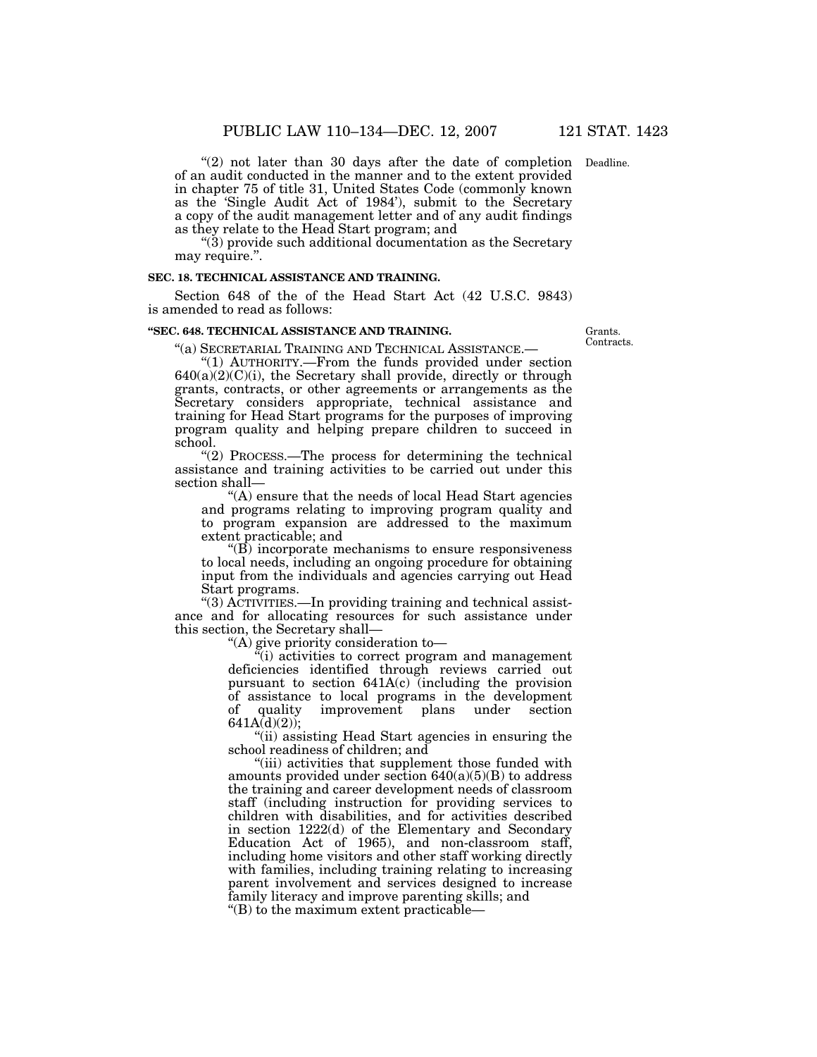"(2) not later than 30 days after the date of completion of an audit conducted in the manner and to the extent provided in chapter 75 of title 31, United States Code (commonly known as the 'Single Audit Act of 1984'), submit to the Secretary a copy of the audit management letter and of any audit findings as they relate to the Head Start program; and

"(3) provide such additional documentation as the Secretary may require.".

Deadline.

**SEC. 18. TECHNICAL ASSISTANCE AND TRAINING.**

Section 648 of the of the Head Start Act (42 U.S.C. 9843) is amended to read as follows:

**"SEC. 648. TECHNICAL ASSISTANCE AND TRAINING.**

Grants. Contracts.

"(a) SECRETARIAL TRAINING AND TECHNICAL ASSISTANCE.—

"(1) AUTHORITY.—From the funds provided under section 640(a)(2)(C)(i), the Secretary shall provide, directly or through grants, contracts, or other agreements or arrangements as the Secretary considers appropriate, technical assistance and training for Head Start programs for the purposes of improving program quality and helping prepare children to succeed in school.

"(2) PROCESS.—The process for determining the technical assistance and training activities to be carried out under this section shall—

"(A) ensure that the needs of local Head Start agencies and programs relating to improving program quality and to program expansion are addressed to the maximum extent practicable; and

"(B) incorporate mechanisms to ensure responsiveness to local needs, including an ongoing procedure for obtaining input from the individuals and agencies carrying out Head Start programs.

"(3) ACTIVITIES.—In providing training and technical assistance and for allocating resources for such assistance under this section, the Secretary shall—

"(A) give priority consideration to—

"(i) activities to correct program and management deficiencies identified through reviews carried out pursuant to section 641A(c) (including the provision of assistance to local programs in the development of quality improvement plans under section 641A(d)(2));

"(ii) assisting Head Start agencies in ensuring the school readiness of children; and

"(iii) activities that supplement those funded with amounts provided under section 640(a)(5)(B) to address the training and career development needs of classroom staff (including instruction for providing services to children with disabilities, and for activities described in section 1222(d) of the Elementary and Secondary Education Act of 1965), and non-classroom staff, including home visitors and other staff working directly with families, including training relating to increasing parent involvement and services designed to increase family literacy and improve parenting skills; and

"(B) to the maximum extent practicable—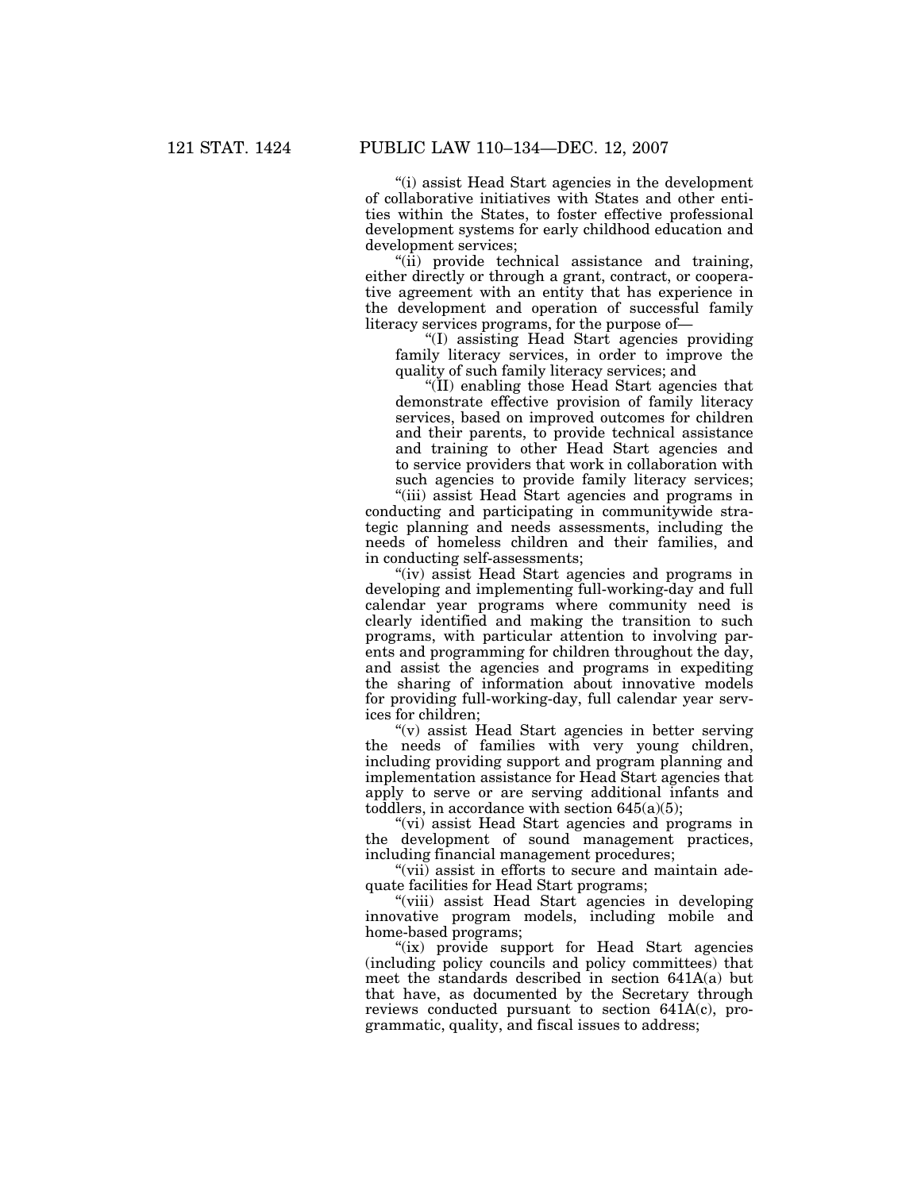"(i) assist Head Start agencies in the development of collaborative initiatives with States and other entities within the States, to foster effective professional development systems for early childhood education and development services;

"(ii) provide technical assistance and training, either directly or through a grant, contract, or cooperative agreement with an entity that has experience in the development and operation of successful family literacy services programs, for the purpose of—

"(I) assisting Head Start agencies providing family literacy services, in order to improve the quality of such family literacy services; and

"(II) enabling those Head Start agencies that demonstrate effective provision of family literacy services, based on improved outcomes for children and their parents, to provide technical assistance and training to other Head Start agencies and to service providers that work in collaboration with such agencies to provide family literacy services;

"(iii) assist Head Start agencies and programs in conducting and participating in communitywide strategic planning and needs assessments, including the needs of homeless children and their families, and in conducting self-assessments;

"(iv) assist Head Start agencies and programs in developing and implementing full-working-day and full calendar year programs where community need is clearly identified and making the transition to such programs, with particular attention to involving parents and programming for children throughout the day, and assist the agencies and programs in expediting the sharing of information about innovative models for providing full-working-day, full calendar year services for children;

"(v) assist Head Start agencies in better serving the needs of families with very young children, including providing support and program planning and implementation assistance for Head Start agencies that apply to serve or are serving additional infants and toddlers, in accordance with section 645(a)(5);

"(vi) assist Head Start agencies and programs in the development of sound management practices, including financial management procedures;

"(vii) assist in efforts to secure and maintain adequate facilities for Head Start programs;

"(viii) assist Head Start agencies in developing innovative program models, including mobile and home-based programs;

"(ix) provide support for Head Start agencies (including policy councils and policy committees) that meet the standards described in section 641A(a) but that have, as documented by the Secretary through reviews conducted pursuant to section 641A(c), programmatic, quality, and fiscal issues to address;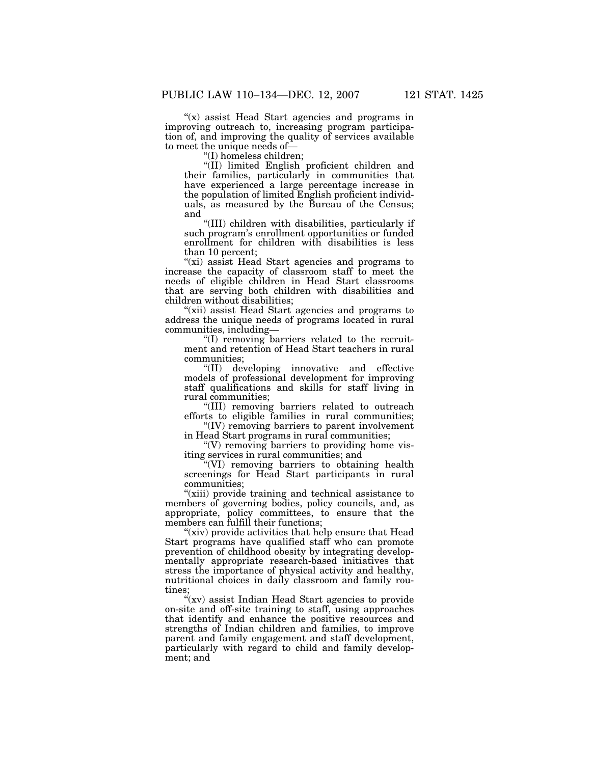"(x) assist Head Start agencies and programs in improving outreach to, increasing program participation of, and improving the quality of services available to meet the unique needs of—

"(I) homeless children;

"(II) limited English proficient children and their families, particularly in communities that have experienced a large percentage increase in the population of limited English proficient individuals, as measured by the Bureau of the Census; and

"(III) children with disabilities, particularly if such program's enrollment opportunities or funded enrollment for children with disabilities is less than 10 percent;

"(xi) assist Head Start agencies and programs to increase the capacity of classroom staff to meet the needs of eligible children in Head Start classrooms that are serving both children with disabilities and children without disabilities;

"(xii) assist Head Start agencies and programs to address the unique needs of programs located in rural communities, including—

"(I) removing barriers related to the recruitment and retention of Head Start teachers in rural communities;

"(II) developing innovative and effective models of professional development for improving staff qualifications and skills for staff living in rural communities;

"(III) removing barriers related to outreach efforts to eligible families in rural communities;

"(IV) removing barriers to parent involvement in Head Start programs in rural communities;

"(V) removing barriers to providing home visiting services in rural communities; and

"(VI) removing barriers to obtaining health screenings for Head Start participants in rural communities;

"(xiii) provide training and technical assistance to members of governing bodies, policy councils, and, as appropriate, policy committees, to ensure that the members can fulfill their functions;

"(xiv) provide activities that help ensure that Head Start programs have qualified staff who can promote prevention of childhood obesity by integrating developmentally appropriate research-based initiatives that stress the importance of physical activity and healthy, nutritional choices in daily classroom and family routines;

"(xv) assist Indian Head Start agencies to provide on-site and off-site training to staff, using approaches that identify and enhance the positive resources and strengths of Indian children and families, to improve parent and family engagement and staff development, particularly with regard to child and family development; and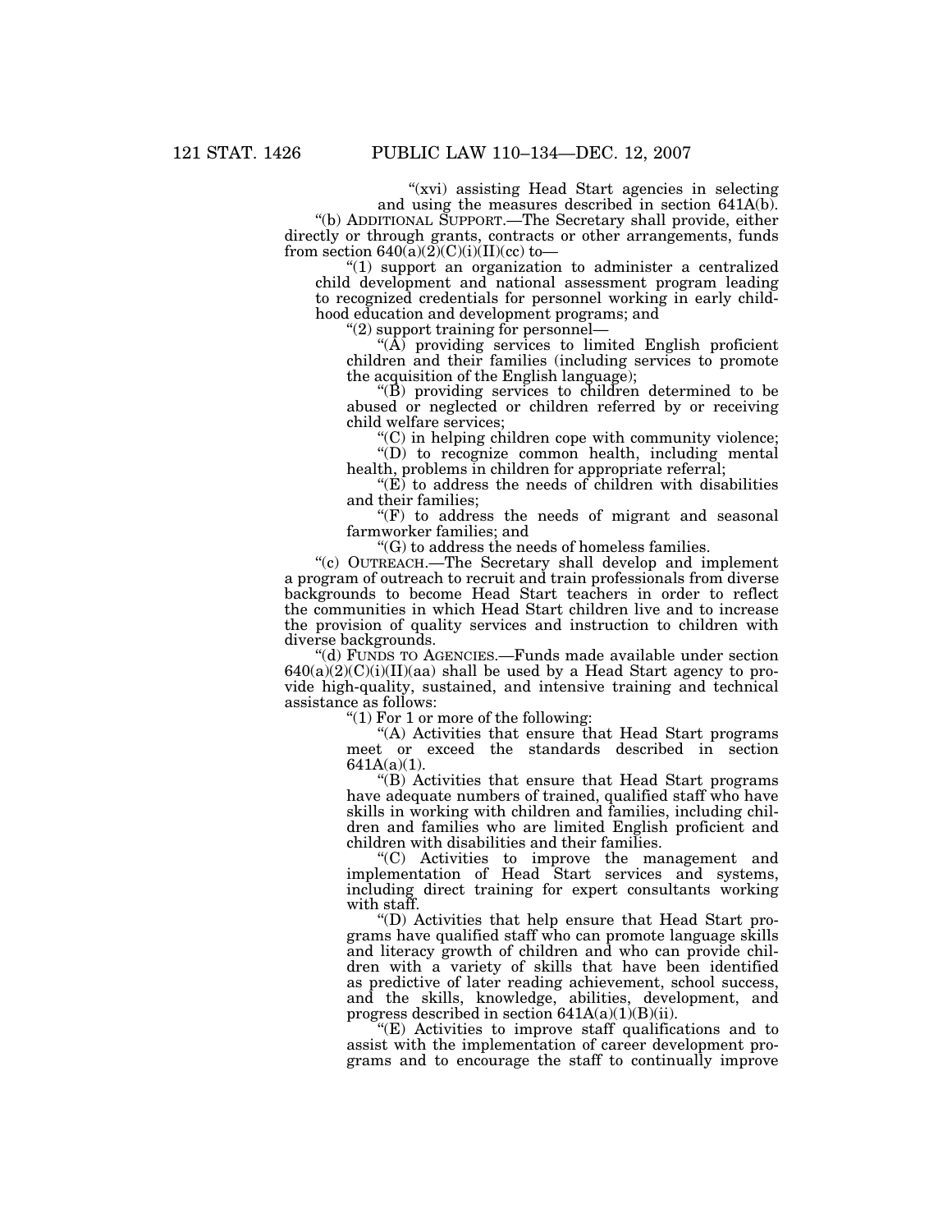"(xvi) assisting Head Start agencies in selecting and using the measures described in section 641A(b).

"(b) ADDITIONAL SUPPORT.—The Secretary shall provide, either directly or through grants, contracts or other arrangements, funds from section 640(a)(2)(C)(i)(II)(cc) to—

"(1) support an organization to administer a centralized child development and national assessment program leading to recognized credentials for personnel working in early childhood education and development programs; and

"(2) support training for personnel—

"(A) providing services to limited English proficient children and their families (including services to promote the acquisition of the English language);

"(B) providing services to children determined to be abused or neglected or children referred by or receiving child welfare services;

"(C) in helping children cope with community violence;

"(D) to recognize common health, including mental health, problems in children for appropriate referral;

"(E) to address the needs of children with disabilities and their families;

"(F) to address the needs of migrant and seasonal farmworker families; and

"(G) to address the needs of homeless families.

"(c) OUTREACH.—The Secretary shall develop and implement a program of outreach to recruit and train professionals from diverse backgrounds to become Head Start teachers in order to reflect the communities in which Head Start children live and to increase the provision of quality services and instruction to children with diverse backgrounds.

"(d) FUNDS TO AGENCIES.—Funds made available under section 640(a)(2)(C)(i)(II)(aa) shall be used by a Head Start agency to provide high-quality, sustained, and intensive training and technical assistance as follows:

"(1) For 1 or more of the following:

"(A) Activities that ensure that Head Start programs meet or exceed the standards described in section 641A(a)(1).

"(B) Activities that ensure that Head Start programs have adequate numbers of trained, qualified staff who have skills in working with children and families, including children and families who are limited English proficient and children with disabilities and their families.

"(C) Activities to improve the management and implementation of Head Start services and systems, including direct training for expert consultants working with staff.

"(D) Activities that help ensure that Head Start programs have qualified staff who can promote language skills and literacy growth of children and who can provide children with a variety of skills that have been identified as predictive of later reading achievement, school success, and the skills, knowledge, abilities, development, and progress described in section 641A(a)(1)(B)(ii).

"(E) Activities to improve staff qualifications and to assist with the implementation of career development programs and to encourage the staff to continually improve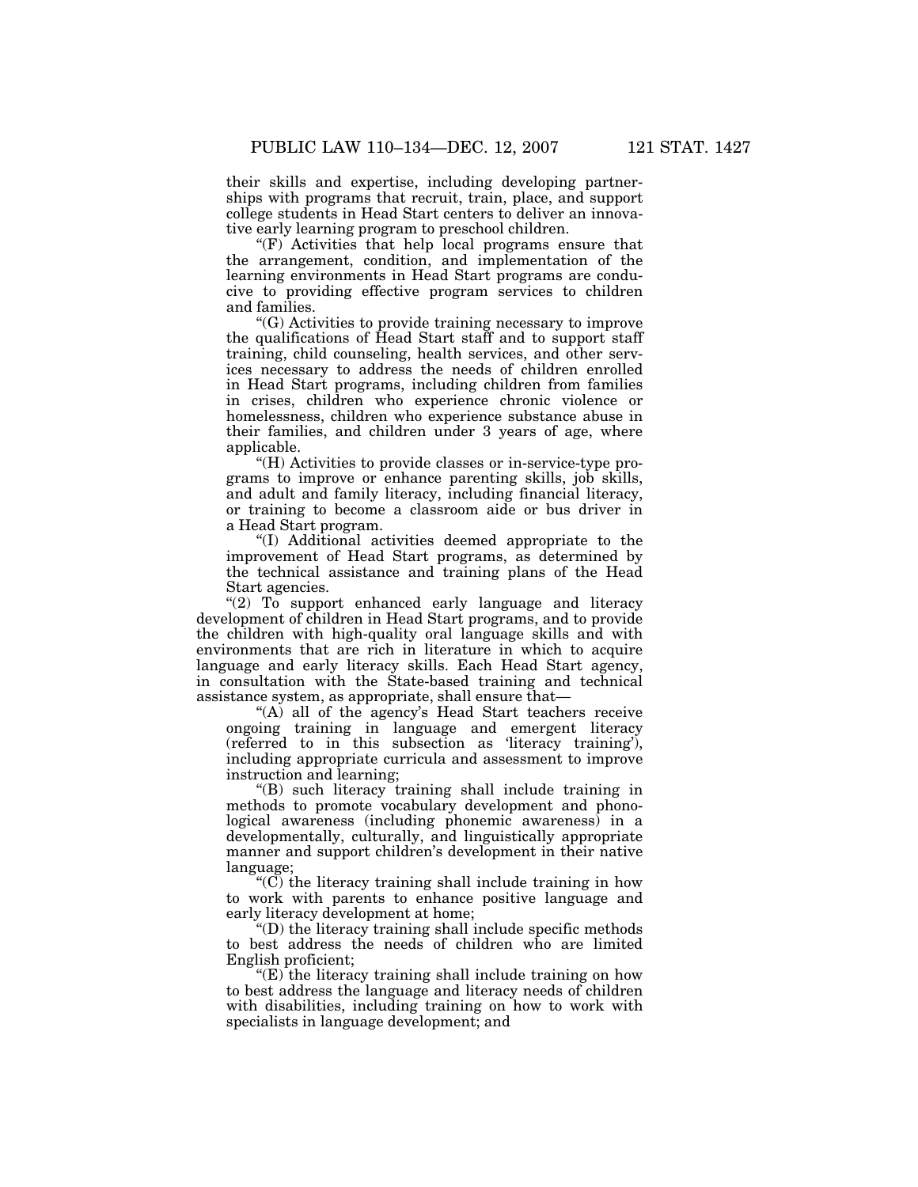their skills and expertise, including developing partnerships with programs that recruit, train, place, and support college students in Head Start centers to deliver an innovative early learning program to preschool children.

"(F) Activities that help local programs ensure that the arrangement, condition, and implementation of the learning environments in Head Start programs are conducive to providing effective program services to children and families.

"(G) Activities to provide training necessary to improve the qualifications of Head Start staff and to support staff training, child counseling, health services, and other services necessary to address the needs of children enrolled in Head Start programs, including children from families in crises, children who experience chronic violence or homelessness, children who experience substance abuse in their families, and children under 3 years of age, where applicable.

"(H) Activities to provide classes or in-service-type programs to improve or enhance parenting skills, job skills, and adult and family literacy, including financial literacy, or training to become a classroom aide or bus driver in a Head Start program.

"(I) Additional activities deemed appropriate to the improvement of Head Start programs, as determined by the technical assistance and training plans of the Head Start agencies.

"(2) To support enhanced early language and literacy development of children in Head Start programs, and to provide the children with high-quality oral language skills and with environments that are rich in literature in which to acquire language and early literacy skills. Each Head Start agency, in consultation with the State-based training and technical assistance system, as appropriate, shall ensure that—

"(A) all of the agency's Head Start teachers receive ongoing training in language and emergent literacy (referred to in this subsection as 'literacy training'), including appropriate curricula and assessment to improve instruction and learning;

"(B) such literacy training shall include training in methods to promote vocabulary development and phonological awareness (including phonemic awareness) in a developmentally, culturally, and linguistically appropriate manner and support children's development in their native language;

"(C) the literacy training shall include training in how to work with parents to enhance positive language and early literacy development at home;

"(D) the literacy training shall include specific methods to best address the needs of children who are limited English proficient;

"(E) the literacy training shall include training on how to best address the language and literacy needs of children with disabilities, including training on how to work with specialists in language development; and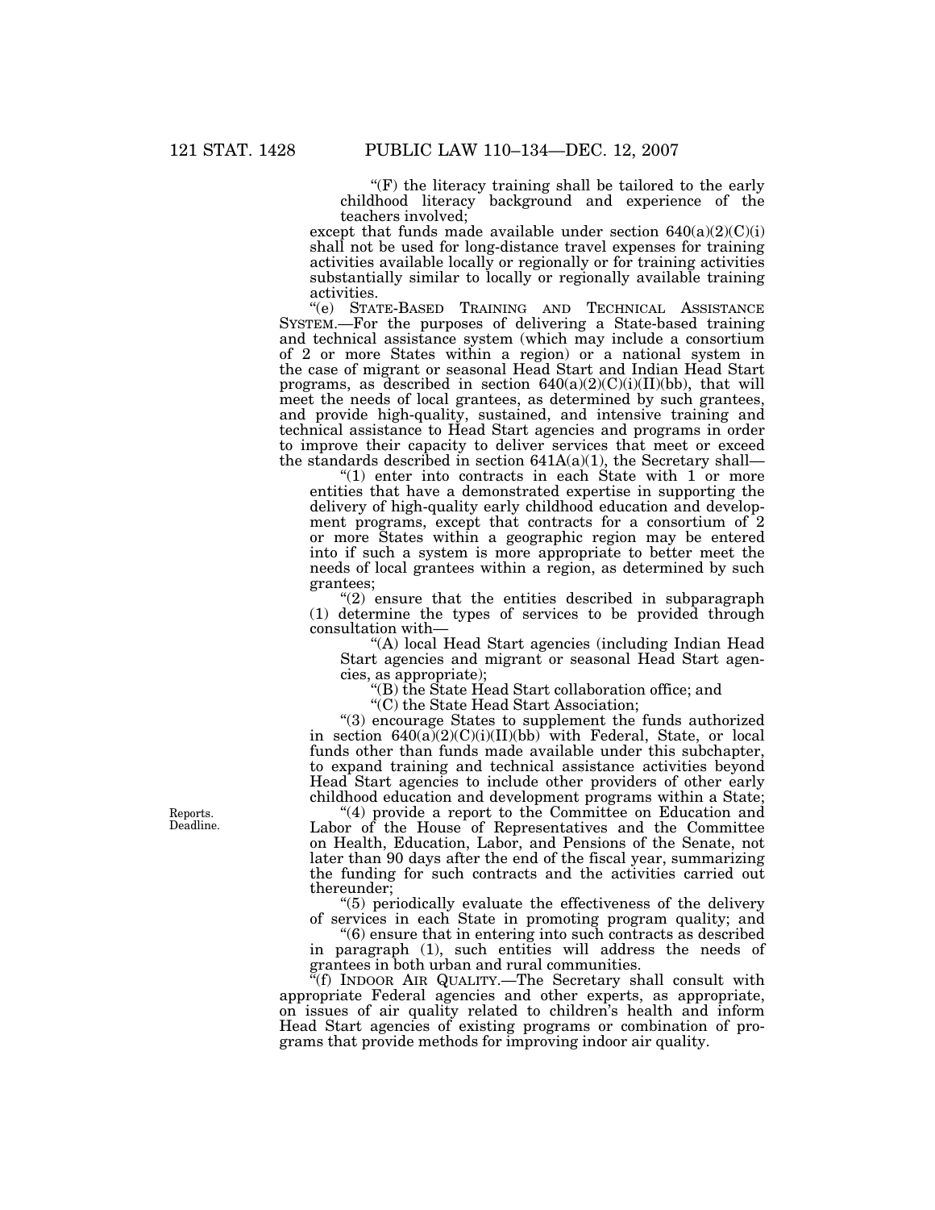"(F) the literacy training shall be tailored to the early childhood literacy background and experience of the teachers involved;

except that funds made available under section 640(a)(2)(C)(i) shall not be used for long-distance travel expenses for training activities available locally or regionally or for training activities substantially similar to locally or regionally available training activities.

"(e) STATE-BASED TRAINING AND TECHNICAL ASSISTANCE SYSTEM.—For the purposes of delivering a State-based training and technical assistance system (which may include a consortium of 2 or more States within a region) or a national system in the case of migrant or seasonal Head Start and Indian Head Start programs, as described in section 640(a)(2)(C)(i)(II)(bb), that will meet the needs of local grantees, as determined by such grantees, and provide high-quality, sustained, and intensive training and technical assistance to Head Start agencies and programs in order to improve their capacity to deliver services that meet or exceed the standards described in section 641A(a)(1), the Secretary shall—

"(1) enter into contracts in each State with 1 or more entities that have a demonstrated expertise in supporting the delivery of high-quality early childhood education and development programs, except that contracts for a consortium of 2 or more States within a geographic region may be entered into if such a system is more appropriate to better meet the needs of local grantees within a region, as determined by such grantees;

"(2) ensure that the entities described in subparagraph (1) determine the types of services to be provided through consultation with—

"(A) local Head Start agencies (including Indian Head Start agencies and migrant or seasonal Head Start agencies, as appropriate);

"(B) the State Head Start collaboration office; and

"(C) the State Head Start Association;

"(3) encourage States to supplement the funds authorized in section 640(a)(2)(C)(i)(II)(bb) with Federal, State, or local funds other than funds made available under this subchapter, to expand training and technical assistance activities beyond Head Start agencies to include other providers of other early childhood education and development programs within a State;

Reports. Deadline.

"(4) provide a report to the Committee on Education and Labor of the House of Representatives and the Committee on Health, Education, Labor, and Pensions of the Senate, not later than 90 days after the end of the fiscal year, summarizing the funding for such contracts and the activities carried out thereunder;

"(5) periodically evaluate the effectiveness of the delivery of services in each State in promoting program quality; and

"(6) ensure that in entering into such contracts as described in paragraph (1), such entities will address the needs of grantees in both urban and rural communities.

"(f) INDOOR AIR QUALITY.—The Secretary shall consult with appropriate Federal agencies and other experts, as appropriate, on issues of air quality related to children's health and inform Head Start agencies of existing programs or combination of programs that provide methods for improving indoor air quality.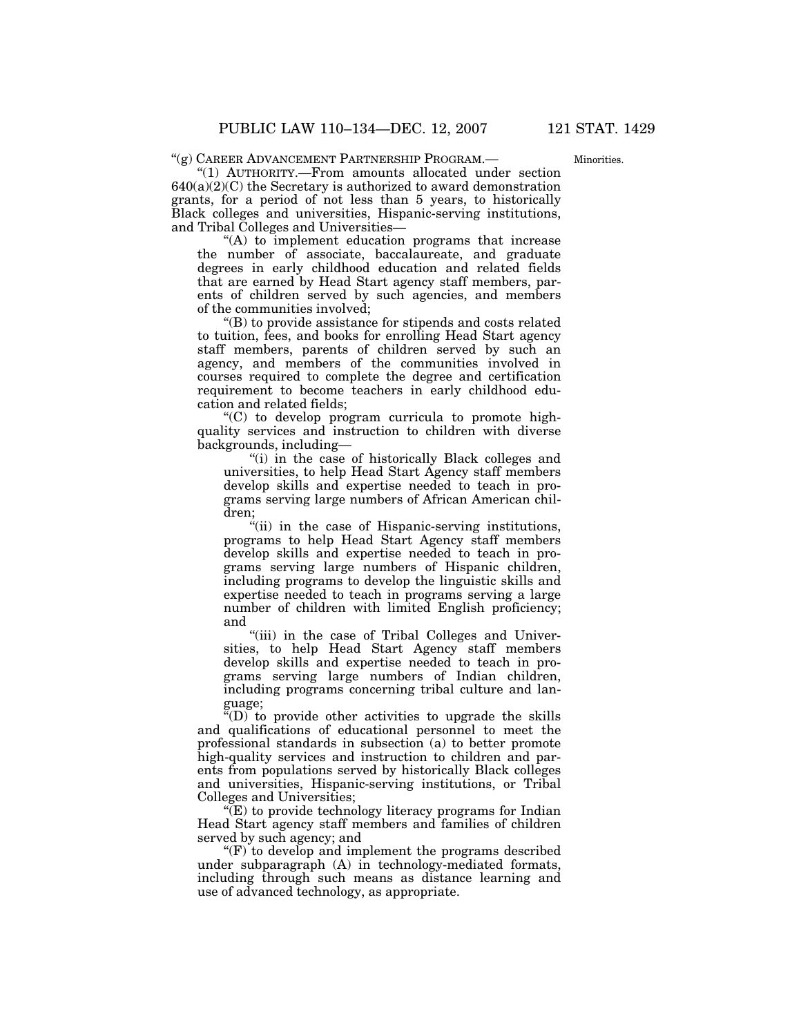“(g) CAREER ADVANCEMENT PARTNERSHIP PROGRAM.—

Minorities.

“(1) AUTHORITY.—From amounts allocated under section 640(a)(2)(C) the Secretary is authorized to award demonstration grants, for a period of not less than 5 years, to historically Black colleges and universities, Hispanic-serving institutions, and Tribal Colleges and Universities—

“(A) to implement education programs that increase the number of associate, baccalaureate, and graduate degrees in early childhood education and related fields that are earned by Head Start agency staff members, parents of children served by such agencies, and members of the communities involved;

“(B) to provide assistance for stipends and costs related to tuition, fees, and books for enrolling Head Start agency staff members, parents of children served by such an agency, and members of the communities involved in courses required to complete the degree and certification requirement to become teachers in early childhood education and related fields;

“(C) to develop program curricula to promote high-quality services and instruction to children with diverse backgrounds, including—

“(i) in the case of historically Black colleges and universities, to help Head Start Agency staff members develop skills and expertise needed to teach in programs serving large numbers of African American children;

“(ii) in the case of Hispanic-serving institutions, programs to help Head Start Agency staff members develop skills and expertise needed to teach in programs serving large numbers of Hispanic children, including programs to develop the linguistic skills and expertise needed to teach in programs serving a large number of children with limited English proficiency; and

“(iii) in the case of Tribal Colleges and Universities, to help Head Start Agency staff members develop skills and expertise needed to teach in programs serving large numbers of Indian children, including programs concerning tribal culture and language;

“(D) to provide other activities to upgrade the skills and qualifications of educational personnel to meet the professional standards in subsection (a) to better promote high-quality services and instruction to children and parents from populations served by historically Black colleges and universities, Hispanic-serving institutions, or Tribal Colleges and Universities;

“(E) to provide technology literacy programs for Indian Head Start agency staff members and families of children served by such agency; and

“(F) to develop and implement the programs described under subparagraph (A) in technology-mediated formats, including through such means as distance learning and use of advanced technology, as appropriate.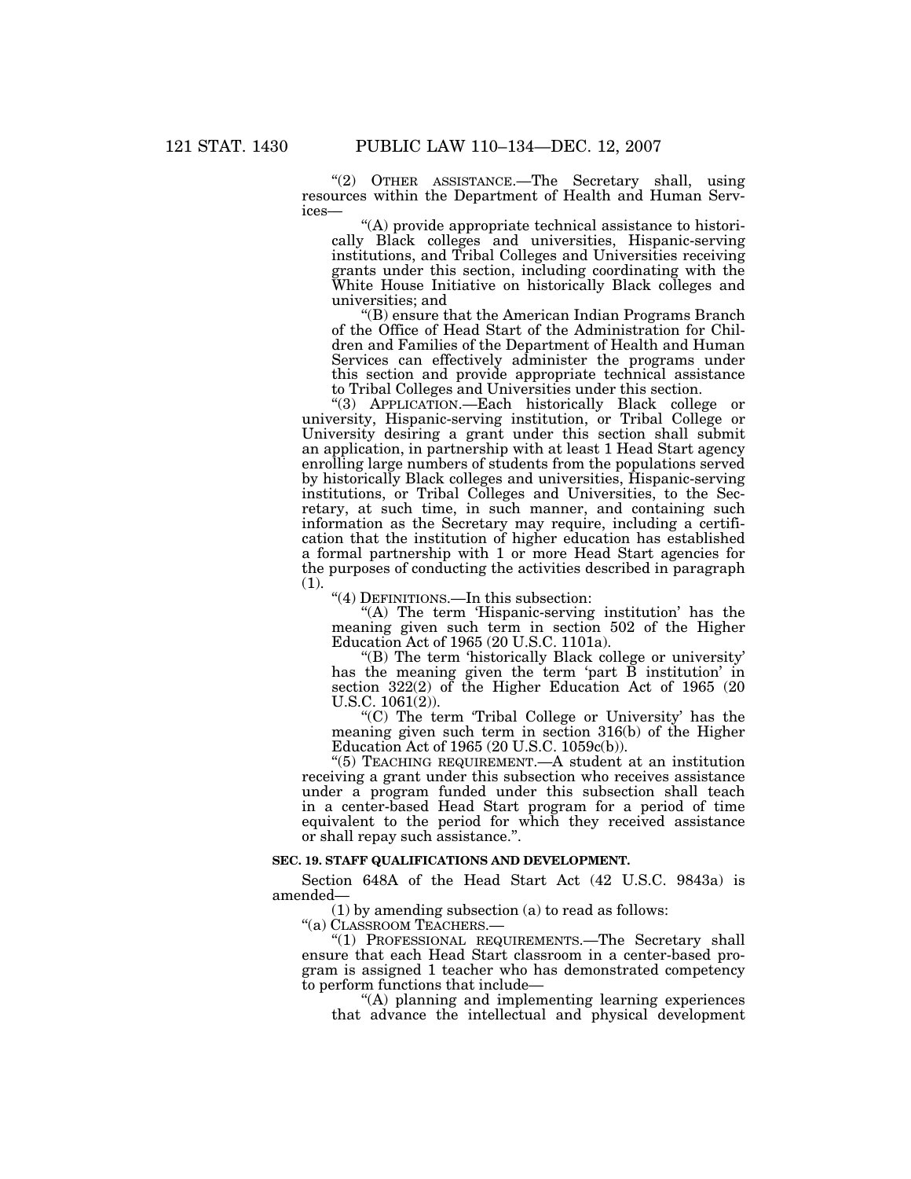"(2) OTHER ASSISTANCE.—The Secretary shall, using resources within the Department of Health and Human Services—

"(A) provide appropriate technical assistance to historically Black colleges and universities, Hispanic-serving institutions, and Tribal Colleges and Universities receiving grants under this section, including coordinating with the White House Initiative on historically Black colleges and universities; and

"(B) ensure that the American Indian Programs Branch of the Office of Head Start of the Administration for Children and Families of the Department of Health and Human Services can effectively administer the programs under this section and provide appropriate technical assistance to Tribal Colleges and Universities under this section.

"(3) APPLICATION.—Each historically Black college or university, Hispanic-serving institution, or Tribal College or University desiring a grant under this section shall submit an application, in partnership with at least 1 Head Start agency enrolling large numbers of students from the populations served by historically Black colleges and universities, Hispanic-serving institutions, or Tribal Colleges and Universities, to the Secretary, at such time, in such manner, and containing such information as the Secretary may require, including a certification that the institution of higher education has established a formal partnership with 1 or more Head Start agencies for the purposes of conducting the activities described in paragraph (1).

"(4) DEFINITIONS.—In this subsection:

"(A) The term 'Hispanic-serving institution' has the meaning given such term in section 502 of the Higher Education Act of 1965 (20 U.S.C. 1101a).

"(B) The term 'historically Black college or university' has the meaning given the term 'part B institution' in section 322(2) of the Higher Education Act of 1965 (20 U.S.C. 1061(2)).

"(C) The term 'Tribal College or University' has the meaning given such term in section 316(b) of the Higher Education Act of 1965 (20 U.S.C. 1059c(b)).

"(5) TEACHING REQUIREMENT.—A student at an institution receiving a grant under this subsection who receives assistance under a program funded under this subsection shall teach in a center-based Head Start program for a period of time equivalent to the period for which they received assistance or shall repay such assistance.".

**SEC. 19. STAFF QUALIFICATIONS AND DEVELOPMENT.**

Section 648A of the Head Start Act (42 U.S.C. 9843a) is amended—

(1) by amending subsection (a) to read as follows:

"(a) CLASSROOM TEACHERS.—

"(1) PROFESSIONAL REQUIREMENTS.—The Secretary shall ensure that each Head Start classroom in a center-based program is assigned 1 teacher who has demonstrated competency to perform functions that include—

"(A) planning and implementing learning experiences that advance the intellectual and physical development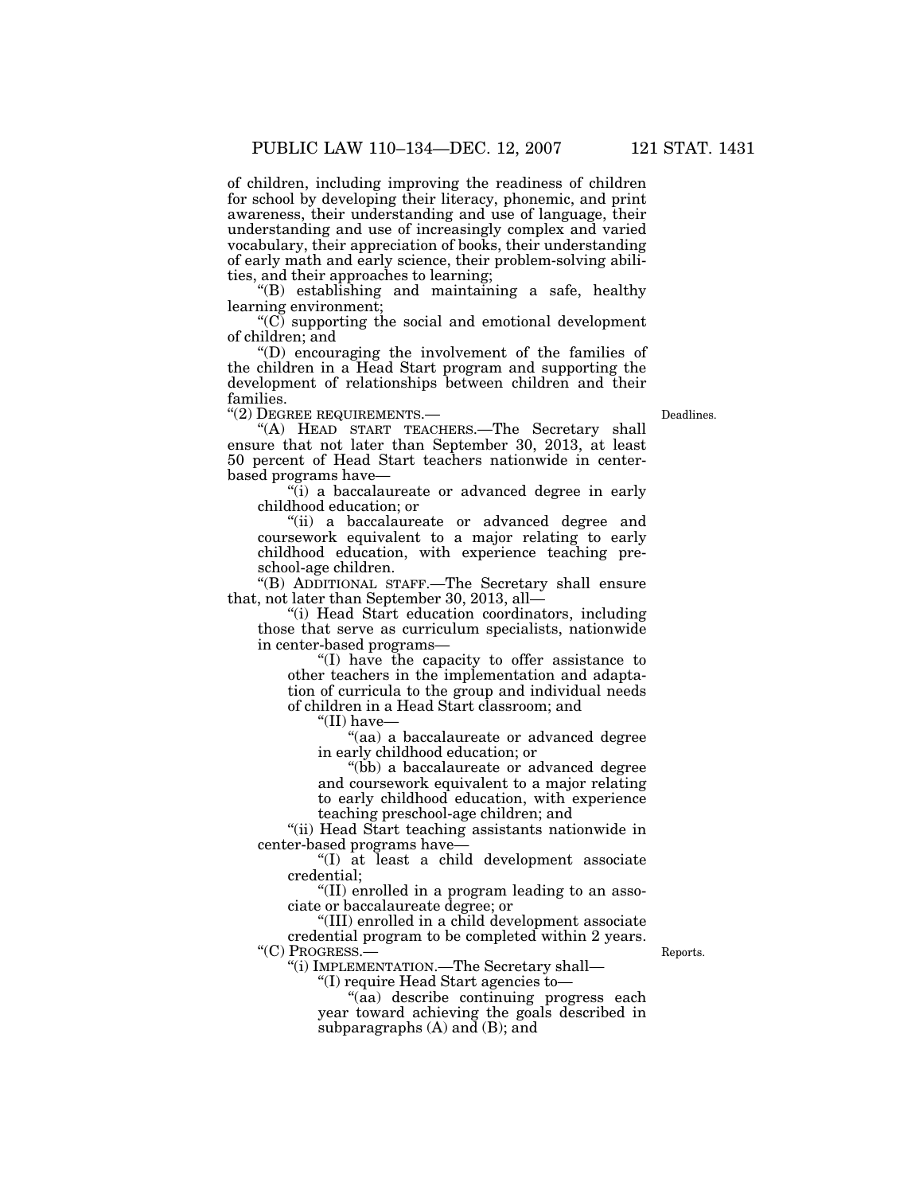of children, including improving the readiness of children for school by developing their literacy, phonemic, and print awareness, their understanding and use of language, their understanding and use of increasingly complex and varied vocabulary, their appreciation of books, their understanding of early math and early science, their problem-solving abilities, and their approaches to learning;

"(B) establishing and maintaining a safe, healthy learning environment;

"(C) supporting the social and emotional development of children; and

"(D) encouraging the involvement of the families of the children in a Head Start program and supporting the development of relationships between children and their families.

"(2) DEGREE REQUIREMENTS.—

Deadlines.

"(A) HEAD START TEACHERS.—The Secretary shall ensure that not later than September 30, 2013, at least 50 percent of Head Start teachers nationwide in center-based programs have—

"(i) a baccalaureate or advanced degree in early childhood education; or

"(ii) a baccalaureate or advanced degree and coursework equivalent to a major relating to early childhood education, with experience teaching preschool-age children.

"(B) ADDITIONAL STAFF.—The Secretary shall ensure that, not later than September 30, 2013, all—

"(i) Head Start education coordinators, including those that serve as curriculum specialists, nationwide in center-based programs—

"(I) have the capacity to offer assistance to other teachers in the implementation and adaptation of curricula to the group and individual needs of children in a Head Start classroom; and

"(II) have—

"(aa) a baccalaureate or advanced degree in early childhood education; or

"(bb) a baccalaureate or advanced degree and coursework equivalent to a major relating to early childhood education, with experience teaching preschool-age children; and

"(ii) Head Start teaching assistants nationwide in center-based programs have—

"(I) at least a child development associate credential;

"(II) enrolled in a program leading to an associate or baccalaureate degree; or

"(III) enrolled in a child development associate credential program to be completed within 2 years.

"(C) PROGRESS.—

Reports.

"(i) IMPLEMENTATION.—The Secretary shall—

"(I) require Head Start agencies to—

"(aa) describe continuing progress each year toward achieving the goals described in subparagraphs (A) and (B); and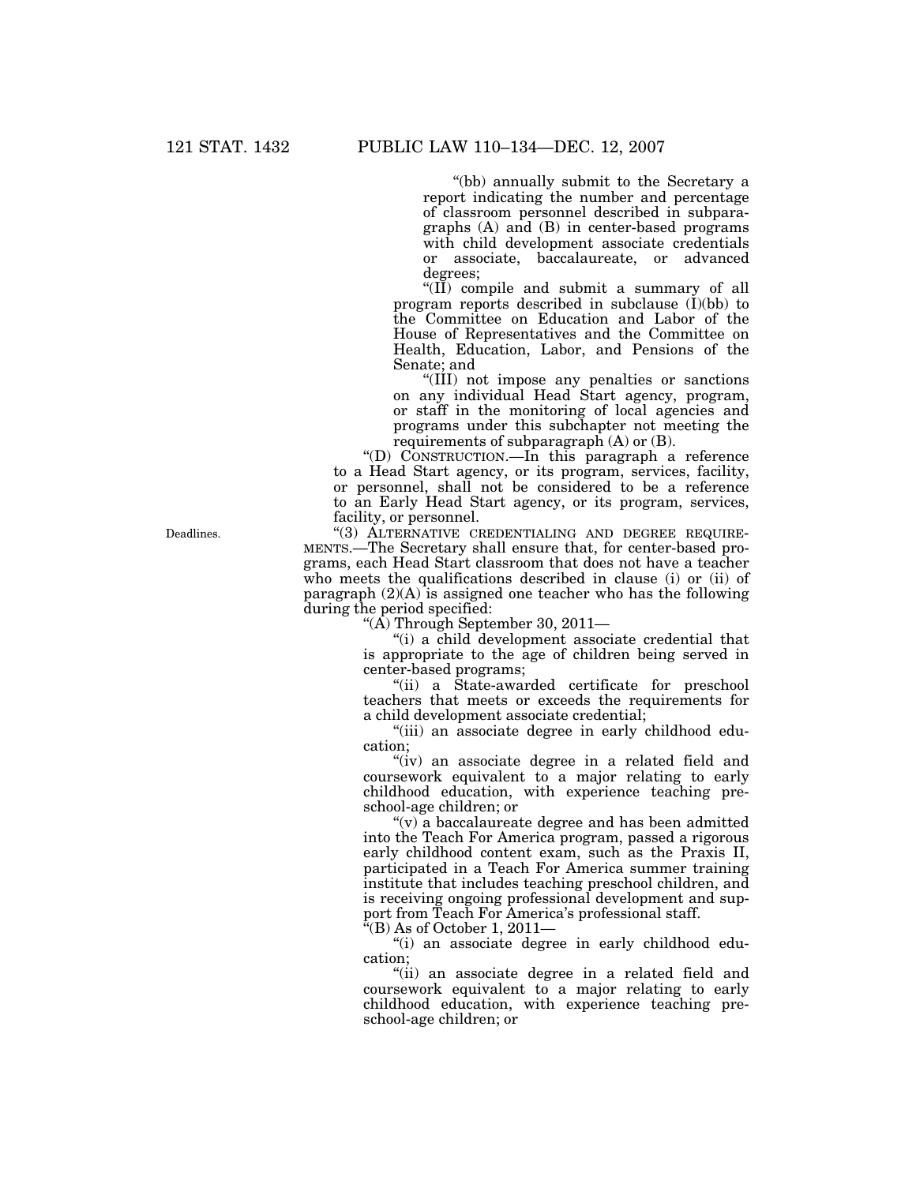"(bb) annually submit to the Secretary a report indicating the number and percentage of classroom personnel described in subparagraphs (A) and (B) in center-based programs with child development associate credentials or associate, baccalaureate, or advanced degrees;

"(II) compile and submit a summary of all program reports described in subclause (I)(bb) to the Committee on Education and Labor of the House of Representatives and the Committee on Health, Education, Labor, and Pensions of the Senate; and

"(III) not impose any penalties or sanctions on any individual Head Start agency, program, or staff in the monitoring of local agencies and programs under this subchapter not meeting the requirements of subparagraph (A) or (B).

"(D) CONSTRUCTION.—In this paragraph a reference to a Head Start agency, or its program, services, facility, or personnel, shall not be considered to be a reference to an Early Head Start agency, or its program, services, facility, or personnel.

Deadlines.

"(3) ALTERNATIVE CREDENTIALING AND DEGREE REQUIREMENTS.—The Secretary shall ensure that, for center-based programs, each Head Start classroom that does not have a teacher who meets the qualifications described in clause (i) or (ii) of paragraph (2)(A) is assigned one teacher who has the following during the period specified:

"(A) Through September 30, 2011—

"(i) a child development associate credential that is appropriate to the age of children being served in center-based programs;

"(ii) a State-awarded certificate for preschool teachers that meets or exceeds the requirements for a child development associate credential;

"(iii) an associate degree in early childhood education;

"(iv) an associate degree in a related field and coursework equivalent to a major relating to early childhood education, with experience teaching preschool-age children; or

"(v) a baccalaureate degree and has been admitted into the Teach For America program, passed a rigorous early childhood content exam, such as the Praxis II, participated in a Teach For America summer training institute that includes teaching preschool children, and is receiving ongoing professional development and support from Teach For America's professional staff.

"(B) As of October 1, 2011—

"(i) an associate degree in early childhood education;

"(ii) an associate degree in a related field and coursework equivalent to a major relating to early childhood education, with experience teaching preschool-age children; or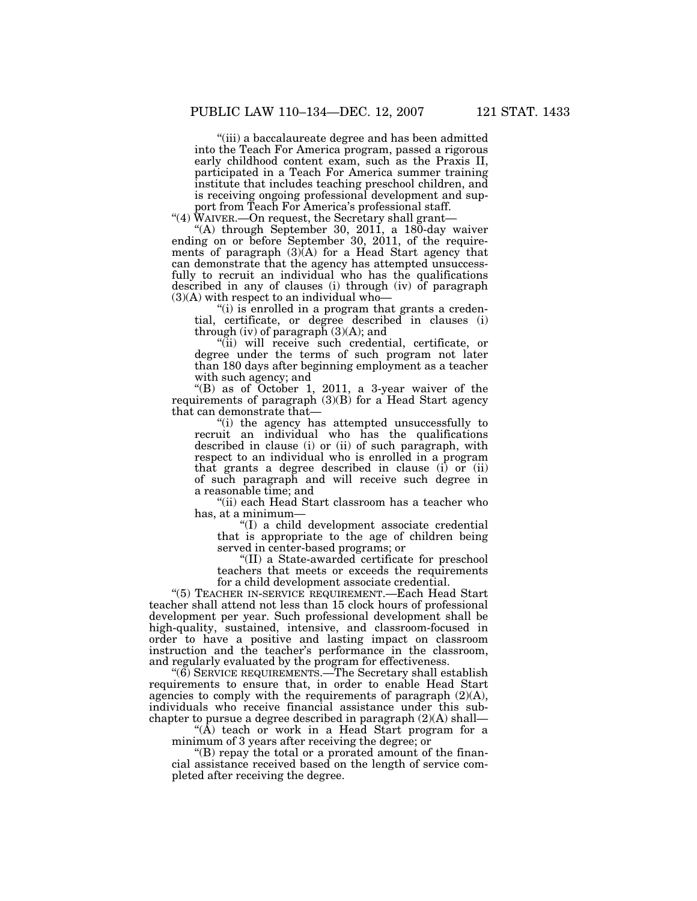"(iii) a baccalaureate degree and has been admitted into the Teach For America program, passed a rigorous early childhood content exam, such as the Praxis II, participated in a Teach For America summer training institute that includes teaching preschool children, and is receiving ongoing professional development and support from Teach For America's professional staff.

"(4) WAIVER.—On request, the Secretary shall grant—

"(A) through September 30, 2011, a 180-day waiver ending on or before September 30, 2011, of the requirements of paragraph (3)(A) for a Head Start agency that can demonstrate that the agency has attempted unsuccessfully to recruit an individual who has the qualifications described in any of clauses (i) through (iv) of paragraph (3)(A) with respect to an individual who—

"(i) is enrolled in a program that grants a credential, certificate, or degree described in clauses (i) through (iv) of paragraph (3)(A); and

"(ii) will receive such credential, certificate, or degree under the terms of such program not later than 180 days after beginning employment as a teacher with such agency; and

"(B) as of October 1, 2011, a 3-year waiver of the requirements of paragraph (3)(B) for a Head Start agency that can demonstrate that—

"(i) the agency has attempted unsuccessfully to recruit an individual who has the qualifications described in clause (i) or (ii) of such paragraph, with respect to an individual who is enrolled in a program that grants a degree described in clause (i) or (ii) of such paragraph and will receive such degree in a reasonable time; and

"(ii) each Head Start classroom has a teacher who has, at a minimum—

"(I) a child development associate credential that is appropriate to the age of children being served in center-based programs; or

"(II) a State-awarded certificate for preschool teachers that meets or exceeds the requirements for a child development associate credential.

"(5) TEACHER IN-SERVICE REQUIREMENT.—Each Head Start teacher shall attend not less than 15 clock hours of professional development per year. Such professional development shall be high-quality, sustained, intensive, and classroom-focused in order to have a positive and lasting impact on classroom instruction and the teacher's performance in the classroom, and regularly evaluated by the program for effectiveness.

"(6) SERVICE REQUIREMENTS.—The Secretary shall establish requirements to ensure that, in order to enable Head Start agencies to comply with the requirements of paragraph (2)(A), individuals who receive financial assistance under this subchapter to pursue a degree described in paragraph (2)(A) shall—

"(A) teach or work in a Head Start program for a minimum of 3 years after receiving the degree; or

"(B) repay the total or a prorated amount of the financial assistance received based on the length of service completed after receiving the degree.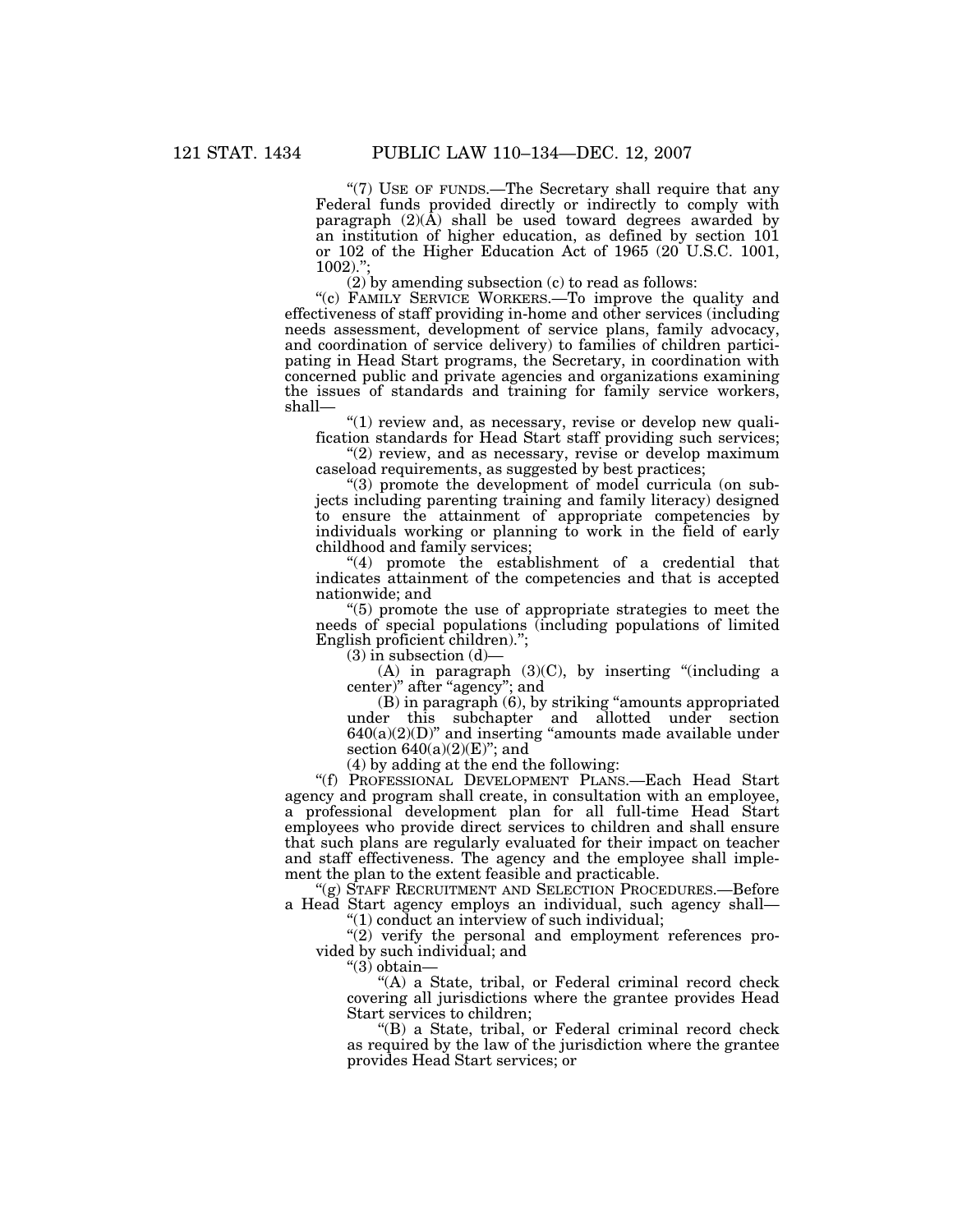"(7) USE OF FUNDS.—The Secretary shall require that any Federal funds provided directly or indirectly to comply with paragraph (2)(A) shall be used toward degrees awarded by an institution of higher education, as defined by section 101 or 102 of the Higher Education Act of 1965 (20 U.S.C. 1001, 1002).";

(2) by amending subsection (c) to read as follows:

"(c) FAMILY SERVICE WORKERS.—To improve the quality and effectiveness of staff providing in-home and other services (including needs assessment, development of service plans, family advocacy, and coordination of service delivery) to families of children participating in Head Start programs, the Secretary, in coordination with concerned public and private agencies and organizations examining the issues of standards and training for family service workers, shall—

"(1) review and, as necessary, revise or develop new qualification standards for Head Start staff providing such services;

"(2) review, and as necessary, revise or develop maximum caseload requirements, as suggested by best practices;

"(3) promote the development of model curricula (on subjects including parenting training and family literacy) designed to ensure the attainment of appropriate competencies by individuals working or planning to work in the field of early childhood and family services;

"(4) promote the establishment of a credential that indicates attainment of the competencies and that is accepted nationwide; and

"(5) promote the use of appropriate strategies to meet the needs of special populations (including populations of limited English proficient children).";

(3) in subsection (d)—

(A) in paragraph (3)(C), by inserting "(including a center)" after "agency"; and

(B) in paragraph (6), by striking "amounts appropriated under this subchapter and allotted under section 640(a)(2)(D)" and inserting "amounts made available under section 640(a)(2)(E)"; and

(4) by adding at the end the following:

"(f) PROFESSIONAL DEVELOPMENT PLANS.—Each Head Start agency and program shall create, in consultation with an employee, a professional development plan for all full-time Head Start employees who provide direct services to children and shall ensure that such plans are regularly evaluated for their impact on teacher and staff effectiveness. The agency and the employee shall implement the plan to the extent feasible and practicable.

"(g) STAFF RECRUITMENT AND SELECTION PROCEDURES.—Before a Head Start agency employs an individual, such agency shall—

"(1) conduct an interview of such individual;

"(2) verify the personal and employment references provided by such individual; and

"(3) obtain—

"(A) a State, tribal, or Federal criminal record check covering all jurisdictions where the grantee provides Head Start services to children;

"(B) a State, tribal, or Federal criminal record check as required by the law of the jurisdiction where the grantee provides Head Start services; or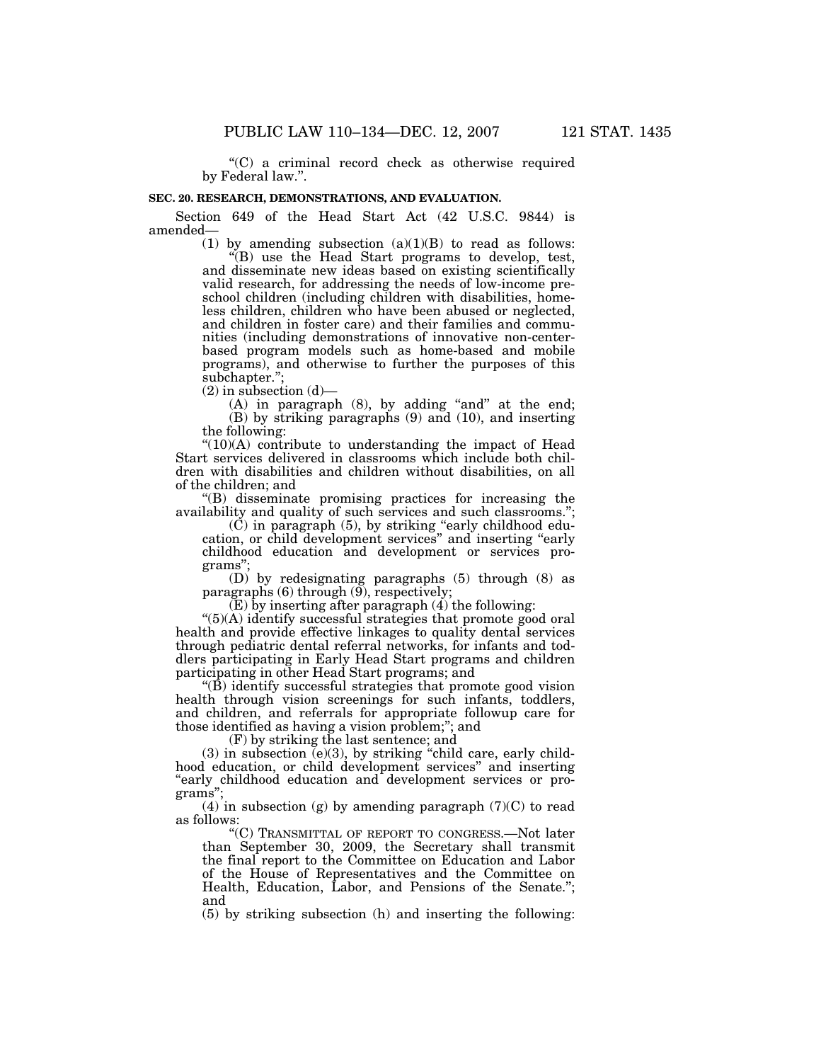"(C) a criminal record check as otherwise required by Federal law.".

**SEC. 20. RESEARCH, DEMONSTRATIONS, AND EVALUATION.**

Section 649 of the Head Start Act (42 U.S.C. 9844) is amended—

(1) by amending subsection (a)(1)(B) to read as follows:

"(B) use the Head Start programs to develop, test, and disseminate new ideas based on existing scientifically valid research, for addressing the needs of low-income preschool children (including children with disabilities, homeless children, children who have been abused or neglected, and children in foster care) and their families and communities (including demonstrations of innovative non-center-based program models such as home-based and mobile programs), and otherwise to further the purposes of this subchapter.";

(2) in subsection (d)—

(A) in paragraph (8), by adding "and" at the end;

(B) by striking paragraphs (9) and (10), and inserting the following:

"(10)(A) contribute to understanding the impact of Head Start services delivered in classrooms which include both children with disabilities and children without disabilities, on all of the children; and

"(B) disseminate promising practices for increasing the availability and quality of such services and such classrooms.";

(C) in paragraph (5), by striking "early childhood education, or child development services" and inserting "early childhood education and development or services programs";

(D) by redesignating paragraphs (5) through (8) as paragraphs (6) through (9), respectively;

(E) by inserting after paragraph (4) the following:

"(5)(A) identify successful strategies that promote good oral health and provide effective linkages to quality dental services through pediatric dental referral networks, for infants and toddlers participating in Early Head Start programs and children participating in other Head Start programs; and

"(B) identify successful strategies that promote good vision health through vision screenings for such infants, toddlers, and children, and referrals for appropriate followup care for those identified as having a vision problem;"; and

(F) by striking the last sentence; and

(3) in subsection (e)(3), by striking "child care, early childhood education, or child development services" and inserting "early childhood education and development services or programs";

(4) in subsection (g) by amending paragraph (7)(C) to read as follows:

"(C) TRANSMITTAL OF REPORT TO CONGRESS.—Not later than September 30, 2009, the Secretary shall transmit the final report to the Committee on Education and Labor of the House of Representatives and the Committee on Health, Education, Labor, and Pensions of the Senate."; and

(5) by striking subsection (h) and inserting the following: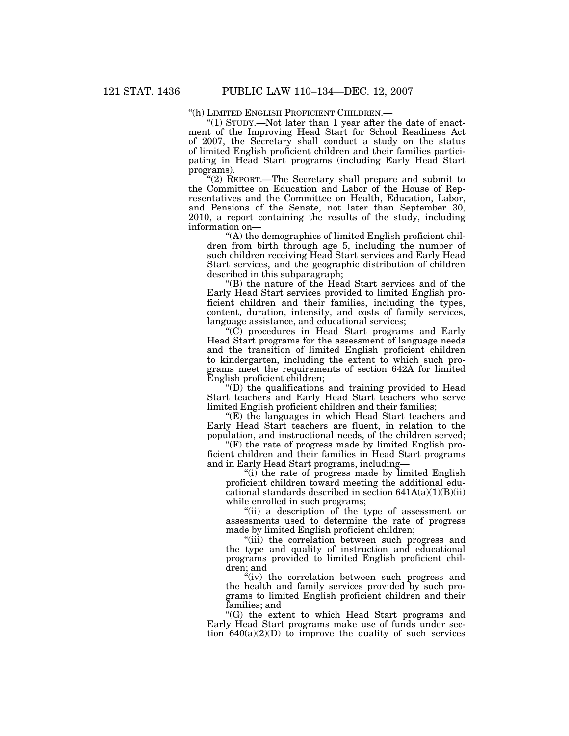"(h) LIMITED ENGLISH PROFICIENT CHILDREN.—

"(1) STUDY.—Not later than 1 year after the date of enactment of the Improving Head Start for School Readiness Act of 2007, the Secretary shall conduct a study on the status of limited English proficient children and their families participating in Head Start programs (including Early Head Start programs).

"(2) REPORT.—The Secretary shall prepare and submit to the Committee on Education and Labor of the House of Representatives and the Committee on Health, Education, Labor, and Pensions of the Senate, not later than September 30, 2010, a report containing the results of the study, including information on—

"(A) the demographics of limited English proficient children from birth through age 5, including the number of such children receiving Head Start services and Early Head Start services, and the geographic distribution of children described in this subparagraph;

"(B) the nature of the Head Start services and of the Early Head Start services provided to limited English proficient children and their families, including the types, content, duration, intensity, and costs of family services, language assistance, and educational services;

"(C) procedures in Head Start programs and Early Head Start programs for the assessment of language needs and the transition of limited English proficient children to kindergarten, including the extent to which such programs meet the requirements of section 642A for limited English proficient children;

"(D) the qualifications and training provided to Head Start teachers and Early Head Start teachers who serve limited English proficient children and their families;

"(E) the languages in which Head Start teachers and Early Head Start teachers are fluent, in relation to the population, and instructional needs, of the children served;

"(F) the rate of progress made by limited English proficient children and their families in Head Start programs and in Early Head Start programs, including—

"(i) the rate of progress made by limited English proficient children toward meeting the additional educational standards described in section 641A(a)(1)(B)(ii) while enrolled in such programs;

"(ii) a description of the type of assessment or assessments used to determine the rate of progress made by limited English proficient children;

"(iii) the correlation between such progress and the type and quality of instruction and educational programs provided to limited English proficient children; and

"(iv) the correlation between such progress and the health and family services provided by such programs to limited English proficient children and their families; and

"(G) the extent to which Head Start programs and Early Head Start programs make use of funds under section 640(a)(2)(D) to improve the quality of such services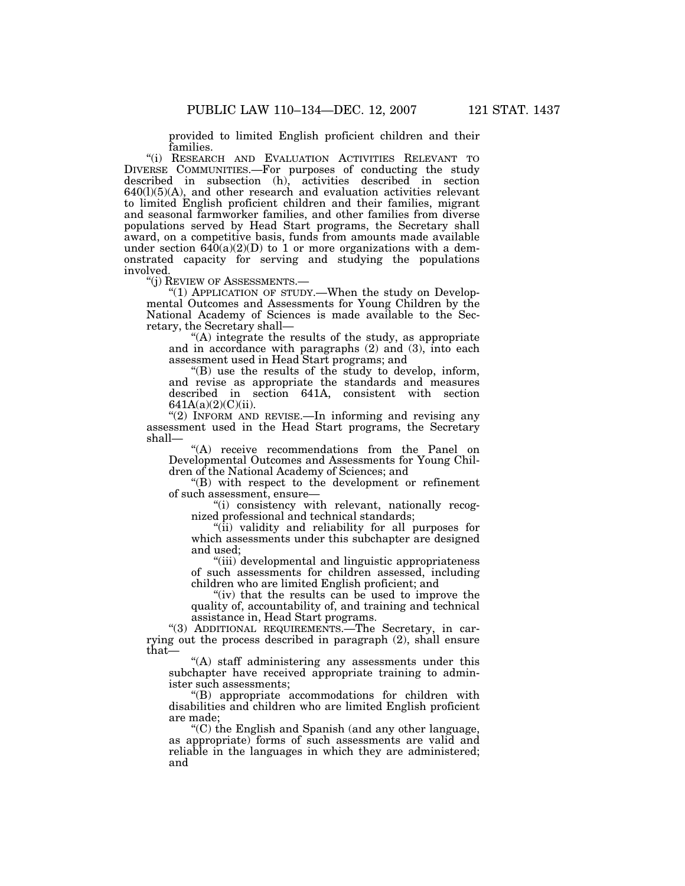provided to limited English proficient children and their families.

"(i) RESEARCH AND EVALUATION ACTIVITIES RELEVANT TO DIVERSE COMMUNITIES.—For purposes of conducting the study described in subsection (h), activities described in section 640(l)(5)(A), and other research and evaluation activities relevant to limited English proficient children and their families, migrant and seasonal farmworker families, and other families from diverse populations served by Head Start programs, the Secretary shall award, on a competitive basis, funds from amounts made available under section 640(a)(2)(D) to 1 or more organizations with a demonstrated capacity for serving and studying the populations involved.

"(j) REVIEW OF ASSESSMENTS.—

"(1) APPLICATION OF STUDY.—When the study on Developmental Outcomes and Assessments for Young Children by the National Academy of Sciences is made available to the Secretary, the Secretary shall—

"(A) integrate the results of the study, as appropriate and in accordance with paragraphs (2) and (3), into each assessment used in Head Start programs; and

"(B) use the results of the study to develop, inform, and revise as appropriate the standards and measures described in section 641A, consistent with section 641A(a)(2)(C)(ii).

"(2) INFORM AND REVISE.—In informing and revising any assessment used in the Head Start programs, the Secretary shall—

"(A) receive recommendations from the Panel on Developmental Outcomes and Assessments for Young Children of the National Academy of Sciences; and

"(B) with respect to the development or refinement of such assessment, ensure—

"(i) consistency with relevant, nationally recognized professional and technical standards;

"(ii) validity and reliability for all purposes for which assessments under this subchapter are designed and used;

"(iii) developmental and linguistic appropriateness of such assessments for children assessed, including children who are limited English proficient; and

"(iv) that the results can be used to improve the quality of, accountability of, and training and technical assistance in, Head Start programs.

"(3) ADDITIONAL REQUIREMENTS.—The Secretary, in carrying out the process described in paragraph (2), shall ensure that—

"(A) staff administering any assessments under this subchapter have received appropriate training to administer such assessments;

"(B) appropriate accommodations for children with disabilities and children who are limited English proficient are made;

"(C) the English and Spanish (and any other language, as appropriate) forms of such assessments are valid and reliable in the languages in which they are administered; and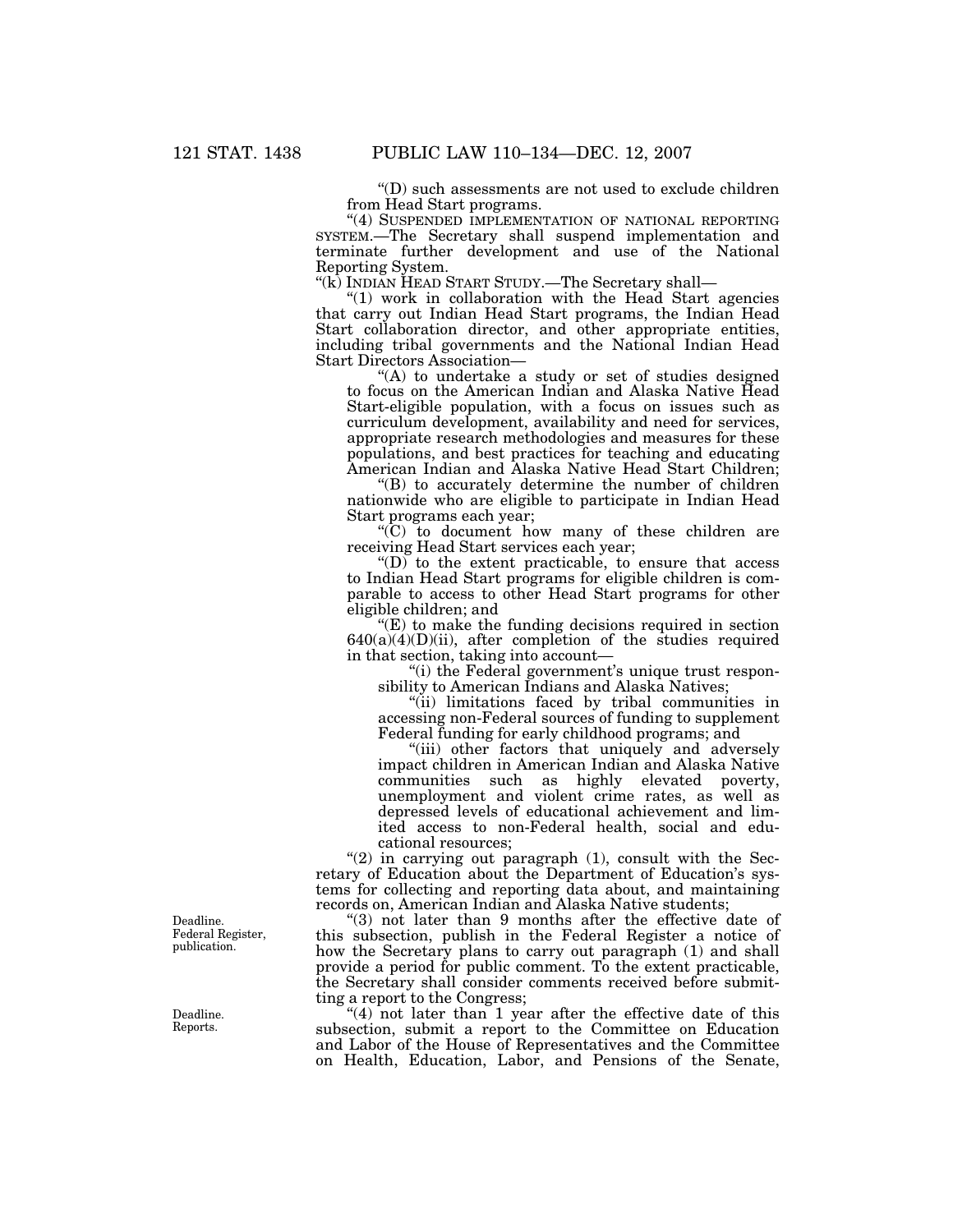"(D) such assessments are not used to exclude children from Head Start programs.

"(4) SUSPENDED IMPLEMENTATION OF NATIONAL REPORTING SYSTEM.—The Secretary shall suspend implementation and terminate further development and use of the National Reporting System.

"(k) INDIAN HEAD START STUDY.—The Secretary shall—

"(1) work in collaboration with the Head Start agencies that carry out Indian Head Start programs, the Indian Head Start collaboration director, and other appropriate entities, including tribal governments and the National Indian Head Start Directors Association—

"(A) to undertake a study or set of studies designed to focus on the American Indian and Alaska Native Head Start-eligible population, with a focus on issues such as curriculum development, availability and need for services, appropriate research methodologies and measures for these populations, and best practices for teaching and educating American Indian and Alaska Native Head Start Children;

"(B) to accurately determine the number of children nationwide who are eligible to participate in Indian Head Start programs each year;

"(C) to document how many of these children are receiving Head Start services each year;

"(D) to the extent practicable, to ensure that access to Indian Head Start programs for eligible children is comparable to access to other Head Start programs for other eligible children; and

"(E) to make the funding decisions required in section 640(a)(4)(D)(ii), after completion of the studies required in that section, taking into account—

"(i) the Federal government's unique trust responsibility to American Indians and Alaska Natives;

"(ii) limitations faced by tribal communities in accessing non-Federal sources of funding to supplement Federal funding for early childhood programs; and

"(iii) other factors that uniquely and adversely impact children in American Indian and Alaska Native communities such as highly elevated poverty, unemployment and violent crime rates, as well as depressed levels of educational achievement and limited access to non-Federal health, social and educational resources;

"(2) in carrying out paragraph (1), consult with the Secretary of Education about the Department of Education's systems for collecting and reporting data about, and maintaining records on, American Indian and Alaska Native students;

Deadline. Federal Register, publication.

"(3) not later than 9 months after the effective date of this subsection, publish in the Federal Register a notice of how the Secretary plans to carry out paragraph (1) and shall provide a period for public comment. To the extent practicable, the Secretary shall consider comments received before submitting a report to the Congress;

Deadline. Reports.

"(4) not later than 1 year after the effective date of this subsection, submit a report to the Committee on Education and Labor of the House of Representatives and the Committee on Health, Education, Labor, and Pensions of the Senate,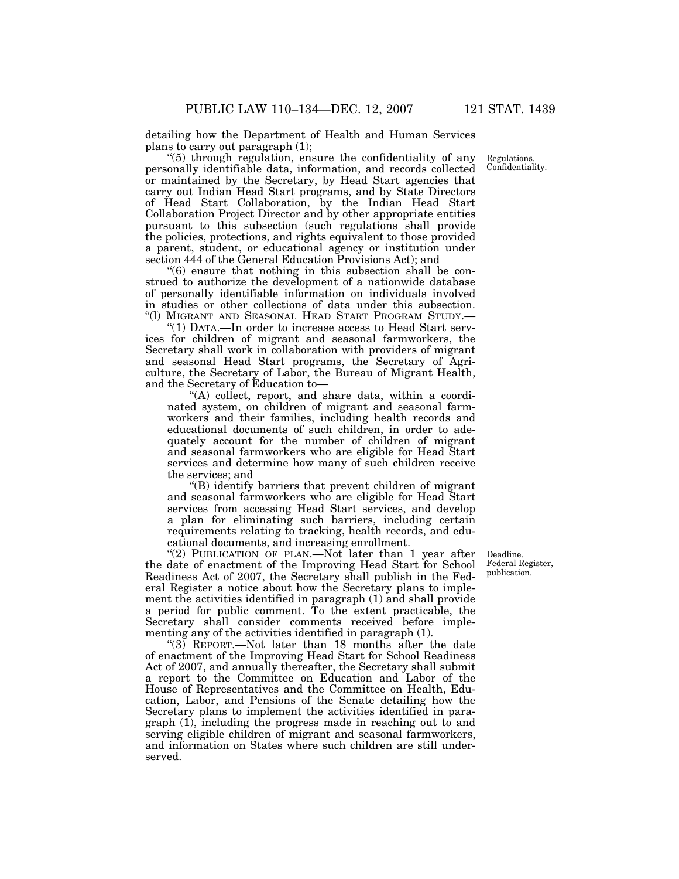detailing how the Department of Health and Human Services plans to carry out paragraph (1);

"(5) through regulation, ensure the confidentiality of any personally identifiable data, information, and records collected or maintained by the Secretary, by Head Start agencies that carry out Indian Head Start programs, and by State Directors of Head Start Collaboration, by the Indian Head Start Collaboration Project Director and by other appropriate entities pursuant to this subsection (such regulations shall provide the policies, protections, and rights equivalent to those provided a parent, student, or educational agency or institution under section 444 of the General Education Provisions Act); and

Regulations. Confidentiality.

"(6) ensure that nothing in this subsection shall be construed to authorize the development of a nationwide database of personally identifiable information on individuals involved in studies or other collections of data under this subsection.

"(l) MIGRANT AND SEASONAL HEAD START PROGRAM STUDY.—

"(1) DATA.—In order to increase access to Head Start services for children of migrant and seasonal farmworkers, the Secretary shall work in collaboration with providers of migrant and seasonal Head Start programs, the Secretary of Agriculture, the Secretary of Labor, the Bureau of Migrant Health, and the Secretary of Education to—

"(A) collect, report, and share data, within a coordinated system, on children of migrant and seasonal farmworkers and their families, including health records and educational documents of such children, in order to adequately account for the number of children of migrant and seasonal farmworkers who are eligible for Head Start services and determine how many of such children receive the services; and

"(B) identify barriers that prevent children of migrant and seasonal farmworkers who are eligible for Head Start services from accessing Head Start services, and develop a plan for eliminating such barriers, including certain requirements relating to tracking, health records, and educational documents, and increasing enrollment.

Deadline. Federal Register, publication.

"(2) PUBLICATION OF PLAN.—Not later than 1 year after the date of enactment of the Improving Head Start for School Readiness Act of 2007, the Secretary shall publish in the Federal Register a notice about how the Secretary plans to implement the activities identified in paragraph (1) and shall provide a period for public comment. To the extent practicable, the Secretary shall consider comments received before implementing any of the activities identified in paragraph (1).

"(3) REPORT.—Not later than 18 months after the date of enactment of the Improving Head Start for School Readiness Act of 2007, and annually thereafter, the Secretary shall submit a report to the Committee on Education and Labor of the House of Representatives and the Committee on Health, Education, Labor, and Pensions of the Senate detailing how the Secretary plans to implement the activities identified in paragraph (1), including the progress made in reaching out to and serving eligible children of migrant and seasonal farmworkers, and information on States where such children are still underserved.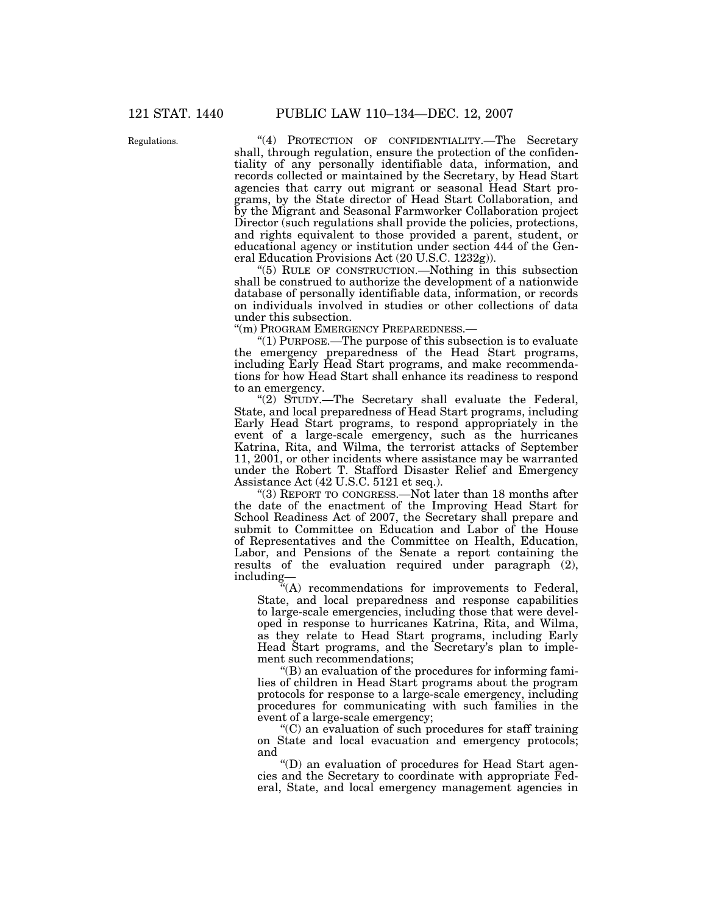Regulations.

"(4) PROTECTION OF CONFIDENTIALITY.—The Secretary shall, through regulation, ensure the protection of the confidentiality of any personally identifiable data, information, and records collected or maintained by the Secretary, by Head Start agencies that carry out migrant or seasonal Head Start programs, by the State director of Head Start Collaboration, and by the Migrant and Seasonal Farmworker Collaboration project Director (such regulations shall provide the policies, protections, and rights equivalent to those provided a parent, student, or educational agency or institution under section 444 of the General Education Provisions Act (20 U.S.C. 1232g)).

"(5) RULE OF CONSTRUCTION.—Nothing in this subsection shall be construed to authorize the development of a nationwide database of personally identifiable data, information, or records on individuals involved in studies or other collections of data under this subsection.

"(m) PROGRAM EMERGENCY PREPAREDNESS.—

"(1) PURPOSE.—The purpose of this subsection is to evaluate the emergency preparedness of the Head Start programs, including Early Head Start programs, and make recommendations for how Head Start shall enhance its readiness to respond to an emergency.

"(2) STUDY.—The Secretary shall evaluate the Federal, State, and local preparedness of Head Start programs, including Early Head Start programs, to respond appropriately in the event of a large-scale emergency, such as the hurricanes Katrina, Rita, and Wilma, the terrorist attacks of September 11, 2001, or other incidents where assistance may be warranted under the Robert T. Stafford Disaster Relief and Emergency Assistance Act (42 U.S.C. 5121 et seq.).

"(3) REPORT TO CONGRESS.—Not later than 18 months after the date of the enactment of the Improving Head Start for School Readiness Act of 2007, the Secretary shall prepare and submit to Committee on Education and Labor of the House of Representatives and the Committee on Health, Education, Labor, and Pensions of the Senate a report containing the results of the evaluation required under paragraph (2), including—

"(A) recommendations for improvements to Federal, State, and local preparedness and response capabilities to large-scale emergencies, including those that were developed in response to hurricanes Katrina, Rita, and Wilma, as they relate to Head Start programs, including Early Head Start programs, and the Secretary's plan to implement such recommendations;

"(B) an evaluation of the procedures for informing families of children in Head Start programs about the program protocols for response to a large-scale emergency, including procedures for communicating with such families in the event of a large-scale emergency;

"(C) an evaluation of such procedures for staff training on State and local evacuation and emergency protocols; and

"(D) an evaluation of procedures for Head Start agencies and the Secretary to coordinate with appropriate Federal, State, and local emergency management agencies in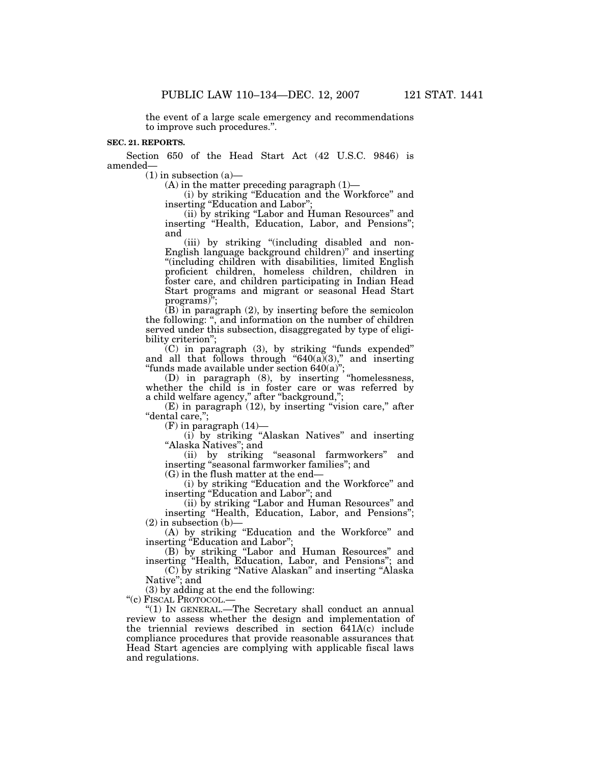the event of a large scale emergency and recommendations to improve such procedures.”.

**SEC. 21. REPORTS.**

Section 650 of the Head Start Act (42 U.S.C. 9846) is amended—

(1) in subsection (a)—

(A) in the matter preceding paragraph (1)—

(i) by striking “Education and the Workforce” and inserting “Education and Labor”;

(ii) by striking “Labor and Human Resources” and inserting “Health, Education, Labor, and Pensions”; and

(iii) by striking “(including disabled and non-English language background children)” and inserting “(including children with disabilities, limited English proficient children, homeless children, children in foster care, and children participating in Indian Head Start programs and migrant or seasonal Head Start programs)”;

(B) in paragraph (2), by inserting before the semicolon the following: “, and information on the number of children served under this subsection, disaggregated by type of eligibility criterion”;

(C) in paragraph (3), by striking “funds expended” and all that follows through “640(a)(3),” and inserting “funds made available under section 640(a)”;

(D) in paragraph (8), by inserting “homelessness, whether the child is in foster care or was referred by a child welfare agency,” after “background,”;

(E) in paragraph (12), by inserting “vision care,” after “dental care,”;

(F) in paragraph (14)—

(i) by striking “Alaskan Natives” and inserting “Alaska Natives”; and

(ii) by striking “seasonal farmworkers” and inserting “seasonal farmworker families”; and

(G) in the flush matter at the end—

(i) by striking “Education and the Workforce” and inserting “Education and Labor”; and

(ii) by striking “Labor and Human Resources” and inserting “Health, Education, Labor, and Pensions”;

(2) in subsection (b)—

(A) by striking “Education and the Workforce” and inserting “Education and Labor”;

(B) by striking “Labor and Human Resources” and inserting “Health, Education, Labor, and Pensions”; and

(C) by striking “Native Alaskan” and inserting “Alaska Native”; and

(3) by adding at the end the following:

“(c) FISCAL PROTOCOL.—

“(1) IN GENERAL.—The Secretary shall conduct an annual review to assess whether the design and implementation of the triennial reviews described in section 641A(c) include compliance procedures that provide reasonable assurances that Head Start agencies are complying with applicable fiscal laws and regulations.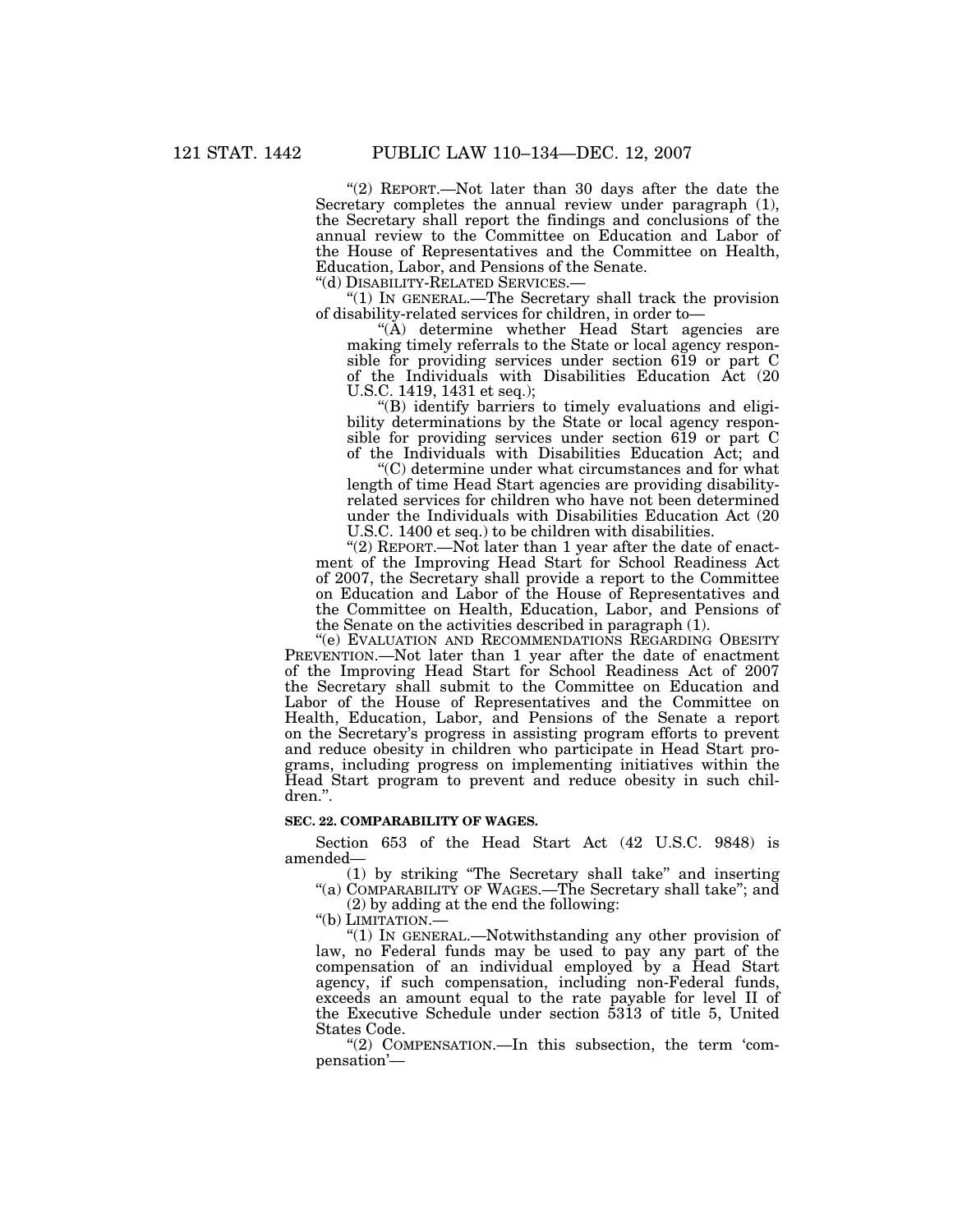"(2) REPORT.—Not later than 30 days after the date the Secretary completes the annual review under paragraph (1), the Secretary shall report the findings and conclusions of the annual review to the Committee on Education and Labor of the House of Representatives and the Committee on Health, Education, Labor, and Pensions of the Senate.

"(d) DISABILITY-RELATED SERVICES.—

"(1) IN GENERAL.—The Secretary shall track the provision of disability-related services for children, in order to—

"(A) determine whether Head Start agencies are making timely referrals to the State or local agency responsible for providing services under section 619 or part C of the Individuals with Disabilities Education Act (20 U.S.C. 1419, 1431 et seq.);

"(B) identify barriers to timely evaluations and eligibility determinations by the State or local agency responsible for providing services under section 619 or part C of the Individuals with Disabilities Education Act; and

"(C) determine under what circumstances and for what length of time Head Start agencies are providing disability-related services for children who have not been determined under the Individuals with Disabilities Education Act (20 U.S.C. 1400 et seq.) to be children with disabilities.

"(2) REPORT.—Not later than 1 year after the date of enactment of the Improving Head Start for School Readiness Act of 2007, the Secretary shall provide a report to the Committee on Education and Labor of the House of Representatives and the Committee on Health, Education, Labor, and Pensions of the Senate on the activities described in paragraph (1).

"(e) EVALUATION AND RECOMMENDATIONS REGARDING OBESITY PREVENTION.—Not later than 1 year after the date of enactment of the Improving Head Start for School Readiness Act of 2007 the Secretary shall submit to the Committee on Education and Labor of the House of Representatives and the Committee on Health, Education, Labor, and Pensions of the Senate a report on the Secretary's progress in assisting program efforts to prevent and reduce obesity in children who participate in Head Start programs, including progress on implementing initiatives within the Head Start program to prevent and reduce obesity in such children.".

**SEC. 22. COMPARABILITY OF WAGES.**

Section 653 of the Head Start Act (42 U.S.C. 9848) is amended—

(1) by striking "The Secretary shall take" and inserting "(a) COMPARABILITY OF WAGES.—The Secretary shall take"; and

(2) by adding at the end the following:

"(b) LIMITATION.—

"(1) IN GENERAL.—Notwithstanding any other provision of law, no Federal funds may be used to pay any part of the compensation of an individual employed by a Head Start agency, if such compensation, including non-Federal funds, exceeds an amount equal to the rate payable for level II of the Executive Schedule under section 5313 of title 5, United States Code.

"(2) COMPENSATION.—In this subsection, the term 'compensation'—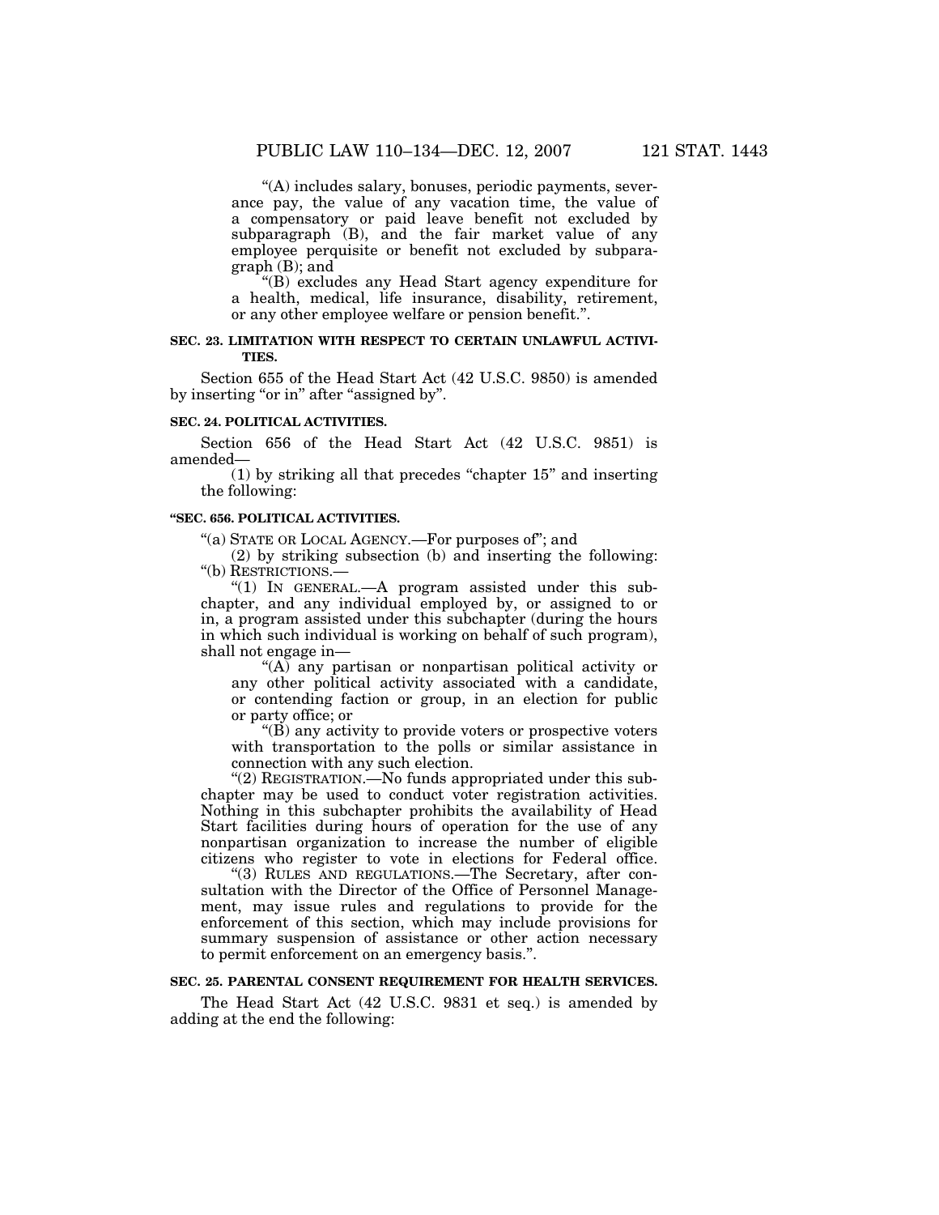"(A) includes salary, bonuses, periodic payments, severance pay, the value of any vacation time, the value of a compensatory or paid leave benefit not excluded by subparagraph (B), and the fair market value of any employee perquisite or benefit not excluded by subparagraph (B); and

"(B) excludes any Head Start agency expenditure for a health, medical, life insurance, disability, retirement, or any other employee welfare or pension benefit.".

**SEC. 23. LIMITATION WITH RESPECT TO CERTAIN UNLAWFUL ACTIVITIES.**

Section 655 of the Head Start Act (42 U.S.C. 9850) is amended by inserting "or in" after "assigned by".

**SEC. 24. POLITICAL ACTIVITIES.**

Section 656 of the Head Start Act (42 U.S.C. 9851) is amended—

(1) by striking all that precedes "chapter 15" and inserting the following:

**"SEC. 656. POLITICAL ACTIVITIES.**

"(a) STATE OR LOCAL AGENCY.—For purposes of"; and

(2) by striking subsection (b) and inserting the following:

"(b) RESTRICTIONS.—

"(1) IN GENERAL.—A program assisted under this subchapter, and any individual employed by, or assigned to or in, a program assisted under this subchapter (during the hours in which such individual is working on behalf of such program), shall not engage in—

"(A) any partisan or nonpartisan political activity or any other political activity associated with a candidate, or contending faction or group, in an election for public or party office; or

"(B) any activity to provide voters or prospective voters with transportation to the polls or similar assistance in connection with any such election.

"(2) REGISTRATION.—No funds appropriated under this subchapter may be used to conduct voter registration activities. Nothing in this subchapter prohibits the availability of Head Start facilities during hours of operation for the use of any nonpartisan organization to increase the number of eligible citizens who register to vote in elections for Federal office.

"(3) RULES AND REGULATIONS.—The Secretary, after consultation with the Director of the Office of Personnel Management, may issue rules and regulations to provide for the enforcement of this section, which may include provisions for summary suspension of assistance or other action necessary to permit enforcement on an emergency basis.".

**SEC. 25. PARENTAL CONSENT REQUIREMENT FOR HEALTH SERVICES.**

The Head Start Act (42 U.S.C. 9831 et seq.) is amended by adding at the end the following: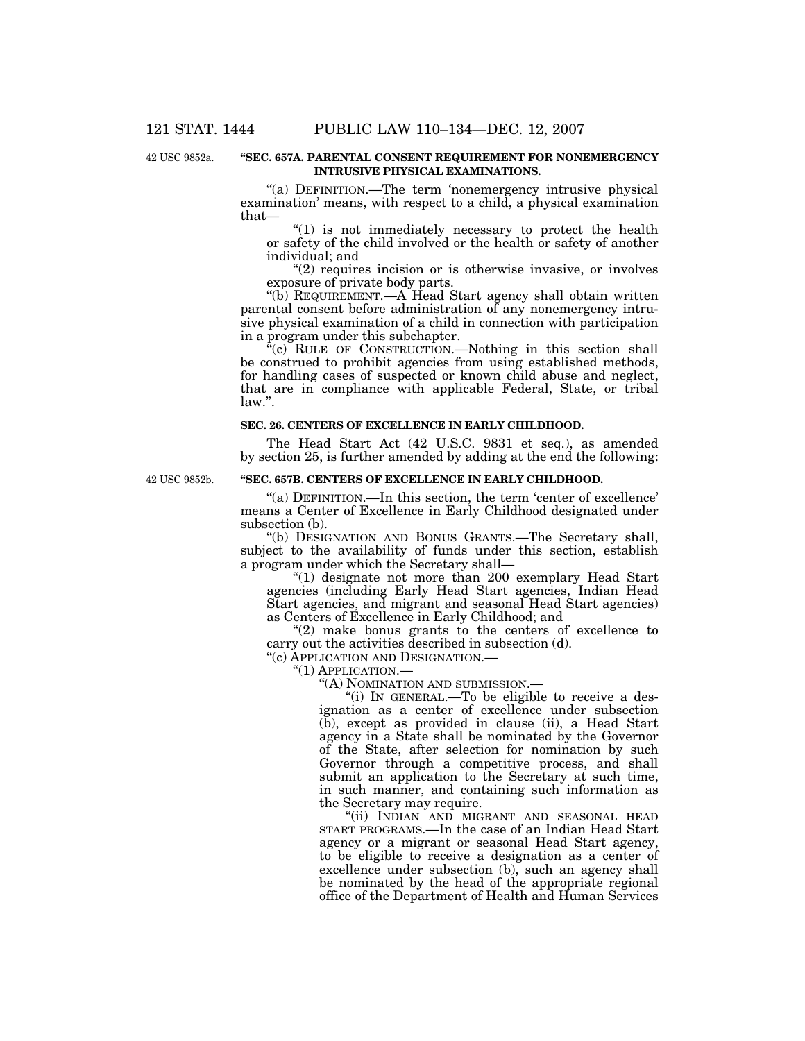42 USC 9852a.

**"SEC. 657A. PARENTAL CONSENT REQUIREMENT FOR NONEMERGENCY INTRUSIVE PHYSICAL EXAMINATIONS.**

"(a) DEFINITION.—The term 'nonemergency intrusive physical examination' means, with respect to a child, a physical examination that—

"(1) is not immediately necessary to protect the health or safety of the child involved or the health or safety of another individual; and

"(2) requires incision or is otherwise invasive, or involves exposure of private body parts.

"(b) REQUIREMENT.—A Head Start agency shall obtain written parental consent before administration of any nonemergency intrusive physical examination of a child in connection with participation in a program under this subchapter.

"(c) RULE OF CONSTRUCTION.—Nothing in this section shall be construed to prohibit agencies from using established methods, for handling cases of suspected or known child abuse and neglect, that are in compliance with applicable Federal, State, or tribal law.".

**SEC. 26. CENTERS OF EXCELLENCE IN EARLY CHILDHOOD.**

The Head Start Act (42 U.S.C. 9831 et seq.), as amended by section 25, is further amended by adding at the end the following:

42 USC 9852b.

**"SEC. 657B. CENTERS OF EXCELLENCE IN EARLY CHILDHOOD.**

"(a) DEFINITION.—In this section, the term 'center of excellence' means a Center of Excellence in Early Childhood designated under subsection (b).

"(b) DESIGNATION AND BONUS GRANTS.—The Secretary shall, subject to the availability of funds under this section, establish a program under which the Secretary shall—

"(1) designate not more than 200 exemplary Head Start agencies (including Early Head Start agencies, Indian Head Start agencies, and migrant and seasonal Head Start agencies) as Centers of Excellence in Early Childhood; and

"(2) make bonus grants to the centers of excellence to carry out the activities described in subsection (d).

"(c) APPLICATION AND DESIGNATION.—

"(1) APPLICATION.—

"(A) NOMINATION AND SUBMISSION.—

"(i) IN GENERAL.—To be eligible to receive a designation as a center of excellence under subsection (b), except as provided in clause (ii), a Head Start agency in a State shall be nominated by the Governor of the State, after selection for nomination by such Governor through a competitive process, and shall submit an application to the Secretary at such time, in such manner, and containing such information as the Secretary may require.

"(ii) INDIAN AND MIGRANT AND SEASONAL HEAD START PROGRAMS.—In the case of an Indian Head Start agency or a migrant or seasonal Head Start agency, to be eligible to receive a designation as a center of excellence under subsection (b), such an agency shall be nominated by the head of the appropriate regional office of the Department of Health and Human Services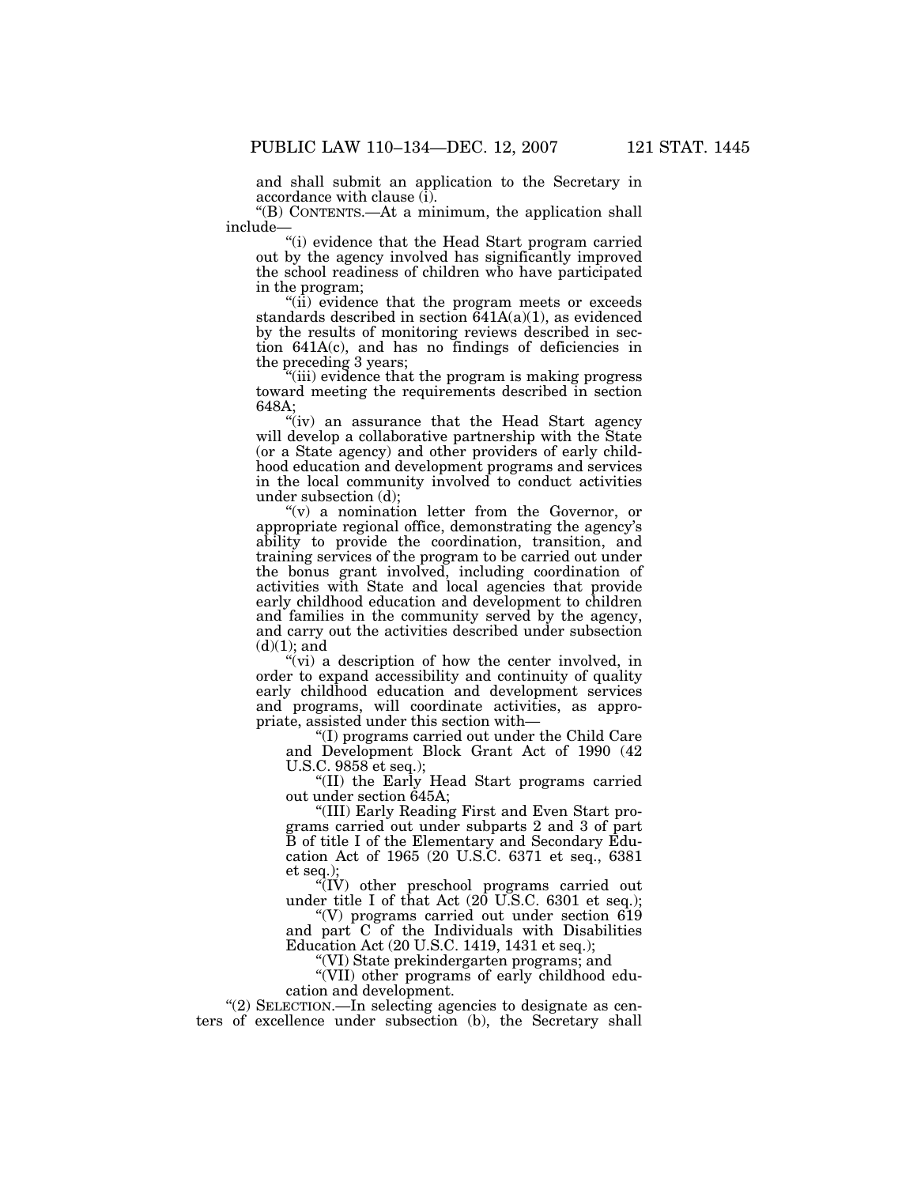and shall submit an application to the Secretary in accordance with clause (i).

"(B) CONTENTS.—At a minimum, the application shall include—

"(i) evidence that the Head Start program carried out by the agency involved has significantly improved the school readiness of children who have participated in the program;

"(ii) evidence that the program meets or exceeds standards described in section 641A(a)(1), as evidenced by the results of monitoring reviews described in section 641A(c), and has no findings of deficiencies in the preceding 3 years;

"(iii) evidence that the program is making progress toward meeting the requirements described in section 648A;

"(iv) an assurance that the Head Start agency will develop a collaborative partnership with the State (or a State agency) and other providers of early childhood education and development programs and services in the local community involved to conduct activities under subsection (d);

"(v) a nomination letter from the Governor, or appropriate regional office, demonstrating the agency's ability to provide the coordination, transition, and training services of the program to be carried out under the bonus grant involved, including coordination of activities with State and local agencies that provide early childhood education and development to children and families in the community served by the agency, and carry out the activities described under subsection (d)(1); and

"(vi) a description of how the center involved, in order to expand accessibility and continuity of quality early childhood education and development services and programs, will coordinate activities, as appropriate, assisted under this section with—

"(I) programs carried out under the Child Care and Development Block Grant Act of 1990 (42 U.S.C. 9858 et seq.);

"(II) the Early Head Start programs carried out under section 645A;

"(III) Early Reading First and Even Start programs carried out under subparts 2 and 3 of part B of title I of the Elementary and Secondary Education Act of 1965 (20 U.S.C. 6371 et seq., 6381 et seq.);

"(IV) other preschool programs carried out under title I of that Act (20 U.S.C. 6301 et seq.);

"(V) programs carried out under section 619 and part C of the Individuals with Disabilities Education Act (20 U.S.C. 1419, 1431 et seq.);

"(VI) State prekindergarten programs; and

"(VII) other programs of early childhood education and development.

"(2) SELECTION.—In selecting agencies to designate as centers of excellence under subsection (b), the Secretary shall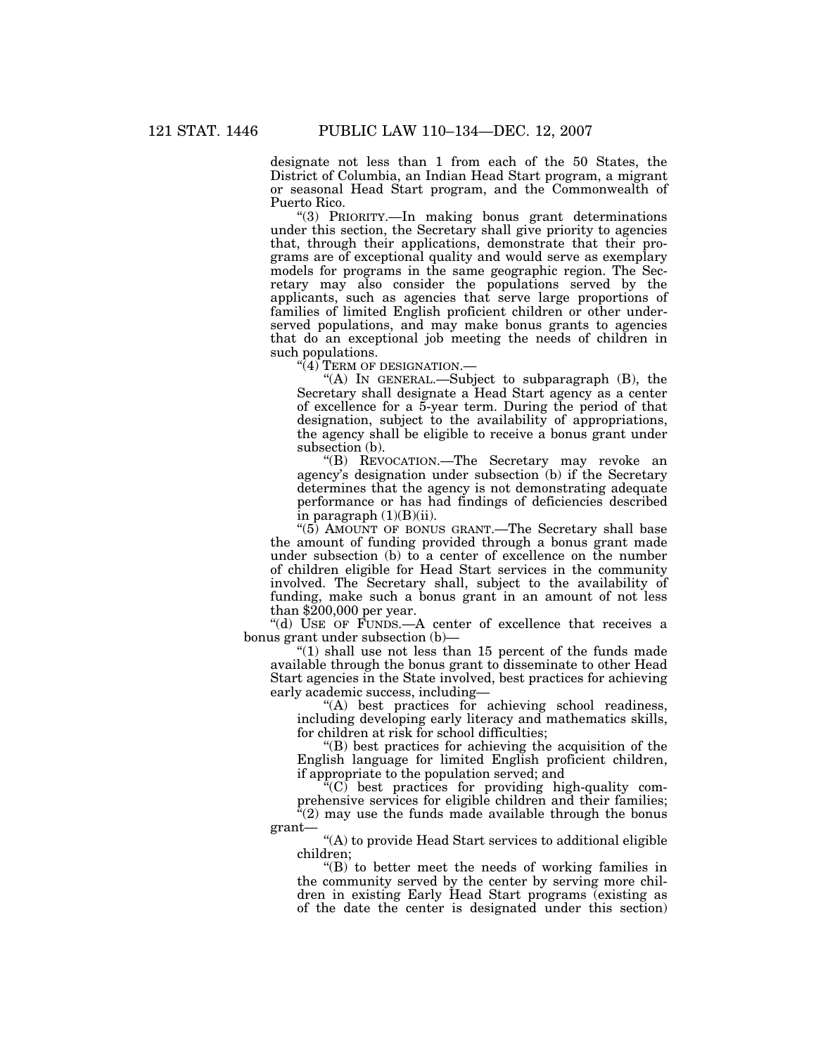designate not less than 1 from each of the 50 States, the District of Columbia, an Indian Head Start program, a migrant or seasonal Head Start program, and the Commonwealth of Puerto Rico.

"(3) PRIORITY.—In making bonus grant determinations under this section, the Secretary shall give priority to agencies that, through their applications, demonstrate that their programs are of exceptional quality and would serve as exemplary models for programs in the same geographic region. The Secretary may also consider the populations served by the applicants, such as agencies that serve large proportions of families of limited English proficient children or other underserved populations, and may make bonus grants to agencies that do an exceptional job meeting the needs of children in such populations.

"(4) TERM OF DESIGNATION.—

"(A) IN GENERAL.—Subject to subparagraph (B), the Secretary shall designate a Head Start agency as a center of excellence for a 5-year term. During the period of that designation, subject to the availability of appropriations, the agency shall be eligible to receive a bonus grant under subsection (b).

"(B) REVOCATION.—The Secretary may revoke an agency's designation under subsection (b) if the Secretary determines that the agency is not demonstrating adequate performance or has had findings of deficiencies described in paragraph (1)(B)(ii).

"(5) AMOUNT OF BONUS GRANT.—The Secretary shall base the amount of funding provided through a bonus grant made under subsection (b) to a center of excellence on the number of children eligible for Head Start services in the community involved. The Secretary shall, subject to the availability of funding, make such a bonus grant in an amount of not less than $200,000 per year.

"(d) USE OF FUNDS.—A center of excellence that receives a bonus grant under subsection (b)—

"(1) shall use not less than 15 percent of the funds made available through the bonus grant to disseminate to other Head Start agencies in the State involved, best practices for achieving early academic success, including—

"(A) best practices for achieving school readiness, including developing early literacy and mathematics skills, for children at risk for school difficulties;

"(B) best practices for achieving the acquisition of the English language for limited English proficient children, if appropriate to the population served; and

"(C) best practices for providing high-quality comprehensive services for eligible children and their families;

"(2) may use the funds made available through the bonus grant—

"(A) to provide Head Start services to additional eligible children;

"(B) to better meet the needs of working families in the community served by the center by serving more children in existing Early Head Start programs (existing as of the date the center is designated under this section)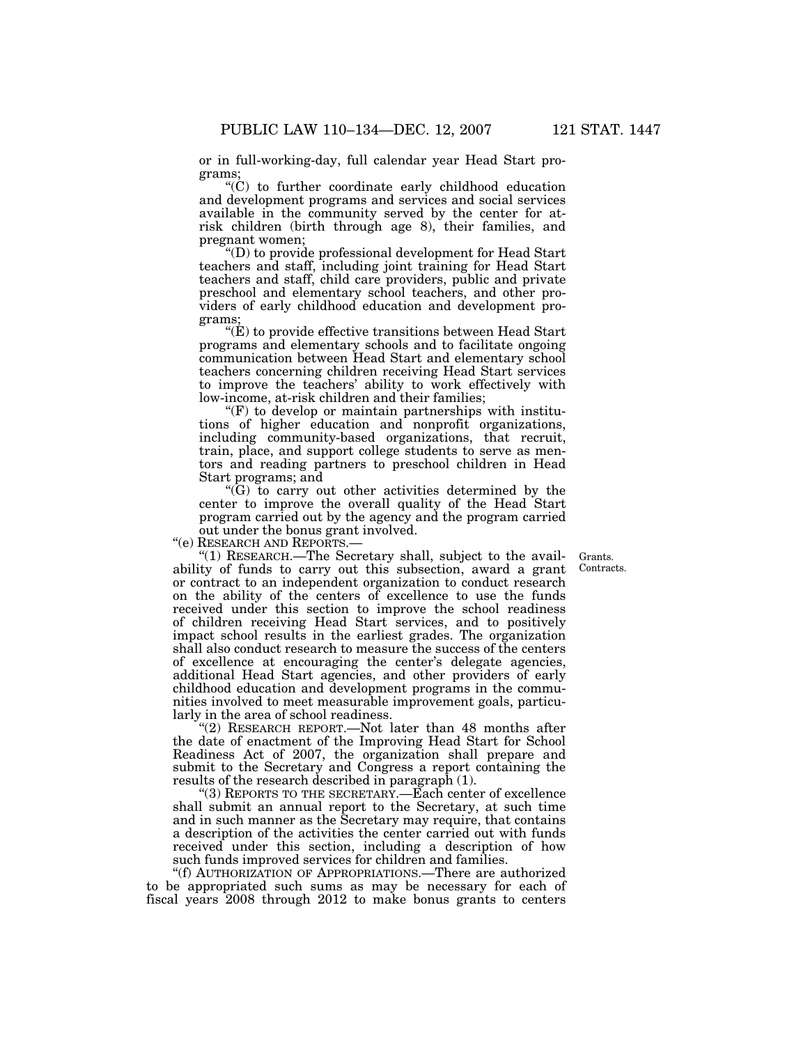or in full-working-day, full calendar year Head Start programs;

"(C) to further coordinate early childhood education and development programs and services and social services available in the community served by the center for at-risk children (birth through age 8), their families, and pregnant women;

"(D) to provide professional development for Head Start teachers and staff, including joint training for Head Start teachers and staff, child care providers, public and private preschool and elementary school teachers, and other providers of early childhood education and development programs;

"(E) to provide effective transitions between Head Start programs and elementary schools and to facilitate ongoing communication between Head Start and elementary school teachers concerning children receiving Head Start services to improve the teachers' ability to work effectively with low-income, at-risk children and their families;

"(F) to develop or maintain partnerships with institutions of higher education and nonprofit organizations, including community-based organizations, that recruit, train, place, and support college students to serve as mentors and reading partners to preschool children in Head Start programs; and

"(G) to carry out other activities determined by the center to improve the overall quality of the Head Start program carried out by the agency and the program carried out under the bonus grant involved.

"(e) RESEARCH AND REPORTS.—

"(1) RESEARCH.—The Secretary shall, subject to the availability of funds to carry out this subsection, award a grant or contract to an independent organization to conduct research on the ability of the centers of excellence to use the funds received under this section to improve the school readiness of children receiving Head Start services, and to positively impact school results in the earliest grades. The organization shall also conduct research to measure the success of the centers of excellence at encouraging the center's delegate agencies, additional Head Start agencies, and other providers of early childhood education and development programs in the communities involved to meet measurable improvement goals, particularly in the area of school readiness.

Grants. Contracts.

"(2) RESEARCH REPORT.—Not later than 48 months after the date of enactment of the Improving Head Start for School Readiness Act of 2007, the organization shall prepare and submit to the Secretary and Congress a report containing the results of the research described in paragraph (1).

"(3) REPORTS TO THE SECRETARY.—Each center of excellence shall submit an annual report to the Secretary, at such time and in such manner as the Secretary may require, that contains a description of the activities the center carried out with funds received under this section, including a description of how such funds improved services for children and families.

"(f) AUTHORIZATION OF APPROPRIATIONS.—There are authorized to be appropriated such sums as may be necessary for each of fiscal years 2008 through 2012 to make bonus grants to centers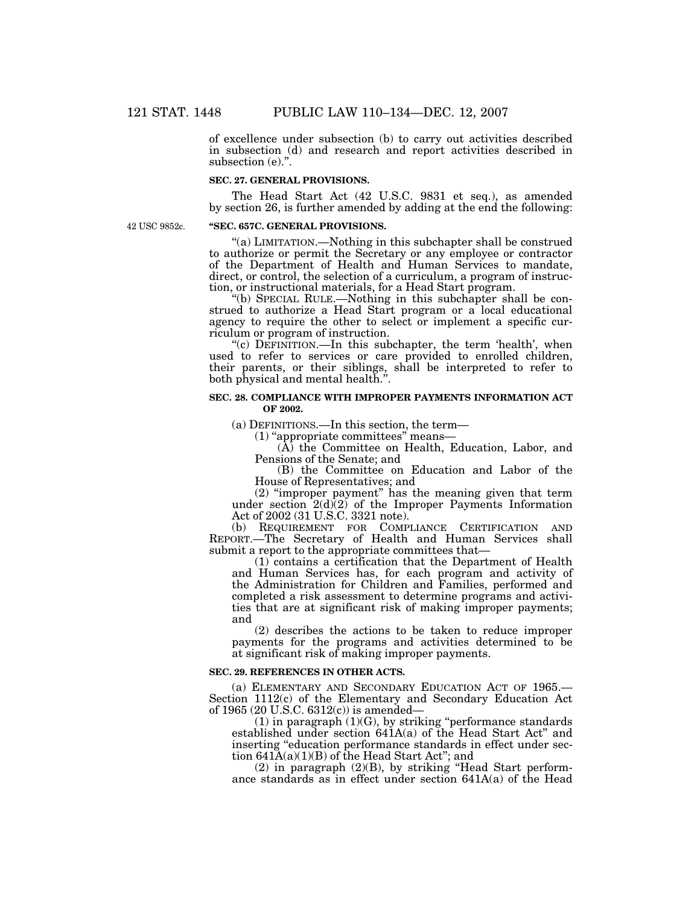of excellence under subsection (b) to carry out activities described in subsection (d) and research and report activities described in subsection (e).".

**SEC. 27. GENERAL PROVISIONS.**

The Head Start Act (42 U.S.C. 9831 et seq.), as amended by section 26, is further amended by adding at the end the following:

42 USC 9852c.

**"SEC. 657C. GENERAL PROVISIONS.**

"(a) LIMITATION.—Nothing in this subchapter shall be construed to authorize or permit the Secretary or any employee or contractor of the Department of Health and Human Services to mandate, direct, or control, the selection of a curriculum, a program of instruction, or instructional materials, for a Head Start program.

"(b) SPECIAL RULE.—Nothing in this subchapter shall be construed to authorize a Head Start program or a local educational agency to require the other to select or implement a specific curriculum or program of instruction.

"(c) DEFINITION.—In this subchapter, the term 'health', when used to refer to services or care provided to enrolled children, their parents, or their siblings, shall be interpreted to refer to both physical and mental health.".

**SEC. 28. COMPLIANCE WITH IMPROPER PAYMENTS INFORMATION ACT OF 2002.**

(a) DEFINITIONS.—In this section, the term—

(1) "appropriate committees" means—

(A) the Committee on Health, Education, Labor, and Pensions of the Senate; and

(B) the Committee on Education and Labor of the House of Representatives; and

(2) "improper payment" has the meaning given that term under section 2(d)(2) of the Improper Payments Information Act of 2002 (31 U.S.C. 3321 note).

(b) REQUIREMENT FOR COMPLIANCE CERTIFICATION AND REPORT.—The Secretary of Health and Human Services shall submit a report to the appropriate committees that—

(1) contains a certification that the Department of Health and Human Services has, for each program and activity of the Administration for Children and Families, performed and completed a risk assessment to determine programs and activities that are at significant risk of making improper payments; and

(2) describes the actions to be taken to reduce improper payments for the programs and activities determined to be at significant risk of making improper payments.

**SEC. 29. REFERENCES IN OTHER ACTS.**

(a) ELEMENTARY AND SECONDARY EDUCATION ACT OF 1965.—Section 1112(c) of the Elementary and Secondary Education Act of 1965 (20 U.S.C. 6312(c)) is amended—

(1) in paragraph (1)(G), by striking "performance standards established under section 641A(a) of the Head Start Act" and inserting "education performance standards in effect under section 641A(a)(1)(B) of the Head Start Act"; and

(2) in paragraph (2)(B), by striking "Head Start performance standards as in effect under section 641A(a) of the Head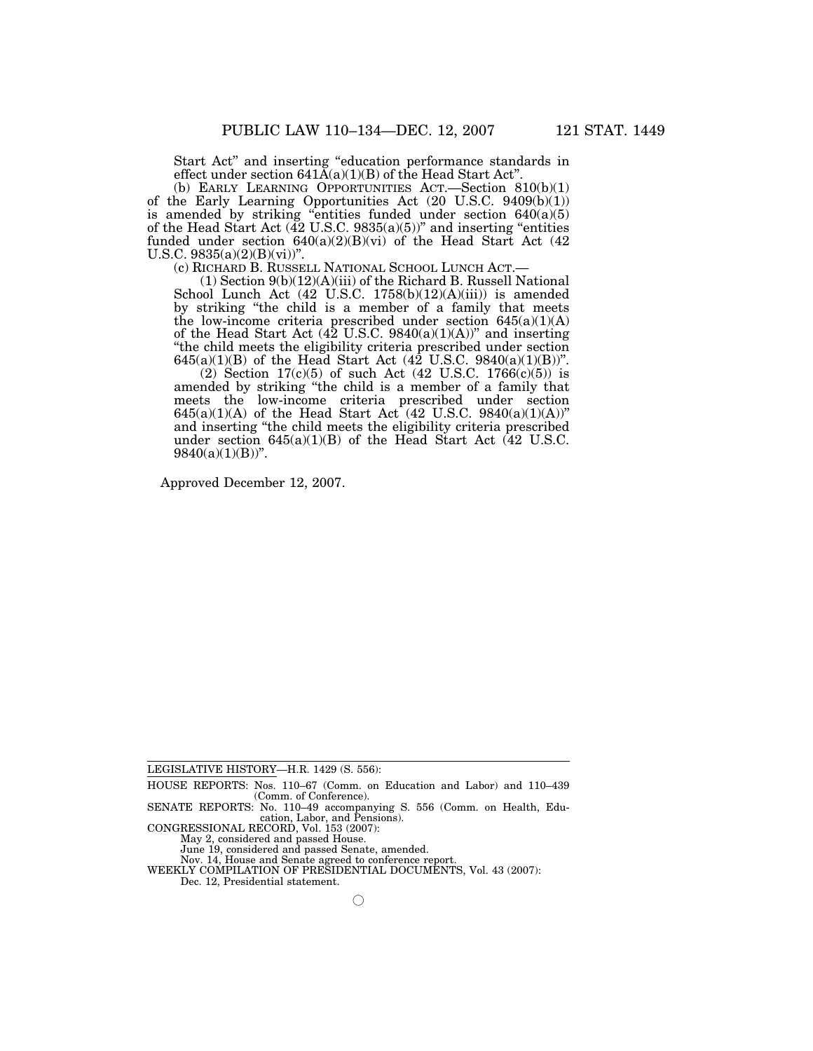Start Act" and inserting "education performance standards in effect under section 641A(a)(1)(B) of the Head Start Act".

(b) EARLY LEARNING OPPORTUNITIES ACT.—Section 810(b)(1) of the Early Learning Opportunities Act (20 U.S.C. 9409(b)(1)) is amended by striking "entities funded under section 640(a)(5) of the Head Start Act (42 U.S.C. 9835(a)(5))" and inserting "entities funded under section 640(a)(2)(B)(vi) of the Head Start Act (42 U.S.C. 9835(a)(2)(B)(vi))".

(c) RICHARD B. RUSSELL NATIONAL SCHOOL LUNCH ACT.—

(1) Section 9(b)(12)(A)(iii) of the Richard B. Russell National School Lunch Act (42 U.S.C. 1758(b)(12)(A)(iii)) is amended by striking "the child is a member of a family that meets the low-income criteria prescribed under section 645(a)(1)(A) of the Head Start Act (42 U.S.C. 9840(a)(1)(A))" and inserting "the child meets the eligibility criteria prescribed under section 645(a)(1)(B) of the Head Start Act (42 U.S.C. 9840(a)(1)(B))".

(2) Section 17(c)(5) of such Act (42 U.S.C. 1766(c)(5)) is amended by striking "the child is a member of a family that meets the low-income criteria prescribed under section 645(a)(1)(A) of the Head Start Act (42 U.S.C. 9840(a)(1)(A))" and inserting "the child meets the eligibility criteria prescribed under section 645(a)(1)(B) of the Head Start Act (42 U.S.C. 9840(a)(1)(B))".

Approved December 12, 2007.

---

LEGISLATIVE HISTORY—H.R. 1429 (S. 556):

HOUSE REPORTS: Nos. 110–67 (Comm. on Education and Labor) and 110–439 (Comm. of Conference).

SENATE REPORTS: No. 110–49 accompanying S. 556 (Comm. on Health, Education, Labor, and Pensions).

CONGRESSIONAL RECORD, Vol. 153 (2007):
- May 2, considered and passed House.
- June 19, considered and passed Senate, amended.
- Nov. 14, House and Senate agreed to conference report.

WEEKLY COMPILATION OF PRESIDENTIAL DOCUMENTS, Vol. 43 (2007):
- Dec. 12, Presidential statement.